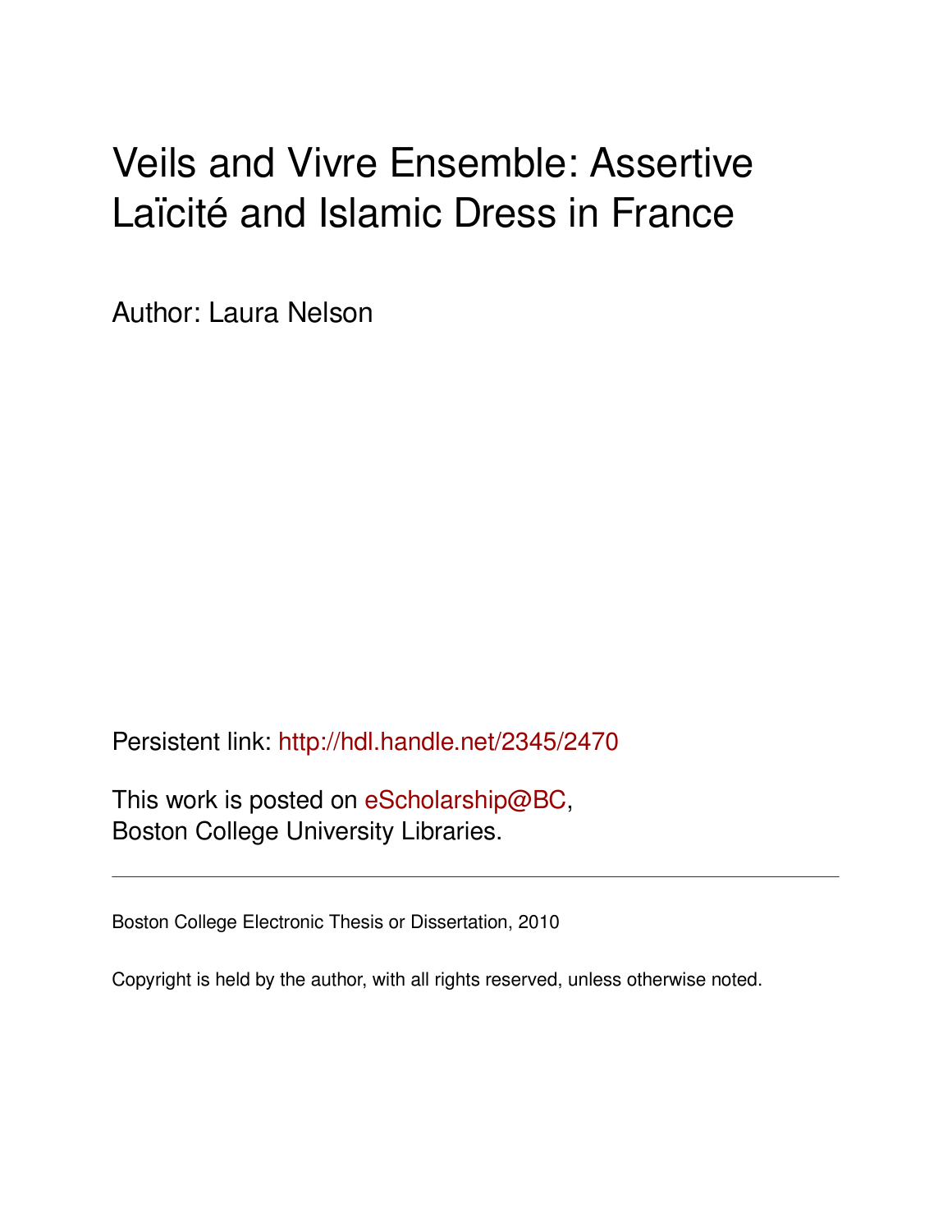# Veils and Vivre Ensemble: Assertive Laïcité and Islamic Dress in France

Author: Laura Nelson

Persistent link: http://hdl.handle.net/2345/2470

This work is posted on eScholarship@BC,
Boston College University Libraries.

---

Boston College Electronic Thesis or Dissertation, 2010

Copyright is held by the author, with all rights reserved, unless otherwise noted.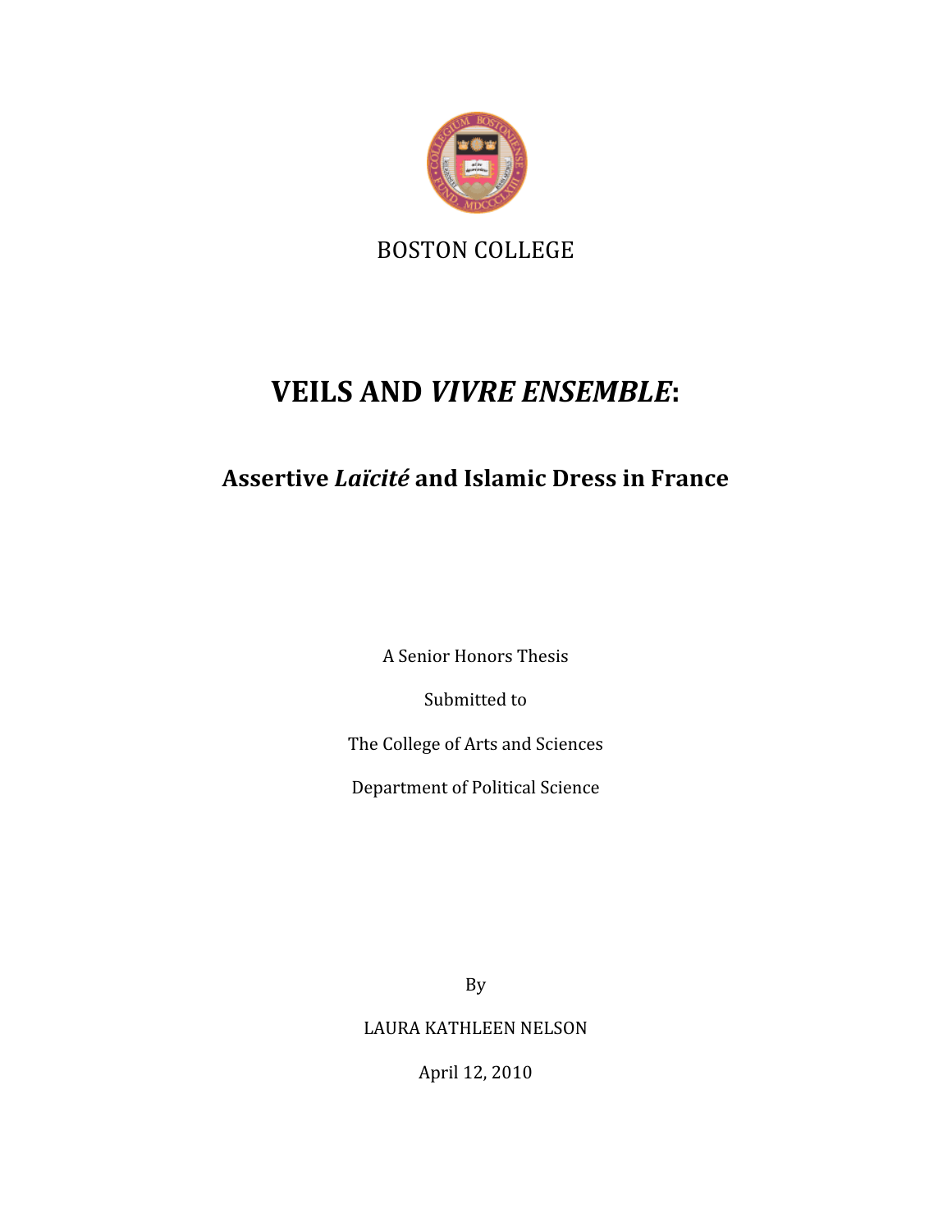BOSTON COLLEGE

# VEILS AND *VIVRE ENSEMBLE*:

## Assertive *Laïcité* and Islamic Dress in France

A Senior Honors Thesis

Submitted to

The College of Arts and Sciences

Department of Political Science

By

LAURA KATHLEEN NELSON

April 12, 2010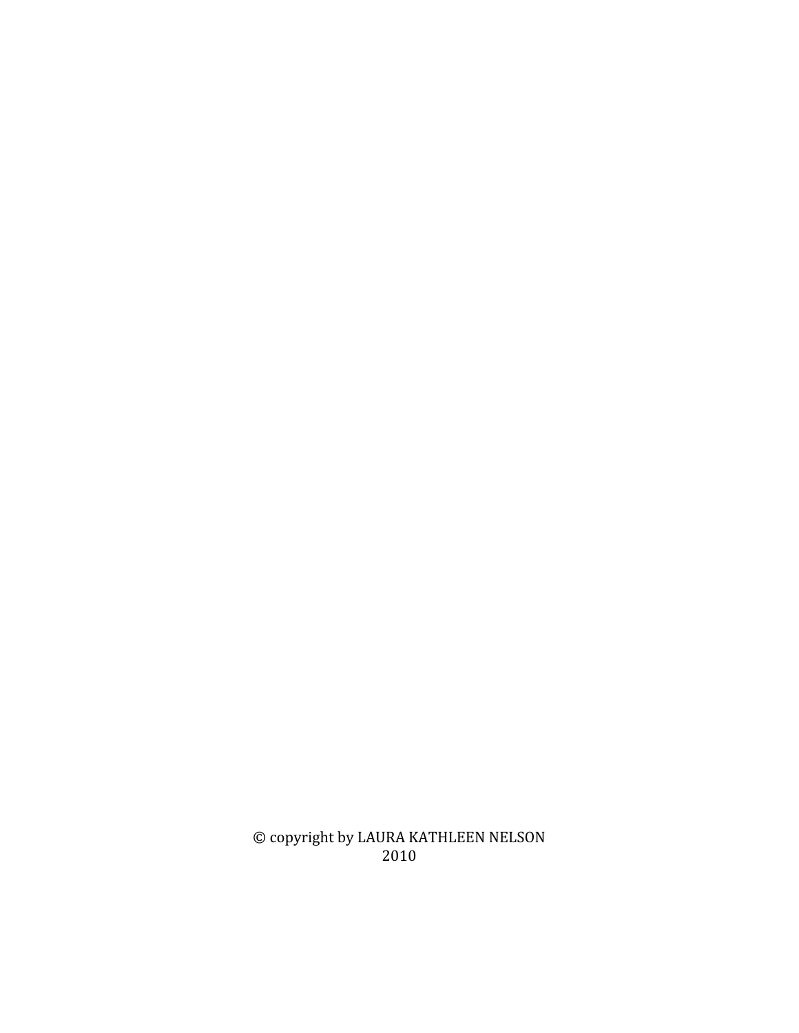© copyright by LAURA KATHLEEN NELSON
2010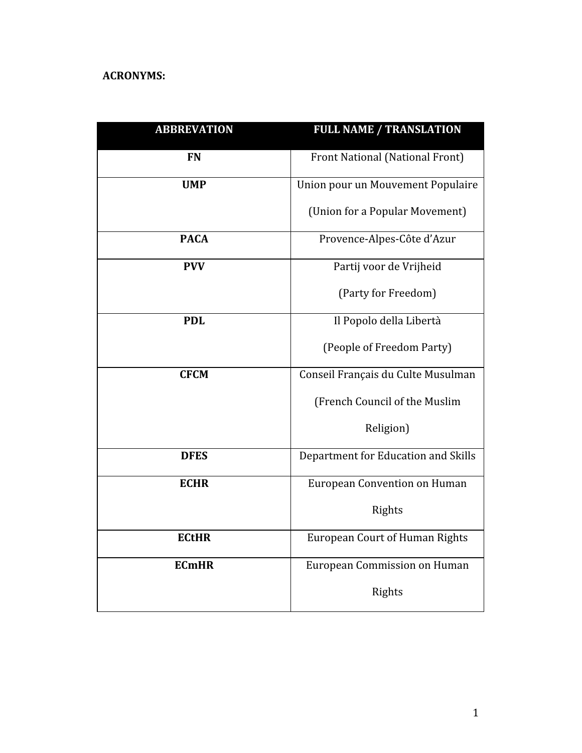**ACRONYMS:**

| ABBREVATION | FULL NAME / TRANSLATION |
|---|---|
| **FN** | Front National (National Front) |
| **UMP** | Union pour un Mouvement Populaire (Union for a Popular Movement) |
| **PACA** | Provence-Alpes-Côte d'Azur |
| **PVV** | Partij voor de Vrijheid (Party for Freedom) |
| **PDL** | Il Popolo della Libertà (People of Freedom Party) |
| **CFCM** | Conseil Français du Culte Musulman (French Council of the Muslim Religion) |
| **DFES** | Department for Education and Skills |
| **ECHR** | European Convention on Human Rights |
| **ECtHR** | European Court of Human Rights |
| **ECmHR** | European Commission on Human Rights |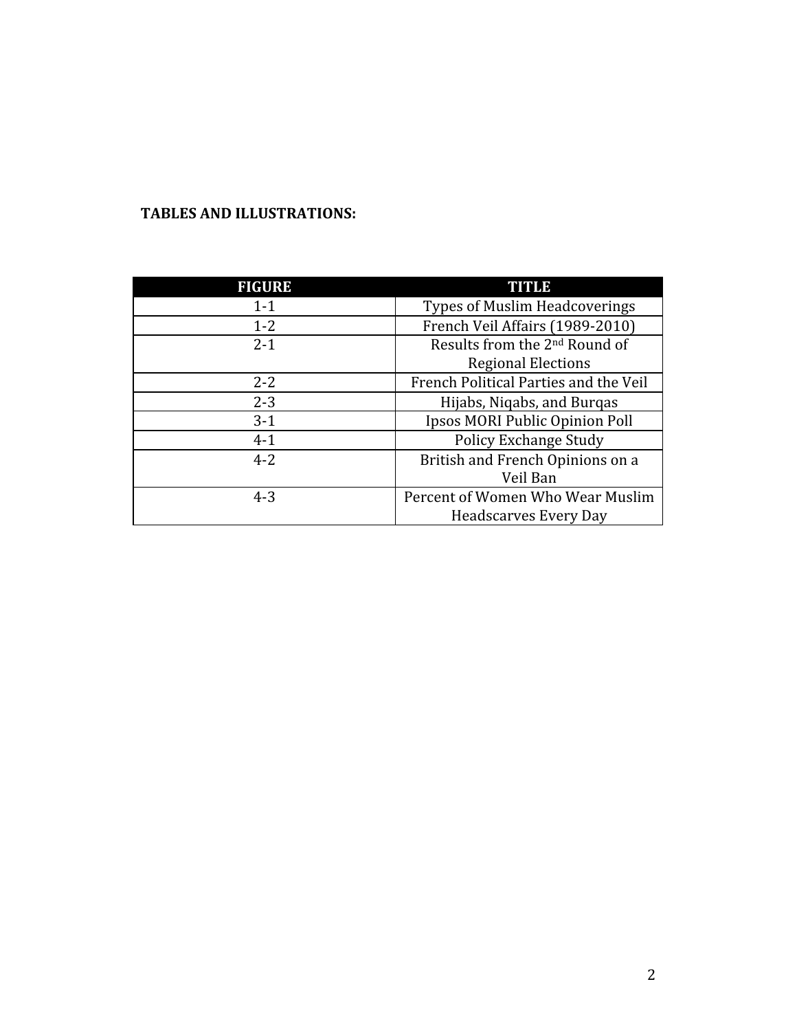**TABLES AND ILLUSTRATIONS:**

| FIGURE | TITLE |
|---|---|
| 1-1 | Types of Muslim Headcoverings |
| 1-2 | French Veil Affairs (1989-2010) |
| 2-1 | Results from the 2nd Round of Regional Elections |
| 2-2 | French Political Parties and the Veil |
| 2-3 | Hijabs, Niqabs, and Burqas |
| 3-1 | Ipsos MORI Public Opinion Poll |
| 4-1 | Policy Exchange Study |
| 4-2 | British and French Opinions on a Veil Ban |
| 4-3 | Percent of Women Who Wear Muslim Headscarves Every Day |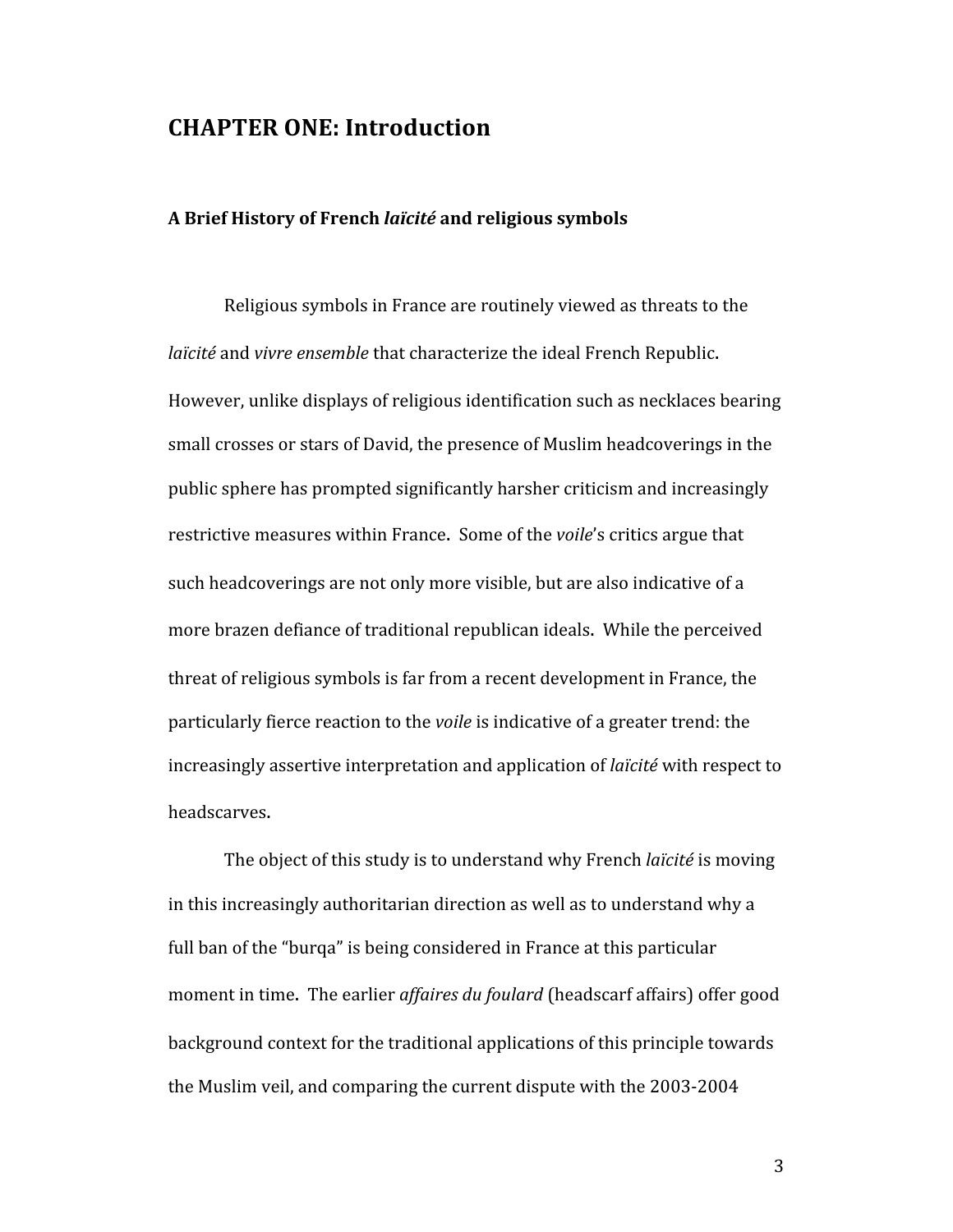# CHAPTER ONE: Introduction

### A Brief History of French *laïcité* and religious symbols

Religious symbols in France are routinely viewed as threats to the *laïcité* and *vivre ensemble* that characterize the ideal French Republic. However, unlike displays of religious identification such as necklaces bearing small crosses or stars of David, the presence of Muslim headcoverings in the public sphere has prompted significantly harsher criticism and increasingly restrictive measures within France. Some of the *voile*'s critics argue that such headcoverings are not only more visible, but are also indicative of a more brazen defiance of traditional republican ideals. While the perceived threat of religious symbols is far from a recent development in France, the particularly fierce reaction to the *voile* is indicative of a greater trend: the increasingly assertive interpretation and application of *laïcité* with respect to headscarves.

The object of this study is to understand why French *laïcité* is moving in this increasingly authoritarian direction as well as to understand why a full ban of the "burqa" is being considered in France at this particular moment in time. The earlier *affaires du foulard* (headscarf affairs) offer good background context for the traditional applications of this principle towards the Muslim veil, and comparing the current dispute with the 2003-2004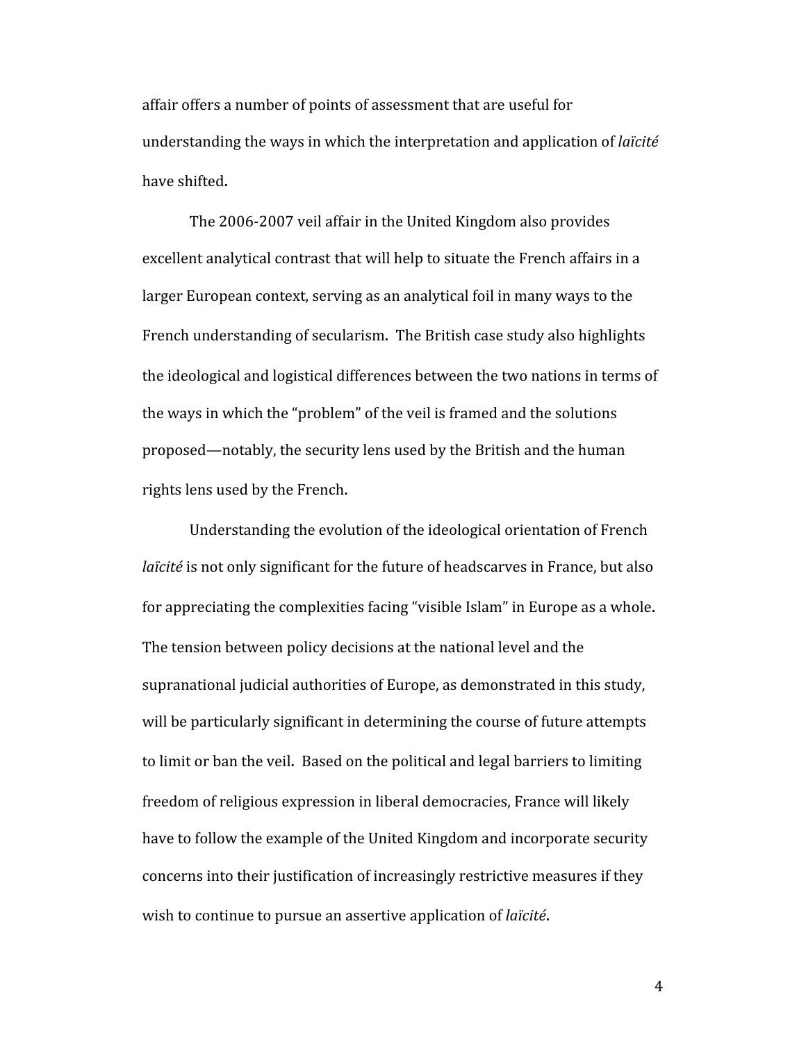affair offers a number of points of assessment that are useful for understanding the ways in which the interpretation and application of *laïcité* have shifted.

The 2006-2007 veil affair in the United Kingdom also provides excellent analytical contrast that will help to situate the French affairs in a larger European context, serving as an analytical foil in many ways to the French understanding of secularism. The British case study also highlights the ideological and logistical differences between the two nations in terms of the ways in which the "problem" of the veil is framed and the solutions proposed—notably, the security lens used by the British and the human rights lens used by the French.

Understanding the evolution of the ideological orientation of French *laïcité* is not only significant for the future of headscarves in France, but also for appreciating the complexities facing "visible Islam" in Europe as a whole. The tension between policy decisions at the national level and the supranational judicial authorities of Europe, as demonstrated in this study, will be particularly significant in determining the course of future attempts to limit or ban the veil. Based on the political and legal barriers to limiting freedom of religious expression in liberal democracies, France will likely have to follow the example of the United Kingdom and incorporate security concerns into their justification of increasingly restrictive measures if they wish to continue to pursue an assertive application of *laïcité*.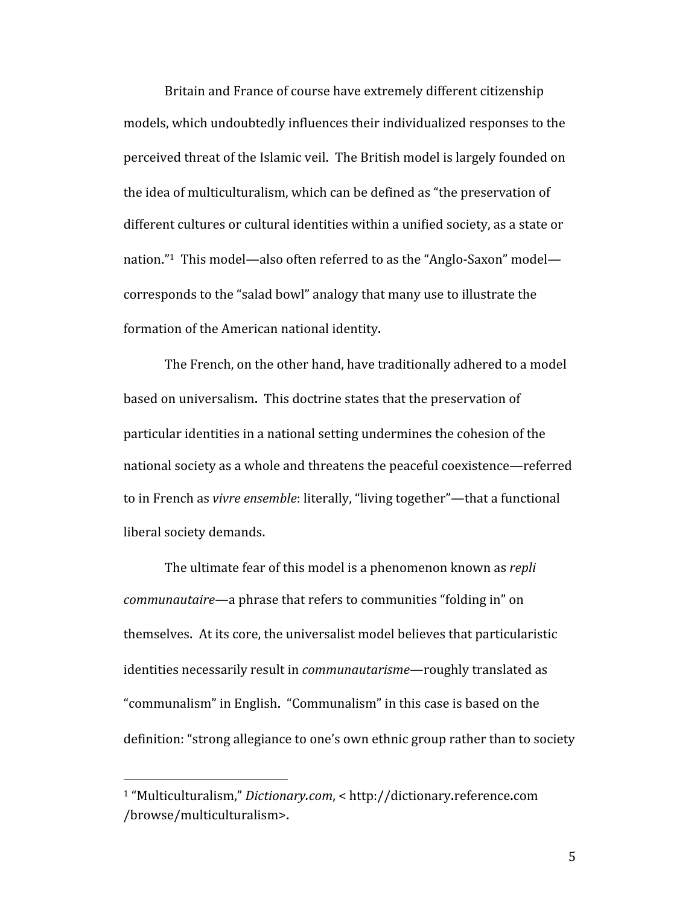Britain and France of course have extremely different citizenship models, which undoubtedly influences their individualized responses to the perceived threat of the Islamic veil. The British model is largely founded on the idea of multiculturalism, which can be defined as "the preservation of different cultures or cultural identities within a unified society, as a state or nation."[1] This model—also often referred to as the "Anglo-Saxon" model—corresponds to the "salad bowl" analogy that many use to illustrate the formation of the American national identity.

The French, on the other hand, have traditionally adhered to a model based on universalism. This doctrine states that the preservation of particular identities in a national setting undermines the cohesion of the national society as a whole and threatens the peaceful coexistence—referred to in French as *vivre ensemble*: literally, "living together"—that a functional liberal society demands.

The ultimate fear of this model is a phenomenon known as *repli communautaire*—a phrase that refers to communities "folding in" on themselves. At its core, the universalist model believes that particularistic identities necessarily result in *communautarisme*—roughly translated as "communalism" in English. "Communalism" in this case is based on the definition: "strong allegiance to one's own ethnic group rather than to society

---

[1] "Multiculturalism," *Dictionary.com*, < http://dictionary.reference.com /browse/multiculturalism>.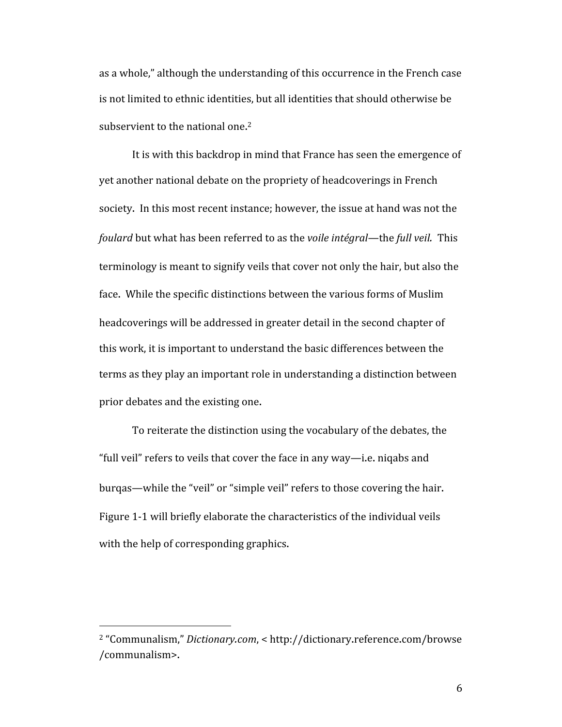as a whole," although the understanding of this occurrence in the French case is not limited to ethnic identities, but all identities that should otherwise be subservient to the national one.[2]

It is with this backdrop in mind that France has seen the emergence of yet another national debate on the propriety of headcoverings in French society. In this most recent instance; however, the issue at hand was not the *foulard* but what has been referred to as the *voile intégral*—the *full veil.* This terminology is meant to signify veils that cover not only the hair, but also the face. While the specific distinctions between the various forms of Muslim headcoverings will be addressed in greater detail in the second chapter of this work, it is important to understand the basic differences between the terms as they play an important role in understanding a distinction between prior debates and the existing one.

To reiterate the distinction using the vocabulary of the debates, the "full veil" refers to veils that cover the face in any way—i.e. niqabs and burqas—while the "veil" or "simple veil" refers to those covering the hair. Figure 1-1 will briefly elaborate the characteristics of the individual veils with the help of corresponding graphics.

---

[2] "Communalism," *Dictionary.com*, < http://dictionary.reference.com/browse/communalism>.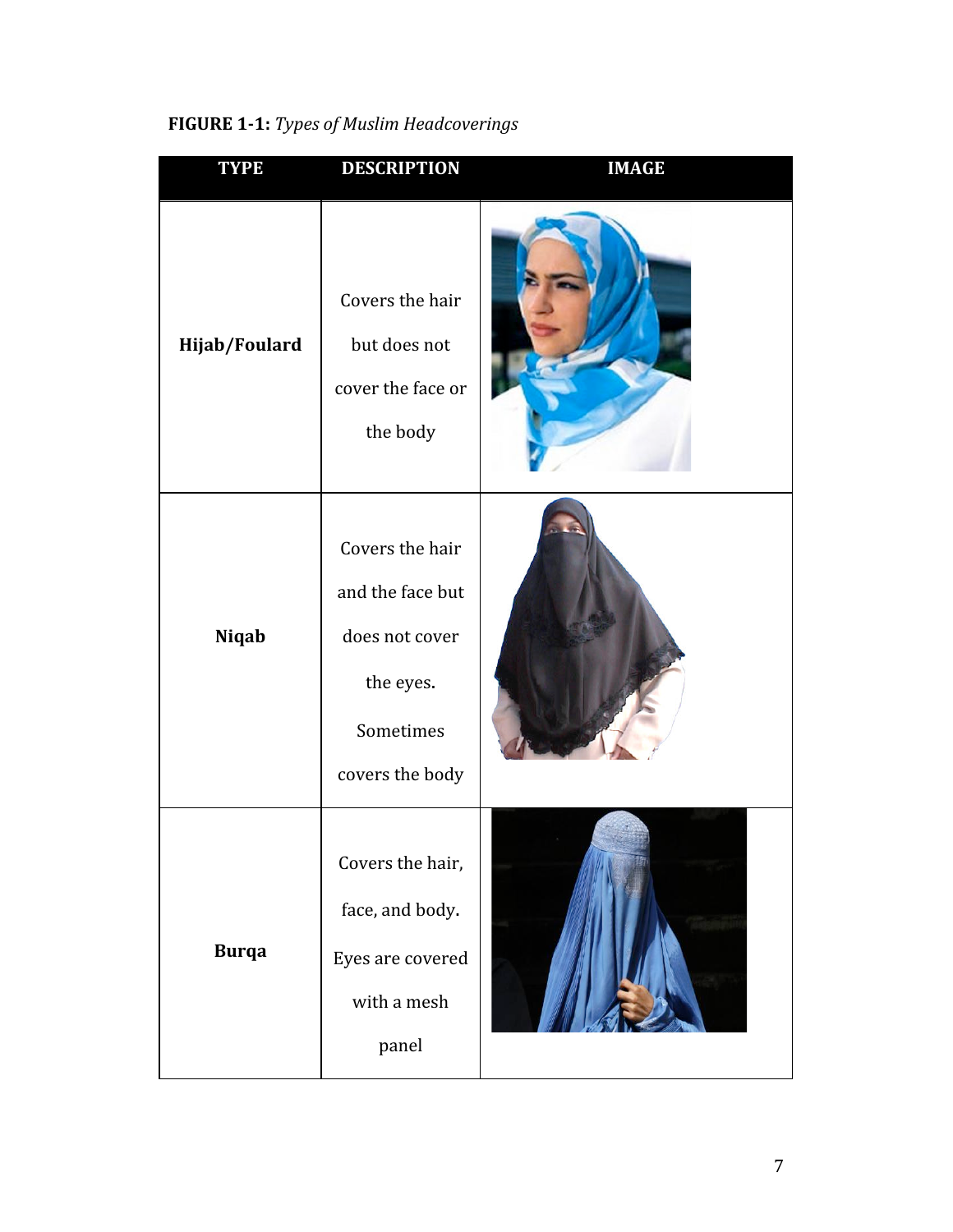**FIGURE 1-1:** *Types of Muslim Headcoverings*

| TYPE | DESCRIPTION | IMAGE |
|---|---|---|
| **Hijab/Foulard** | Covers the hair but does not cover the face or the body | |
| **Niqab** | Covers the hair and the face but does not cover the eyes. Sometimes covers the body | |
| **Burqa** | Covers the hair, face, and body. Eyes are covered with a mesh panel | |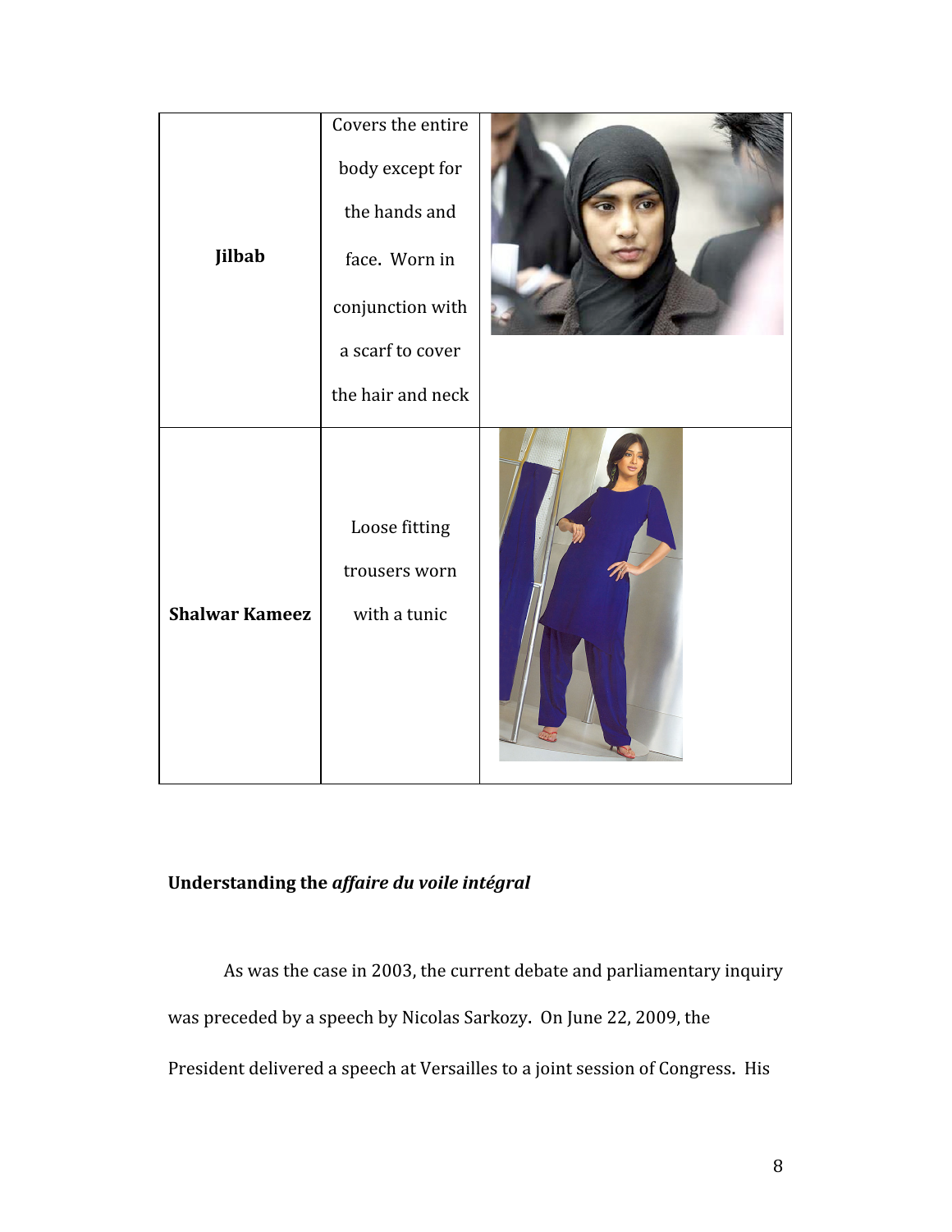| | | |
|---|---|---|
| **Jilbab** | Covers the entire body except for the hands and face. Worn in conjunction with a scarf to cover the hair and neck | |
| **Shalwar Kameez** | Loose fitting trousers worn with a tunic | |

## Understanding the *affaire du voile intégral*

As was the case in 2003, the current debate and parliamentary inquiry was preceded by a speech by Nicolas Sarkozy. On June 22, 2009, the President delivered a speech at Versailles to a joint session of Congress. His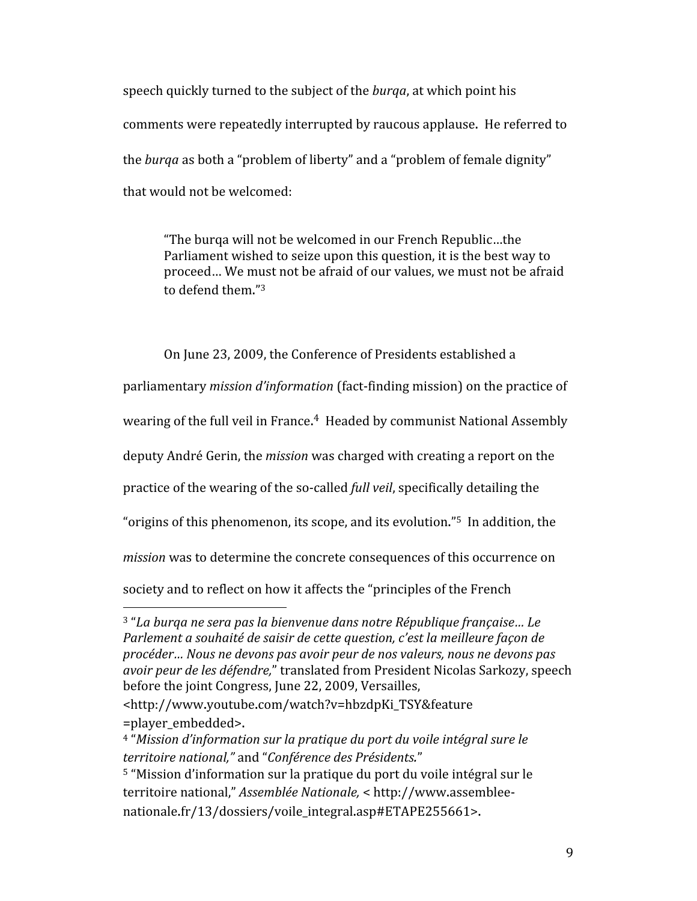speech quickly turned to the subject of the *burqa*, at which point his comments were repeatedly interrupted by raucous applause. He referred to the *burqa* as both a "problem of liberty" and a "problem of female dignity" that would not be welcomed:

> "The burqa will not be welcomed in our French Republic…the Parliament wished to seize upon this question, it is the best way to proceed… We must not be afraid of our values, we must not be afraid to defend them."[3]

On June 23, 2009, the Conference of Presidents established a parliamentary *mission d'information* (fact-finding mission) on the practice of wearing of the full veil in France.[4] Headed by communist National Assembly deputy André Gerin, the *mission* was charged with creating a report on the practice of the wearing of the so-called *full veil*, specifically detailing the "origins of this phenomenon, its scope, and its evolution."[5] In addition, the *mission* was to determine the concrete consequences of this occurrence on society and to reflect on how it affects the "principles of the French

---

[3] "*La burqa ne sera pas la bienvenue dans notre République française… Le Parlement a souhaité de saisir de cette question, c'est la meilleure façon de procéder… Nous ne devons pas avoir peur de nos valeurs, nous ne devons pas avoir peur de les défendre,*" translated from President Nicolas Sarkozy, speech before the joint Congress, June 22, 2009, Versailles, <http://www.youtube.com/watch?v=hbzdpKi_TSY&feature =player_embedded>.

[4] "*Mission d'information sur la pratique du port du voile intégral sure le territoire national,*" and "*Conférence des Présidents.*"

[5] "Mission d'information sur la pratique du port du voile intégral sur le territoire national," *Assemblée Nationale,* < http://www.assemblee-nationale.fr/13/dossiers/voile_integral.asp#ETAPE255661>.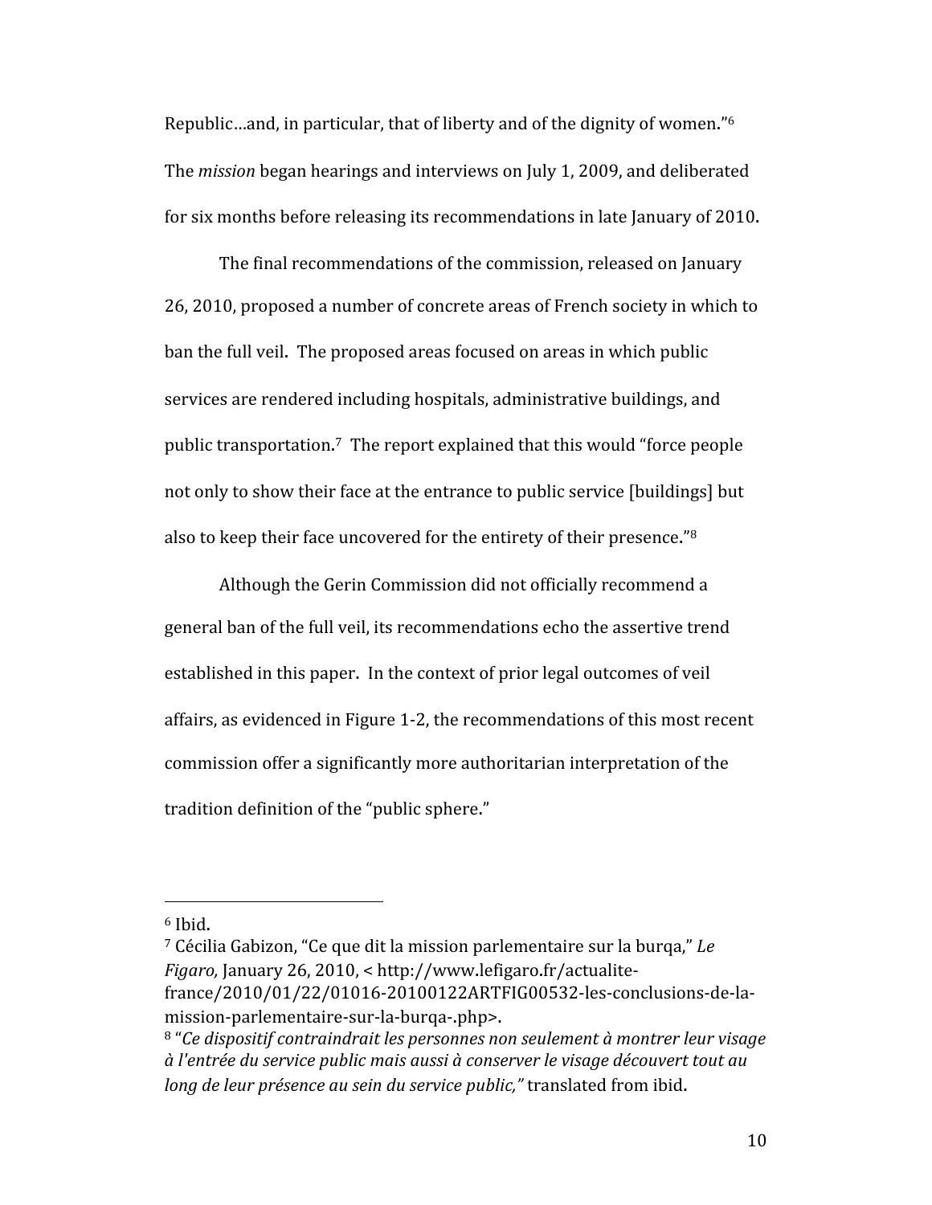Republic…and, in particular, that of liberty and of the dignity of women."[6] The *mission* began hearings and interviews on July 1, 2009, and deliberated for six months before releasing its recommendations in late January of 2010.

The final recommendations of the commission, released on January 26, 2010, proposed a number of concrete areas of French society in which to ban the full veil. The proposed areas focused on areas in which public services are rendered including hospitals, administrative buildings, and public transportation.[7] The report explained that this would "force people not only to show their face at the entrance to public service [buildings] but also to keep their face uncovered for the entirety of their presence."[8]

Although the Gerin Commission did not officially recommend a general ban of the full veil, its recommendations echo the assertive trend established in this paper. In the context of prior legal outcomes of veil affairs, as evidenced in Figure 1-2, the recommendations of this most recent commission offer a significantly more authoritarian interpretation of the tradition definition of the "public sphere."

---

[6] Ibid.

[7] Cécilia Gabizon, "Ce que dit la mission parlementaire sur la burqa," *Le Figaro,* January 26, 2010, < http://www.lefigaro.fr/actualite-france/2010/01/22/01016-20100122ARTFIG00532-les-conclusions-de-la-mission-parlementaire-sur-la-burqa-.php>.

[8] "*Ce dispositif contraindrait les personnes non seulement à montrer leur visage à l'entrée du service public mais aussi à conserver le visage découvert tout au long de leur présence au sein du service public,"* translated from ibid.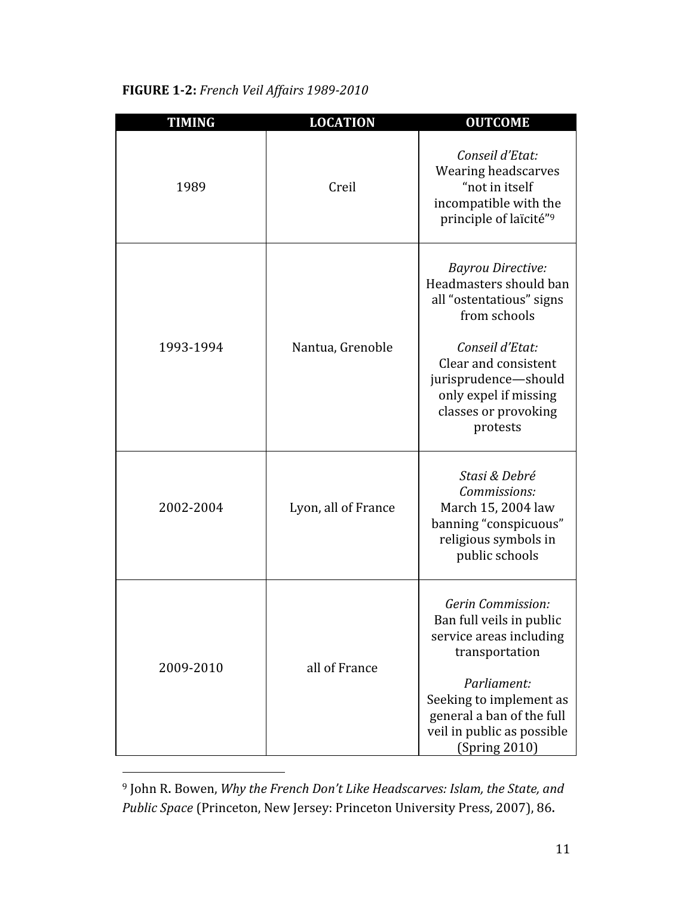**FIGURE 1-2:** *French Veil Affairs 1989-2010*

| TIMING | LOCATION | OUTCOME |
|---|---|---|
| 1989 | Creil | *Conseil d'Etat:* Wearing headscarves "not in itself incompatible with the principle of laïcité"[9] |
| 1993-1994 | Nantua, Grenoble | *Bayrou Directive:* Headmasters should ban all "ostentatious" signs from schools<br><br>*Conseil d'Etat:* Clear and consistent jurisprudence—should only expel if missing classes or provoking protests |
| 2002-2004 | Lyon, all of France | *Stasi & Debré Commissions:* March 15, 2004 law banning "conspicuous" religious symbols in public schools |
| 2009-2010 | all of France | *Gerin Commission:* Ban full veils in public service areas including transportation<br><br>*Parliament:* Seeking to implement as general a ban of the full veil in public as possible (Spring 2010) |

[9] John R. Bowen, *Why the French Don't Like Headscarves: Islam, the State, and Public Space* (Princeton, New Jersey: Princeton University Press, 2007), 86.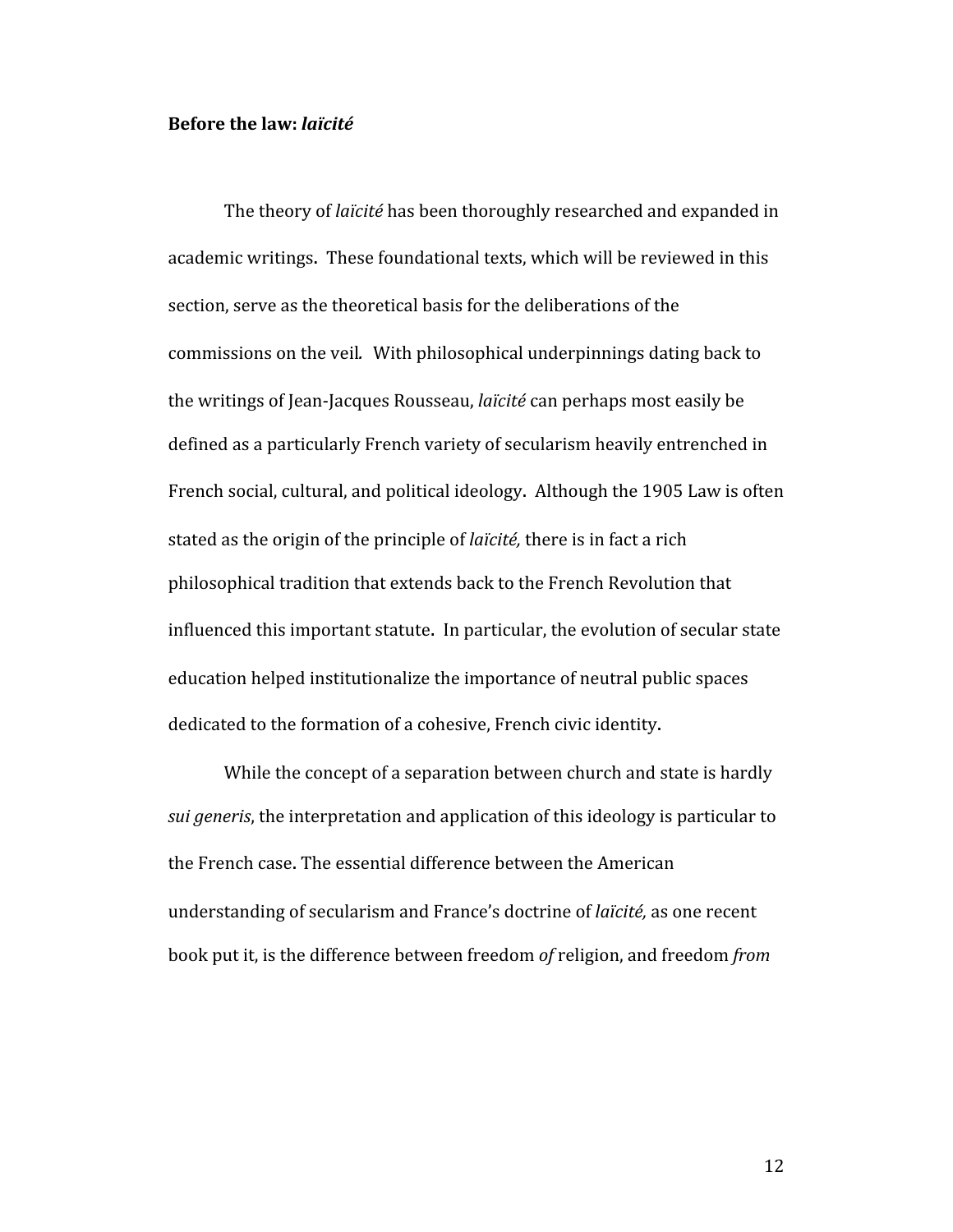**Before the law: *laïcité***

The theory of *laïcité* has been thoroughly researched and expanded in academic writings. These foundational texts, which will be reviewed in this section, serve as the theoretical basis for the deliberations of the commissions on the veil*.* With philosophical underpinnings dating back to the writings of Jean-Jacques Rousseau, *laïcité* can perhaps most easily be defined as a particularly French variety of secularism heavily entrenched in French social, cultural, and political ideology. Although the 1905 Law is often stated as the origin of the principle of *laïcité,* there is in fact a rich philosophical tradition that extends back to the French Revolution that influenced this important statute. In particular, the evolution of secular state education helped institutionalize the importance of neutral public spaces dedicated to the formation of a cohesive, French civic identity.

While the concept of a separation between church and state is hardly *sui generis*, the interpretation and application of this ideology is particular to the French case. The essential difference between the American understanding of secularism and France's doctrine of *laïcité,* as one recent book put it, is the difference between freedom *of* religion, and freedom *from*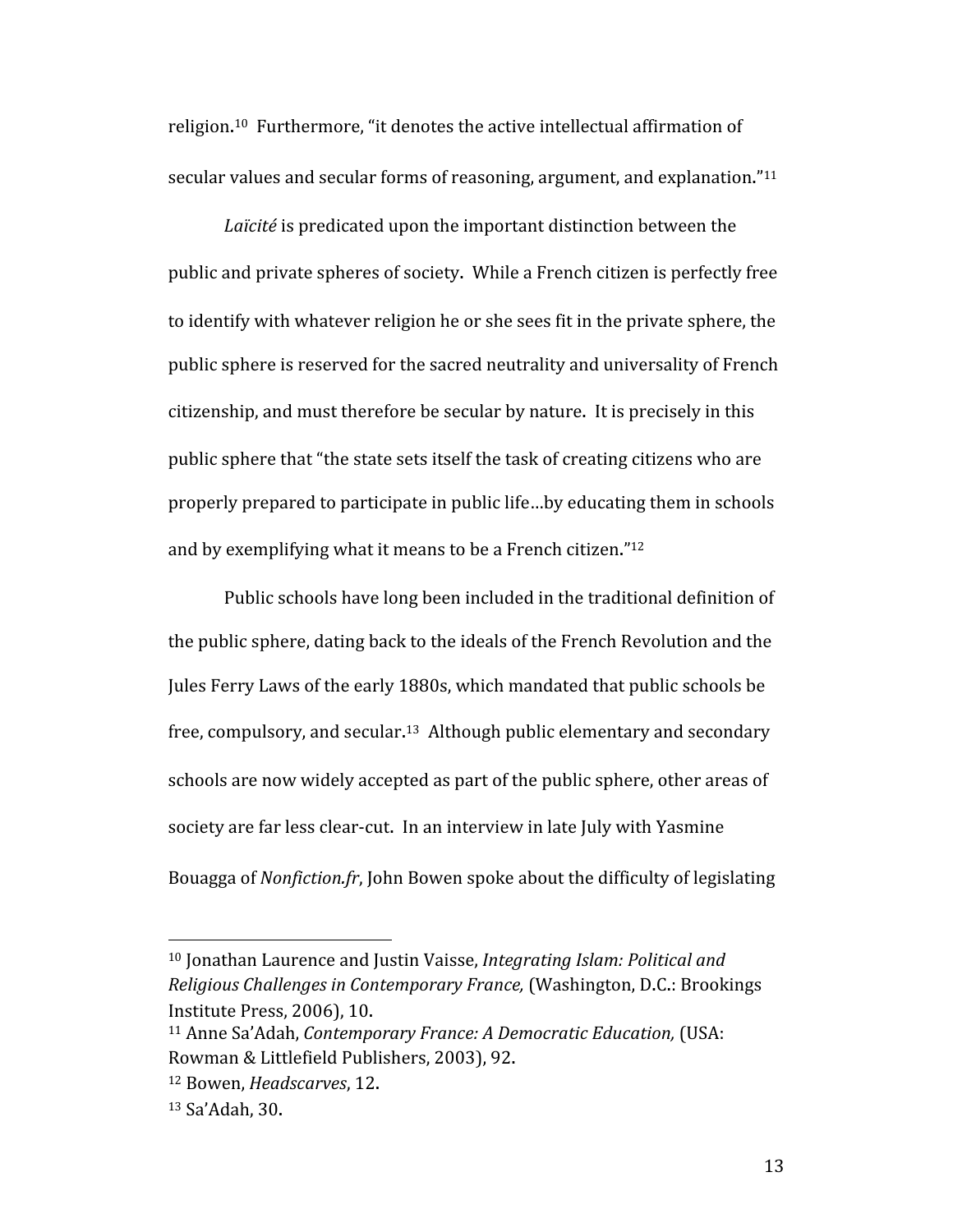religion.[10] Furthermore, "it denotes the active intellectual affirmation of secular values and secular forms of reasoning, argument, and explanation."[11]

*Laïcité* is predicated upon the important distinction between the public and private spheres of society. While a French citizen is perfectly free to identify with whatever religion he or she sees fit in the private sphere, the public sphere is reserved for the sacred neutrality and universality of French citizenship, and must therefore be secular by nature. It is precisely in this public sphere that "the state sets itself the task of creating citizens who are properly prepared to participate in public life…by educating them in schools and by exemplifying what it means to be a French citizen."[12]

Public schools have long been included in the traditional definition of the public sphere, dating back to the ideals of the French Revolution and the Jules Ferry Laws of the early 1880s, which mandated that public schools be free, compulsory, and secular.[13] Although public elementary and secondary schools are now widely accepted as part of the public sphere, other areas of society are far less clear-cut. In an interview in late July with Yasmine Bouagga of *Nonfiction.fr*, John Bowen spoke about the difficulty of legislating

---

[10] Jonathan Laurence and Justin Vaisse, *Integrating Islam: Political and Religious Challenges in Contemporary France,* (Washington, D.C.: Brookings Institute Press, 2006), 10.

[11] Anne Sa'Adah, *Contemporary France: A Democratic Education,* (USA: Rowman & Littlefield Publishers, 2003), 92.

[12] Bowen, *Headscarves*, 12.

[13] Sa'Adah, 30.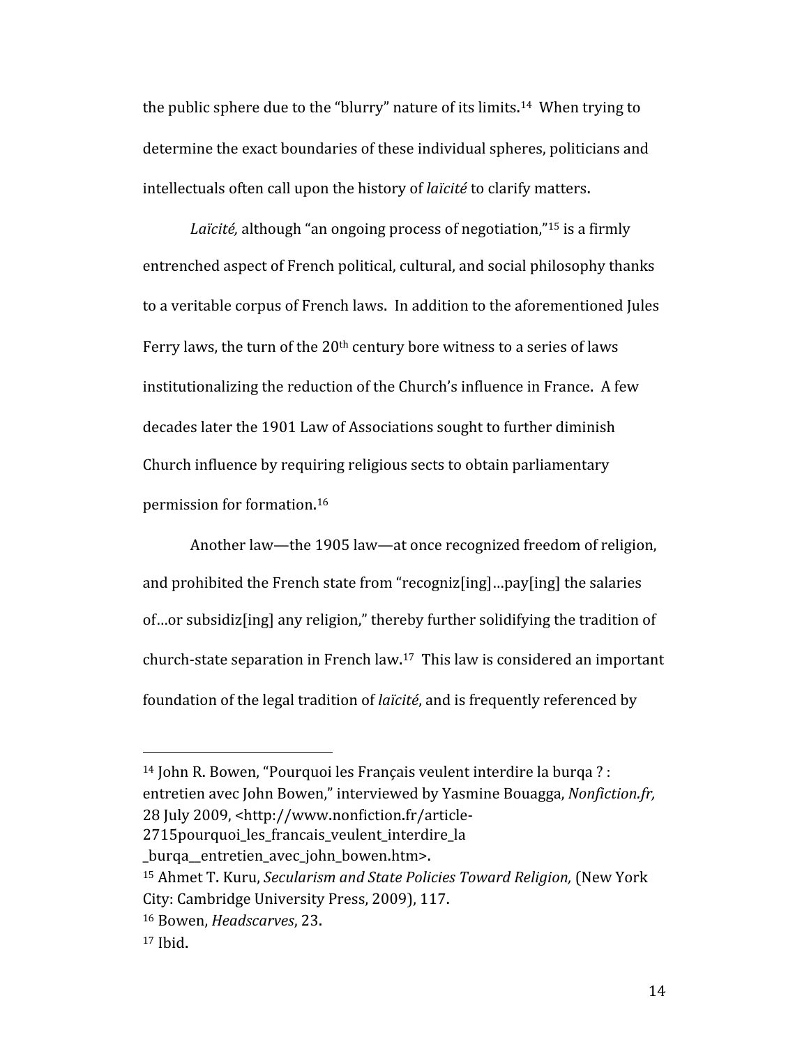the public sphere due to the "blurry" nature of its limits.[14] When trying to determine the exact boundaries of these individual spheres, politicians and intellectuals often call upon the history of *laïcité* to clarify matters.

*Laïcité,* although "an ongoing process of negotiation,"[15] is a firmly entrenched aspect of French political, cultural, and social philosophy thanks to a veritable corpus of French laws. In addition to the aforementioned Jules Ferry laws, the turn of the 20th century bore witness to a series of laws institutionalizing the reduction of the Church's influence in France. A few decades later the 1901 Law of Associations sought to further diminish Church influence by requiring religious sects to obtain parliamentary permission for formation.[16]

Another law—the 1905 law—at once recognized freedom of religion, and prohibited the French state from "recogniz[ing]…pay[ing] the salaries of…or subsidiz[ing] any religion," thereby further solidifying the tradition of church-state separation in French law.[17] This law is considered an important foundation of the legal tradition of *laïcité*, and is frequently referenced by

---

[14] John R. Bowen, "Pourquoi les Français veulent interdire la burqa ? : entretien avec John Bowen," interviewed by Yasmine Bouagga, *Nonfiction.fr,* 28 July 2009, <http://www.nonfiction.fr/article-2715pourquoi_les_francais_veulent_interdire_la_burqa__entretien_avec_john_bowen.htm>.

[15] Ahmet T. Kuru, *Secularism and State Policies Toward Religion,* (New York City: Cambridge University Press, 2009), 117.

[16] Bowen, *Headscarves*, 23.

[17] Ibid.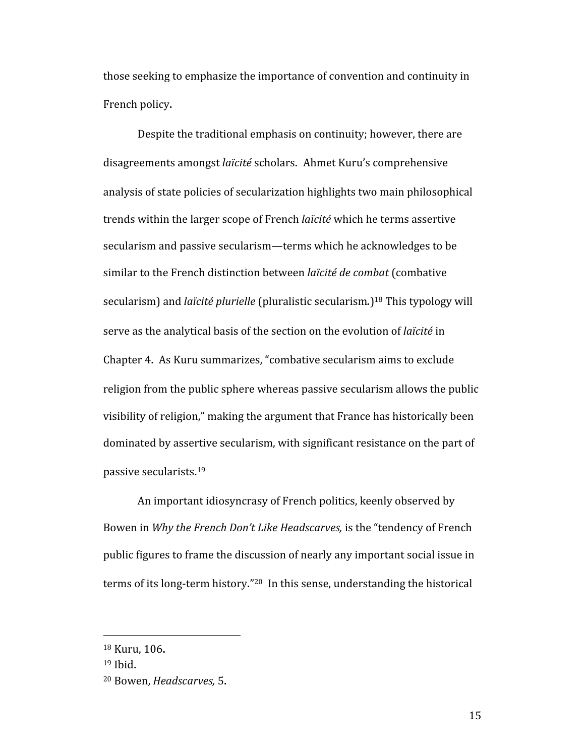those seeking to emphasize the importance of convention and continuity in French policy.

Despite the traditional emphasis on continuity; however, there are disagreements amongst *laïcité* scholars. Ahmet Kuru's comprehensive analysis of state policies of secularization highlights two main philosophical trends within the larger scope of French *laïcité* which he terms assertive secularism and passive secularism—terms which he acknowledges to be similar to the French distinction between *laïcité de combat* (combative secularism) and *laïcité plurielle* (pluralistic secularism.)[18] This typology will serve as the analytical basis of the section on the evolution of *laïcité* in Chapter 4. As Kuru summarizes, "combative secularism aims to exclude religion from the public sphere whereas passive secularism allows the public visibility of religion," making the argument that France has historically been dominated by assertive secularism, with significant resistance on the part of passive secularists.[19]

An important idiosyncrasy of French politics, keenly observed by Bowen in *Why the French Don't Like Headscarves,* is the "tendency of French public figures to frame the discussion of nearly any important social issue in terms of its long-term history."[20] In this sense, understanding the historical

---

[18] Kuru, 106.

[19] Ibid.

[20] Bowen, *Headscarves,* 5.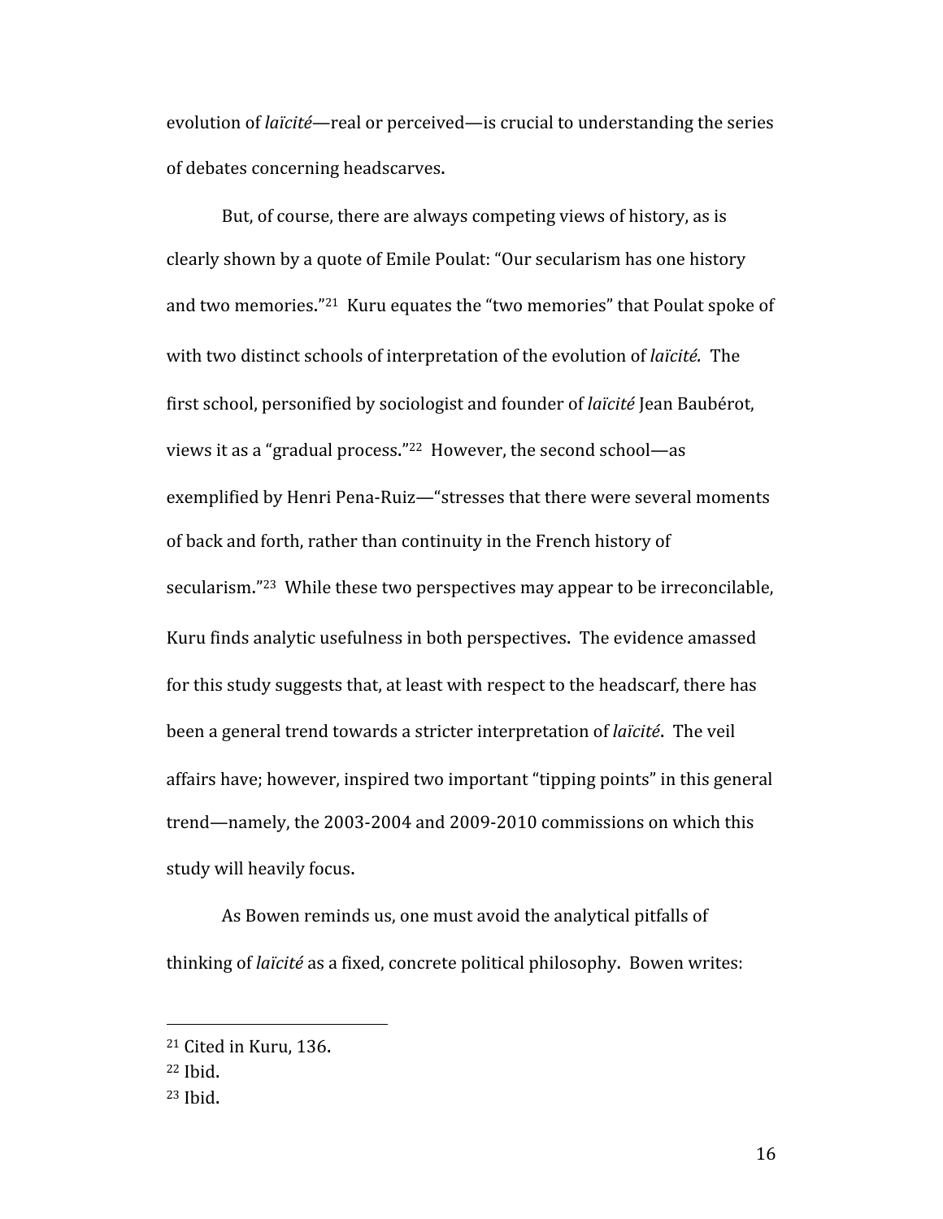evolution of *laïcité*—real or perceived—is crucial to understanding the series of debates concerning headscarves.

But, of course, there are always competing views of history, as is clearly shown by a quote of Emile Poulat: "Our secularism has one history and two memories."[21] Kuru equates the "two memories" that Poulat spoke of with two distinct schools of interpretation of the evolution of *laïcité.* The first school, personified by sociologist and founder of *laïcité* Jean Baubérot, views it as a "gradual process."[22] However, the second school—as exemplified by Henri Pena-Ruiz—"stresses that there were several moments of back and forth, rather than continuity in the French history of secularism."[23] While these two perspectives may appear to be irreconcilable, Kuru finds analytic usefulness in both perspectives. The evidence amassed for this study suggests that, at least with respect to the headscarf, there has been a general trend towards a stricter interpretation of *laïcité*. The veil affairs have; however, inspired two important "tipping points" in this general trend—namely, the 2003-2004 and 2009-2010 commissions on which this study will heavily focus.

As Bowen reminds us, one must avoid the analytical pitfalls of thinking of *laïcité* as a fixed, concrete political philosophy. Bowen writes:

---

[21] Cited in Kuru, 136.

[22] Ibid.

[23] Ibid.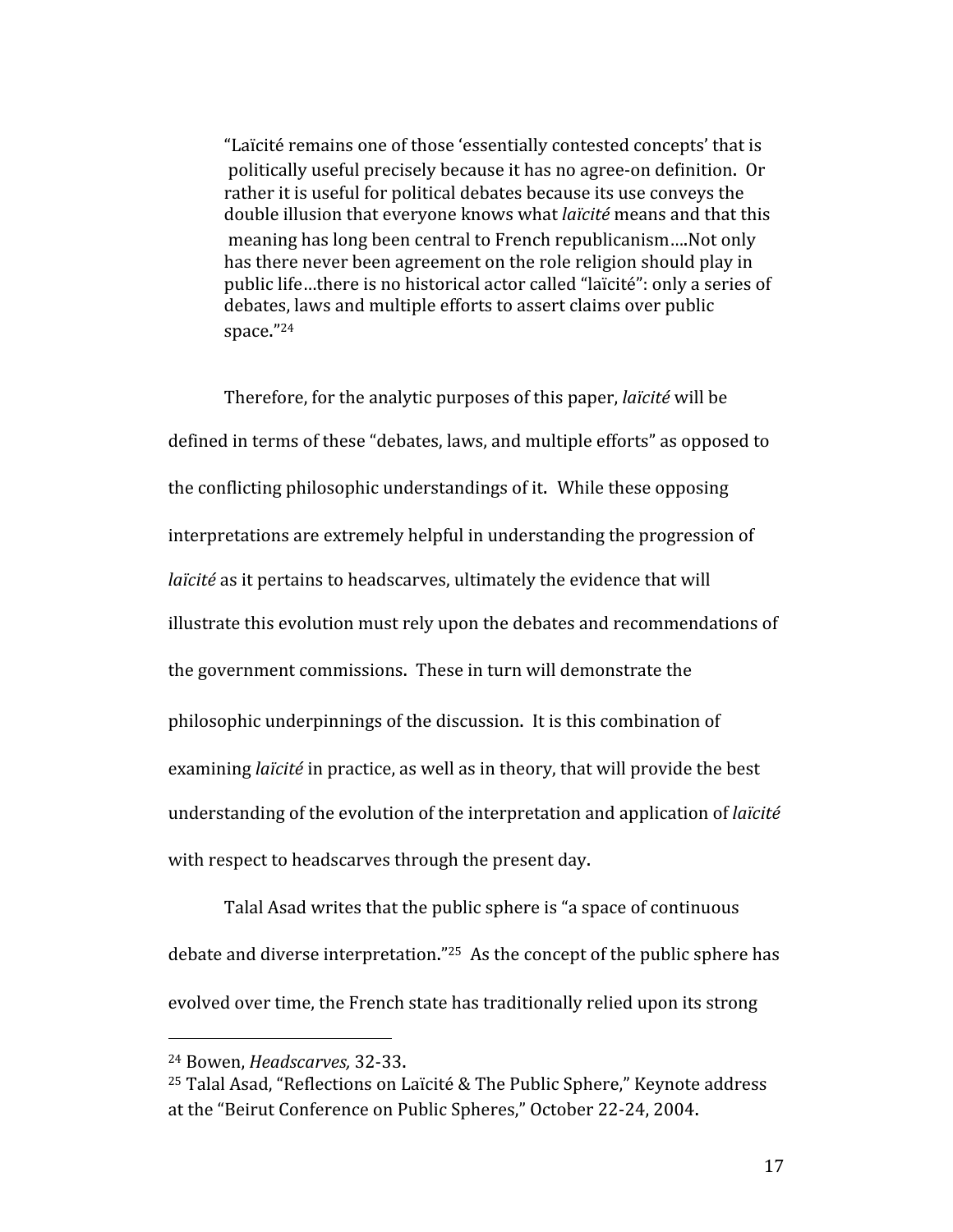> "Laïcité remains one of those 'essentially contested concepts' that is politically useful precisely because it has no agree-on definition. Or rather it is useful for political debates because its use conveys the double illusion that everyone knows what *laïcité* means and that this meaning has long been central to French republicanism….Not only has there never been agreement on the role religion should play in public life…there is no historical actor called "laïcité": only a series of debates, laws and multiple efforts to assert claims over public space."[24]

Therefore, for the analytic purposes of this paper, *laïcité* will be defined in terms of these "debates, laws, and multiple efforts" as opposed to the conflicting philosophic understandings of it. While these opposing interpretations are extremely helpful in understanding the progression of *laïcité* as it pertains to headscarves, ultimately the evidence that will illustrate this evolution must rely upon the debates and recommendations of the government commissions. These in turn will demonstrate the philosophic underpinnings of the discussion. It is this combination of examining *laïcité* in practice, as well as in theory, that will provide the best understanding of the evolution of the interpretation and application of *laïcité* with respect to headscarves through the present day.

Talal Asad writes that the public sphere is "a space of continuous debate and diverse interpretation."[25] As the concept of the public sphere has evolved over time, the French state has traditionally relied upon its strong

---

[24] Bowen, *Headscarves,* 32-33.

[25] Talal Asad, "Reflections on Laïcité & The Public Sphere," Keynote address at the "Beirut Conference on Public Spheres," October 22-24, 2004.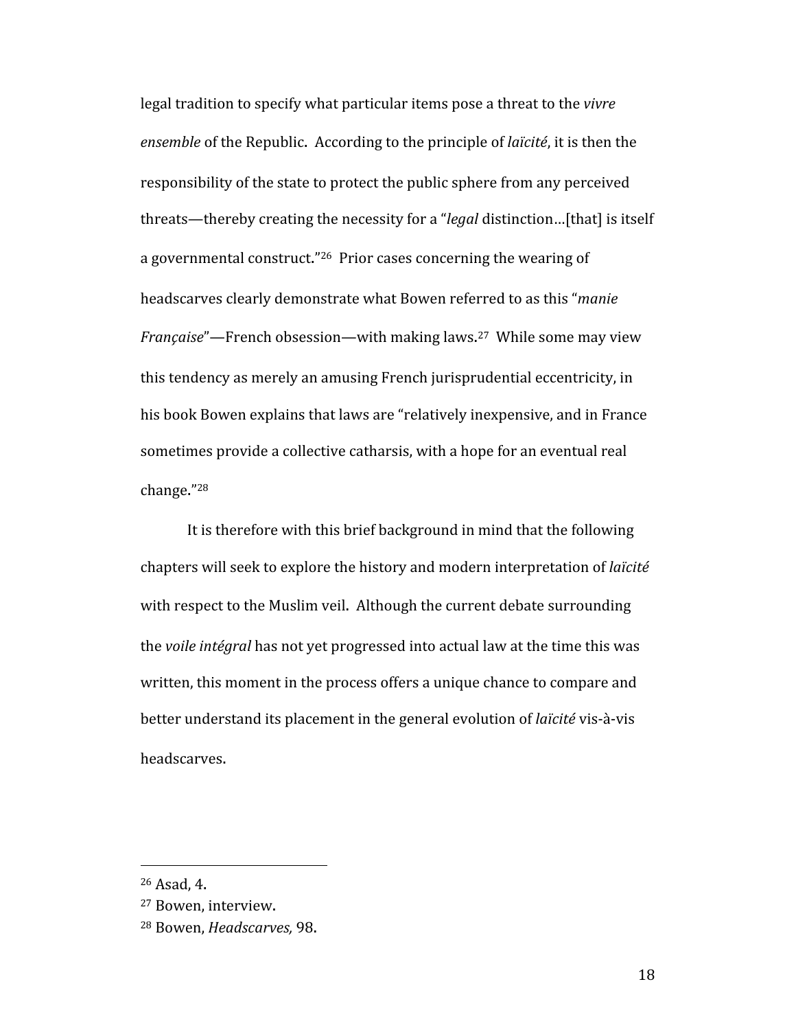legal tradition to specify what particular items pose a threat to the *vivre ensemble* of the Republic. According to the principle of *laïcité*, it is then the responsibility of the state to protect the public sphere from any perceived threats—thereby creating the necessity for a "*legal* distinction…[that] is itself a governmental construct."[26] Prior cases concerning the wearing of headscarves clearly demonstrate what Bowen referred to as this "*manie Française*"—French obsession—with making laws.[27] While some may view this tendency as merely an amusing French jurisprudential eccentricity, in his book Bowen explains that laws are "relatively inexpensive, and in France sometimes provide a collective catharsis, with a hope for an eventual real change."[28]

It is therefore with this brief background in mind that the following chapters will seek to explore the history and modern interpretation of *laïcité* with respect to the Muslim veil. Although the current debate surrounding the *voile intégral* has not yet progressed into actual law at the time this was written, this moment in the process offers a unique chance to compare and better understand its placement in the general evolution of *laïcité* vis-à-vis headscarves.

---

[26] Asad, 4.

[27] Bowen, interview.

[28] Bowen, *Headscarves,* 98.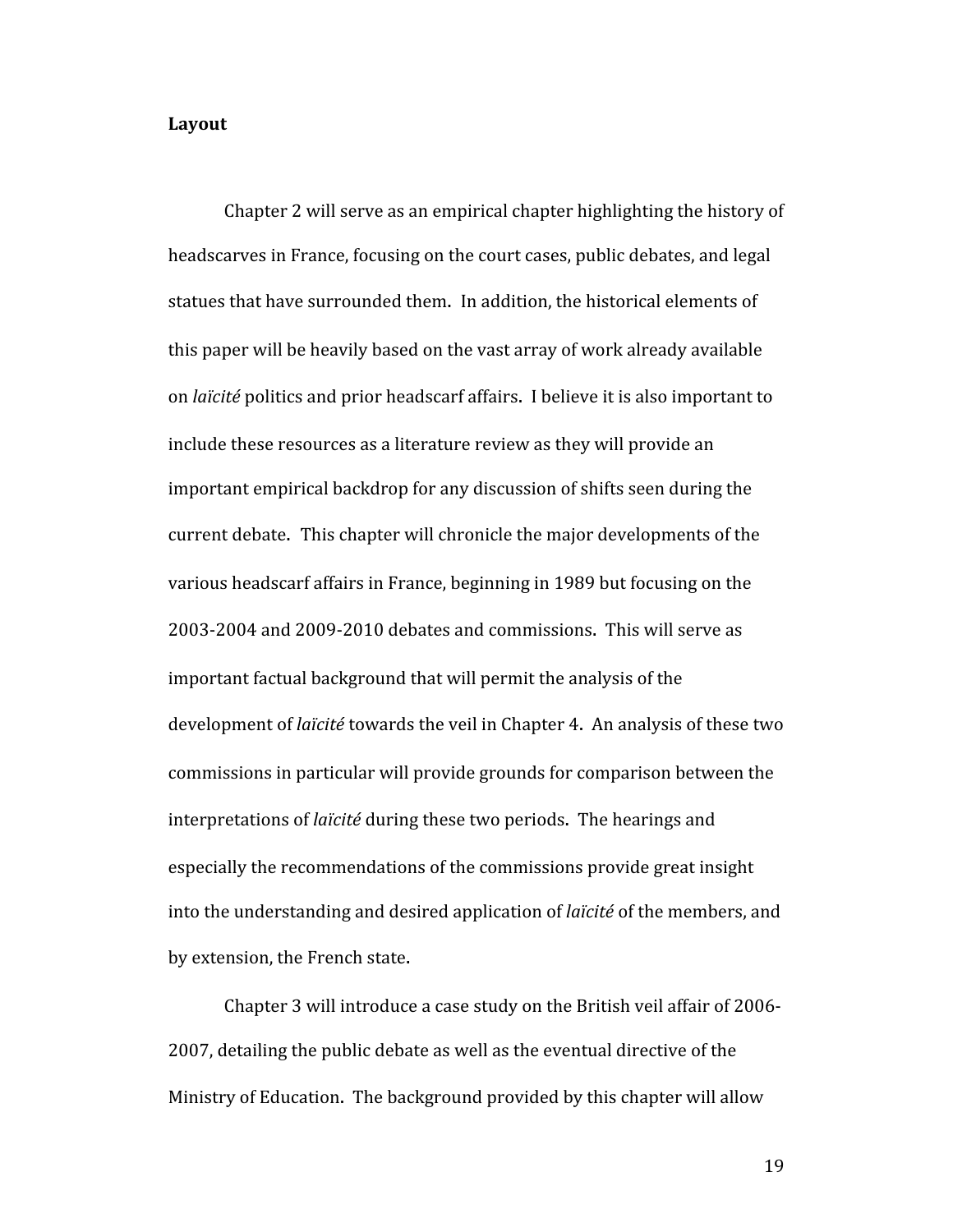**Layout**

Chapter 2 will serve as an empirical chapter highlighting the history of headscarves in France, focusing on the court cases, public debates, and legal statues that have surrounded them. In addition, the historical elements of this paper will be heavily based on the vast array of work already available on *laïcité* politics and prior headscarf affairs. I believe it is also important to include these resources as a literature review as they will provide an important empirical backdrop for any discussion of shifts seen during the current debate. This chapter will chronicle the major developments of the various headscarf affairs in France, beginning in 1989 but focusing on the 2003-2004 and 2009-2010 debates and commissions. This will serve as important factual background that will permit the analysis of the development of *laïcité* towards the veil in Chapter 4. An analysis of these two commissions in particular will provide grounds for comparison between the interpretations of *laïcité* during these two periods. The hearings and especially the recommendations of the commissions provide great insight into the understanding and desired application of *laïcité* of the members, and by extension, the French state.

Chapter 3 will introduce a case study on the British veil affair of 2006-2007, detailing the public debate as well as the eventual directive of the Ministry of Education. The background provided by this chapter will allow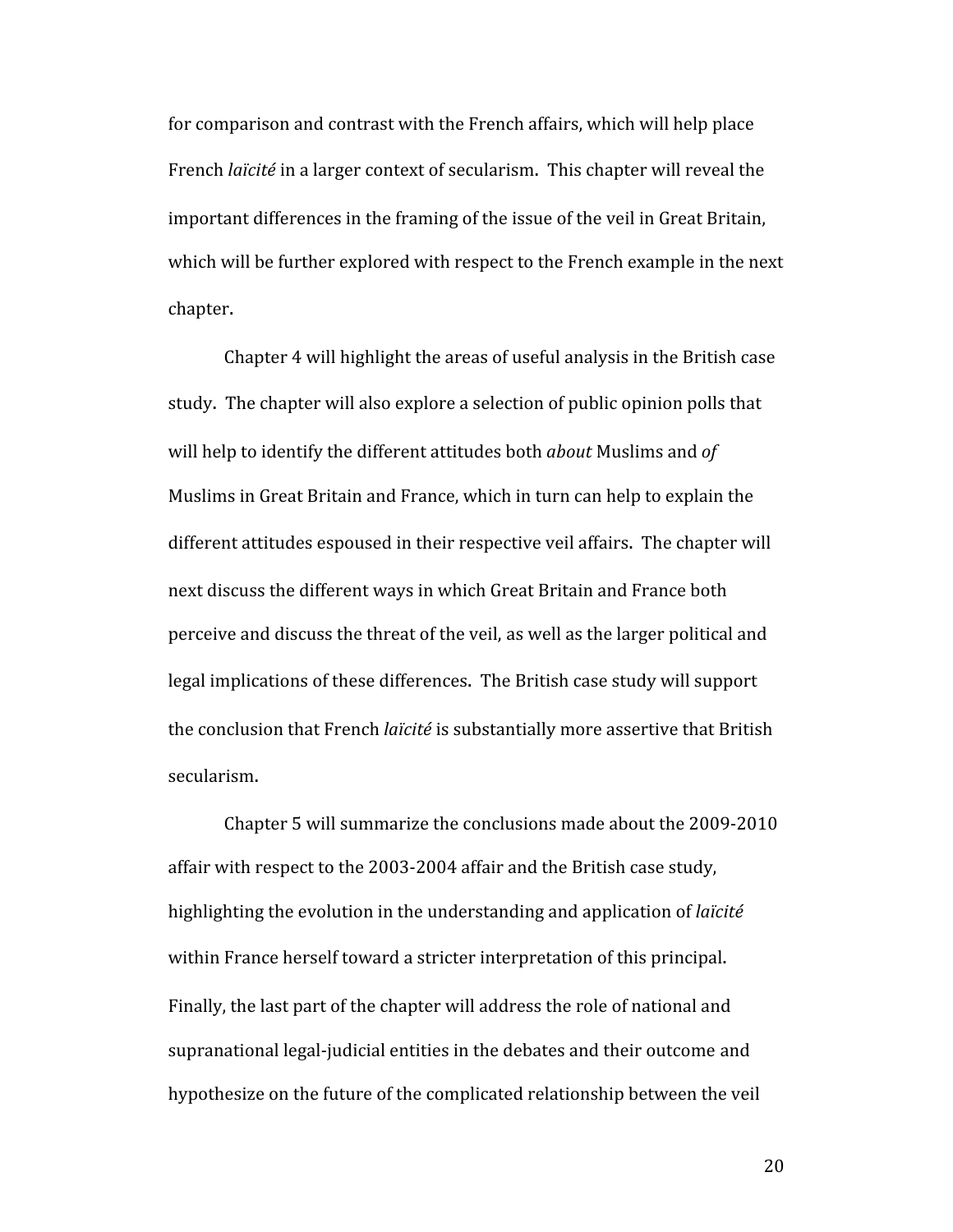for comparison and contrast with the French affairs, which will help place French *laïcité* in a larger context of secularism. This chapter will reveal the important differences in the framing of the issue of the veil in Great Britain, which will be further explored with respect to the French example in the next chapter.

Chapter 4 will highlight the areas of useful analysis in the British case study. The chapter will also explore a selection of public opinion polls that will help to identify the different attitudes both *about* Muslims and *of* Muslims in Great Britain and France, which in turn can help to explain the different attitudes espoused in their respective veil affairs. The chapter will next discuss the different ways in which Great Britain and France both perceive and discuss the threat of the veil, as well as the larger political and legal implications of these differences. The British case study will support the conclusion that French *laïcité* is substantially more assertive that British secularism.

Chapter 5 will summarize the conclusions made about the 2009-2010 affair with respect to the 2003-2004 affair and the British case study, highlighting the evolution in the understanding and application of *laïcité* within France herself toward a stricter interpretation of this principal. Finally, the last part of the chapter will address the role of national and supranational legal-judicial entities in the debates and their outcome and hypothesize on the future of the complicated relationship between the veil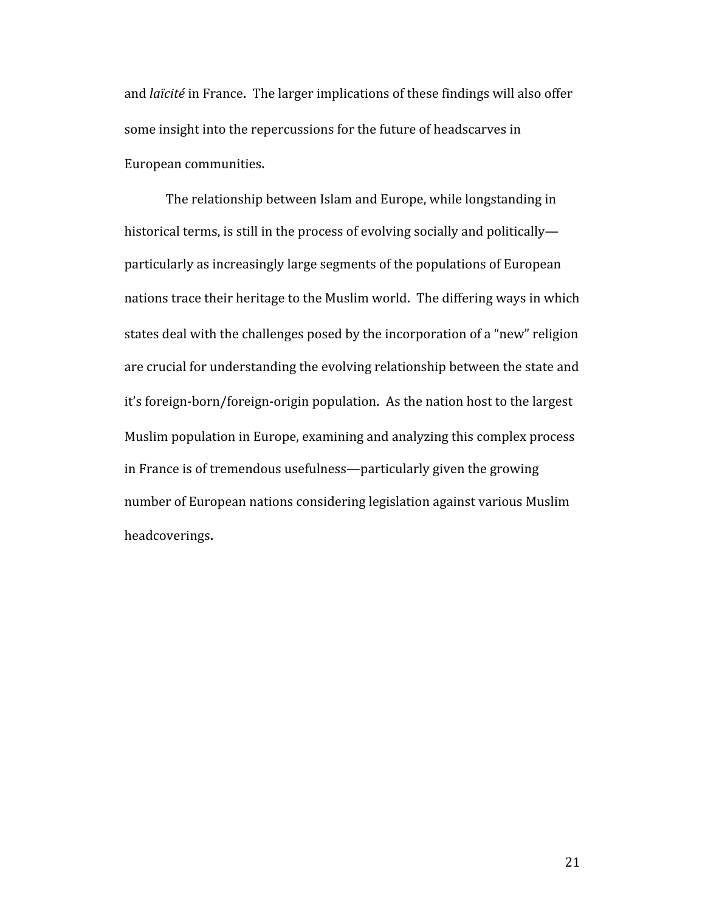and *laïcité* in France. The larger implications of these findings will also offer some insight into the repercussions for the future of headscarves in European communities.

The relationship between Islam and Europe, while longstanding in historical terms, is still in the process of evolving socially and politically—particularly as increasingly large segments of the populations of European nations trace their heritage to the Muslim world. The differing ways in which states deal with the challenges posed by the incorporation of a "new" religion are crucial for understanding the evolving relationship between the state and it's foreign-born/foreign-origin population. As the nation host to the largest Muslim population in Europe, examining and analyzing this complex process in France is of tremendous usefulness—particularly given the growing number of European nations considering legislation against various Muslim headcoverings.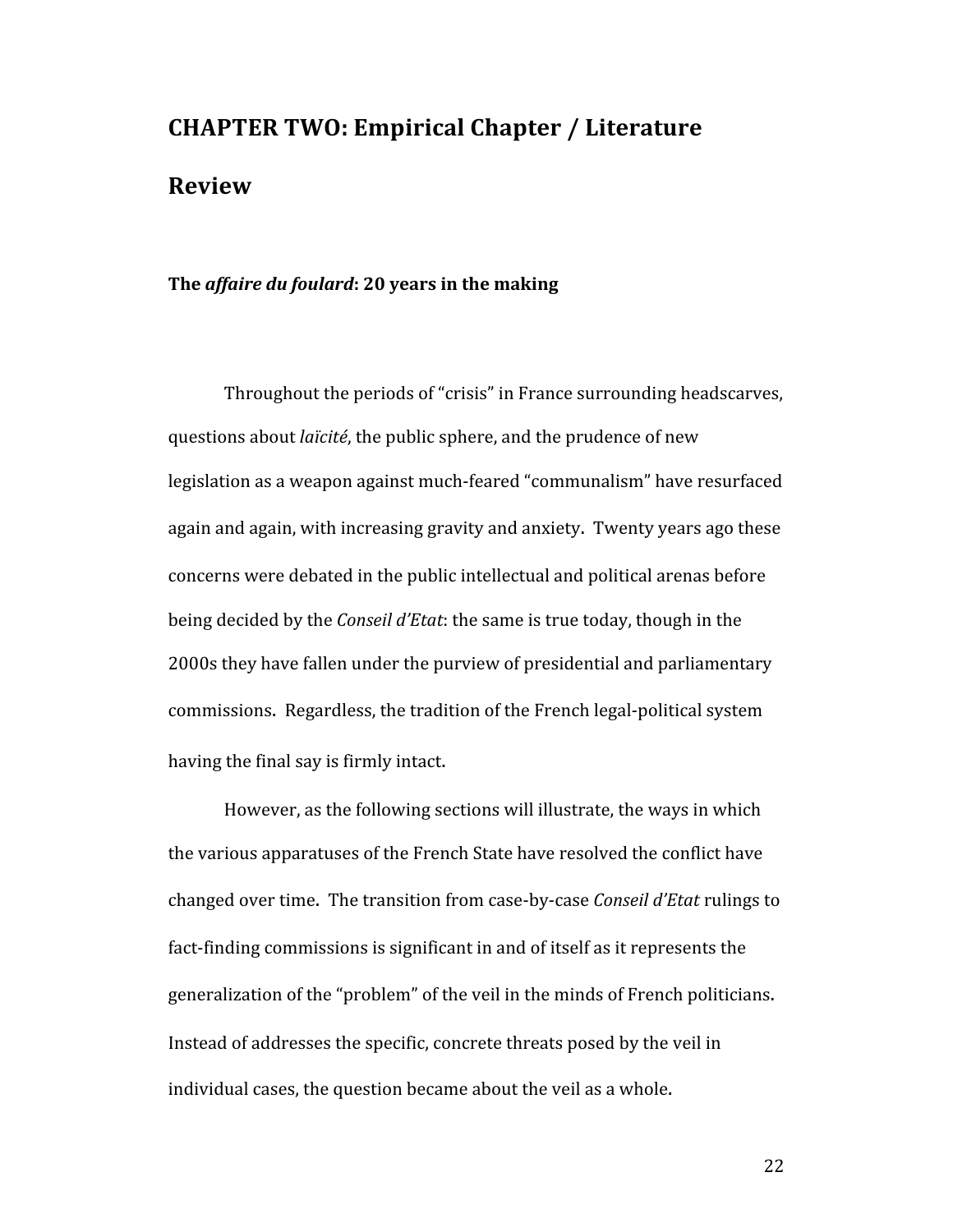# CHAPTER TWO: Empirical Chapter / Literature Review

### The *affaire du foulard*: 20 years in the making

Throughout the periods of "crisis" in France surrounding headscarves, questions about *laïcité*, the public sphere, and the prudence of new legislation as a weapon against much-feared "communalism" have resurfaced again and again, with increasing gravity and anxiety. Twenty years ago these concerns were debated in the public intellectual and political arenas before being decided by the *Conseil d'Etat*: the same is true today, though in the 2000s they have fallen under the purview of presidential and parliamentary commissions. Regardless, the tradition of the French legal-political system having the final say is firmly intact.

However, as the following sections will illustrate, the ways in which the various apparatuses of the French State have resolved the conflict have changed over time. The transition from case-by-case *Conseil d'Etat* rulings to fact-finding commissions is significant in and of itself as it represents the generalization of the "problem" of the veil in the minds of French politicians. Instead of addresses the specific, concrete threats posed by the veil in individual cases, the question became about the veil as a whole.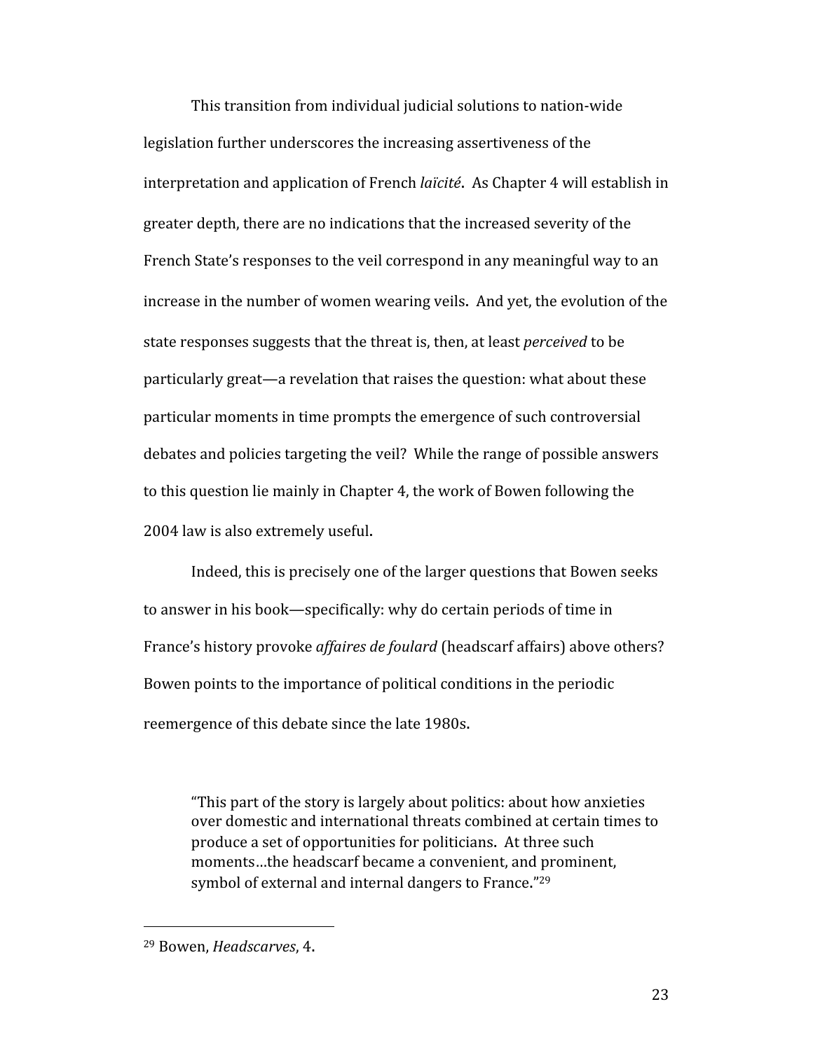This transition from individual judicial solutions to nation-wide legislation further underscores the increasing assertiveness of the interpretation and application of French *laïcité*. As Chapter 4 will establish in greater depth, there are no indications that the increased severity of the French State's responses to the veil correspond in any meaningful way to an increase in the number of women wearing veils. And yet, the evolution of the state responses suggests that the threat is, then, at least *perceived* to be particularly great—a revelation that raises the question: what about these particular moments in time prompts the emergence of such controversial debates and policies targeting the veil? While the range of possible answers to this question lie mainly in Chapter 4, the work of Bowen following the 2004 law is also extremely useful.

Indeed, this is precisely one of the larger questions that Bowen seeks to answer in his book—specifically: why do certain periods of time in France's history provoke *affaires de foulard* (headscarf affairs) above others? Bowen points to the importance of political conditions in the periodic reemergence of this debate since the late 1980s.

> "This part of the story is largely about politics: about how anxieties over domestic and international threats combined at certain times to produce a set of opportunities for politicians. At three such moments…the headscarf became a convenient, and prominent, symbol of external and internal dangers to France."[29]

---

[29] Bowen, *Headscarves*, 4.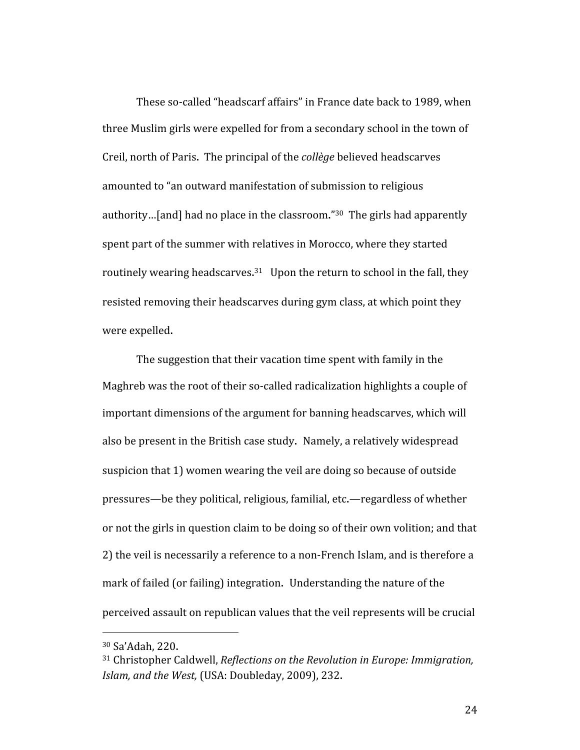These so-called "headscarf affairs" in France date back to 1989, when three Muslim girls were expelled for from a secondary school in the town of Creil, north of Paris. The principal of the *collège* believed headscarves amounted to "an outward manifestation of submission to religious authority…[and] had no place in the classroom."[30] The girls had apparently spent part of the summer with relatives in Morocco, where they started routinely wearing headscarves.[31] Upon the return to school in the fall, they resisted removing their headscarves during gym class, at which point they were expelled.

The suggestion that their vacation time spent with family in the Maghreb was the root of their so-called radicalization highlights a couple of important dimensions of the argument for banning headscarves, which will also be present in the British case study. Namely, a relatively widespread suspicion that 1) women wearing the veil are doing so because of outside pressures—be they political, religious, familial, etc.—regardless of whether or not the girls in question claim to be doing so of their own volition; and that 2) the veil is necessarily a reference to a non-French Islam, and is therefore a mark of failed (or failing) integration. Understanding the nature of the perceived assault on republican values that the veil represents will be crucial

---

[30] Sa'Adah, 220.

[31] Christopher Caldwell, *Reflections on the Revolution in Europe: Immigration, Islam, and the West,* (USA: Doubleday, 2009), 232.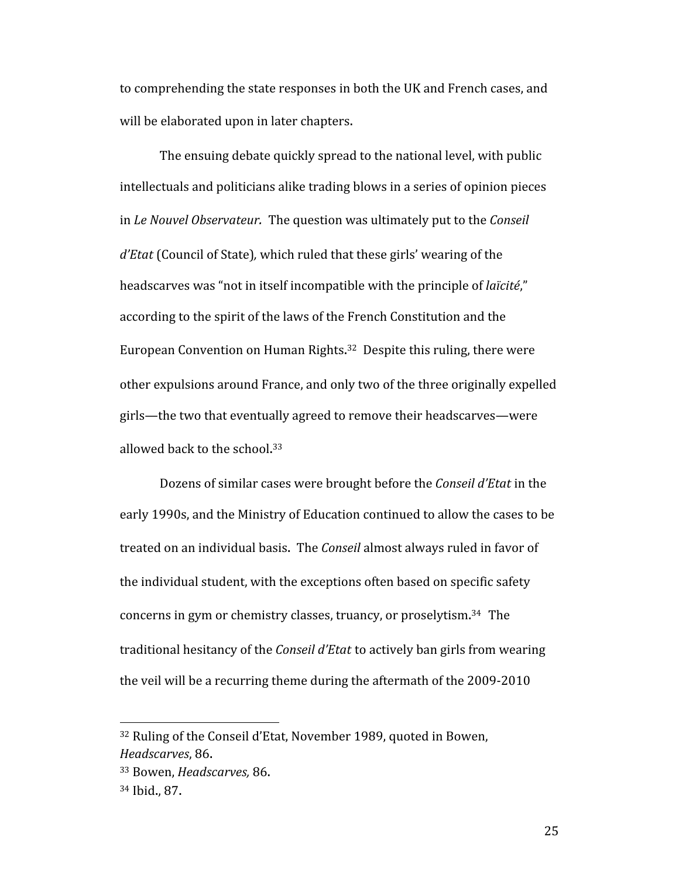to comprehending the state responses in both the UK and French cases, and will be elaborated upon in later chapters.

The ensuing debate quickly spread to the national level, with public intellectuals and politicians alike trading blows in a series of opinion pieces in *Le Nouvel Observateur.* The question was ultimately put to the *Conseil d'Etat* (Council of State)*,* which ruled that these girls' wearing of the headscarves was "not in itself incompatible with the principle of *laïcité*," according to the spirit of the laws of the French Constitution and the European Convention on Human Rights.[32] Despite this ruling, there were other expulsions around France, and only two of the three originally expelled girls—the two that eventually agreed to remove their headscarves—were allowed back to the school.[33]

Dozens of similar cases were brought before the *Conseil d'Etat* in the early 1990s, and the Ministry of Education continued to allow the cases to be treated on an individual basis. The *Conseil* almost always ruled in favor of the individual student, with the exceptions often based on specific safety concerns in gym or chemistry classes, truancy, or proselytism.[34] The traditional hesitancy of the *Conseil d'Etat* to actively ban girls from wearing the veil will be a recurring theme during the aftermath of the 2009-2010

---

[32] Ruling of the Conseil d'Etat, November 1989, quoted in Bowen, *Headscarves*, 86.

[33] Bowen, *Headscarves,* 86.

[34] Ibid., 87.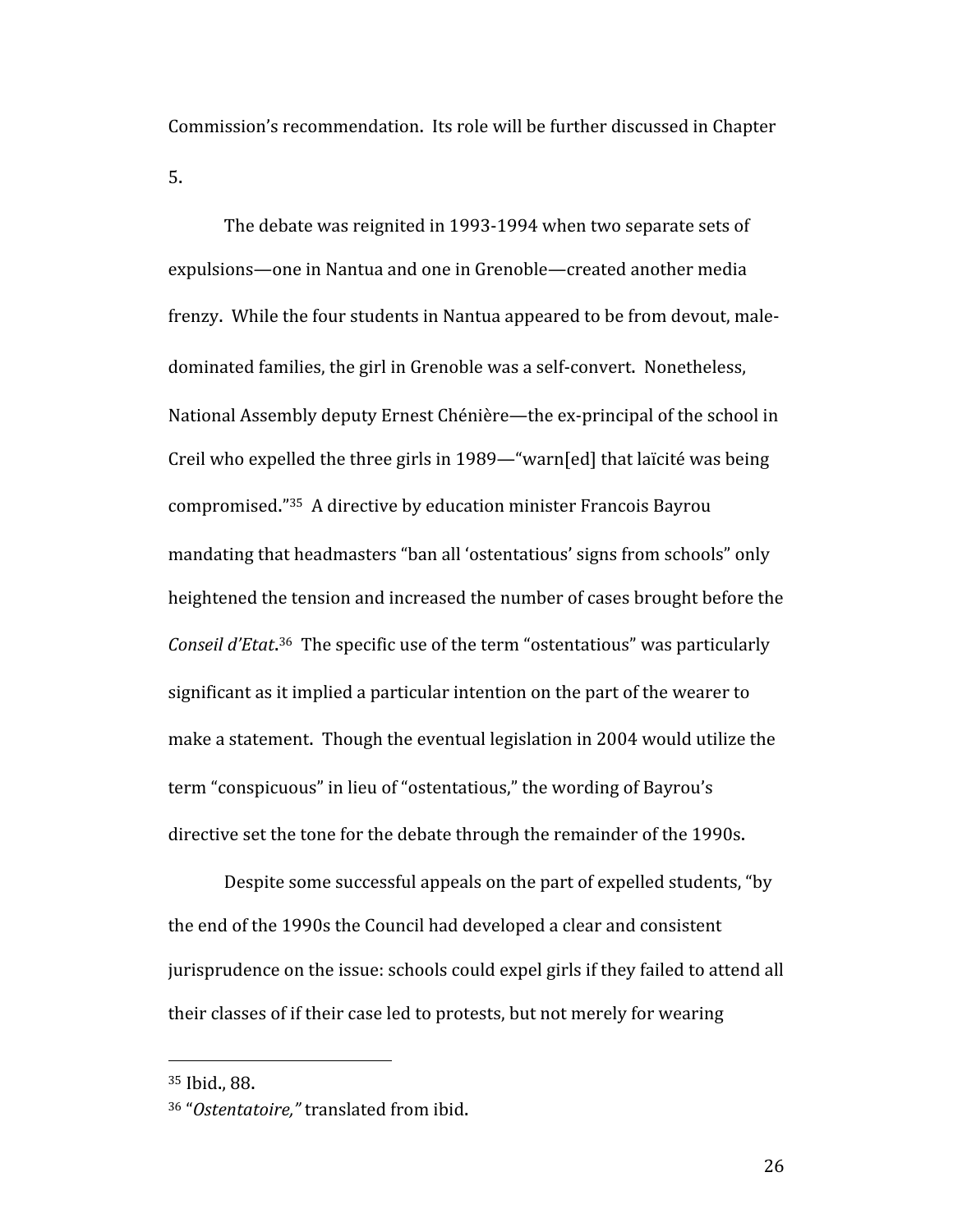Commission's recommendation. Its role will be further discussed in Chapter 5.

The debate was reignited in 1993-1994 when two separate sets of expulsions—one in Nantua and one in Grenoble—created another media frenzy. While the four students in Nantua appeared to be from devout, male-dominated families, the girl in Grenoble was a self-convert. Nonetheless, National Assembly deputy Ernest Chénière—the ex-principal of the school in Creil who expelled the three girls in 1989—"warn[ed] that laïcité was being compromised."[35] A directive by education minister Francois Bayrou mandating that headmasters "ban all 'ostentatious' signs from schools" only heightened the tension and increased the number of cases brought before the *Conseil d'Etat*.[36] The specific use of the term "ostentatious" was particularly significant as it implied a particular intention on the part of the wearer to make a statement. Though the eventual legislation in 2004 would utilize the term "conspicuous" in lieu of "ostentatious," the wording of Bayrou's directive set the tone for the debate through the remainder of the 1990s.

Despite some successful appeals on the part of expelled students, "by the end of the 1990s the Council had developed a clear and consistent jurisprudence on the issue: schools could expel girls if they failed to attend all their classes of if their case led to protests, but not merely for wearing

---

[35] Ibid., 88.

[36] "*Ostentatoire,"* translated from ibid.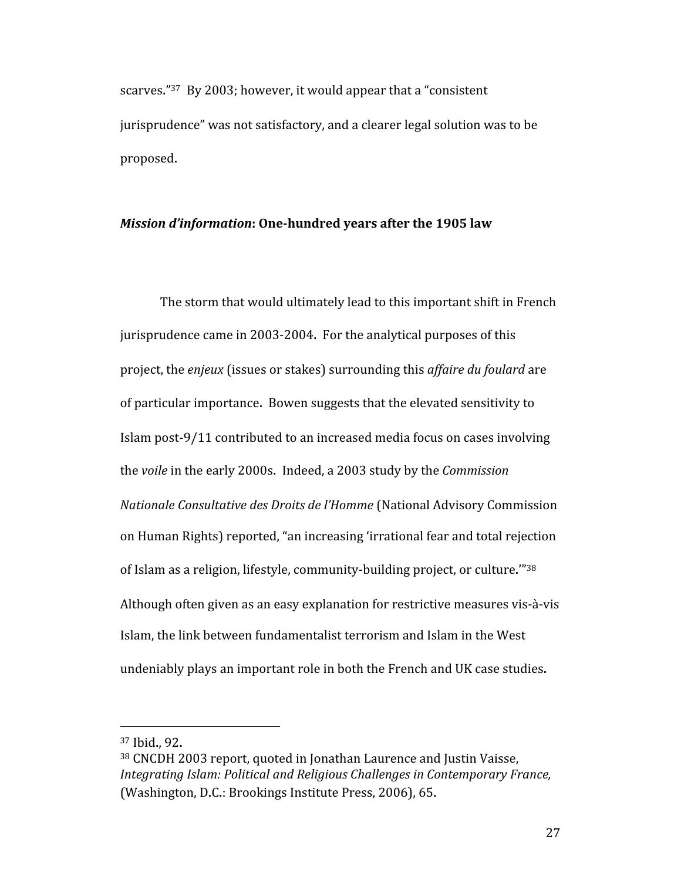scarves."[37] By 2003; however, it would appear that a "consistent jurisprudence" was not satisfactory, and a clearer legal solution was to be proposed.

### *Mission d'information*: One-hundred years after the 1905 law

The storm that would ultimately lead to this important shift in French jurisprudence came in 2003-2004. For the analytical purposes of this project, the *enjeux* (issues or stakes) surrounding this *affaire du foulard* are of particular importance. Bowen suggests that the elevated sensitivity to Islam post-9/11 contributed to an increased media focus on cases involving the *voile* in the early 2000s. Indeed, a 2003 study by the *Commission Nationale Consultative des Droits de l'Homme* (National Advisory Commission on Human Rights) reported, "an increasing 'irrational fear and total rejection of Islam as a religion, lifestyle, community-building project, or culture.'"[38] Although often given as an easy explanation for restrictive measures vis-à-vis Islam, the link between fundamentalist terrorism and Islam in the West undeniably plays an important role in both the French and UK case studies.

---

[37] Ibid., 92.

[38] CNCDH 2003 report, quoted in Jonathan Laurence and Justin Vaisse, *Integrating Islam: Political and Religious Challenges in Contemporary France,* (Washington, D.C.: Brookings Institute Press, 2006), 65.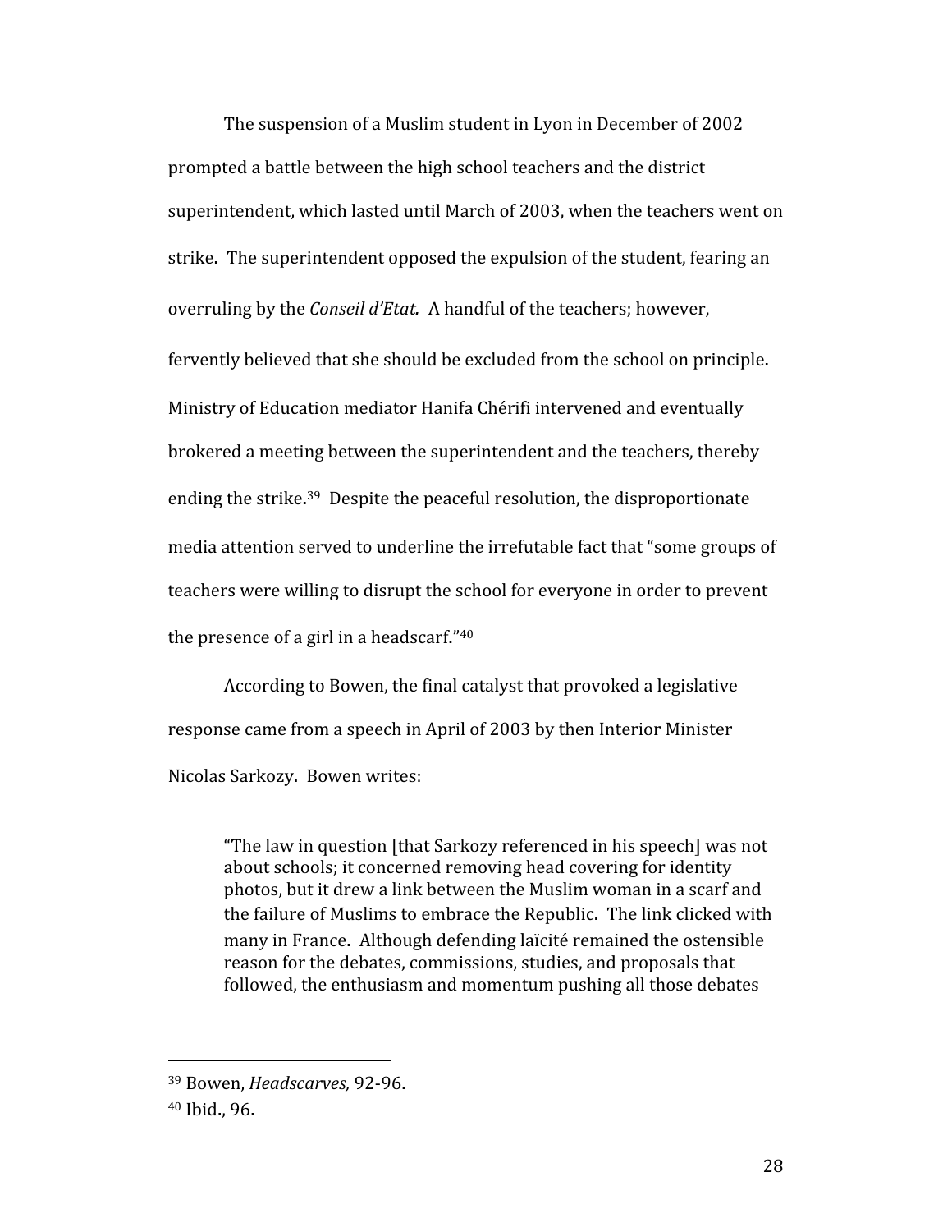The suspension of a Muslim student in Lyon in December of 2002 prompted a battle between the high school teachers and the district superintendent, which lasted until March of 2003, when the teachers went on strike. The superintendent opposed the expulsion of the student, fearing an overruling by the *Conseil d'Etat.* A handful of the teachers; however, fervently believed that she should be excluded from the school on principle. Ministry of Education mediator Hanifa Chérifi intervened and eventually brokered a meeting between the superintendent and the teachers, thereby ending the strike.[39] Despite the peaceful resolution, the disproportionate media attention served to underline the irrefutable fact that "some groups of teachers were willing to disrupt the school for everyone in order to prevent the presence of a girl in a headscarf."[40]

According to Bowen, the final catalyst that provoked a legislative response came from a speech in April of 2003 by then Interior Minister Nicolas Sarkozy. Bowen writes:

> "The law in question [that Sarkozy referenced in his speech] was not about schools; it concerned removing head covering for identity photos, but it drew a link between the Muslim woman in a scarf and the failure of Muslims to embrace the Republic. The link clicked with many in France. Although defending laïcité remained the ostensible reason for the debates, commissions, studies, and proposals that followed, the enthusiasm and momentum pushing all those debates

---

[39] Bowen, *Headscarves,* 92-96.

[40] Ibid., 96.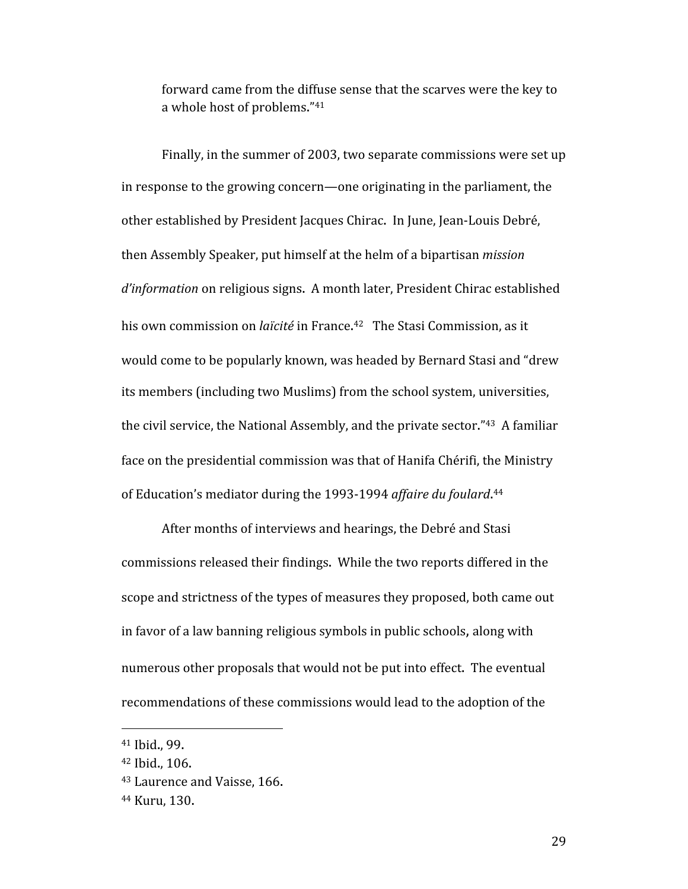forward came from the diffuse sense that the scarves were the key to a whole host of problems."[41]

Finally, in the summer of 2003, two separate commissions were set up in response to the growing concern—one originating in the parliament, the other established by President Jacques Chirac. In June, Jean-Louis Debré, then Assembly Speaker, put himself at the helm of a bipartisan *mission d'information* on religious signs. A month later, President Chirac established his own commission on *laïcité* in France.[42] The Stasi Commission, as it would come to be popularly known, was headed by Bernard Stasi and "drew its members (including two Muslims) from the school system, universities, the civil service, the National Assembly, and the private sector."[43] A familiar face on the presidential commission was that of Hanifa Chérifi, the Ministry of Education's mediator during the 1993-1994 *affaire du foulard*.[44]

After months of interviews and hearings, the Debré and Stasi commissions released their findings. While the two reports differed in the scope and strictness of the types of measures they proposed, both came out in favor of a law banning religious symbols in public schools, along with numerous other proposals that would not be put into effect. The eventual recommendations of these commissions would lead to the adoption of the

---

[41] Ibid., 99.

[42] Ibid., 106.

[43] Laurence and Vaisse, 166.

[44] Kuru, 130.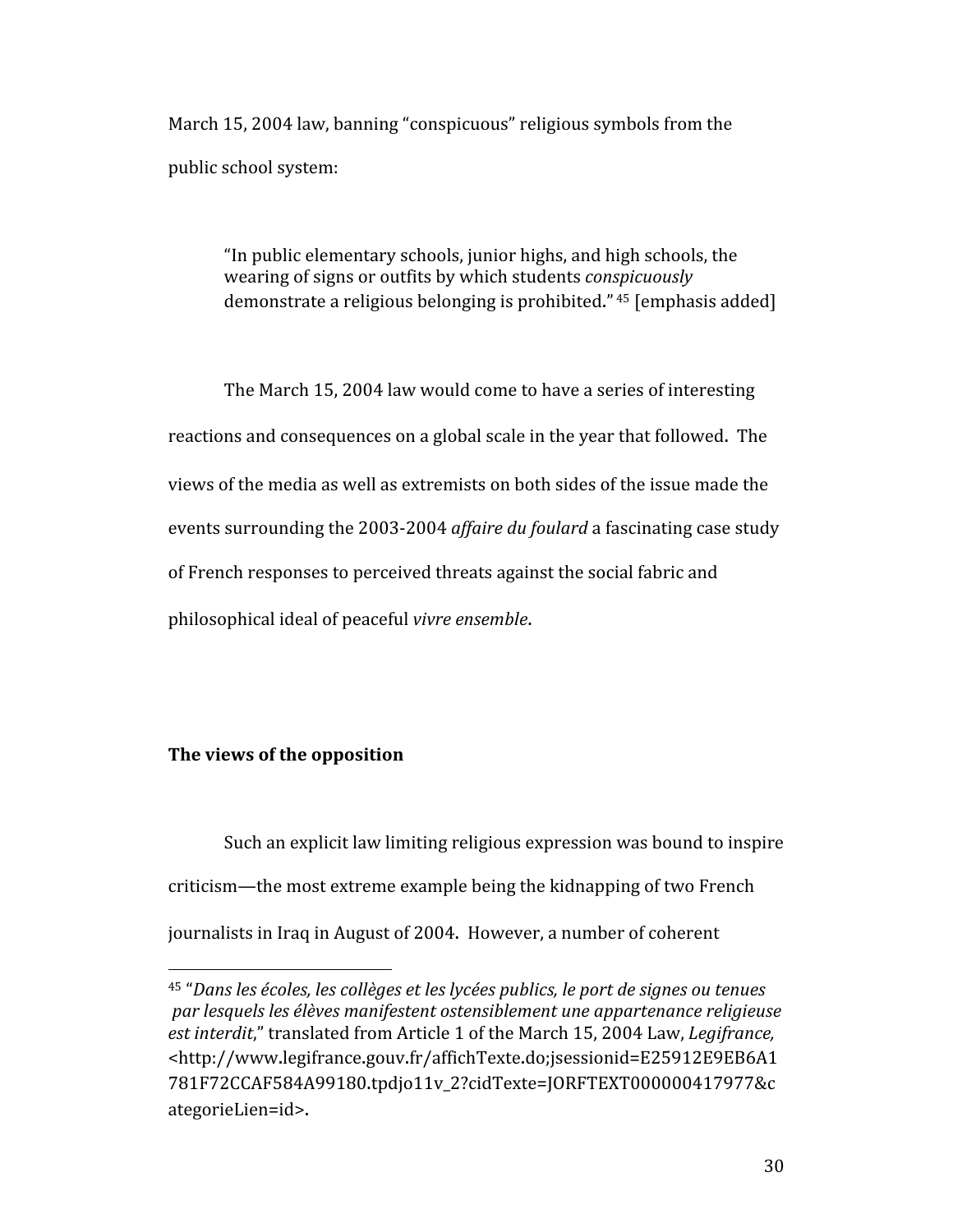March 15, 2004 law, banning "conspicuous" religious symbols from the public school system:

> "In public elementary schools, junior highs, and high schools, the wearing of signs or outfits by which students *conspicuously* demonstrate a religious belonging is prohibited." [45] [emphasis added]

The March 15, 2004 law would come to have a series of interesting reactions and consequences on a global scale in the year that followed. The views of the media as well as extremists on both sides of the issue made the events surrounding the 2003-2004 *affaire du foulard* a fascinating case study of French responses to perceived threats against the social fabric and philosophical ideal of peaceful *vivre ensemble*.

**The views of the opposition**

Such an explicit law limiting religious expression was bound to inspire criticism—the most extreme example being the kidnapping of two French journalists in Iraq in August of 2004. However, a number of coherent

---

[45] "*Dans les écoles, les collèges et les lycées publics, le port de signes ou tenues par lesquels les élèves manifestent ostensiblement une appartenance religieuse est interdit*," translated from Article 1 of the March 15, 2004 Law, *Legifrance,* <http://www.legifrance.gouv.fr/affichTexte.do;jsessionid=E25912E9EB6A1781F72CCAF584A99180.tpdjo11v_2?cidTexte=JORFTEXT000000417977&categorieLien=id>.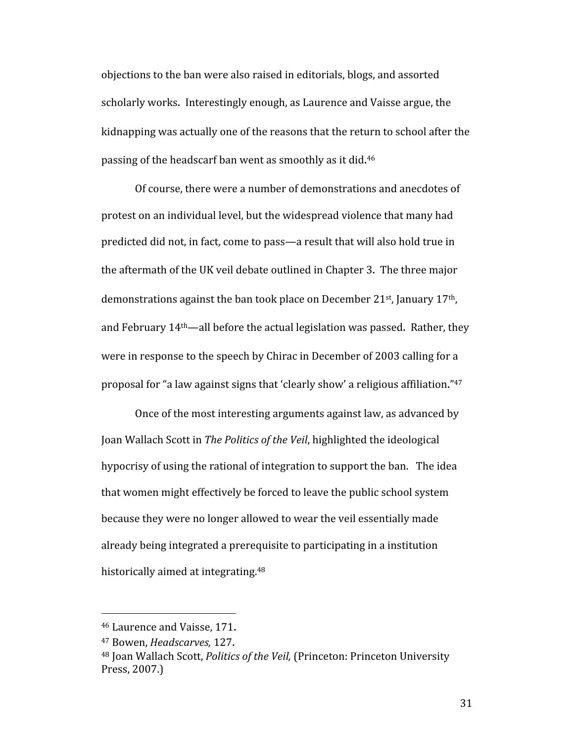objections to the ban were also raised in editorials, blogs, and assorted scholarly works. Interestingly enough, as Laurence and Vaisse argue, the kidnapping was actually one of the reasons that the return to school after the passing of the headscarf ban went as smoothly as it did.[46]

Of course, there were a number of demonstrations and anecdotes of protest on an individual level, but the widespread violence that many had predicted did not, in fact, come to pass—a result that will also hold true in the aftermath of the UK veil debate outlined in Chapter 3. The three major demonstrations against the ban took place on December 21st, January 17th, and February 14th—all before the actual legislation was passed. Rather, they were in response to the speech by Chirac in December of 2003 calling for a proposal for "a law against signs that 'clearly show' a religious affiliation."[47]

Once of the most interesting arguments against law, as advanced by Joan Wallach Scott in *The Politics of the Veil*, highlighted the ideological hypocrisy of using the rational of integration to support the ban. The idea that women might effectively be forced to leave the public school system because they were no longer allowed to wear the veil essentially made already being integrated a prerequisite to participating in a institution historically aimed at integrating.[48]

---

[46] Laurence and Vaisse, 171.

[47] Bowen, *Headscarves,* 127.

[48] Joan Wallach Scott, *Politics of the Veil,* (Princeton: Princeton University Press, 2007.)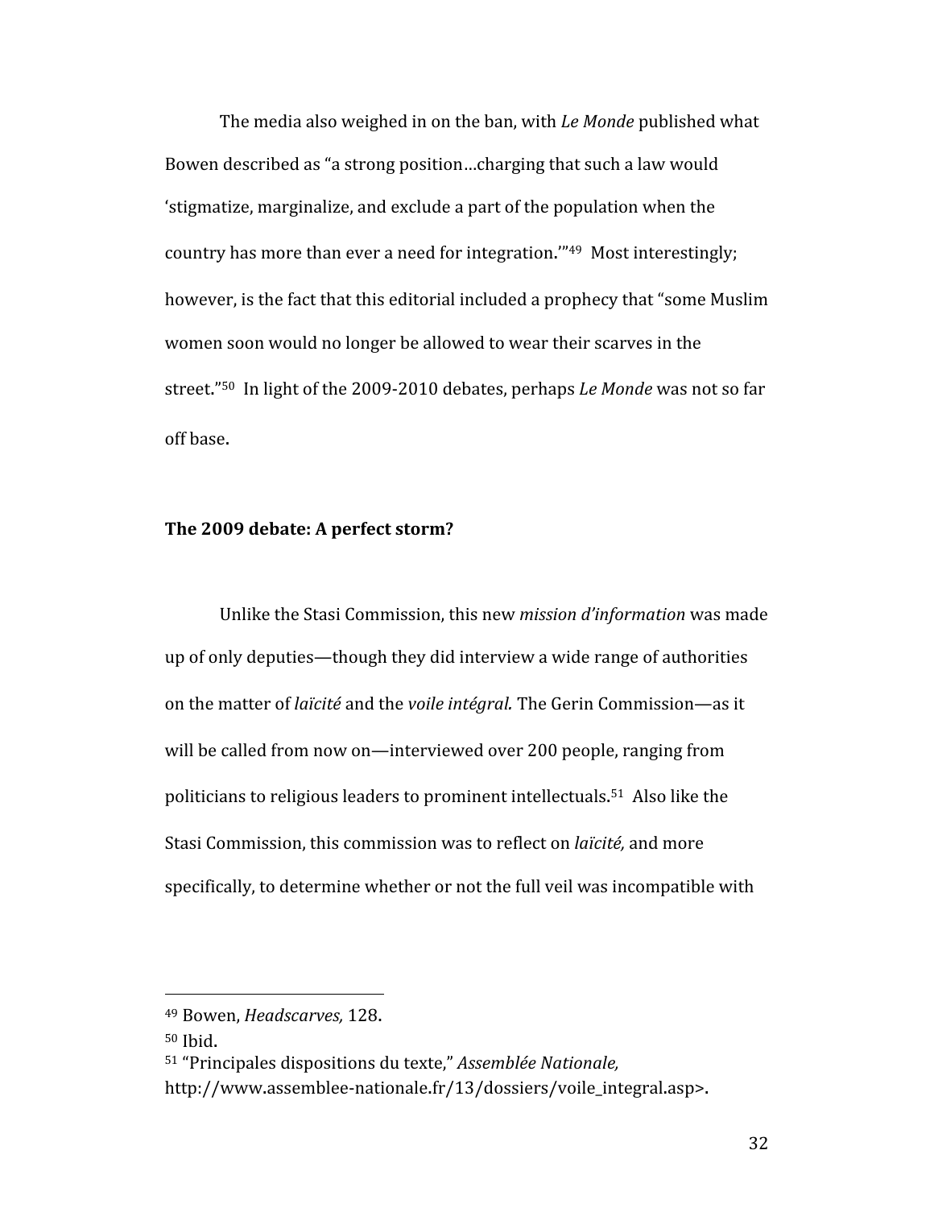The media also weighed in on the ban, with *Le Monde* published what Bowen described as "a strong position…charging that such a law would 'stigmatize, marginalize, and exclude a part of the population when the country has more than ever a need for integration.'"[49] Most interestingly; however, is the fact that this editorial included a prophecy that "some Muslim women soon would no longer be allowed to wear their scarves in the street."[50] In light of the 2009-2010 debates, perhaps *Le Monde* was not so far off base.

**The 2009 debate: A perfect storm?**

Unlike the Stasi Commission, this new *mission d'information* was made up of only deputies—though they did interview a wide range of authorities on the matter of *laïcité* and the *voile intégral.* The Gerin Commission—as it will be called from now on—interviewed over 200 people, ranging from politicians to religious leaders to prominent intellectuals.[51] Also like the Stasi Commission, this commission was to reflect on *laïcité,* and more specifically, to determine whether or not the full veil was incompatible with

---

[49] Bowen, *Headscarves,* 128.

[50] Ibid.

[51] "Principales dispositions du texte," *Assemblée Nationale,* http://www.assemblee-nationale.fr/13/dossiers/voile_integral.asp>.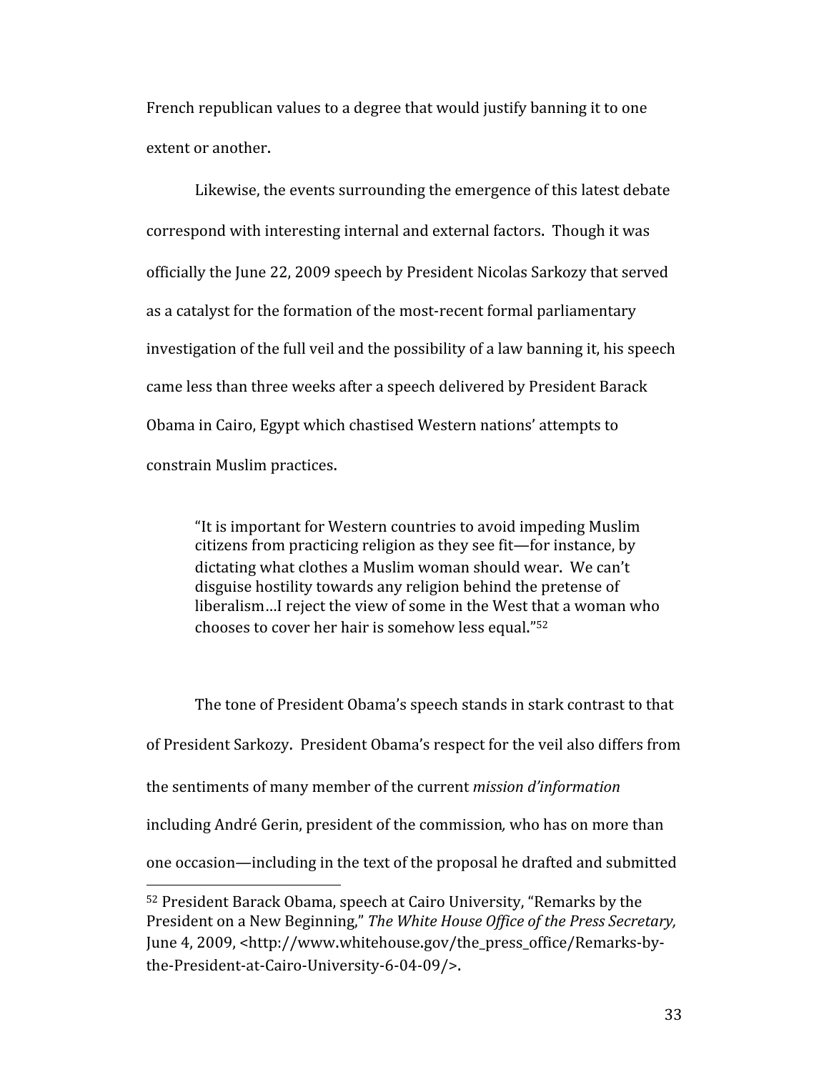French republican values to a degree that would justify banning it to one extent or another.

Likewise, the events surrounding the emergence of this latest debate correspond with interesting internal and external factors. Though it was officially the June 22, 2009 speech by President Nicolas Sarkozy that served as a catalyst for the formation of the most-recent formal parliamentary investigation of the full veil and the possibility of a law banning it, his speech came less than three weeks after a speech delivered by President Barack Obama in Cairo, Egypt which chastised Western nations' attempts to constrain Muslim practices.

> "It is important for Western countries to avoid impeding Muslim citizens from practicing religion as they see fit—for instance, by dictating what clothes a Muslim woman should wear. We can't disguise hostility towards any religion behind the pretense of liberalism…I reject the view of some in the West that a woman who chooses to cover her hair is somehow less equal."[52]

The tone of President Obama's speech stands in stark contrast to that of President Sarkozy. President Obama's respect for the veil also differs from the sentiments of many member of the current *mission d'information* including André Gerin, president of the commission, who has on more than one occasion—including in the text of the proposal he drafted and submitted

---

[52] President Barack Obama, speech at Cairo University, "Remarks by the President on a New Beginning," *The White House Office of the Press Secretary,* June 4, 2009, <http://www.whitehouse.gov/the_press_office/Remarks-by-the-President-at-Cairo-University-6-04-09/>.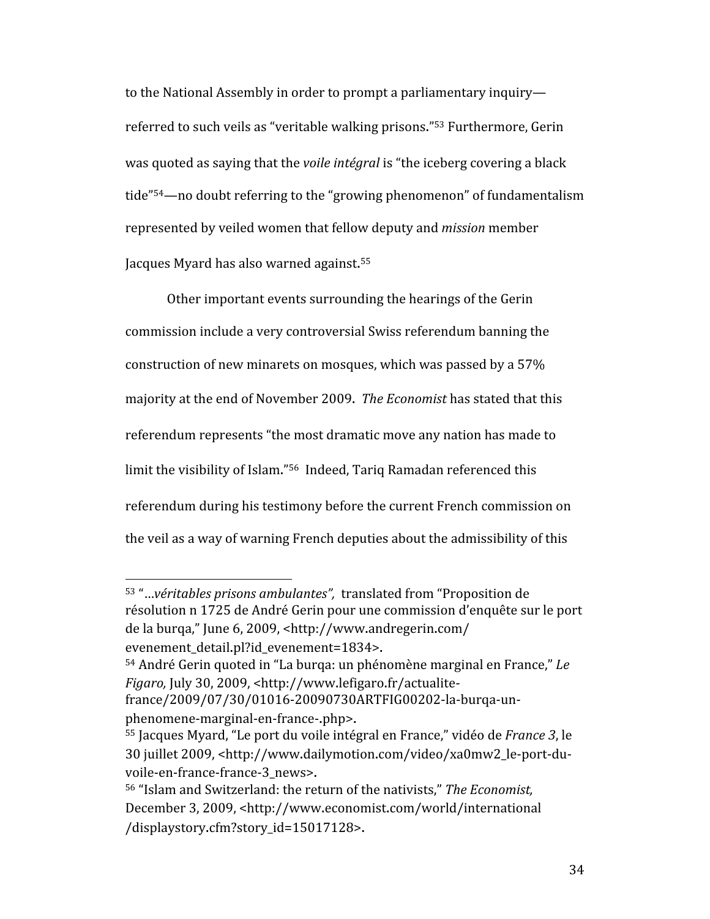to the National Assembly in order to prompt a parliamentary inquiry—referred to such veils as "veritable walking prisons."[53] Furthermore, Gerin was quoted as saying that the *voile intégral* is "the iceberg covering a black tide"[54]—no doubt referring to the "growing phenomenon" of fundamentalism represented by veiled women that fellow deputy and *mission* member Jacques Myard has also warned against.[55]

Other important events surrounding the hearings of the Gerin commission include a very controversial Swiss referendum banning the construction of new minarets on mosques, which was passed by a 57% majority at the end of November 2009. *The Economist* has stated that this referendum represents "the most dramatic move any nation has made to limit the visibility of Islam."[56] Indeed, Tariq Ramadan referenced this referendum during his testimony before the current French commission on the veil as a way of warning French deputies about the admissibility of this

---

[53] "…*véritables prisons ambulantes",* translated from "Proposition de résolution n 1725 de André Gerin pour une commission d'enquête sur le port de la burqa," June 6, 2009, <http://www.andregerin.com/evenement_detail.pl?id_evenement=1834>.

[54] André Gerin quoted in "La burqa: un phénomène marginal en France," *Le Figaro,* July 30, 2009, <http://www.lefigaro.fr/actualite-france/2009/07/30/01016-20090730ARTFIG00202-la-burqa-un-phenomene-marginal-en-france-.php>.

[55] Jacques Myard, "Le port du voile intégral en France," vidéo de *France 3*, le 30 juillet 2009, <http://www.dailymotion.com/video/xa0mw2_le-port-du-voile-en-france-france-3_news>.

[56] "Islam and Switzerland: the return of the nativists," *The Economist,* December 3, 2009, <http://www.economist.com/world/international/displaystory.cfm?story_id=15017128>.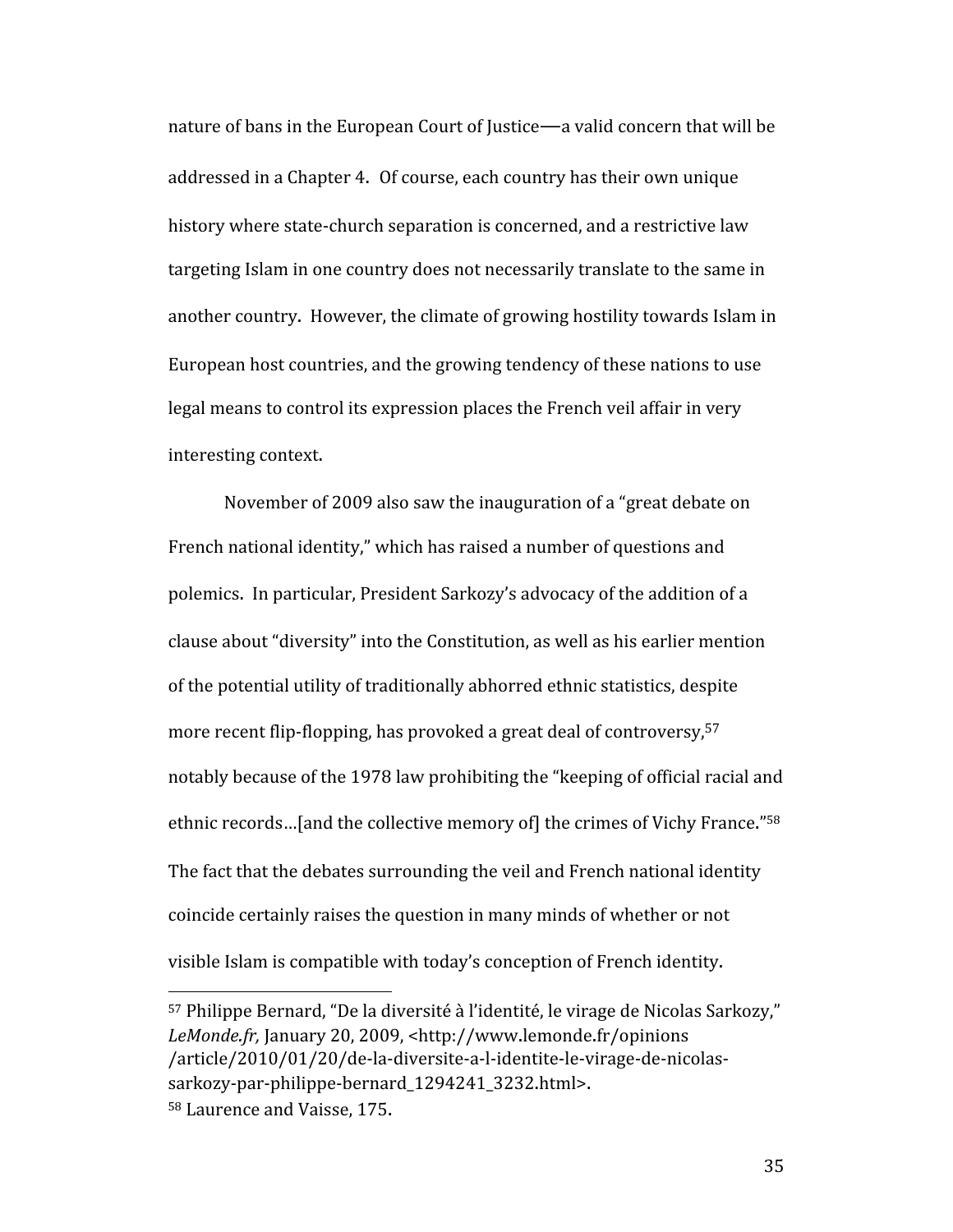nature of bans in the European Court of Justice—a valid concern that will be addressed in a Chapter 4. Of course, each country has their own unique history where state-church separation is concerned, and a restrictive law targeting Islam in one country does not necessarily translate to the same in another country. However, the climate of growing hostility towards Islam in European host countries, and the growing tendency of these nations to use legal means to control its expression places the French veil affair in very interesting context.

November of 2009 also saw the inauguration of a "great debate on French national identity," which has raised a number of questions and polemics. In particular, President Sarkozy's advocacy of the addition of a clause about "diversity" into the Constitution, as well as his earlier mention of the potential utility of traditionally abhorred ethnic statistics, despite more recent flip-flopping, has provoked a great deal of controversy,[57] notably because of the 1978 law prohibiting the "keeping of official racial and ethnic records…[and the collective memory of] the crimes of Vichy France."[58] The fact that the debates surrounding the veil and French national identity coincide certainly raises the question in many minds of whether or not visible Islam is compatible with today's conception of French identity.

---

[57] Philippe Bernard, "De la diversité à l'identité, le virage de Nicolas Sarkozy," *LeMonde.fr,* January 20, 2009, <http://www.lemonde.fr/opinions/article/2010/01/20/de-la-diversite-a-l-identite-le-virage-de-nicolas-sarkozy-par-philippe-bernard_1294241_3232.html>.

[58] Laurence and Vaisse, 175.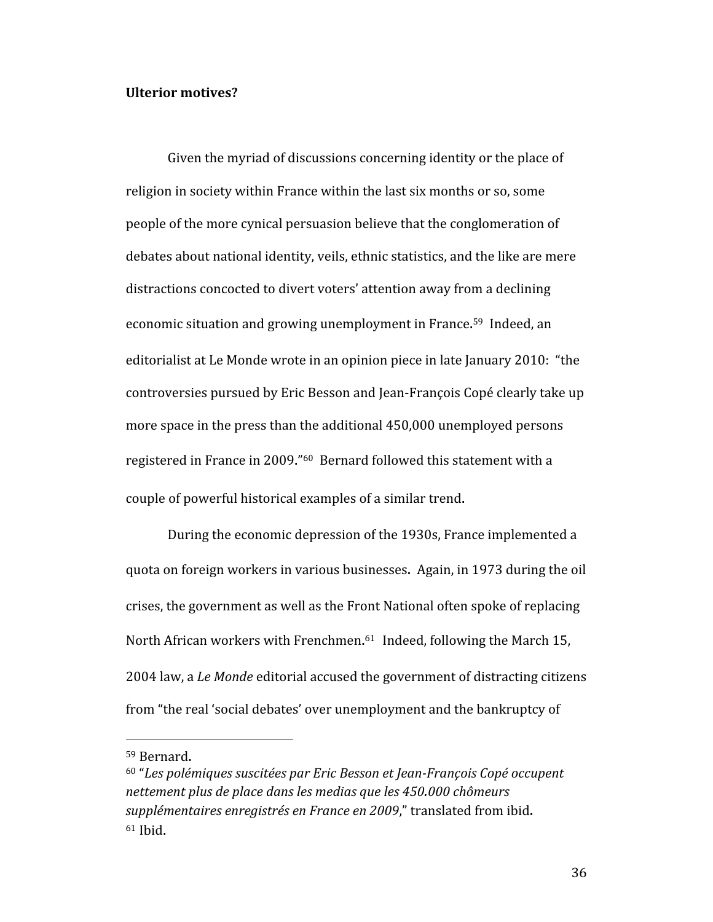**Ulterior motives?**

Given the myriad of discussions concerning identity or the place of religion in society within France within the last six months or so, some people of the more cynical persuasion believe that the conglomeration of debates about national identity, veils, ethnic statistics, and the like are mere distractions concocted to divert voters' attention away from a declining economic situation and growing unemployment in France.[59] Indeed, an editorialist at Le Monde wrote in an opinion piece in late January 2010: "the controversies pursued by Eric Besson and Jean-François Copé clearly take up more space in the press than the additional 450,000 unemployed persons registered in France in 2009."[60] Bernard followed this statement with a couple of powerful historical examples of a similar trend.

During the economic depression of the 1930s, France implemented a quota on foreign workers in various businesses. Again, in 1973 during the oil crises, the government as well as the Front National often spoke of replacing North African workers with Frenchmen.[61] Indeed, following the March 15, 2004 law, a *Le Monde* editorial accused the government of distracting citizens from "the real 'social debates' over unemployment and the bankruptcy of

---

[59] Bernard.

[60] "*Les polémiques suscitées par Eric Besson et Jean-François Copé occupent nettement plus de place dans les medias que les 450.000 chômeurs supplémentaires enregistrés en France en 2009*," translated from ibid.

[61] Ibid.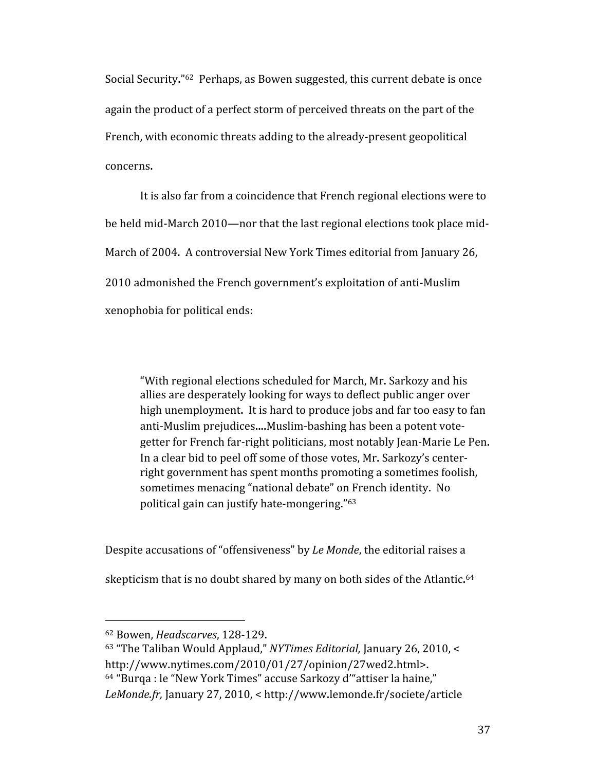Social Security."[62] Perhaps, as Bowen suggested, this current debate is once again the product of a perfect storm of perceived threats on the part of the French, with economic threats adding to the already-present geopolitical concerns.

It is also far from a coincidence that French regional elections were to be held mid-March 2010—nor that the last regional elections took place mid-March of 2004. A controversial New York Times editorial from January 26, 2010 admonished the French government's exploitation of anti-Muslim xenophobia for political ends:

> "With regional elections scheduled for March, Mr. Sarkozy and his allies are desperately looking for ways to deflect public anger over high unemployment. It is hard to produce jobs and far too easy to fan anti-Muslim prejudices....Muslim-bashing has been a potent vote-getter for French far-right politicians, most notably Jean-Marie Le Pen. In a clear bid to peel off some of those votes, Mr. Sarkozy's center-right government has spent months promoting a sometimes foolish, sometimes menacing "national debate" on French identity. No political gain can justify hate-mongering."[63]

Despite accusations of "offensiveness" by *Le Monde*, the editorial raises a skepticism that is no doubt shared by many on both sides of the Atlantic.[64]

---

[62] Bowen, *Headscarves*, 128-129.

[63] "The Taliban Would Applaud," *NYTimes Editorial,* January 26, 2010, < http://www.nytimes.com/2010/01/27/opinion/27wed2.html>.

[64] "Burqa : le "New York Times" accuse Sarkozy d'"attiser la haine," *LeMonde.fr,* January 27, 2010, < http://www.lemonde.fr/societe/article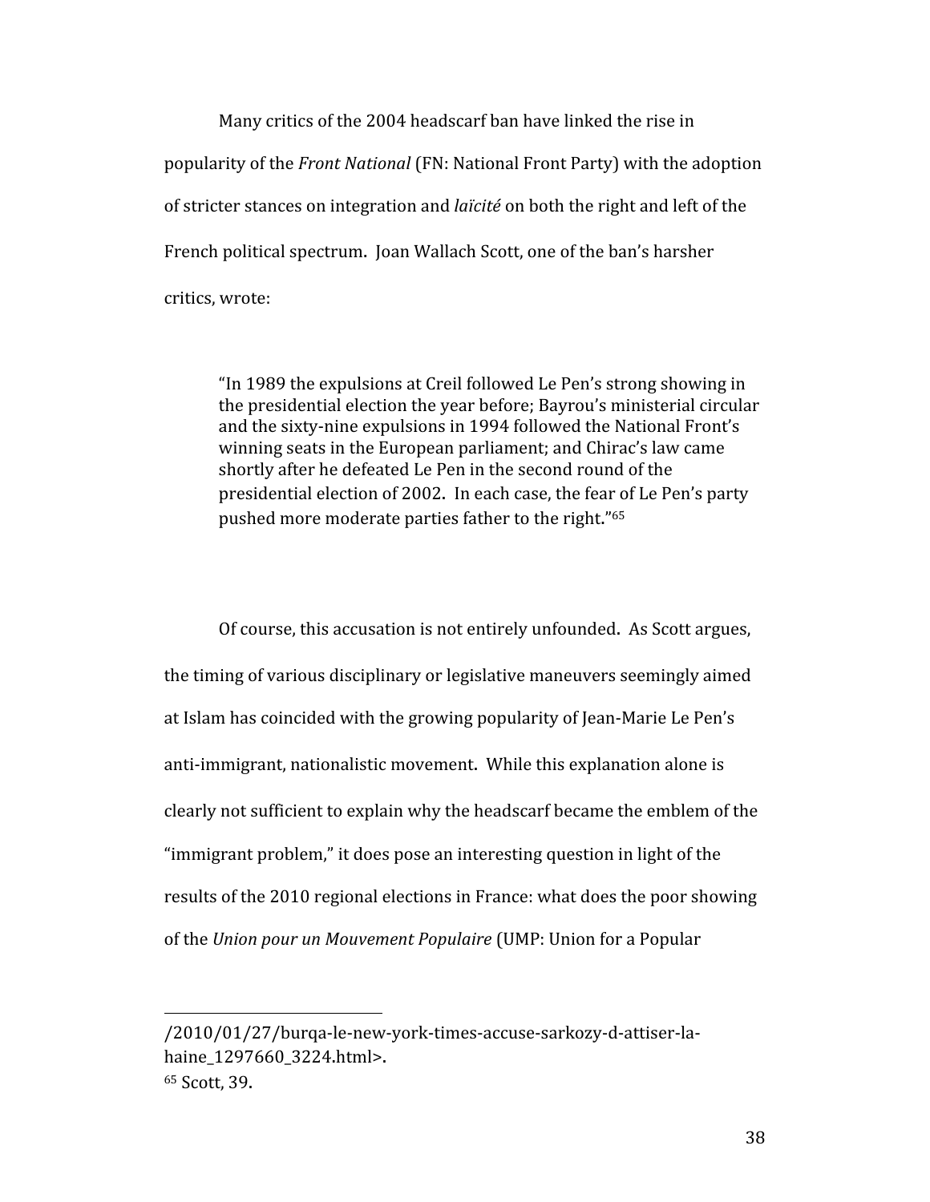Many critics of the 2004 headscarf ban have linked the rise in popularity of the *Front National* (FN: National Front Party) with the adoption of stricter stances on integration and *laïcité* on both the right and left of the French political spectrum. Joan Wallach Scott, one of the ban's harsher critics, wrote:

> "In 1989 the expulsions at Creil followed Le Pen's strong showing in the presidential election the year before; Bayrou's ministerial circular and the sixty-nine expulsions in 1994 followed the National Front's winning seats in the European parliament; and Chirac's law came shortly after he defeated Le Pen in the second round of the presidential election of 2002. In each case, the fear of Le Pen's party pushed more moderate parties father to the right."[65]

Of course, this accusation is not entirely unfounded. As Scott argues, the timing of various disciplinary or legislative maneuvers seemingly aimed at Islam has coincided with the growing popularity of Jean-Marie Le Pen's anti-immigrant, nationalistic movement. While this explanation alone is clearly not sufficient to explain why the headscarf became the emblem of the "immigrant problem," it does pose an interesting question in light of the results of the 2010 regional elections in France: what does the poor showing of the *Union pour un Mouvement Populaire* (UMP: Union for a Popular

---

/2010/01/27/burqa-le-new-york-times-accuse-sarkozy-d-attiser-la-haine_1297660_3224.html>.

[65] Scott, 39.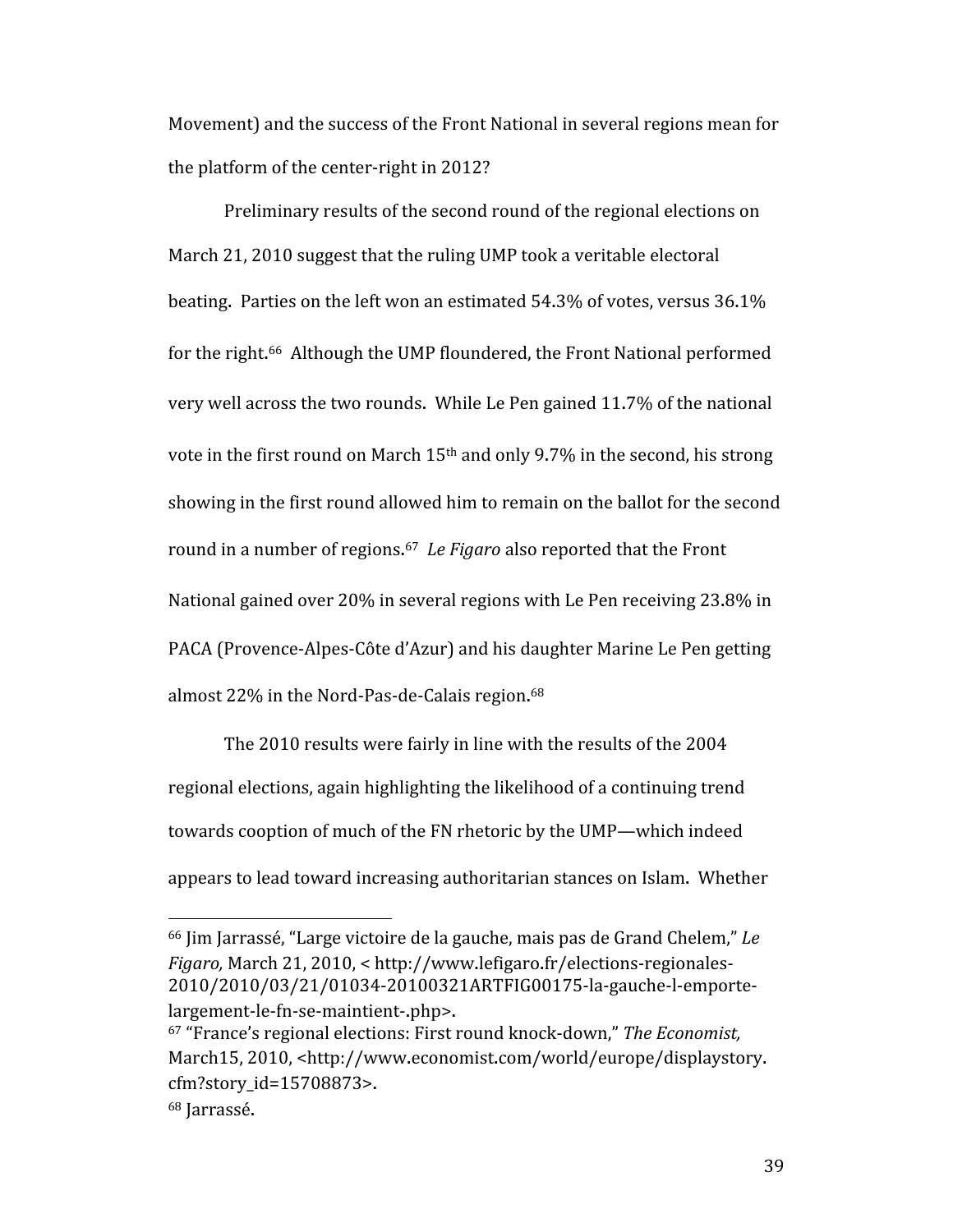Movement) and the success of the Front National in several regions mean for the platform of the center-right in 2012?

Preliminary results of the second round of the regional elections on March 21, 2010 suggest that the ruling UMP took a veritable electoral beating. Parties on the left won an estimated 54.3% of votes, versus 36.1% for the right.[66] Although the UMP floundered, the Front National performed very well across the two rounds. While Le Pen gained 11.7% of the national vote in the first round on March 15th and only 9.7% in the second, his strong showing in the first round allowed him to remain on the ballot for the second round in a number of regions.[67] *Le Figaro* also reported that the Front National gained over 20% in several regions with Le Pen receiving 23.8% in PACA (Provence-Alpes-Côte d'Azur) and his daughter Marine Le Pen getting almost 22% in the Nord-Pas-de-Calais region.[68]

The 2010 results were fairly in line with the results of the 2004 regional elections, again highlighting the likelihood of a continuing trend towards cooption of much of the FN rhetoric by the UMP—which indeed appears to lead toward increasing authoritarian stances on Islam. Whether

---

[66] Jim Jarrassé, "Large victoire de la gauche, mais pas de Grand Chelem," *Le Figaro,* March 21, 2010, < http://www.lefigaro.fr/elections-regionales-2010/2010/03/21/01034-20100321ARTFIG00175-la-gauche-l-emporte-largement-le-fn-se-maintient-.php>.

[67] "France's regional elections: First round knock-down," *The Economist,* March15, 2010, <http://www.economist.com/world/europe/displaystory.cfm?story_id=15708873>.

[68] Jarrassé.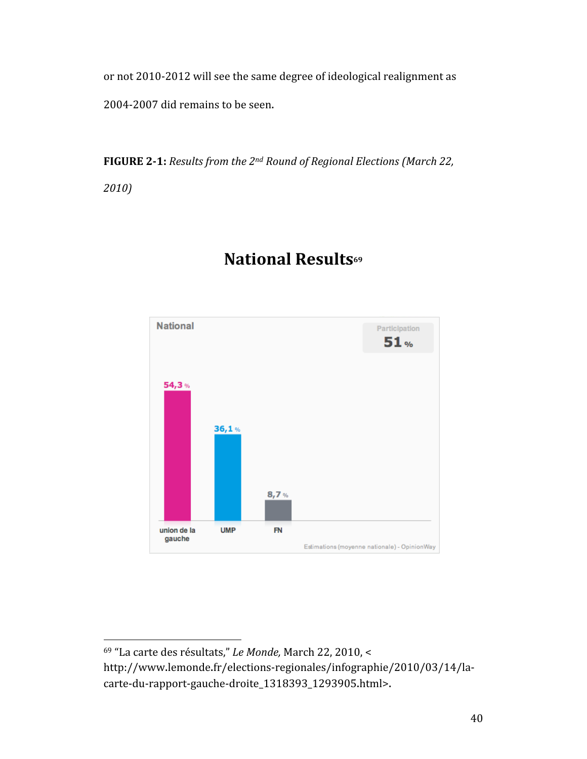or not 2010-2012 will see the same degree of ideological realignment as 2004-2007 did remains to be seen.

**FIGURE 2-1:** *Results from the 2nd Round of Regional Elections (March 22, 2010)*

## National Results[69]

National

Participation 51 %

| union de la gauche | UMP | FN |
|---|---|---|
| 54,3 % | 36,1 % | 8,7 % |

Estimations (moyenne nationale) - OpinionWay

---

69 "La carte des résultats," *Le Monde,* March 22, 2010, <http://www.lemonde.fr/elections-regionales/infographie/2010/03/14/la-carte-du-rapport-gauche-droite_1318393_1293905.html>.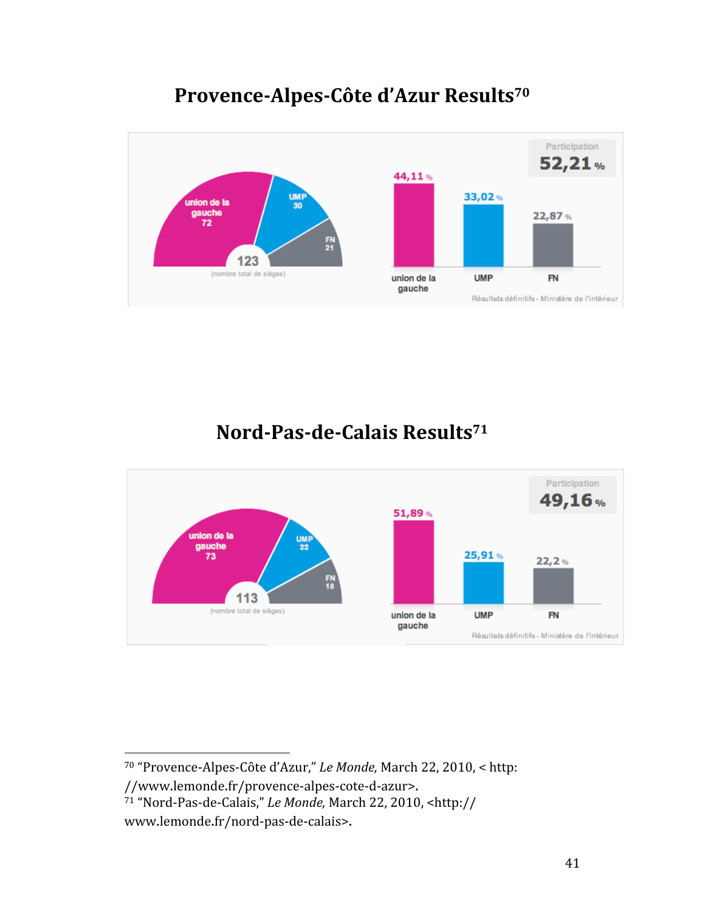## Provence-Alpes-Côte d'Azur Results[70]

union de la gauche 72 | UMP 30 | FN 21

123 (nombre total de sièges)

Participation 52,21 %

| union de la gauche | UMP | FN |
|---|---|---|
| 44,11 % | 33,02 % | 22,87 % |

Résultats définitifs - Ministère de l'intérieur

## Nord-Pas-de-Calais Results[71]

union de la gauche 73 | UMP 22 | FN 18

113 (nombre total de sièges)

Participation 49,16 %

| union de la gauche | UMP | FN |
|---|---|---|
| 51,89 % | 25,91 % | 22,2 % |

Résultats définitifs - Ministère de l'intérieur

---

[70] "Provence-Alpes-Côte d'Azur," *Le Monde,* March 22, 2010, < http://www.lemonde.fr/provence-alpes-cote-d-azur>.

[71] "Nord-Pas-de-Calais," *Le Monde,* March 22, 2010, <http://www.lemonde.fr/nord-pas-de-calais>.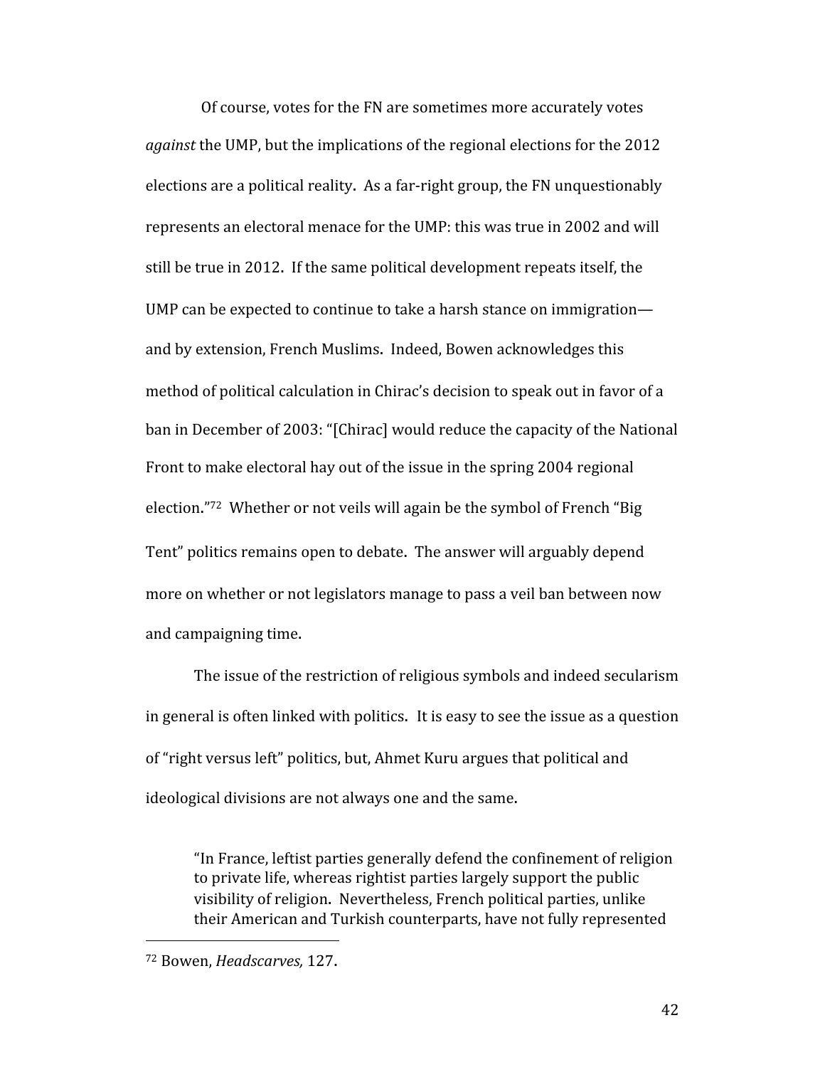Of course, votes for the FN are sometimes more accurately votes *against* the UMP, but the implications of the regional elections for the 2012 elections are a political reality. As a far-right group, the FN unquestionably represents an electoral menace for the UMP: this was true in 2002 and will still be true in 2012. If the same political development repeats itself, the UMP can be expected to continue to take a harsh stance on immigration—and by extension, French Muslims. Indeed, Bowen acknowledges this method of political calculation in Chirac's decision to speak out in favor of a ban in December of 2003: "[Chirac] would reduce the capacity of the National Front to make electoral hay out of the issue in the spring 2004 regional election."[72] Whether or not veils will again be the symbol of French "Big Tent" politics remains open to debate. The answer will arguably depend more on whether or not legislators manage to pass a veil ban between now and campaigning time.

The issue of the restriction of religious symbols and indeed secularism in general is often linked with politics. It is easy to see the issue as a question of "right versus left" politics, but, Ahmet Kuru argues that political and ideological divisions are not always one and the same.

> "In France, leftist parties generally defend the confinement of religion to private life, whereas rightist parties largely support the public visibility of religion. Nevertheless, French political parties, unlike their American and Turkish counterparts, have not fully represented

---

[72] Bowen, *Headscarves,* 127.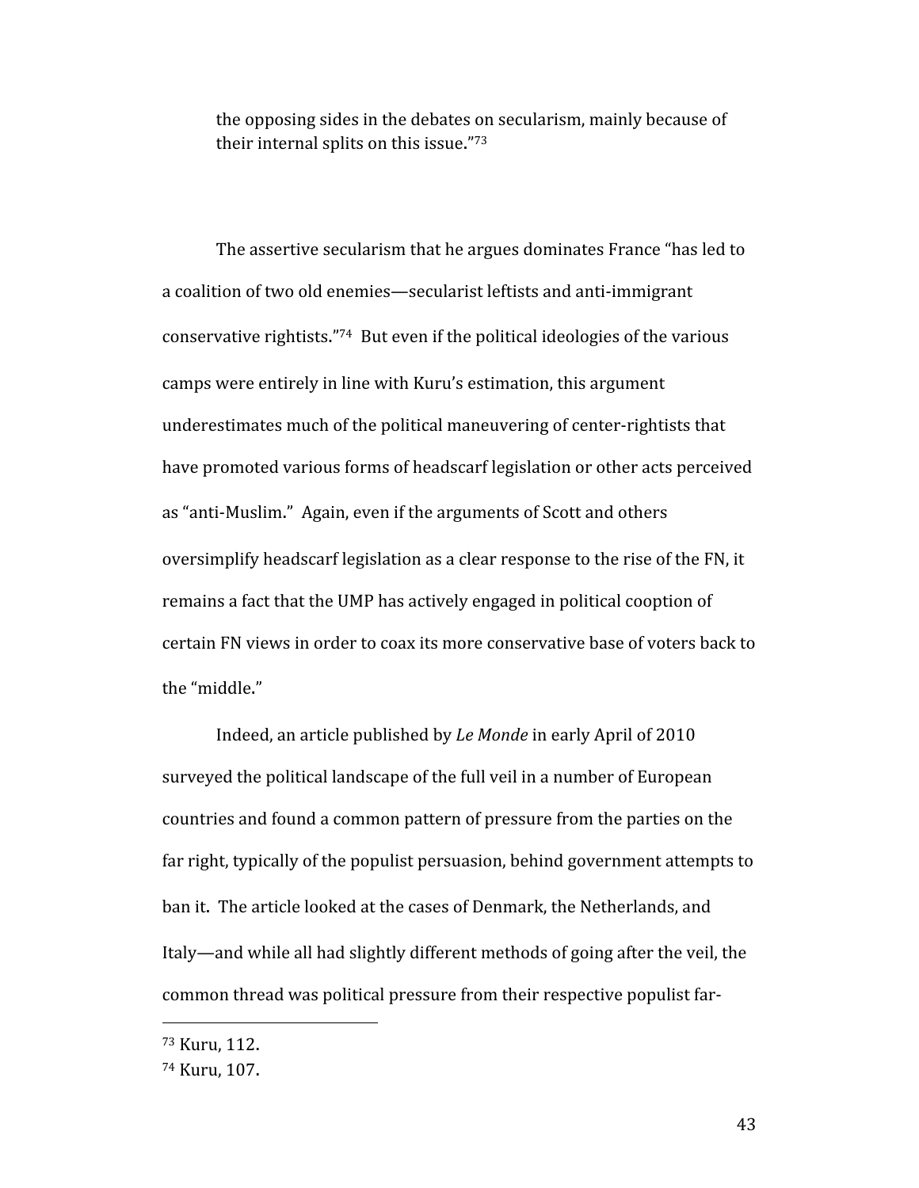the opposing sides in the debates on secularism, mainly because of their internal splits on this issue."[73]

The assertive secularism that he argues dominates France "has led to a coalition of two old enemies—secularist leftists and anti-immigrant conservative rightists."[74] But even if the political ideologies of the various camps were entirely in line with Kuru's estimation, this argument underestimates much of the political maneuvering of center-rightists that have promoted various forms of headscarf legislation or other acts perceived as "anti-Muslim." Again, even if the arguments of Scott and others oversimplify headscarf legislation as a clear response to the rise of the FN, it remains a fact that the UMP has actively engaged in political cooption of certain FN views in order to coax its more conservative base of voters back to the "middle."

Indeed, an article published by *Le Monde* in early April of 2010 surveyed the political landscape of the full veil in a number of European countries and found a common pattern of pressure from the parties on the far right, typically of the populist persuasion, behind government attempts to ban it. The article looked at the cases of Denmark, the Netherlands, and Italy—and while all had slightly different methods of going after the veil, the common thread was political pressure from their respective populist far-

---

[73] Kuru, 112.

[74] Kuru, 107.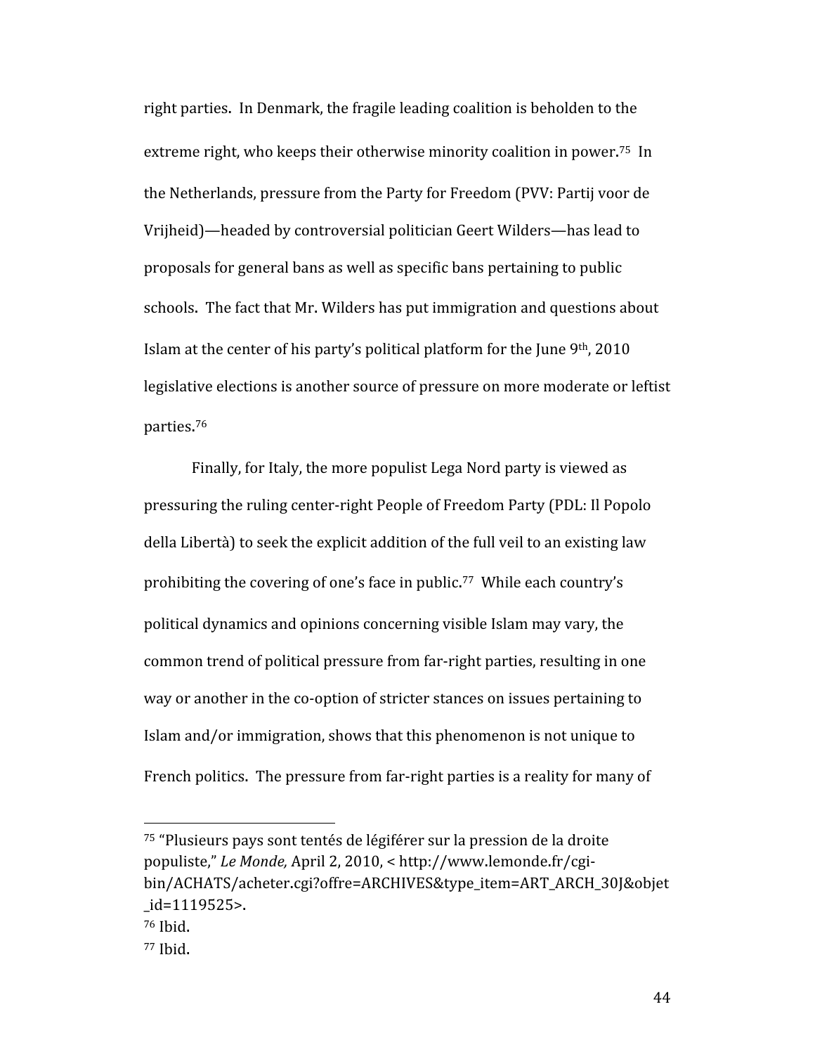right parties. In Denmark, the fragile leading coalition is beholden to the extreme right, who keeps their otherwise minority coalition in power.[75] In the Netherlands, pressure from the Party for Freedom (PVV: Partij voor de Vrijheid)—headed by controversial politician Geert Wilders—has lead to proposals for general bans as well as specific bans pertaining to public schools. The fact that Mr. Wilders has put immigration and questions about Islam at the center of his party's political platform for the June 9th, 2010 legislative elections is another source of pressure on more moderate or leftist parties.[76]

Finally, for Italy, the more populist Lega Nord party is viewed as pressuring the ruling center-right People of Freedom Party (PDL: Il Popolo della Libertà) to seek the explicit addition of the full veil to an existing law prohibiting the covering of one's face in public.[77] While each country's political dynamics and opinions concerning visible Islam may vary, the common trend of political pressure from far-right parties, resulting in one way or another in the co-option of stricter stances on issues pertaining to Islam and/or immigration, shows that this phenomenon is not unique to French politics. The pressure from far-right parties is a reality for many of

---

[75] "Plusieurs pays sont tentés de légiférer sur la pression de la droite populiste," *Le Monde,* April 2, 2010, < http://www.lemonde.fr/cgi-bin/ACHATS/acheter.cgi?offre=ARCHIVES&type_item=ART_ARCH_30J&objet_id=1119525>.

[76] Ibid.

[77] Ibid.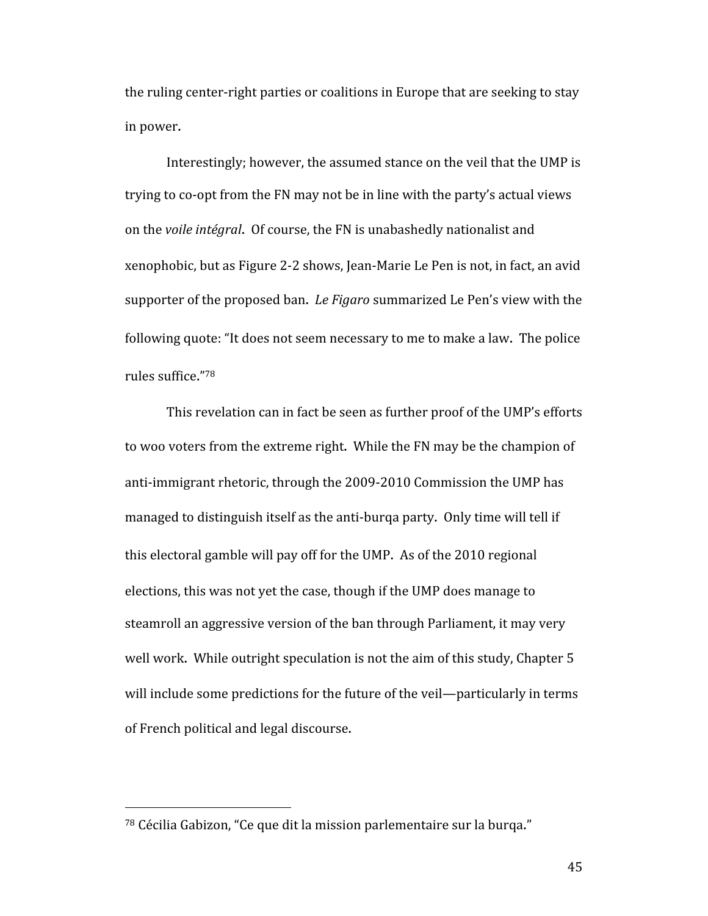the ruling center-right parties or coalitions in Europe that are seeking to stay in power.

Interestingly; however, the assumed stance on the veil that the UMP is trying to co-opt from the FN may not be in line with the party's actual views on the *voile intégral*. Of course, the FN is unabashedly nationalist and xenophobic, but as Figure 2-2 shows, Jean-Marie Le Pen is not, in fact, an avid supporter of the proposed ban. *Le Figaro* summarized Le Pen's view with the following quote: "It does not seem necessary to me to make a law. The police rules suffice."[78]

This revelation can in fact be seen as further proof of the UMP's efforts to woo voters from the extreme right. While the FN may be the champion of anti-immigrant rhetoric, through the 2009-2010 Commission the UMP has managed to distinguish itself as the anti-burqa party. Only time will tell if this electoral gamble will pay off for the UMP. As of the 2010 regional elections, this was not yet the case, though if the UMP does manage to steamroll an aggressive version of the ban through Parliament, it may very well work. While outright speculation is not the aim of this study, Chapter 5 will include some predictions for the future of the veil—particularly in terms of French political and legal discourse.

---

[78] Cécilia Gabizon, "Ce que dit la mission parlementaire sur la burqa."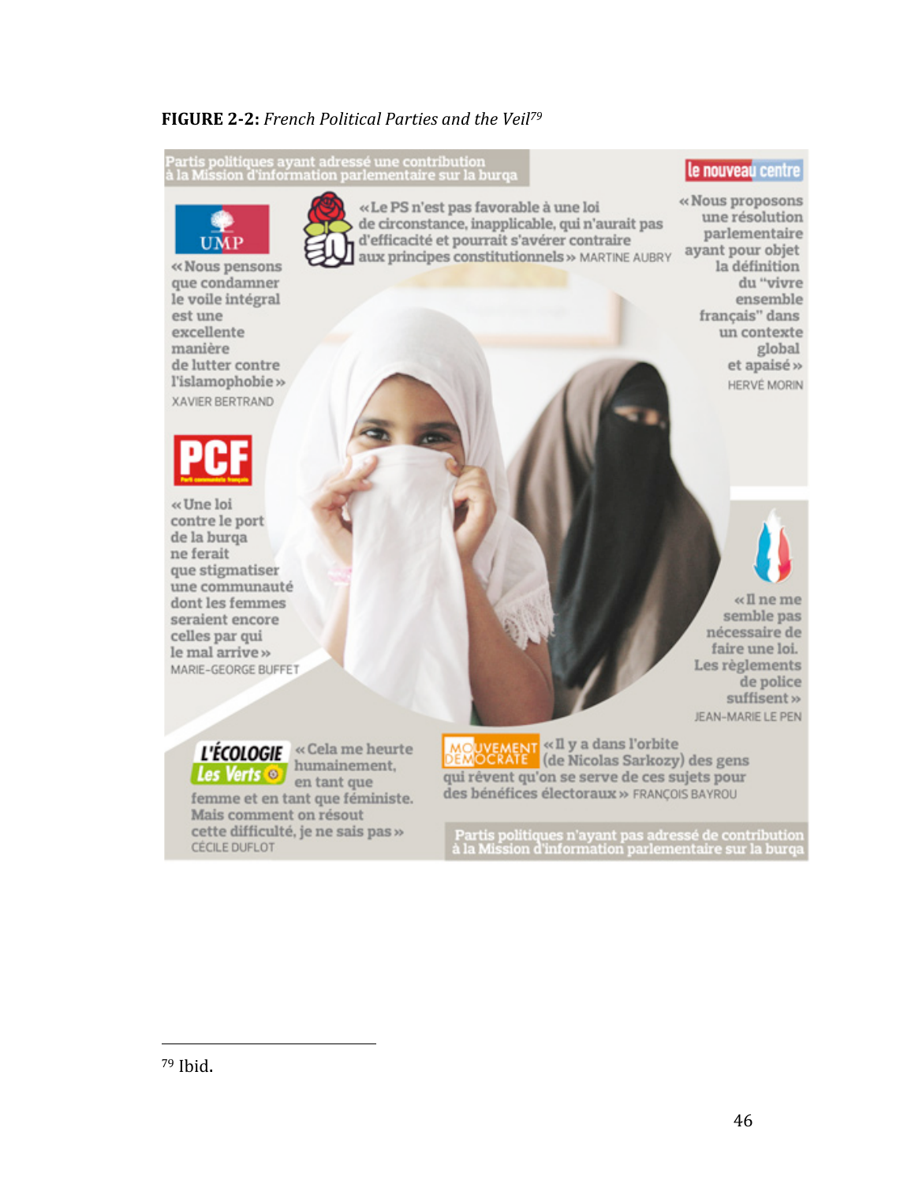**FIGURE 2-2:** *French Political Parties and the Veil*[79]

Partis politiques ayant adressé une contribution à la Mission d'information parlementaire sur la burqa

UMP

« Nous pensons que condamner le voile intégral est une excellente manière de lutter contre l'islamophobie » XAVIER BERTRAND

« Le PS n'est pas favorable à une loi de circonstance, inapplicable, qui n'aurait pas d'efficacité et pourrait s'avérer contraire aux principes constitutionnels » MARTINE AUBRY

le nouveau centre

« Nous proposons une résolution parlementaire ayant pour objet la définition du "vivre ensemble français" dans un contexte global et apaisé » HERVÉ MORIN

PCF

« Une loi contre le port de la burqa ne ferait que stigmatiser une communauté dont les femmes seraient encore celles par qui le mal arrive » MARIE-GEORGE BUFFET

« Il ne me semble pas nécessaire de faire une loi. Les règlements de police suffisent » JEAN-MARIE LE PEN

L'ÉCOLOGIE Les Verts

« Cela me heurte humainement, en tant que femme et en tant que féministe. Mais comment on résout cette difficulté, je ne sais pas » CÉCILE DUFLOT

MOUVEMENT DÉMOCRATE

« Il y a dans l'orbite (de Nicolas Sarkozy) des gens qui rêvent qu'on se serve de ces sujets pour des bénéfices électoraux » FRANÇOIS BAYROU

Partis politiques n'ayant pas adressé de contribution à la Mission d'information parlementaire sur la burqa

---

[79] Ibid.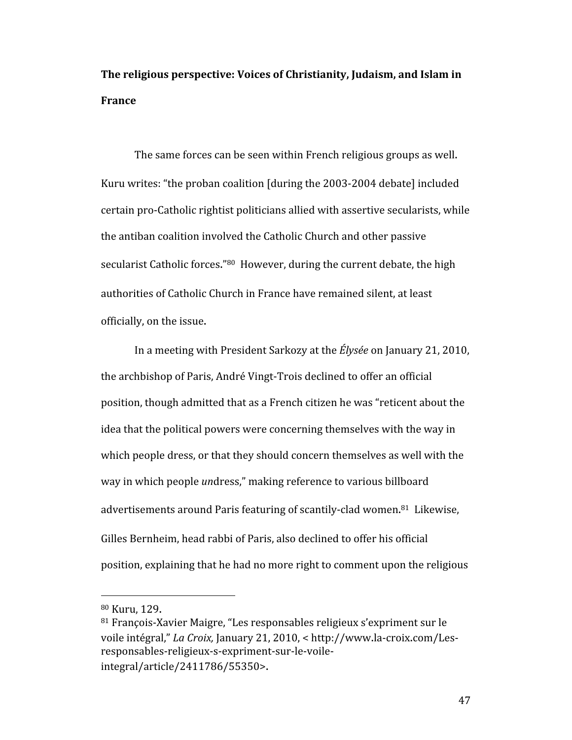**The religious perspective: Voices of Christianity, Judaism, and Islam in France**

The same forces can be seen within French religious groups as well. Kuru writes: "the proban coalition [during the 2003-2004 debate] included certain pro-Catholic rightist politicians allied with assertive secularists, while the antiban coalition involved the Catholic Church and other passive secularist Catholic forces."[80] However, during the current debate, the high authorities of Catholic Church in France have remained silent, at least officially, on the issue.

In a meeting with President Sarkozy at the *Élysée* on January 21, 2010, the archbishop of Paris, André Vingt-Trois declined to offer an official position, though admitted that as a French citizen he was "reticent about the idea that the political powers were concerning themselves with the way in which people dress, or that they should concern themselves as well with the way in which people *un*dress," making reference to various billboard advertisements around Paris featuring of scantily-clad women.[81] Likewise, Gilles Bernheim, head rabbi of Paris, also declined to offer his official position, explaining that he had no more right to comment upon the religious

---

[80] Kuru, 129.

[81] François-Xavier Maigre, "Les responsables religieux s'expriment sur le voile intégral," *La Croix,* January 21, 2010, < http://www.la-croix.com/Les-responsables-religieux-s-expriment-sur-le-voile-integral/article/2411786/55350>.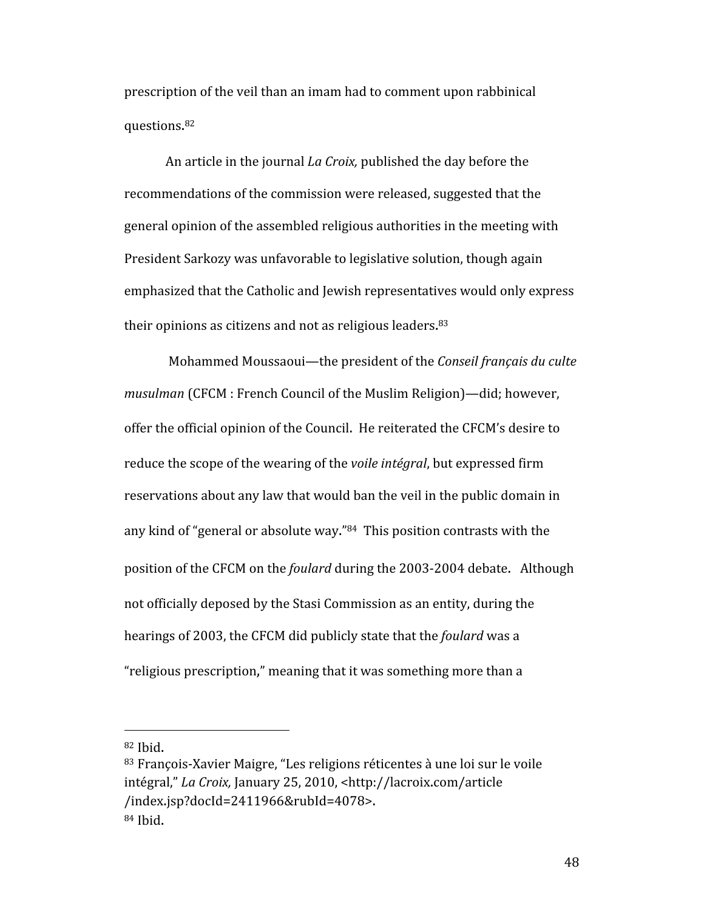prescription of the veil than an imam had to comment upon rabbinical questions.[82]

An article in the journal *La Croix,* published the day before the recommendations of the commission were released, suggested that the general opinion of the assembled religious authorities in the meeting with President Sarkozy was unfavorable to legislative solution, though again emphasized that the Catholic and Jewish representatives would only express their opinions as citizens and not as religious leaders.[83]

Mohammed Moussaoui—the president of the *Conseil français du culte musulman* (CFCM : French Council of the Muslim Religion)—did; however, offer the official opinion of the Council. He reiterated the CFCM's desire to reduce the scope of the wearing of the *voile intégral*, but expressed firm reservations about any law that would ban the veil in the public domain in any kind of "general or absolute way."[84] This position contrasts with the position of the CFCM on the *foulard* during the 2003-2004 debate. Although not officially deposed by the Stasi Commission as an entity, during the hearings of 2003, the CFCM did publicly state that the *foulard* was a "religious prescription," meaning that it was something more than a

---

[82] Ibid.

[83] François-Xavier Maigre, "Les religions réticentes à une loi sur le voile intégral," *La Croix,* January 25, 2010, <http://lacroix.com/article/index.jsp?docId=2411966&rubId=4078>.

[84] Ibid.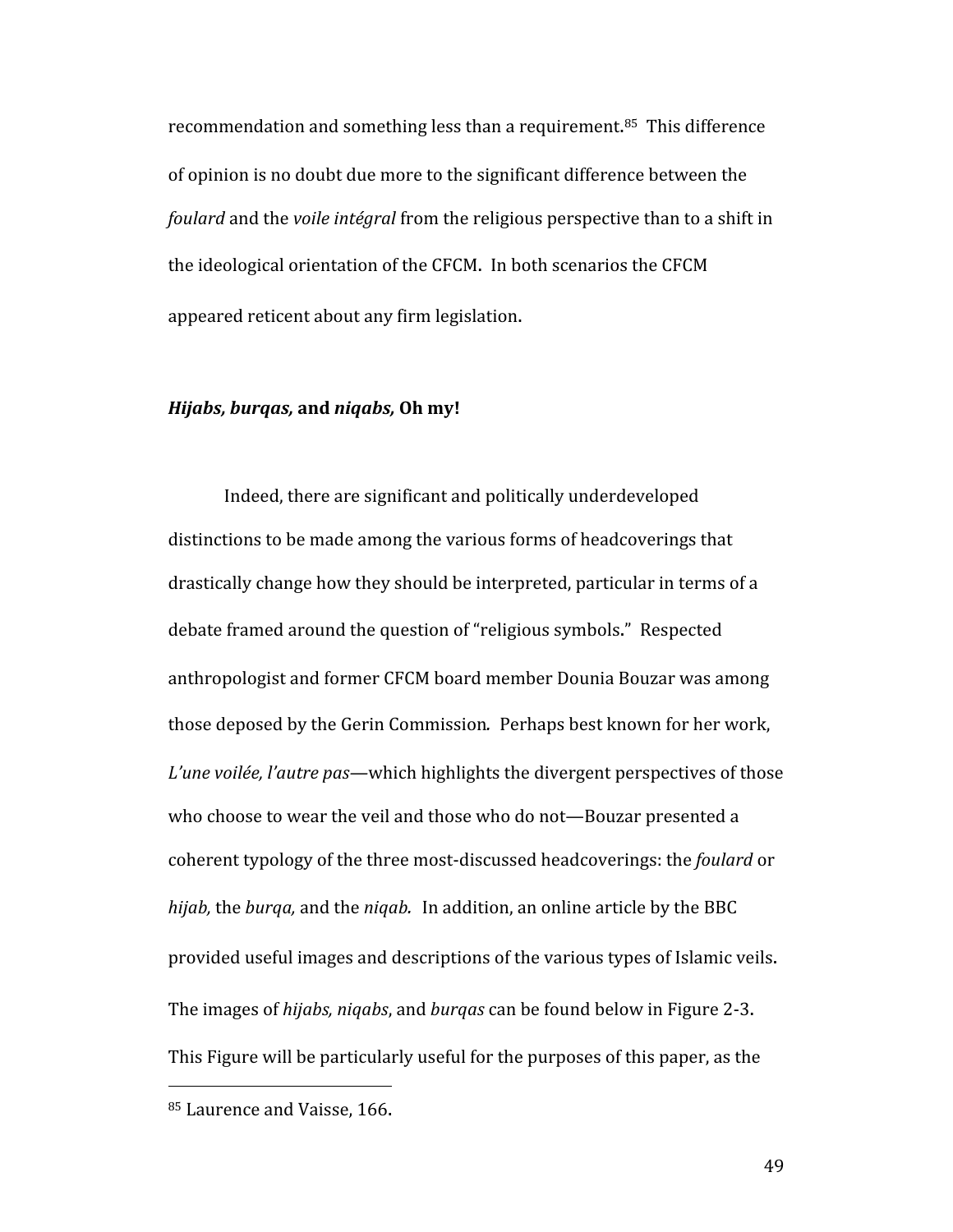recommendation and something less than a requirement.[85] This difference of opinion is no doubt due more to the significant difference between the *foulard* and the *voile intégral* from the religious perspective than to a shift in the ideological orientation of the CFCM. In both scenarios the CFCM appeared reticent about any firm legislation.

### ***Hijabs, burqas,* and *niqabs,* Oh my!**

Indeed, there are significant and politically underdeveloped distinctions to be made among the various forms of headcoverings that drastically change how they should be interpreted, particular in terms of a debate framed around the question of "religious symbols." Respected anthropologist and former CFCM board member Dounia Bouzar was among those deposed by the Gerin Commission*.* Perhaps best known for her work, *L'une voilée, l'autre pas*—which highlights the divergent perspectives of those who choose to wear the veil and those who do not—Bouzar presented a coherent typology of the three most-discussed headcoverings: the *foulard* or *hijab,* the *burqa,* and the *niqab.* In addition, an online article by the BBC provided useful images and descriptions of the various types of Islamic veils. The images of *hijabs, niqabs*, and *burqas* can be found below in Figure 2-3. This Figure will be particularly useful for the purposes of this paper, as the

---

[85] Laurence and Vaisse, 166.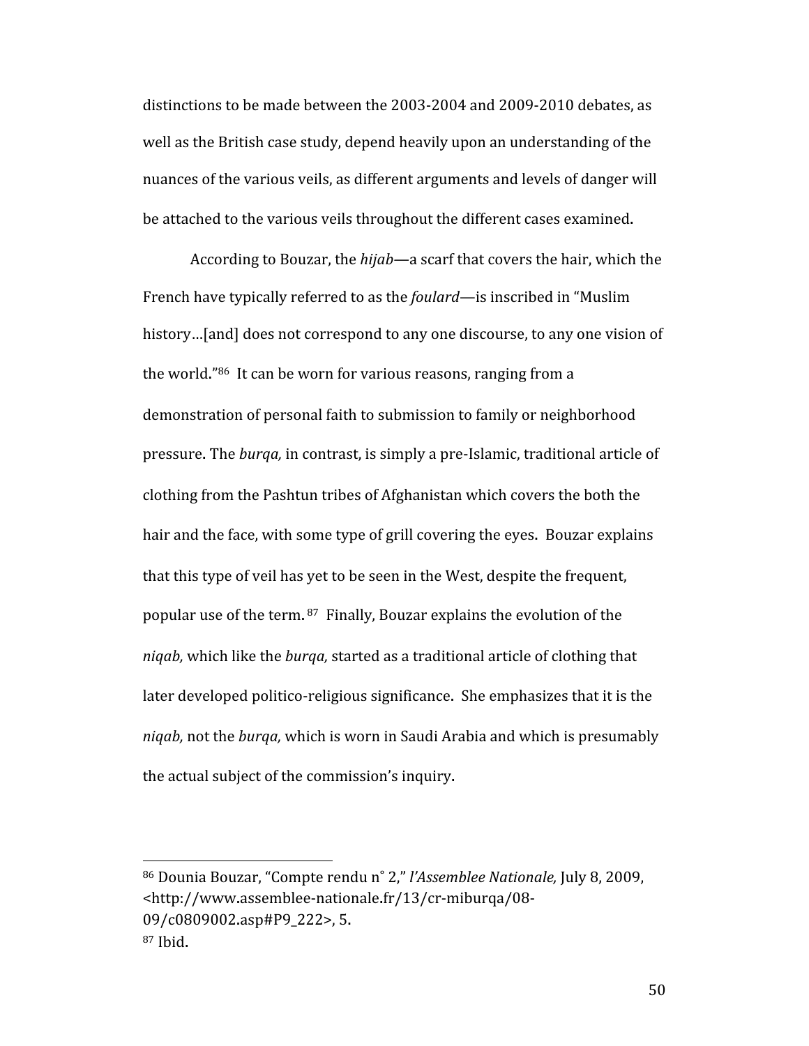distinctions to be made between the 2003-2004 and 2009-2010 debates, as well as the British case study, depend heavily upon an understanding of the nuances of the various veils, as different arguments and levels of danger will be attached to the various veils throughout the different cases examined.

According to Bouzar, the *hijab*—a scarf that covers the hair, which the French have typically referred to as the *foulard*—is inscribed in "Muslim history…[and] does not correspond to any one discourse, to any one vision of the world."[86] It can be worn for various reasons, ranging from a demonstration of personal faith to submission to family or neighborhood pressure. The *burqa,* in contrast, is simply a pre-Islamic, traditional article of clothing from the Pashtun tribes of Afghanistan which covers the both the hair and the face, with some type of grill covering the eyes. Bouzar explains that this type of veil has yet to be seen in the West, despite the frequent, popular use of the term.[87] Finally, Bouzar explains the evolution of the *niqab,* which like the *burqa,* started as a traditional article of clothing that later developed politico-religious significance. She emphasizes that it is the *niqab,* not the *burqa,* which is worn in Saudi Arabia and which is presumably the actual subject of the commission's inquiry.

---

[86] Dounia Bouzar, "Compte rendu n° 2," *l'Assemblee Nationale,* July 8, 2009, <http://www.assemblee-nationale.fr/13/cr-miburqa/08-09/c0809002.asp#P9_222>, 5.

[87] Ibid.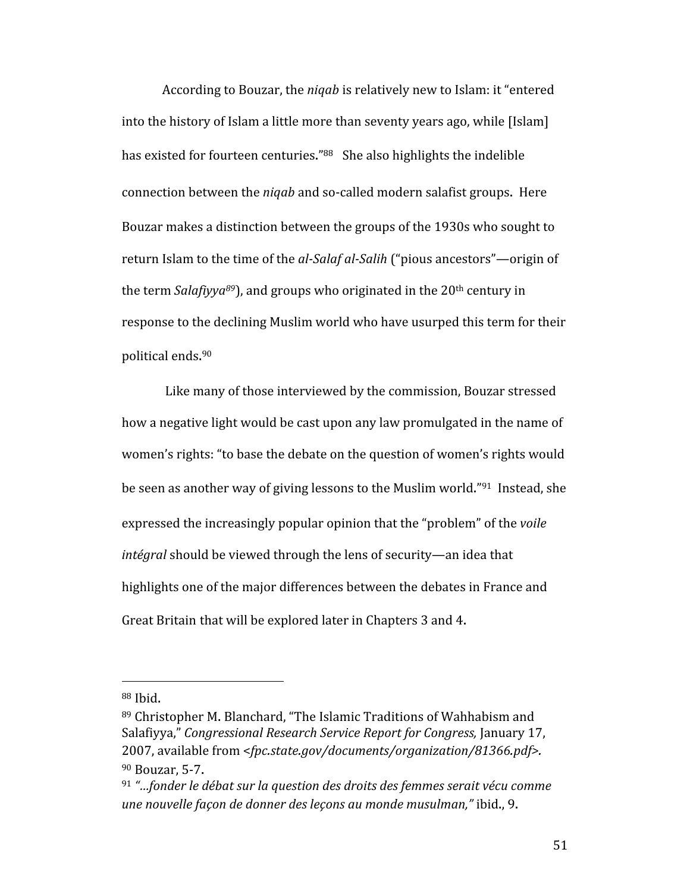According to Bouzar, the *niqab* is relatively new to Islam: it "entered into the history of Islam a little more than seventy years ago, while [Islam] has existed for fourteen centuries."[88] She also highlights the indelible connection between the *niqab* and so-called modern salafist groups. Here Bouzar makes a distinction between the groups of the 1930s who sought to return Islam to the time of the *al-Salaf al-Salih* ("pious ancestors"—origin of the term *Salafiyya*[89]), and groups who originated in the 20th century in response to the declining Muslim world who have usurped this term for their political ends.[90]

Like many of those interviewed by the commission, Bouzar stressed how a negative light would be cast upon any law promulgated in the name of women's rights: "to base the debate on the question of women's rights would be seen as another way of giving lessons to the Muslim world."[91] Instead, she expressed the increasingly popular opinion that the "problem" of the *voile intégral* should be viewed through the lens of security—an idea that highlights one of the major differences between the debates in France and Great Britain that will be explored later in Chapters 3 and 4.

---

[88] Ibid.

[89] Christopher M. Blanchard, "The Islamic Traditions of Wahhabism and Salafiyya," *Congressional Research Service Report for Congress,* January 17, 2007, available from <*fpc.state.gov/documents/organization/81366.pdf*>.

[90] Bouzar, 5-7.

[91] *"…fonder le débat sur la question des droits des femmes serait vécu comme une nouvelle façon de donner des leçons au monde musulman,"* ibid., 9.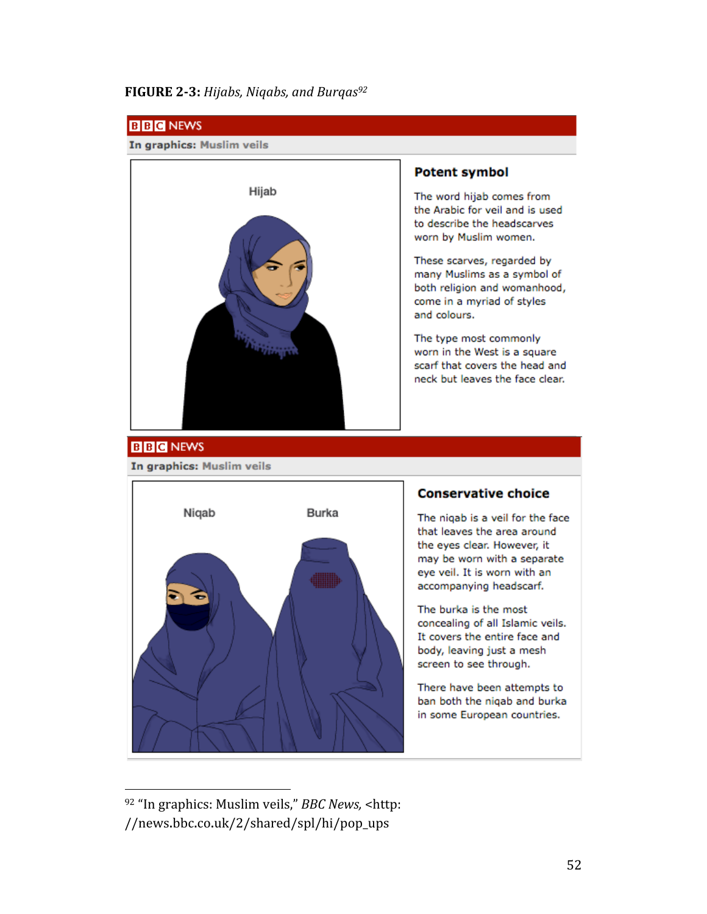**FIGURE 2-3:** *Hijabs, Niqabs, and Burqas*[92]

BBC NEWS

**In graphics: Muslim veils**

Hijab

### Potent symbol

The word hijab comes from the Arabic for veil and is used to describe the headscarves worn by Muslim women.

These scarves, regarded by many Muslims as a symbol of both religion and womanhood, come in a myriad of styles and colours.

The type most commonly worn in the West is a square scarf that covers the head and neck but leaves the face clear.

BBC NEWS

**In graphics: Muslim veils**

Niqab  Burka

### Conservative choice

The niqab is a veil for the face that leaves the area around the eyes clear. However, it may be worn with a separate eye veil. It is worn with an accompanying headscarf.

The burka is the most concealing of all Islamic veils. It covers the entire face and body, leaving just a mesh screen to see through.

There have been attempts to ban both the niqab and burka in some European countries.

---

[92] "In graphics: Muslim veils," *BBC News,* <http://news.bbc.co.uk/2/shared/spl/hi/pop_ups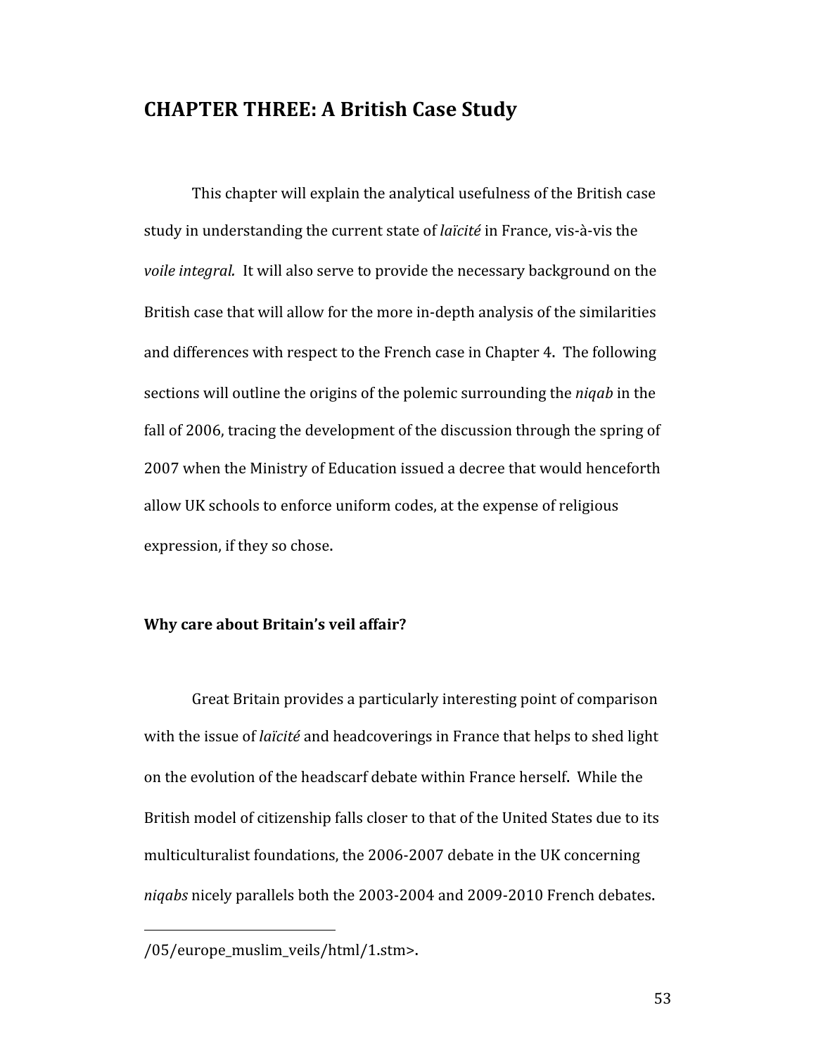# CHAPTER THREE: A British Case Study

This chapter will explain the analytical usefulness of the British case study in understanding the current state of *laïcité* in France, vis-à-vis the *voile integral.* It will also serve to provide the necessary background on the British case that will allow for the more in-depth analysis of the similarities and differences with respect to the French case in Chapter 4. The following sections will outline the origins of the polemic surrounding the *niqab* in the fall of 2006, tracing the development of the discussion through the spring of 2007 when the Ministry of Education issued a decree that would henceforth allow UK schools to enforce uniform codes, at the expense of religious expression, if they so chose.

## Why care about Britain's veil affair?

Great Britain provides a particularly interesting point of comparison with the issue of *laïcité* and headcoverings in France that helps to shed light on the evolution of the headscarf debate within France herself. While the British model of citizenship falls closer to that of the United States due to its multiculturalist foundations, the 2006-2007 debate in the UK concerning *niqabs* nicely parallels both the 2003-2004 and 2009-2010 French debates.

---

/05/europe_muslim_veils/html/1.stm>.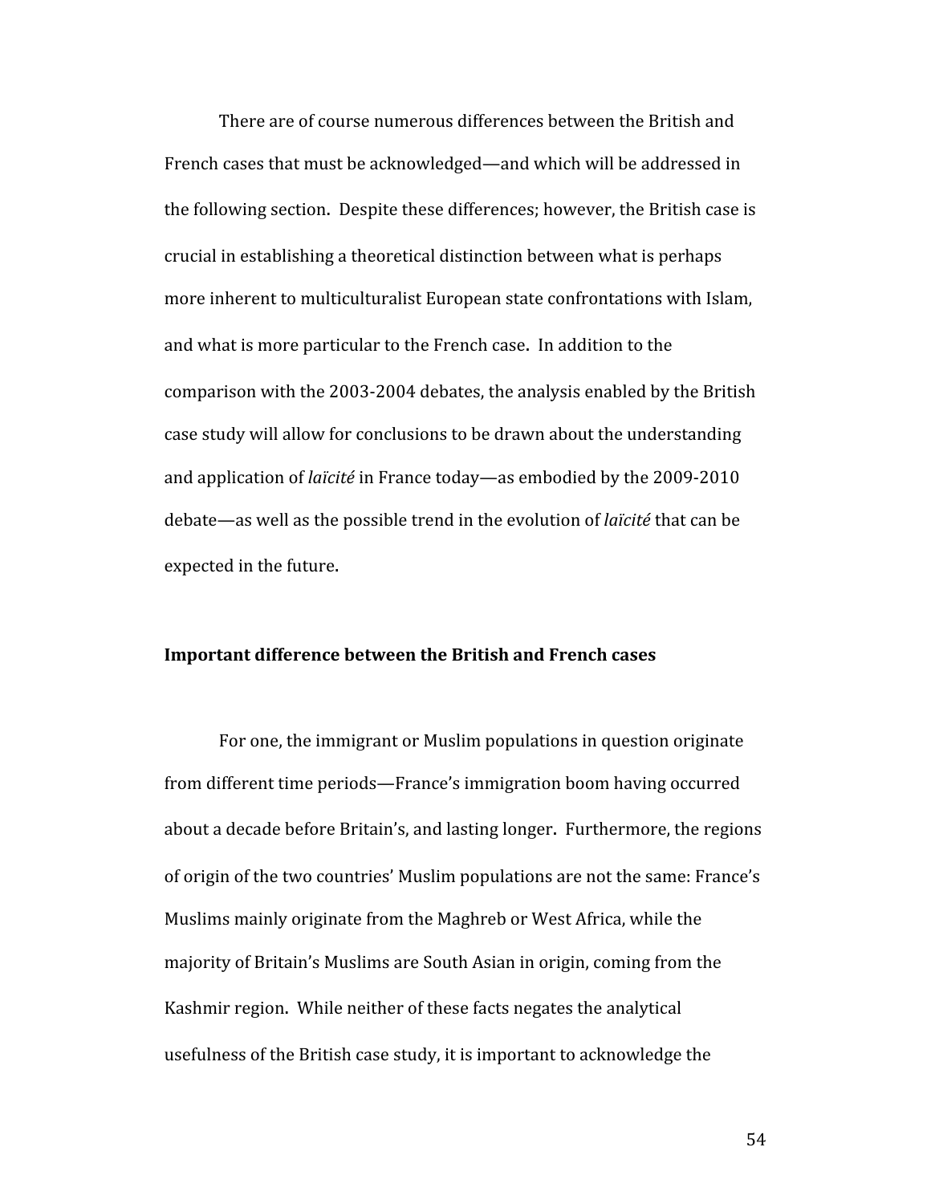There are of course numerous differences between the British and French cases that must be acknowledged—and which will be addressed in the following section. Despite these differences; however, the British case is crucial in establishing a theoretical distinction between what is perhaps more inherent to multiculturalist European state confrontations with Islam, and what is more particular to the French case. In addition to the comparison with the 2003-2004 debates, the analysis enabled by the British case study will allow for conclusions to be drawn about the understanding and application of *laïcité* in France today—as embodied by the 2009-2010 debate—as well as the possible trend in the evolution of *laïcité* that can be expected in the future.

**Important difference between the British and French cases**

For one, the immigrant or Muslim populations in question originate from different time periods—France's immigration boom having occurred about a decade before Britain's, and lasting longer. Furthermore, the regions of origin of the two countries' Muslim populations are not the same: France's Muslims mainly originate from the Maghreb or West Africa, while the majority of Britain's Muslims are South Asian in origin, coming from the Kashmir region. While neither of these facts negates the analytical usefulness of the British case study, it is important to acknowledge the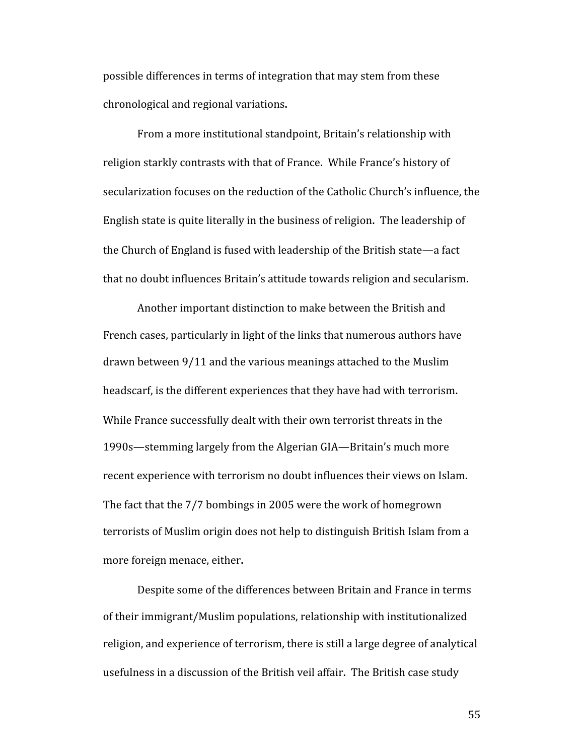possible differences in terms of integration that may stem from these chronological and regional variations.

From a more institutional standpoint, Britain's relationship with religion starkly contrasts with that of France. While France's history of secularization focuses on the reduction of the Catholic Church's influence, the English state is quite literally in the business of religion. The leadership of the Church of England is fused with leadership of the British state—a fact that no doubt influences Britain's attitude towards religion and secularism.

Another important distinction to make between the British and French cases, particularly in light of the links that numerous authors have drawn between 9/11 and the various meanings attached to the Muslim headscarf, is the different experiences that they have had with terrorism. While France successfully dealt with their own terrorist threats in the 1990s—stemming largely from the Algerian GIA—Britain's much more recent experience with terrorism no doubt influences their views on Islam. The fact that the 7/7 bombings in 2005 were the work of homegrown terrorists of Muslim origin does not help to distinguish British Islam from a more foreign menace, either.

Despite some of the differences between Britain and France in terms of their immigrant/Muslim populations, relationship with institutionalized religion, and experience of terrorism, there is still a large degree of analytical usefulness in a discussion of the British veil affair. The British case study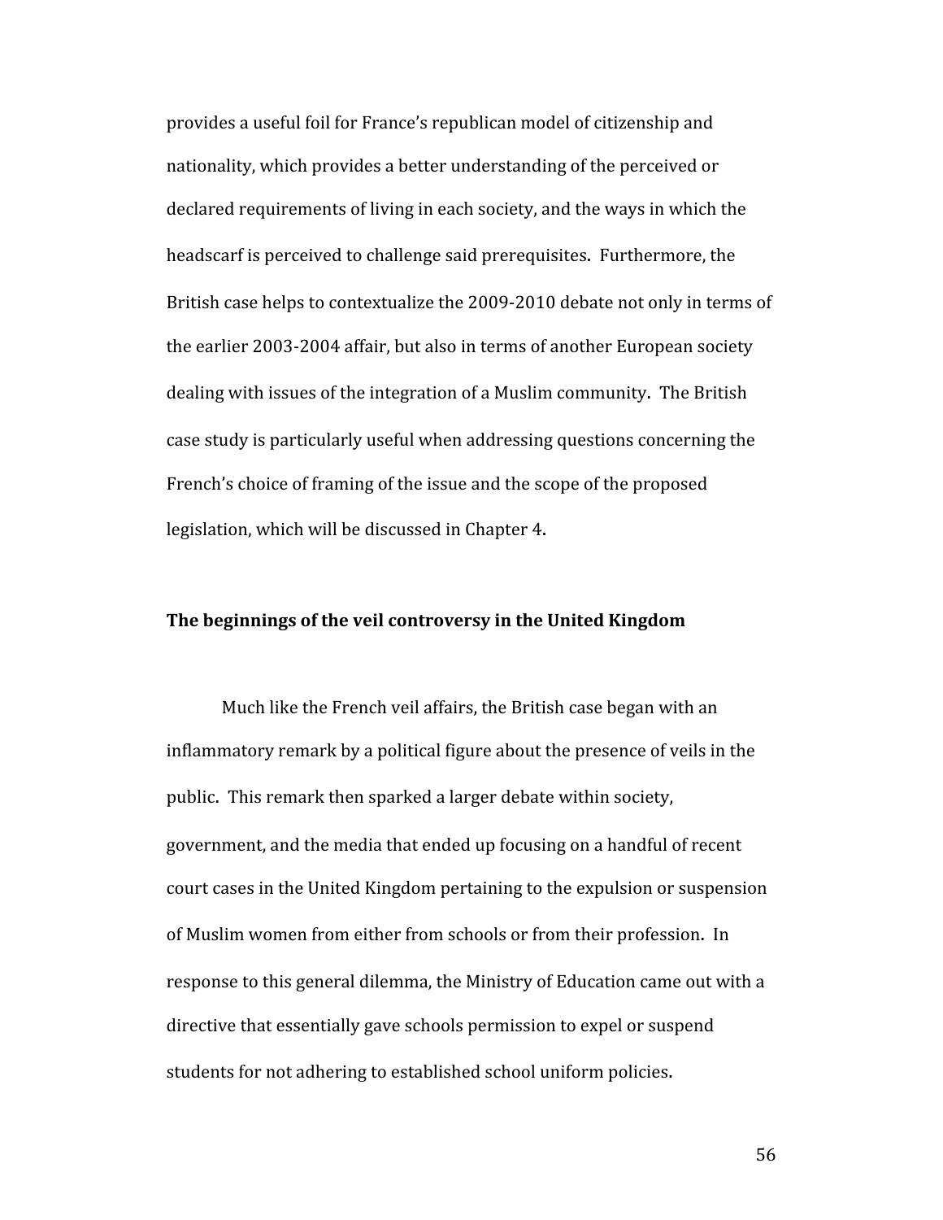provides a useful foil for France's republican model of citizenship and nationality, which provides a better understanding of the perceived or declared requirements of living in each society, and the ways in which the headscarf is perceived to challenge said prerequisites. Furthermore, the British case helps to contextualize the 2009-2010 debate not only in terms of the earlier 2003-2004 affair, but also in terms of another European society dealing with issues of the integration of a Muslim community. The British case study is particularly useful when addressing questions concerning the French's choice of framing of the issue and the scope of the proposed legislation, which will be discussed in Chapter 4.

**The beginnings of the veil controversy in the United Kingdom**

Much like the French veil affairs, the British case began with an inflammatory remark by a political figure about the presence of veils in the public. This remark then sparked a larger debate within society, government, and the media that ended up focusing on a handful of recent court cases in the United Kingdom pertaining to the expulsion or suspension of Muslim women from either from schools or from their profession. In response to this general dilemma, the Ministry of Education came out with a directive that essentially gave schools permission to expel or suspend students for not adhering to established school uniform policies.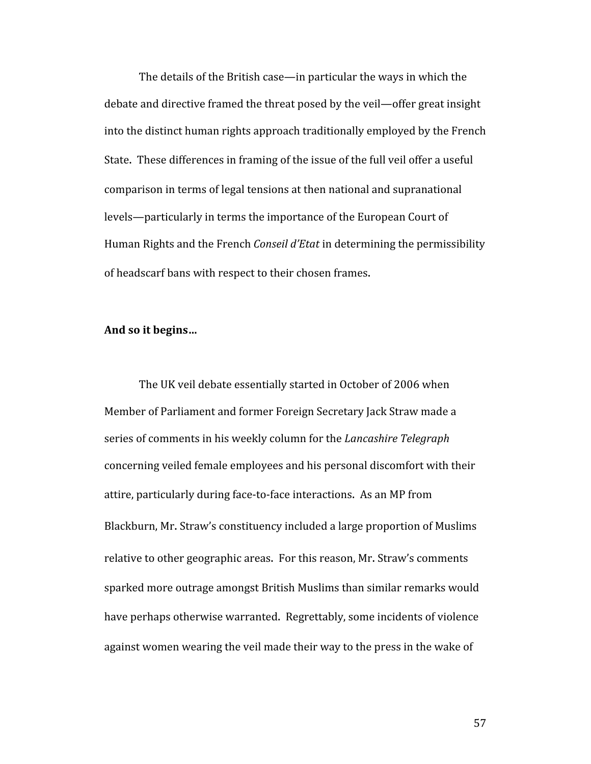The details of the British case—in particular the ways in which the debate and directive framed the threat posed by the veil—offer great insight into the distinct human rights approach traditionally employed by the French State. These differences in framing of the issue of the full veil offer a useful comparison in terms of legal tensions at then national and supranational levels—particularly in terms the importance of the European Court of Human Rights and the French *Conseil d'Etat* in determining the permissibility of headscarf bans with respect to their chosen frames.

**And so it begins…**

The UK veil debate essentially started in October of 2006 when Member of Parliament and former Foreign Secretary Jack Straw made a series of comments in his weekly column for the *Lancashire Telegraph* concerning veiled female employees and his personal discomfort with their attire, particularly during face-to-face interactions. As an MP from Blackburn, Mr. Straw's constituency included a large proportion of Muslims relative to other geographic areas. For this reason, Mr. Straw's comments sparked more outrage amongst British Muslims than similar remarks would have perhaps otherwise warranted. Regrettably, some incidents of violence against women wearing the veil made their way to the press in the wake of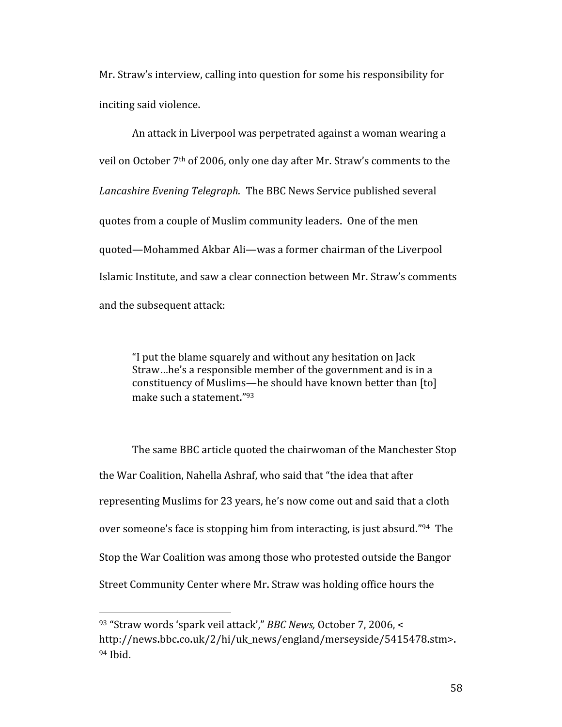Mr. Straw's interview, calling into question for some his responsibility for inciting said violence.

An attack in Liverpool was perpetrated against a woman wearing a veil on October 7th of 2006, only one day after Mr. Straw's comments to the *Lancashire Evening Telegraph.* The BBC News Service published several quotes from a couple of Muslim community leaders. One of the men quoted—Mohammed Akbar Ali—was a former chairman of the Liverpool Islamic Institute, and saw a clear connection between Mr. Straw's comments and the subsequent attack:

> "I put the blame squarely and without any hesitation on Jack Straw…he's a responsible member of the government and is in a constituency of Muslims—he should have known better than [to] make such a statement."[93]

The same BBC article quoted the chairwoman of the Manchester Stop the War Coalition, Nahella Ashraf, who said that "the idea that after representing Muslims for 23 years, he's now come out and said that a cloth over someone's face is stopping him from interacting, is just absurd."[94] The Stop the War Coalition was among those who protested outside the Bangor Street Community Center where Mr. Straw was holding office hours the

---

[93] "Straw words 'spark veil attack'," *BBC News,* October 7, 2006, <http://news.bbc.co.uk/2/hi/uk_news/england/merseyside/5415478.stm>.
[94] Ibid.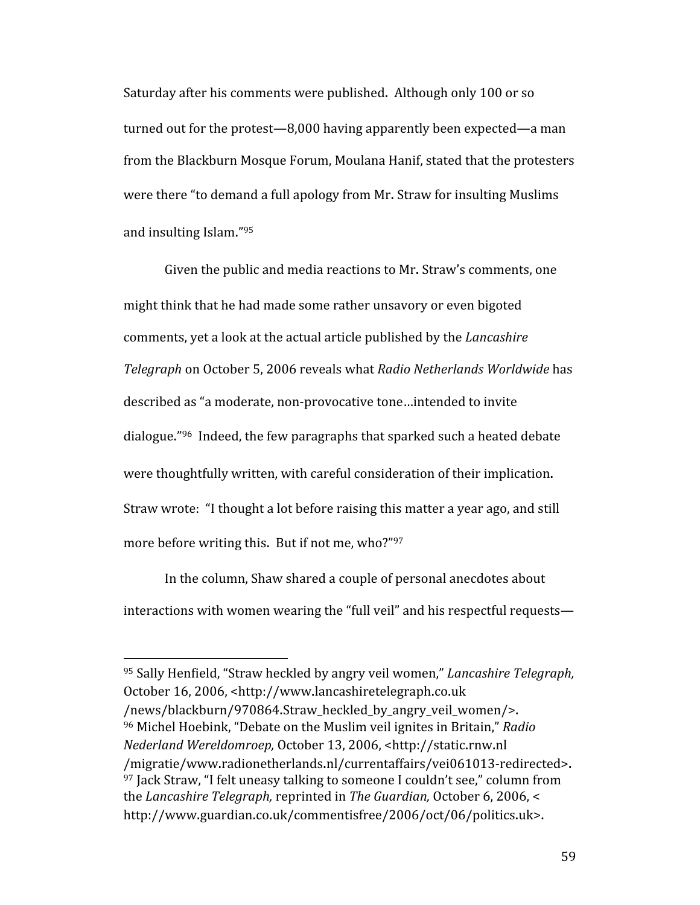Saturday after his comments were published. Although only 100 or so turned out for the protest—8,000 having apparently been expected—a man from the Blackburn Mosque Forum, Moulana Hanif, stated that the protesters were there "to demand a full apology from Mr. Straw for insulting Muslims and insulting Islam."[95]

Given the public and media reactions to Mr. Straw's comments, one might think that he had made some rather unsavory or even bigoted comments, yet a look at the actual article published by the *Lancashire Telegraph* on October 5, 2006 reveals what *Radio Netherlands Worldwide* has described as "a moderate, non-provocative tone…intended to invite dialogue."[96] Indeed, the few paragraphs that sparked such a heated debate were thoughtfully written, with careful consideration of their implication. Straw wrote: "I thought a lot before raising this matter a year ago, and still more before writing this. But if not me, who?"[97]

In the column, Shaw shared a couple of personal anecdotes about interactions with women wearing the "full veil" and his respectful requests—

---

[95] Sally Henfield, "Straw heckled by angry veil women," *Lancashire Telegraph,* October 16, 2006, <http://www.lancashiretelegraph.co.uk /news/blackburn/970864.Straw_heckled_by_angry_veil_women/>.

[96] Michel Hoebink, "Debate on the Muslim veil ignites in Britain," *Radio Nederland Wereldomroep,* October 13, 2006, <http://static.rnw.nl /migratie/www.radionetherlands.nl/currentaffairs/vei061013-redirected>.

[97] Jack Straw, "I felt uneasy talking to someone I couldn't see," column from the *Lancashire Telegraph,* reprinted in *The Guardian,* October 6, 2006, < http://www.guardian.co.uk/commentisfree/2006/oct/06/politics.uk>.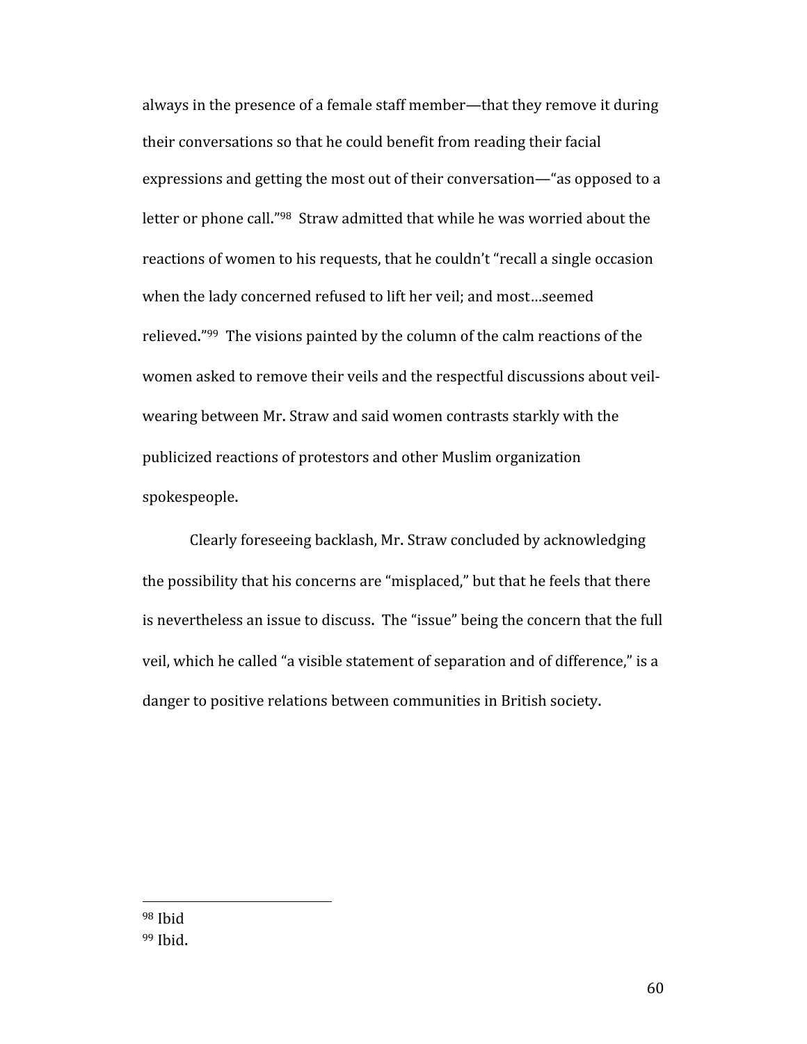always in the presence of a female staff member—that they remove it during their conversations so that he could benefit from reading their facial expressions and getting the most out of their conversation—"as opposed to a letter or phone call."[98] Straw admitted that while he was worried about the reactions of women to his requests, that he couldn't "recall a single occasion when the lady concerned refused to lift her veil; and most…seemed relieved."[99] The visions painted by the column of the calm reactions of the women asked to remove their veils and the respectful discussions about veil-wearing between Mr. Straw and said women contrasts starkly with the publicized reactions of protestors and other Muslim organization spokespeople.

Clearly foreseeing backlash, Mr. Straw concluded by acknowledging the possibility that his concerns are "misplaced," but that he feels that there is nevertheless an issue to discuss. The "issue" being the concern that the full veil, which he called "a visible statement of separation and of difference," is a danger to positive relations between communities in British society.

---

[98] Ibid

[99] Ibid.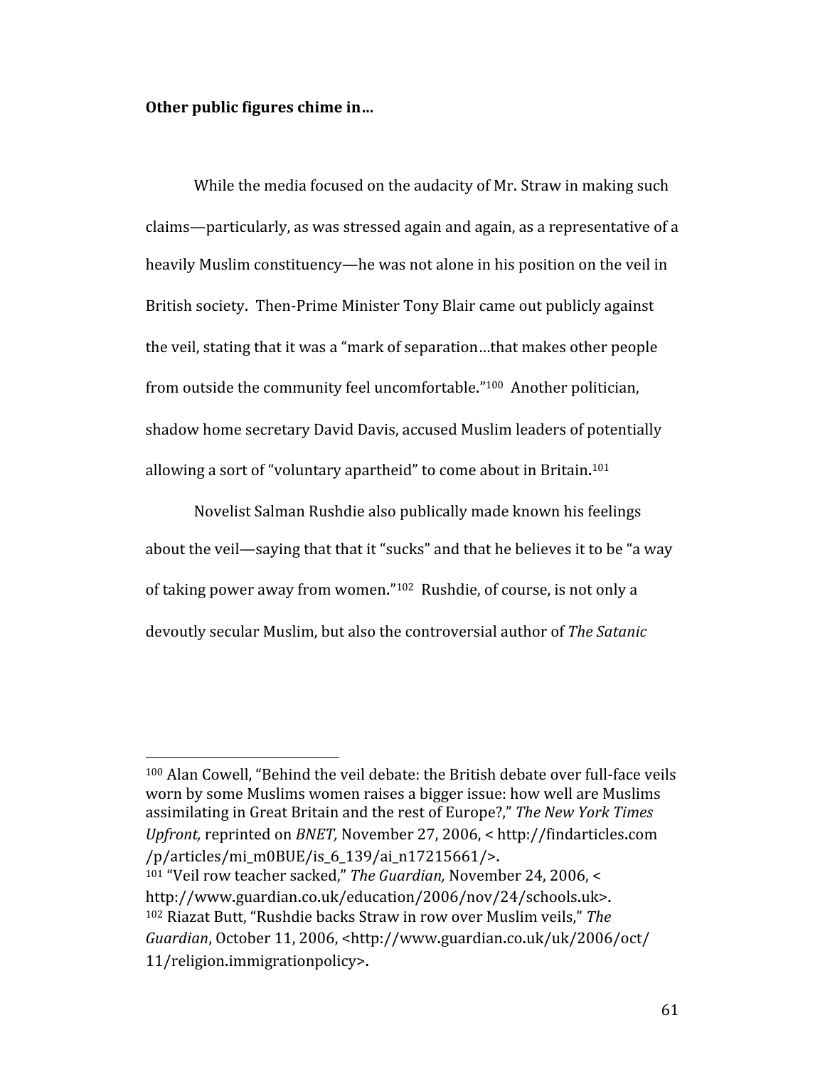**Other public figures chime in…**

While the media focused on the audacity of Mr. Straw in making such claims—particularly, as was stressed again and again, as a representative of a heavily Muslim constituency—he was not alone in his position on the veil in British society. Then-Prime Minister Tony Blair came out publicly against the veil, stating that it was a "mark of separation…that makes other people from outside the community feel uncomfortable."[100] Another politician, shadow home secretary David Davis, accused Muslim leaders of potentially allowing a sort of "voluntary apartheid" to come about in Britain.[101]

Novelist Salman Rushdie also publically made known his feelings about the veil—saying that that it "sucks" and that he believes it to be "a way of taking power away from women."[102] Rushdie, of course, is not only a devoutly secular Muslim, but also the controversial author of *The Satanic*

---

[100] Alan Cowell, "Behind the veil debate: the British debate over full-face veils worn by some Muslims women raises a bigger issue: how well are Muslims assimilating in Great Britain and the rest of Europe?," *The New York Times Upfront,* reprinted on *BNET,* November 27, 2006, < http://findarticles.com /p/articles/mi_m0BUE/is_6_139/ai_n17215661/>.

[101] "Veil row teacher sacked," *The Guardian,* November 24, 2006, < http://www.guardian.co.uk/education/2006/nov/24/schools.uk>.

[102] Riazat Butt, "Rushdie backs Straw in row over Muslim veils," *The Guardian*, October 11, 2006, <http://www.guardian.co.uk/uk/2006/oct/ 11/religion.immigrationpolicy>.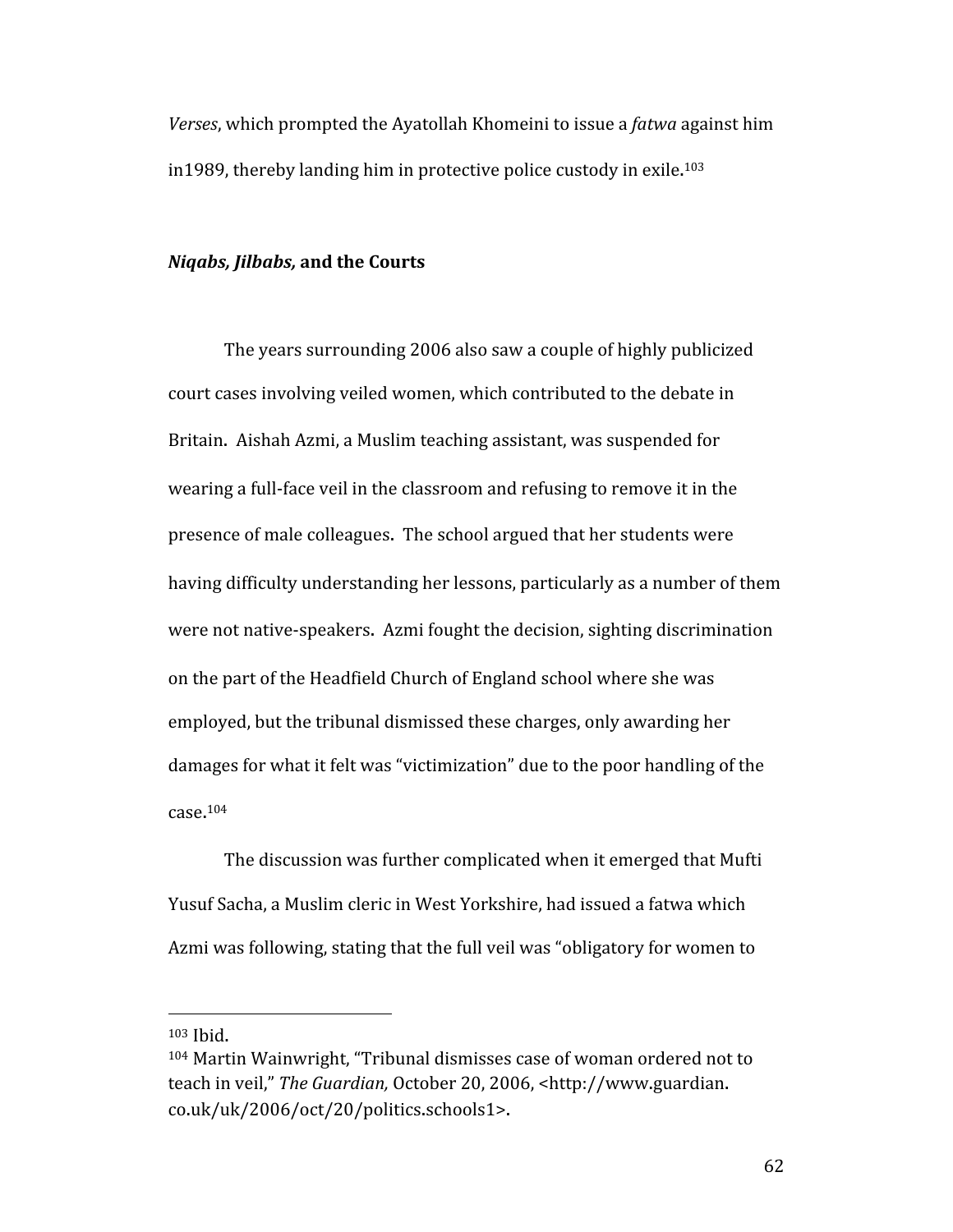*Verses*, which prompted the Ayatollah Khomeini to issue a *fatwa* against him in1989, thereby landing him in protective police custody in exile.[103]

### ***Niqabs, Jilbabs,* and the Courts**

The years surrounding 2006 also saw a couple of highly publicized court cases involving veiled women, which contributed to the debate in Britain. Aishah Azmi, a Muslim teaching assistant, was suspended for wearing a full-face veil in the classroom and refusing to remove it in the presence of male colleagues. The school argued that her students were having difficulty understanding her lessons, particularly as a number of them were not native-speakers. Azmi fought the decision, sighting discrimination on the part of the Headfield Church of England school where she was employed, but the tribunal dismissed these charges, only awarding her damages for what it felt was "victimization" due to the poor handling of the case.[104]

The discussion was further complicated when it emerged that Mufti Yusuf Sacha, a Muslim cleric in West Yorkshire, had issued a fatwa which Azmi was following, stating that the full veil was "obligatory for women to

---

[103] Ibid.

[104] Martin Wainwright, "Tribunal dismisses case of woman ordered not to teach in veil," *The Guardian,* October 20, 2006, <http://www.guardian.co.uk/uk/2006/oct/20/politics.schools1>.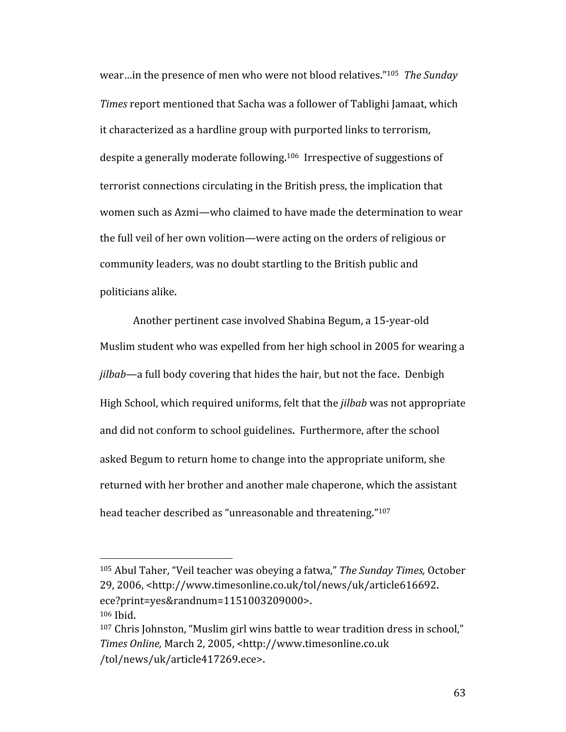wear…in the presence of men who were not blood relatives."[105] *The Sunday Times* report mentioned that Sacha was a follower of Tablighi Jamaat, which it characterized as a hardline group with purported links to terrorism, despite a generally moderate following.[106] Irrespective of suggestions of terrorist connections circulating in the British press, the implication that women such as Azmi—who claimed to have made the determination to wear the full veil of her own volition—were acting on the orders of religious or community leaders, was no doubt startling to the British public and politicians alike.

Another pertinent case involved Shabina Begum, a 15-year-old Muslim student who was expelled from her high school in 2005 for wearing a *jilbab*—a full body covering that hides the hair, but not the face. Denbigh High School, which required uniforms, felt that the *jilbab* was not appropriate and did not conform to school guidelines. Furthermore, after the school asked Begum to return home to change into the appropriate uniform, she returned with her brother and another male chaperone, which the assistant head teacher described as "unreasonable and threatening."[107]

---

[105] Abul Taher, "Veil teacher was obeying a fatwa," *The Sunday Times,* October 29, 2006, <http://www.timesonline.co.uk/tol/news/uk/article616692.ece?print=yes&randnum=1151003209000>.

[106] Ibid.

[107] Chris Johnston, "Muslim girl wins battle to wear tradition dress in school," *Times Online,* March 2, 2005, <http://www.timesonline.co.uk/tol/news/uk/article417269.ece>.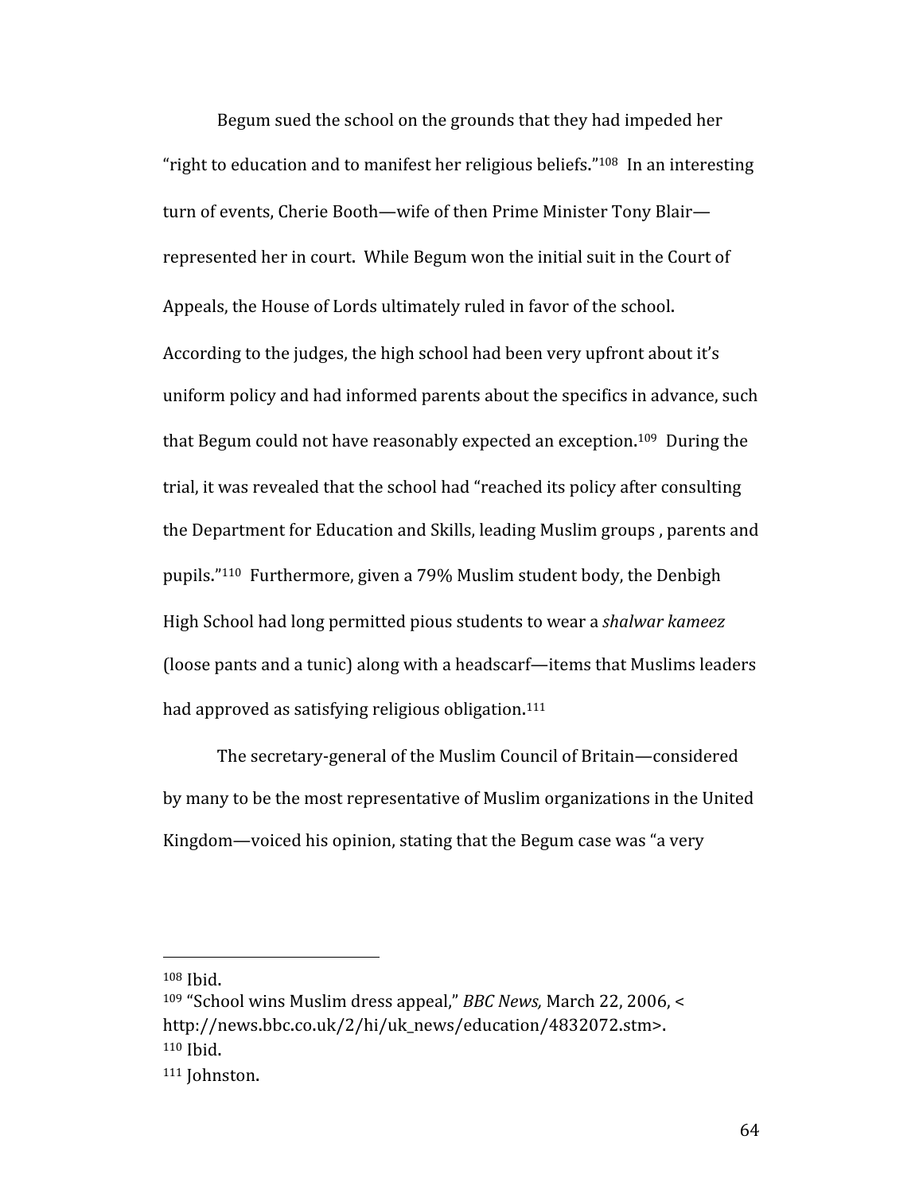Begum sued the school on the grounds that they had impeded her "right to education and to manifest her religious beliefs."[108] In an interesting turn of events, Cherie Booth—wife of then Prime Minister Tony Blair—represented her in court. While Begum won the initial suit in the Court of Appeals, the House of Lords ultimately ruled in favor of the school. According to the judges, the high school had been very upfront about it's uniform policy and had informed parents about the specifics in advance, such that Begum could not have reasonably expected an exception.[109] During the trial, it was revealed that the school had "reached its policy after consulting the Department for Education and Skills, leading Muslim groups , parents and pupils."[110] Furthermore, given a 79% Muslim student body, the Denbigh High School had long permitted pious students to wear a *shalwar kameez* (loose pants and a tunic) along with a headscarf—items that Muslims leaders had approved as satisfying religious obligation.[111]

The secretary-general of the Muslim Council of Britain—considered by many to be the most representative of Muslim organizations in the United Kingdom—voiced his opinion, stating that the Begum case was "a very

---

[108] Ibid.

[109] "School wins Muslim dress appeal," *BBC News,* March 22, 2006, < http://news.bbc.co.uk/2/hi/uk_news/education/4832072.stm>.

[110] Ibid.

[111] Johnston.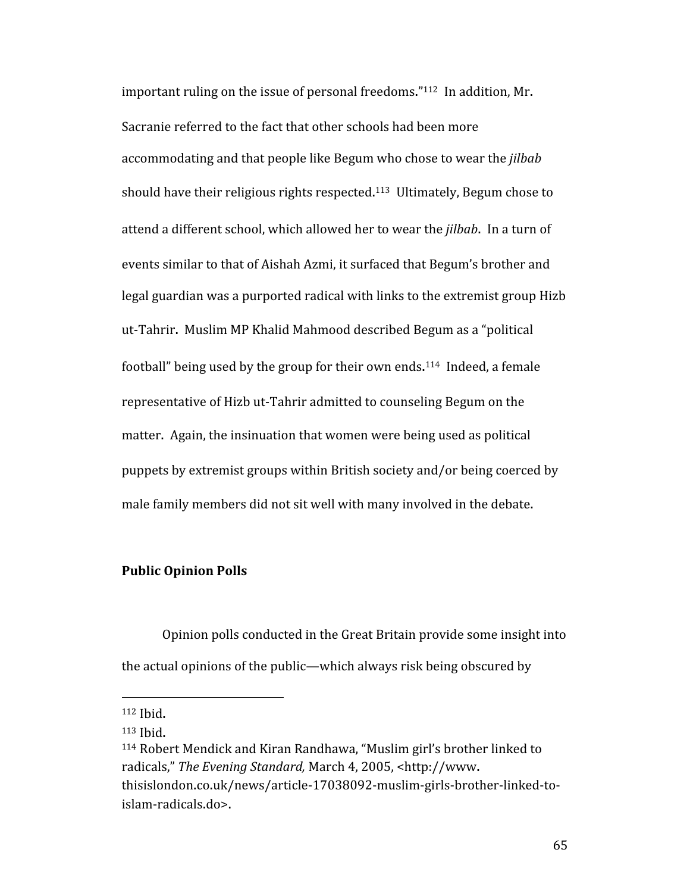important ruling on the issue of personal freedoms."[112] In addition, Mr. Sacranie referred to the fact that other schools had been more accommodating and that people like Begum who chose to wear the *jilbab* should have their religious rights respected.[113] Ultimately, Begum chose to attend a different school, which allowed her to wear the *jilbab*. In a turn of events similar to that of Aishah Azmi, it surfaced that Begum's brother and legal guardian was a purported radical with links to the extremist group Hizb ut-Tahrir. Muslim MP Khalid Mahmood described Begum as a "political football" being used by the group for their own ends.[114] Indeed, a female representative of Hizb ut-Tahrir admitted to counseling Begum on the matter. Again, the insinuation that women were being used as political puppets by extremist groups within British society and/or being coerced by male family members did not sit well with many involved in the debate.

**Public Opinion Polls**

Opinion polls conducted in the Great Britain provide some insight into the actual opinions of the public—which always risk being obscured by

---

[112] Ibid.

[113] Ibid.

[114] Robert Mendick and Kiran Randhawa, "Muslim girl's brother linked to radicals," *The Evening Standard,* March 4, 2005, <http://www.thisislondon.co.uk/news/article-17038092-muslim-girls-brother-linked-to-islam-radicals.do>.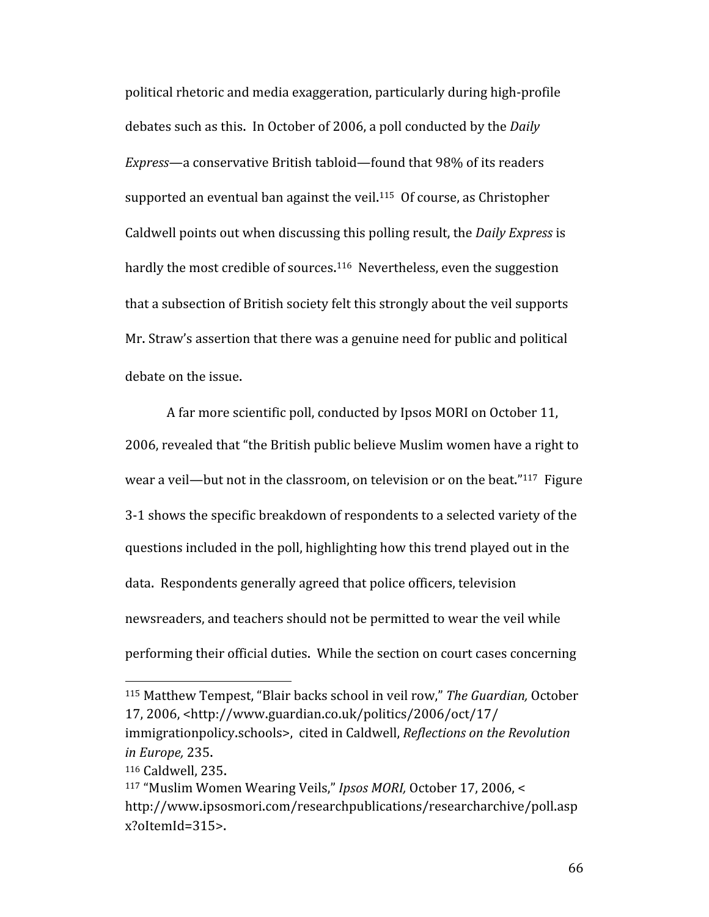political rhetoric and media exaggeration, particularly during high-profile debates such as this. In October of 2006, a poll conducted by the *Daily Express*—a conservative British tabloid—found that 98% of its readers supported an eventual ban against the veil.[115] Of course, as Christopher Caldwell points out when discussing this polling result, the *Daily Express* is hardly the most credible of sources.[116] Nevertheless, even the suggestion that a subsection of British society felt this strongly about the veil supports Mr. Straw's assertion that there was a genuine need for public and political debate on the issue.

A far more scientific poll, conducted by Ipsos MORI on October 11, 2006, revealed that "the British public believe Muslim women have a right to wear a veil—but not in the classroom, on television or on the beat."[117] Figure 3-1 shows the specific breakdown of respondents to a selected variety of the questions included in the poll, highlighting how this trend played out in the data. Respondents generally agreed that police officers, television newsreaders, and teachers should not be permitted to wear the veil while performing their official duties. While the section on court cases concerning

---

[115] Matthew Tempest, "Blair backs school in veil row," *The Guardian,* October 17, 2006, <http://www.guardian.co.uk/politics/2006/oct/17/immigrationpolicy.schools>, cited in Caldwell, *Reflections on the Revolution in Europe,* 235.

[116] Caldwell, 235.

[117] "Muslim Women Wearing Veils," *Ipsos MORI,* October 17, 2006, <http://www.ipsosmori.com/researchpublications/researcharchive/poll.aspx?oItemId=315>.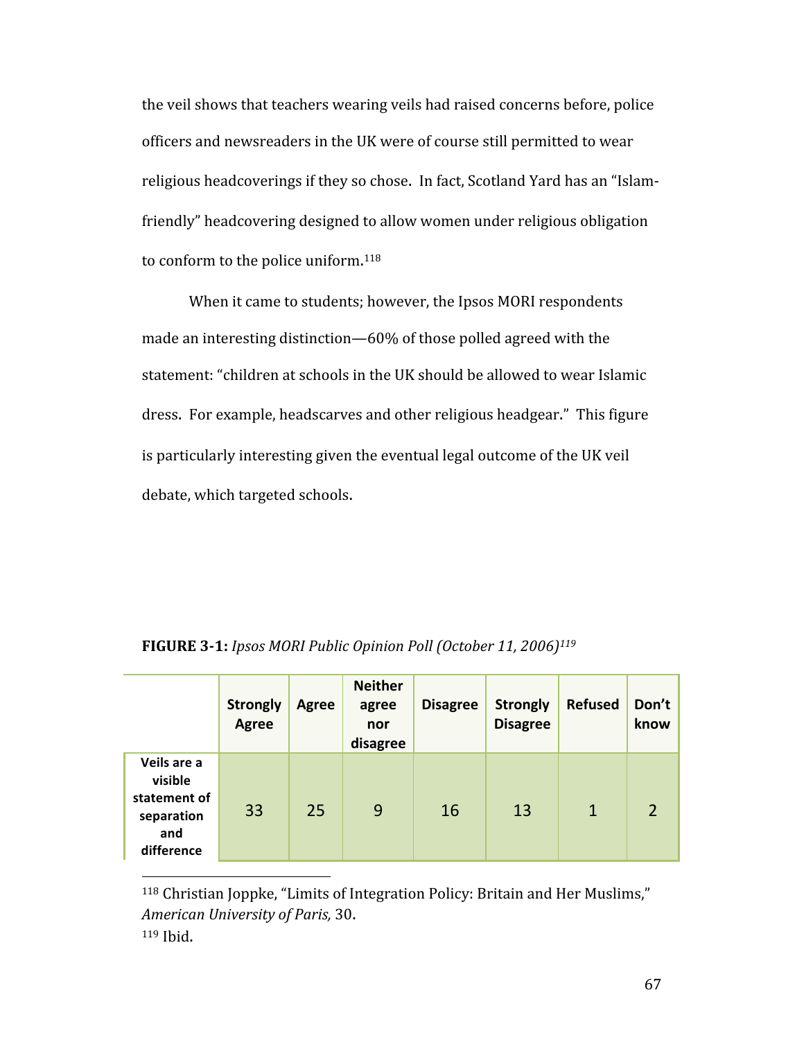the veil shows that teachers wearing veils had raised concerns before, police officers and newsreaders in the UK were of course still permitted to wear religious headcoverings if they so chose. In fact, Scotland Yard has an "Islam-friendly" headcovering designed to allow women under religious obligation to conform to the police uniform.[118]

When it came to students; however, the Ipsos MORI respondents made an interesting distinction—60% of those polled agreed with the statement: "children at schools in the UK should be allowed to wear Islamic dress. For example, headscarves and other religious headgear." This figure is particularly interesting given the eventual legal outcome of the UK veil debate, which targeted schools.

**FIGURE 3-1:** *Ipsos MORI Public Opinion Poll (October 11, 2006)*[119]

| | Strongly Agree | Agree | Neither agree nor disagree | Disagree | Strongly Disagree | Refused | Don't know |
|---|---|---|---|---|---|---|---|
| **Veils are a visible statement of separation and difference** | 33 | 25 | 9 | 16 | 13 | 1 | 2 |

[118] Christian Joppke, "Limits of Integration Policy: Britain and Her Muslims," *American University of Paris,* 30.

[119] Ibid.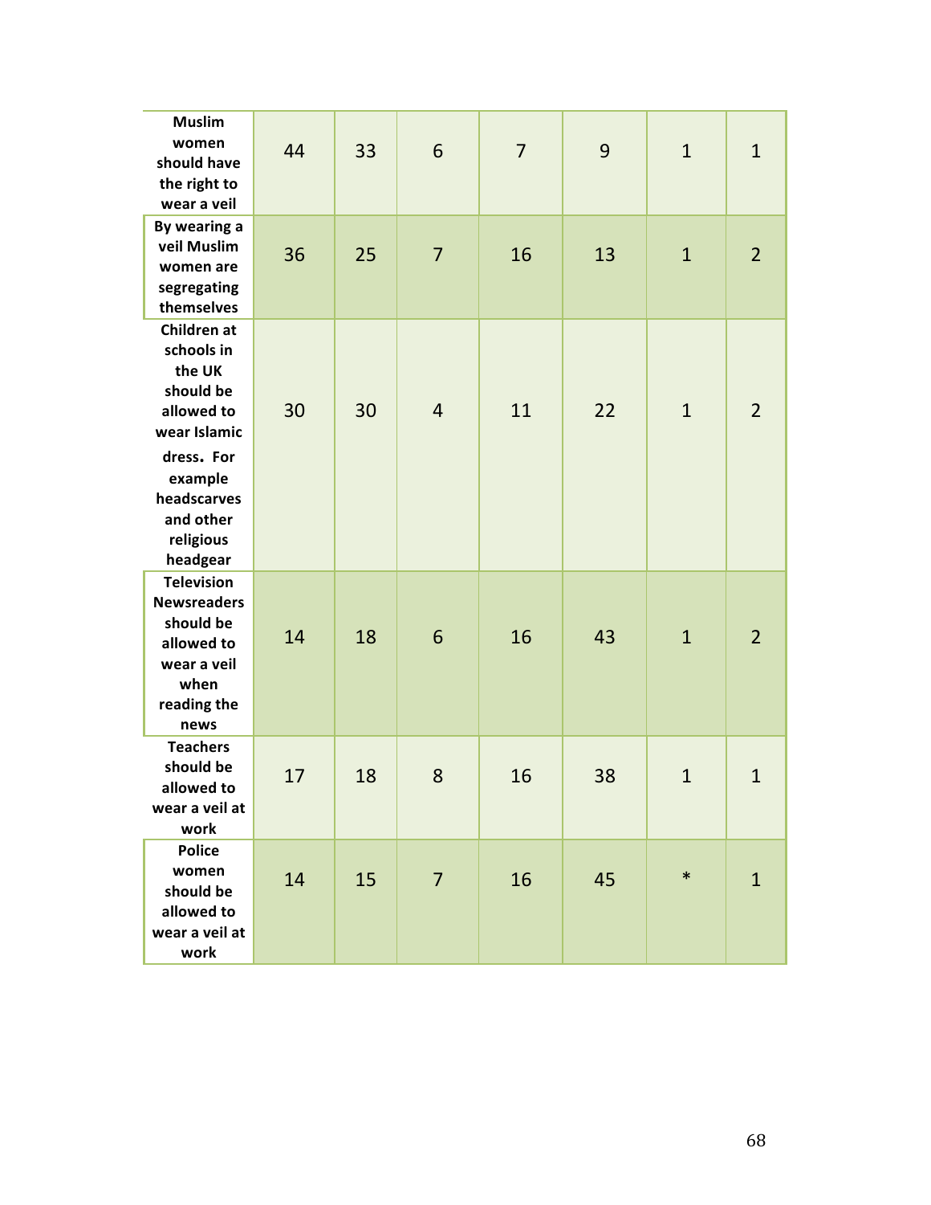| | | | | | | | |
|---|---|---|---|---|---|---|---|
| **Muslim women should have the right to wear a veil** | 44 | 33 | 6 | 7 | 9 | 1 | 1 |
| **By wearing a veil Muslim women are segregating themselves** | 36 | 25 | 7 | 16 | 13 | 1 | 2 |
| **Children at schools in the UK should be allowed to wear Islamic dress. For example headscarves and other religious headgear** | 30 | 30 | 4 | 11 | 22 | 1 | 2 |
| **Television Newsreaders should be allowed to wear a veil when reading the news** | 14 | 18 | 6 | 16 | 43 | 1 | 2 |
| **Teachers should be allowed to wear a veil at work** | 17 | 18 | 8 | 16 | 38 | 1 | 1 |
| **Police women should be allowed to wear a veil at work** | 14 | 15 | 7 | 16 | 45 | * | 1 |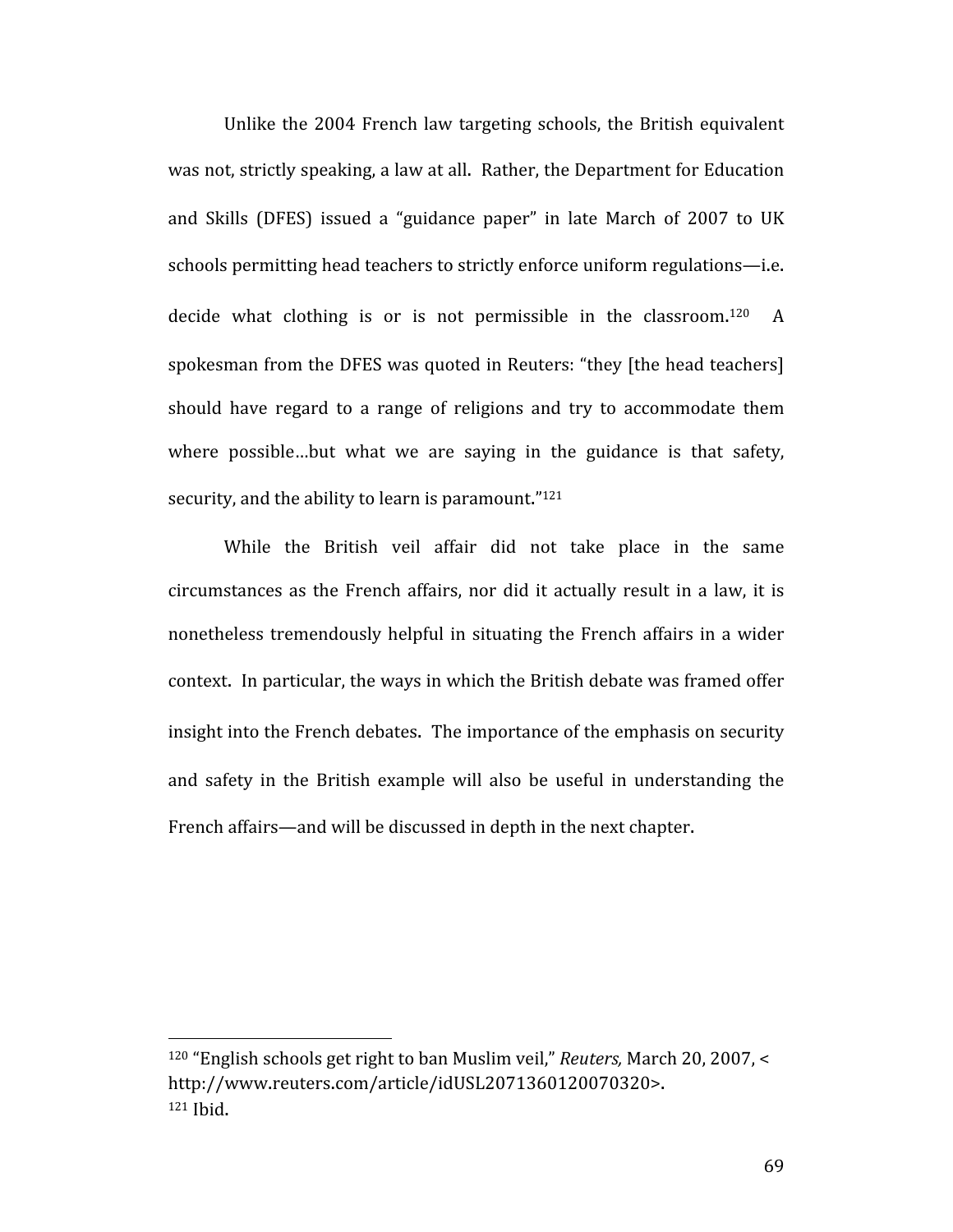Unlike the 2004 French law targeting schools, the British equivalent was not, strictly speaking, a law at all. Rather, the Department for Education and Skills (DFES) issued a "guidance paper" in late March of 2007 to UK schools permitting head teachers to strictly enforce uniform regulations—i.e. decide what clothing is or is not permissible in the classroom.[120] A spokesman from the DFES was quoted in Reuters: "they [the head teachers] should have regard to a range of religions and try to accommodate them where possible…but what we are saying in the guidance is that safety, security, and the ability to learn is paramount."[121]

While the British veil affair did not take place in the same circumstances as the French affairs, nor did it actually result in a law, it is nonetheless tremendously helpful in situating the French affairs in a wider context. In particular, the ways in which the British debate was framed offer insight into the French debates. The importance of the emphasis on security and safety in the British example will also be useful in understanding the French affairs—and will be discussed in depth in the next chapter.

---

[120] "English schools get right to ban Muslim veil," *Reuters,* March 20, 2007, < http://www.reuters.com/article/idUSL2071360120070320>.

[121] Ibid.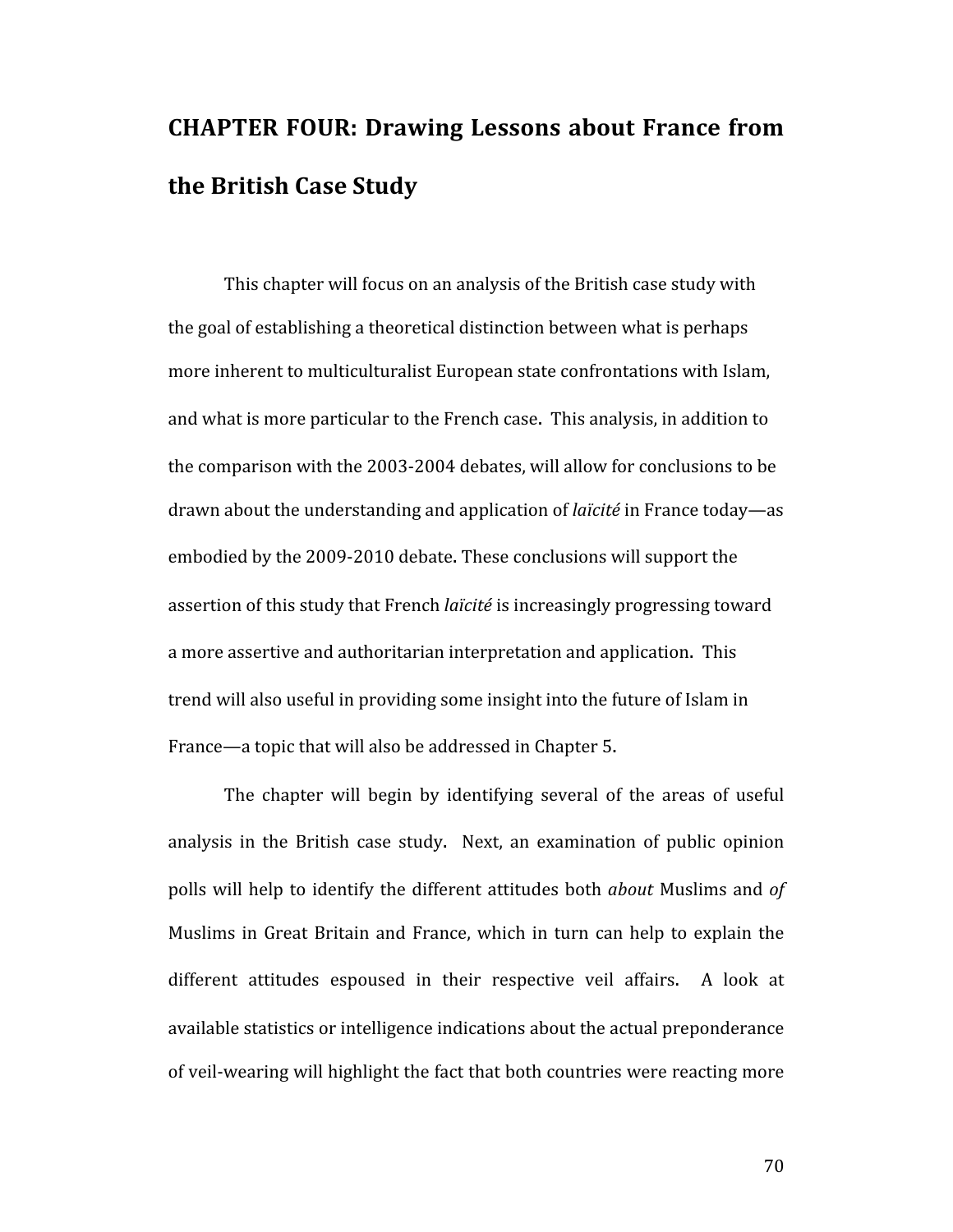# CHAPTER FOUR: Drawing Lessons about France from the British Case Study

This chapter will focus on an analysis of the British case study with the goal of establishing a theoretical distinction between what is perhaps more inherent to multiculturalist European state confrontations with Islam, and what is more particular to the French case. This analysis, in addition to the comparison with the 2003-2004 debates, will allow for conclusions to be drawn about the understanding and application of *laïcité* in France today—as embodied by the 2009-2010 debate. These conclusions will support the assertion of this study that French *laïcité* is increasingly progressing toward a more assertive and authoritarian interpretation and application. This trend will also useful in providing some insight into the future of Islam in France—a topic that will also be addressed in Chapter 5.

The chapter will begin by identifying several of the areas of useful analysis in the British case study. Next, an examination of public opinion polls will help to identify the different attitudes both *about* Muslims and *of* Muslims in Great Britain and France, which in turn can help to explain the different attitudes espoused in their respective veil affairs. A look at available statistics or intelligence indications about the actual preponderance of veil-wearing will highlight the fact that both countries were reacting more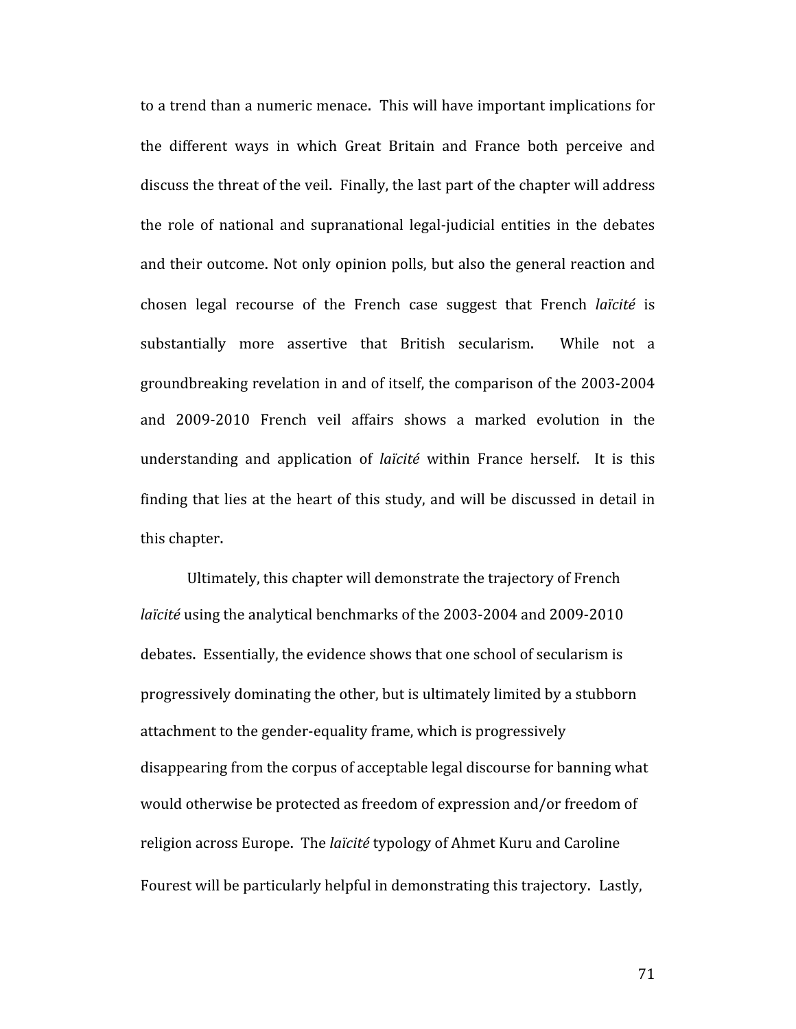to a trend than a numeric menace. This will have important implications for the different ways in which Great Britain and France both perceive and discuss the threat of the veil. Finally, the last part of the chapter will address the role of national and supranational legal-judicial entities in the debates and their outcome. Not only opinion polls, but also the general reaction and chosen legal recourse of the French case suggest that French *laïcité* is substantially more assertive that British secularism. While not a groundbreaking revelation in and of itself, the comparison of the 2003-2004 and 2009-2010 French veil affairs shows a marked evolution in the understanding and application of *laïcité* within France herself. It is this finding that lies at the heart of this study, and will be discussed in detail in this chapter.

Ultimately, this chapter will demonstrate the trajectory of French *laïcité* using the analytical benchmarks of the 2003-2004 and 2009-2010 debates. Essentially, the evidence shows that one school of secularism is progressively dominating the other, but is ultimately limited by a stubborn attachment to the gender-equality frame, which is progressively disappearing from the corpus of acceptable legal discourse for banning what would otherwise be protected as freedom of expression and/or freedom of religion across Europe. The *laïcité* typology of Ahmet Kuru and Caroline Fourest will be particularly helpful in demonstrating this trajectory. Lastly,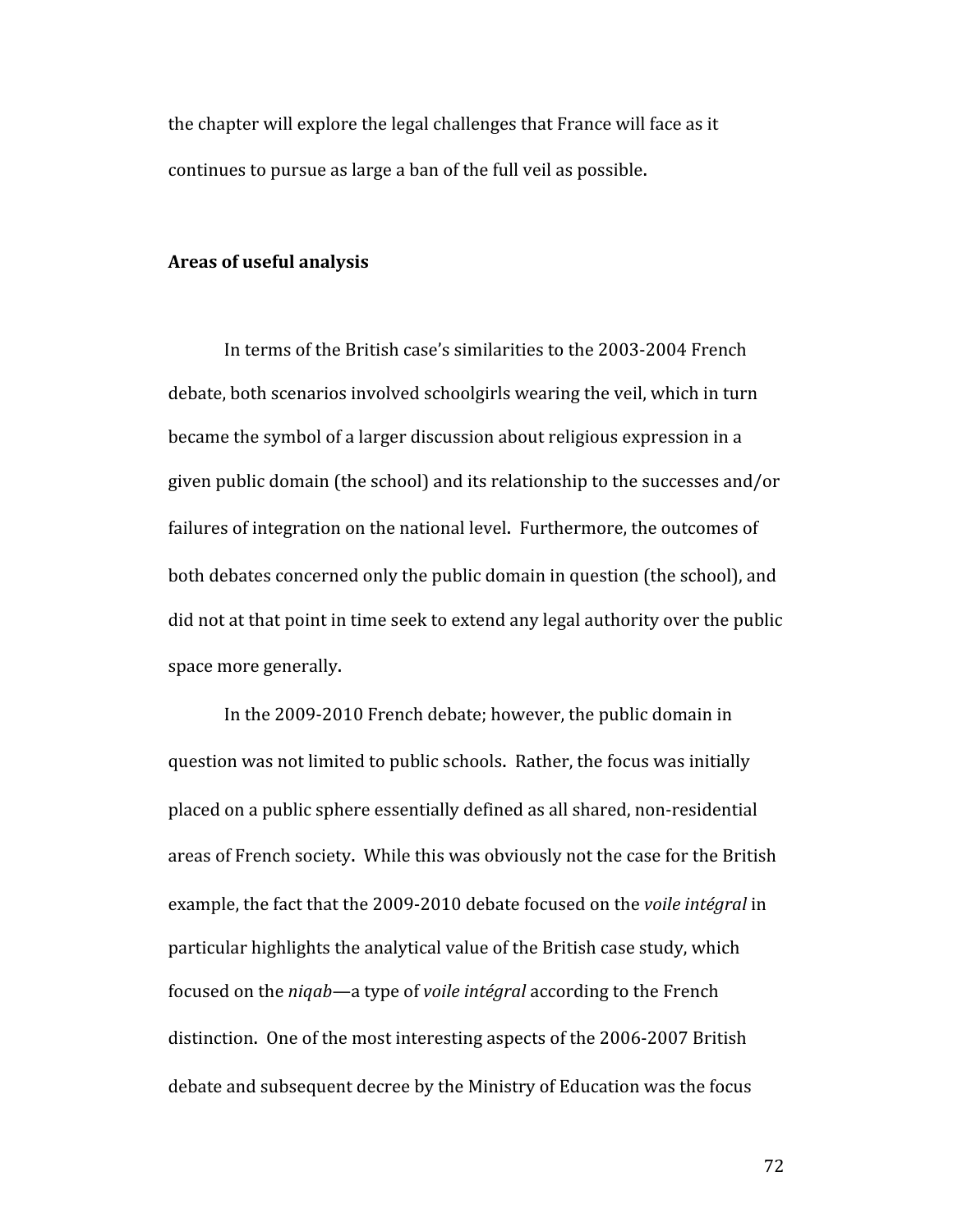the chapter will explore the legal challenges that France will face as it continues to pursue as large a ban of the full veil as possible.

**Areas of useful analysis**

In terms of the British case's similarities to the 2003-2004 French debate, both scenarios involved schoolgirls wearing the veil, which in turn became the symbol of a larger discussion about religious expression in a given public domain (the school) and its relationship to the successes and/or failures of integration on the national level. Furthermore, the outcomes of both debates concerned only the public domain in question (the school), and did not at that point in time seek to extend any legal authority over the public space more generally.

In the 2009-2010 French debate; however, the public domain in question was not limited to public schools. Rather, the focus was initially placed on a public sphere essentially defined as all shared, non-residential areas of French society. While this was obviously not the case for the British example, the fact that the 2009-2010 debate focused on the *voile intégral* in particular highlights the analytical value of the British case study, which focused on the *niqab*—a type of *voile intégral* according to the French distinction. One of the most interesting aspects of the 2006-2007 British debate and subsequent decree by the Ministry of Education was the focus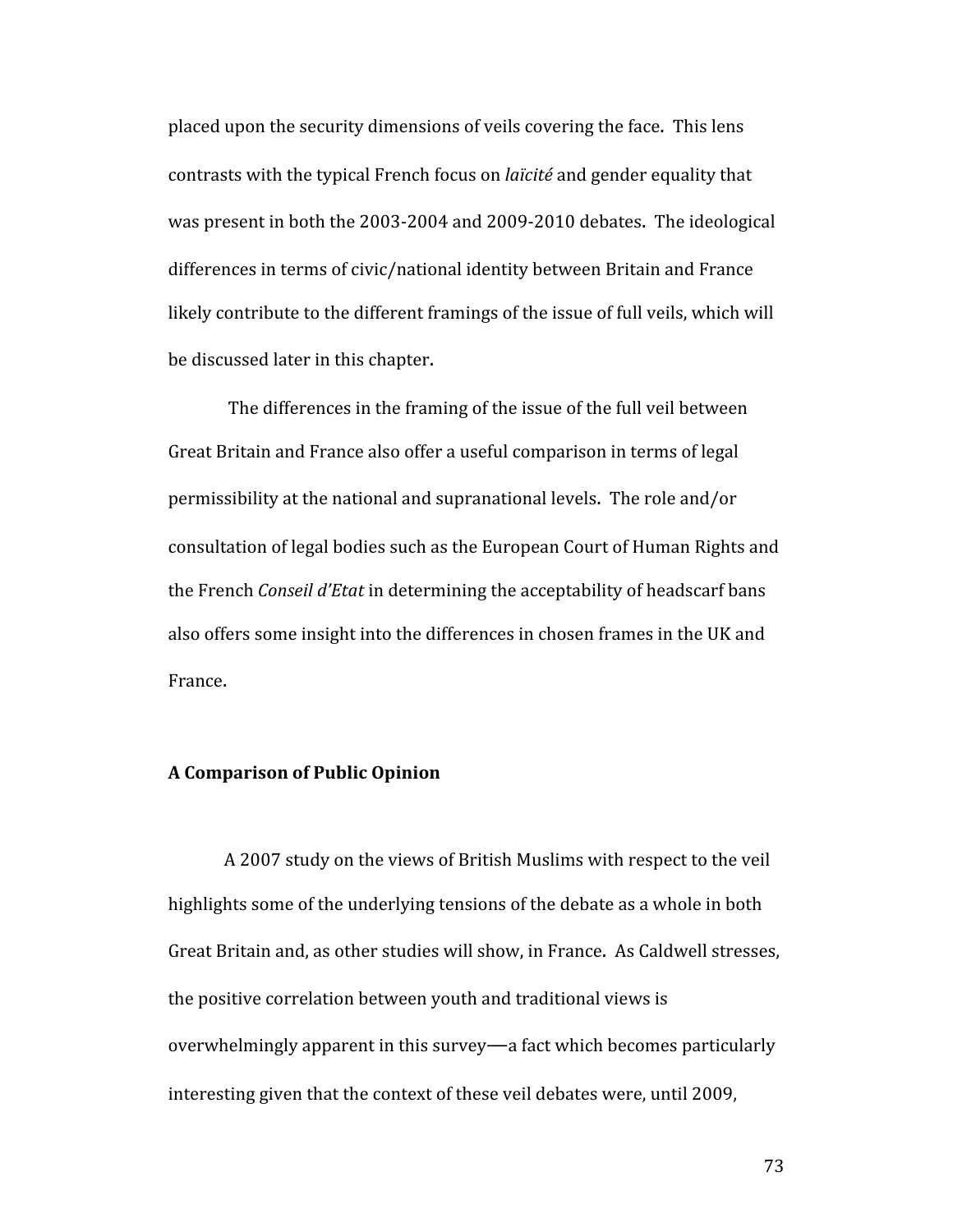placed upon the security dimensions of veils covering the face. This lens contrasts with the typical French focus on *laïcité* and gender equality that was present in both the 2003-2004 and 2009-2010 debates. The ideological differences in terms of civic/national identity between Britain and France likely contribute to the different framings of the issue of full veils, which will be discussed later in this chapter.

The differences in the framing of the issue of the full veil between Great Britain and France also offer a useful comparison in terms of legal permissibility at the national and supranational levels. The role and/or consultation of legal bodies such as the European Court of Human Rights and the French *Conseil d'Etat* in determining the acceptability of headscarf bans also offers some insight into the differences in chosen frames in the UK and France.

**A Comparison of Public Opinion**

A 2007 study on the views of British Muslims with respect to the veil highlights some of the underlying tensions of the debate as a whole in both Great Britain and, as other studies will show, in France. As Caldwell stresses, the positive correlation between youth and traditional views is overwhelmingly apparent in this survey—a fact which becomes particularly interesting given that the context of these veil debates were, until 2009,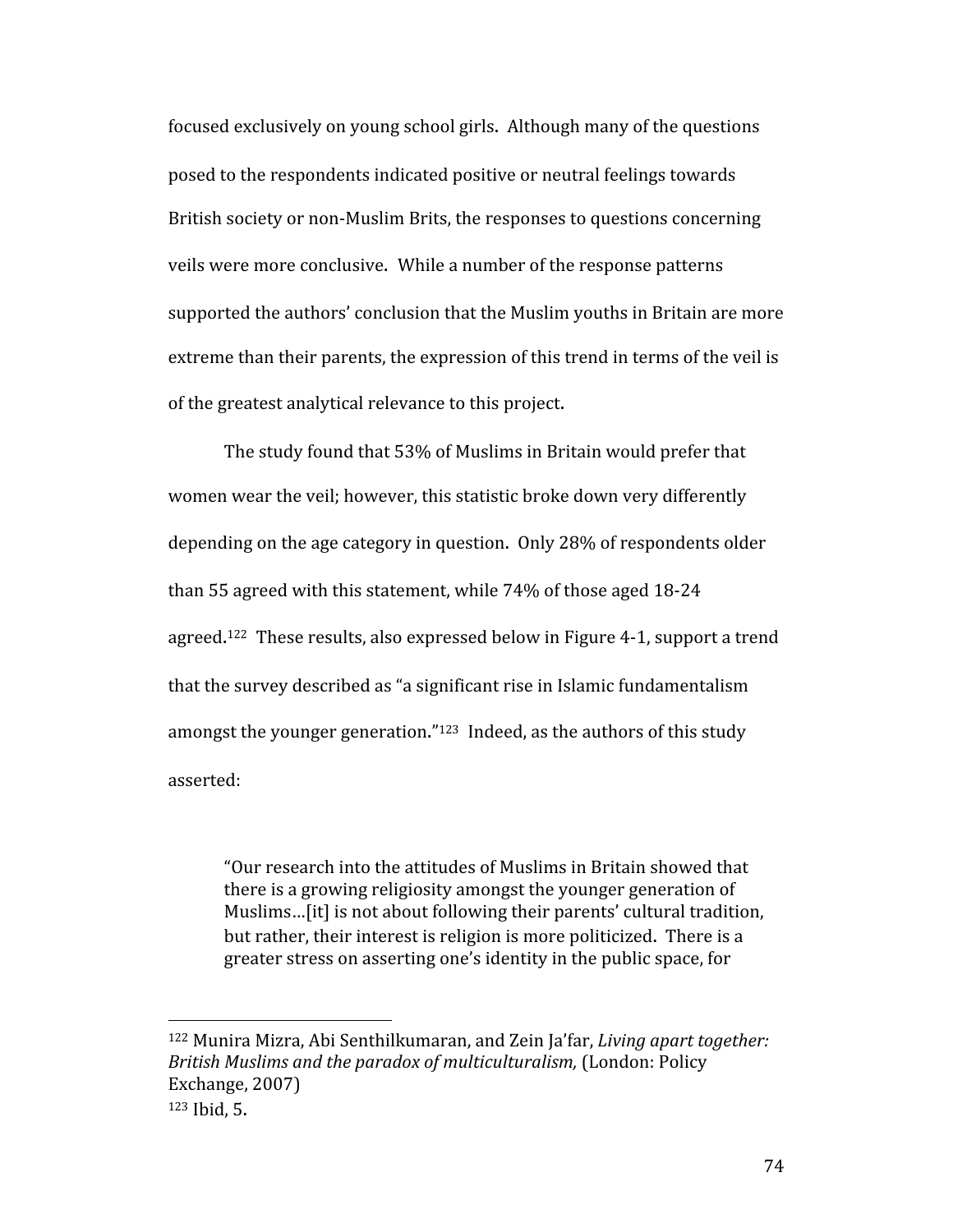focused exclusively on young school girls. Although many of the questions posed to the respondents indicated positive or neutral feelings towards British society or non-Muslim Brits, the responses to questions concerning veils were more conclusive. While a number of the response patterns supported the authors' conclusion that the Muslim youths in Britain are more extreme than their parents, the expression of this trend in terms of the veil is of the greatest analytical relevance to this project.

The study found that 53% of Muslims in Britain would prefer that women wear the veil; however, this statistic broke down very differently depending on the age category in question. Only 28% of respondents older than 55 agreed with this statement, while 74% of those aged 18-24 agreed.[122] These results, also expressed below in Figure 4-1, support a trend that the survey described as "a significant rise in Islamic fundamentalism amongst the younger generation."[123] Indeed, as the authors of this study asserted:

> "Our research into the attitudes of Muslims in Britain showed that there is a growing religiosity amongst the younger generation of Muslims…[it] is not about following their parents' cultural tradition, but rather, their interest is religion is more politicized. There is a greater stress on asserting one's identity in the public space, for

---

[122] Munira Mizra, Abi Senthilkumaran, and Zein Ja'far, *Living apart together: British Muslims and the paradox of multiculturalism,* (London: Policy Exchange, 2007)

[123] Ibid, 5.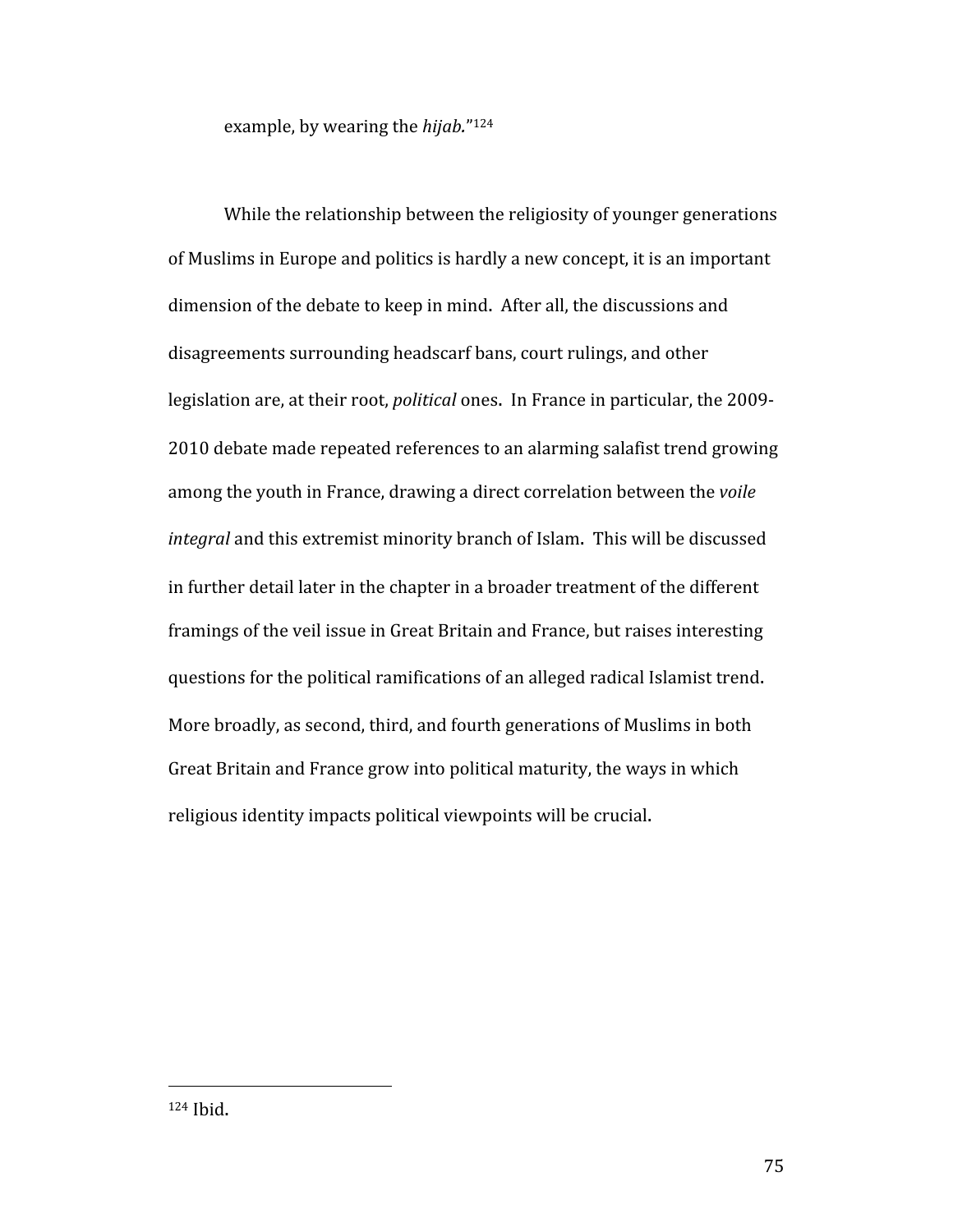example, by wearing the *hijab.*"[124]

While the relationship between the religiosity of younger generations of Muslims in Europe and politics is hardly a new concept, it is an important dimension of the debate to keep in mind. After all, the discussions and disagreements surrounding headscarf bans, court rulings, and other legislation are, at their root, *political* ones. In France in particular, the 2009-2010 debate made repeated references to an alarming salafist trend growing among the youth in France, drawing a direct correlation between the *voile integral* and this extremist minority branch of Islam. This will be discussed in further detail later in the chapter in a broader treatment of the different framings of the veil issue in Great Britain and France, but raises interesting questions for the political ramifications of an alleged radical Islamist trend. More broadly, as second, third, and fourth generations of Muslims in both Great Britain and France grow into political maturity, the ways in which religious identity impacts political viewpoints will be crucial.

---

[124] Ibid.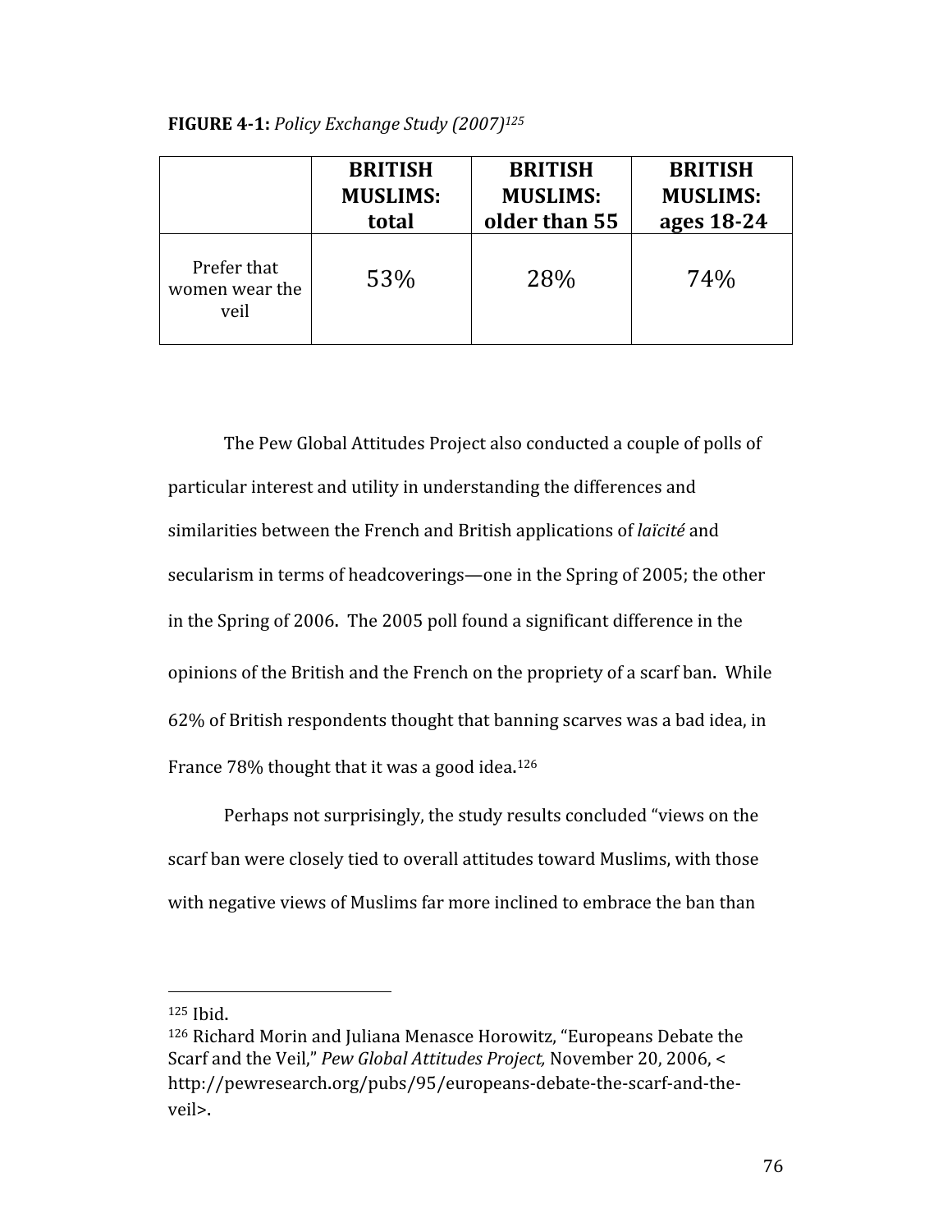**FIGURE 4-1:** *Policy Exchange Study (2007)*[125]

| | **BRITISH MUSLIMS: total** | **BRITISH MUSLIMS: older than 55** | **BRITISH MUSLIMS: ages 18-24** |
|---|---|---|---|
| Prefer that women wear the veil | 53% | 28% | 74% |

The Pew Global Attitudes Project also conducted a couple of polls of particular interest and utility in understanding the differences and similarities between the French and British applications of *laïcité* and secularism in terms of headcoverings—one in the Spring of 2005; the other in the Spring of 2006. The 2005 poll found a significant difference in the opinions of the British and the French on the propriety of a scarf ban. While 62% of British respondents thought that banning scarves was a bad idea, in France 78% thought that it was a good idea.[126]

Perhaps not surprisingly, the study results concluded "views on the scarf ban were closely tied to overall attitudes toward Muslims, with those with negative views of Muslims far more inclined to embrace the ban than

---

[125] Ibid.

[126] Richard Morin and Juliana Menasce Horowitz, "Europeans Debate the Scarf and the Veil," *Pew Global Attitudes Project,* November 20, 2006, < http://pewresearch.org/pubs/95/europeans-debate-the-scarf-and-the-veil>.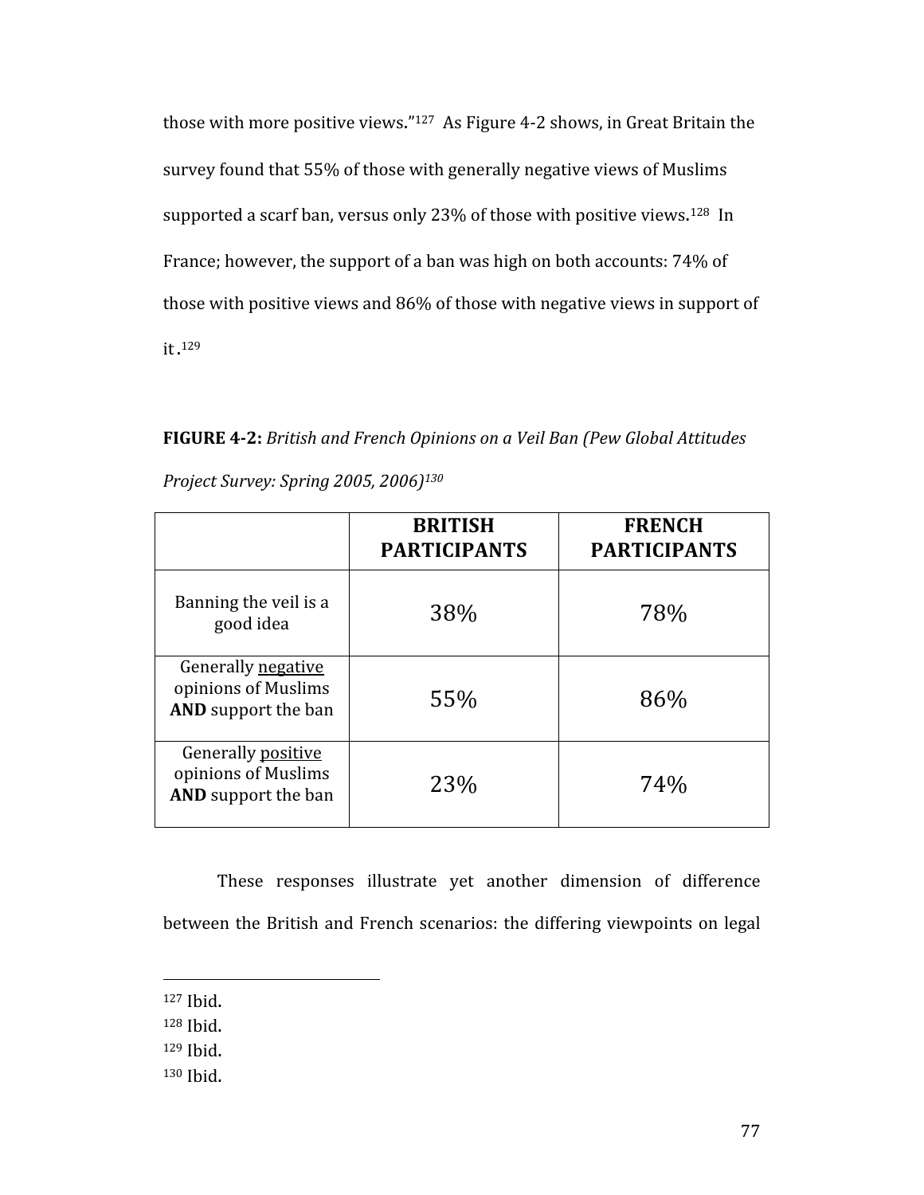those with more positive views."[127] As Figure 4-2 shows, in Great Britain the survey found that 55% of those with generally negative views of Muslims supported a scarf ban, versus only 23% of those with positive views.[128] In France; however, the support of a ban was high on both accounts: 74% of those with positive views and 86% of those with negative views in support of it .[129]

**FIGURE 4-2:** *British and French Opinions on a Veil Ban (Pew Global Attitudes Project Survey: Spring 2005, 2006)[130]*

| | **BRITISH PARTICIPANTS** | **FRENCH PARTICIPANTS** |
|---|---|---|
| Banning the veil is a good idea | 38% | 78% |
| Generally <u>negative</u> opinions of Muslims **AND** support the ban | 55% | 86% |
| Generally <u>positive</u> opinions of Muslims **AND** support the ban | 23% | 74% |

These responses illustrate yet another dimension of difference between the British and French scenarios: the differing viewpoints on legal

---

[127] Ibid.

[128] Ibid.

[129] Ibid.

[130] Ibid.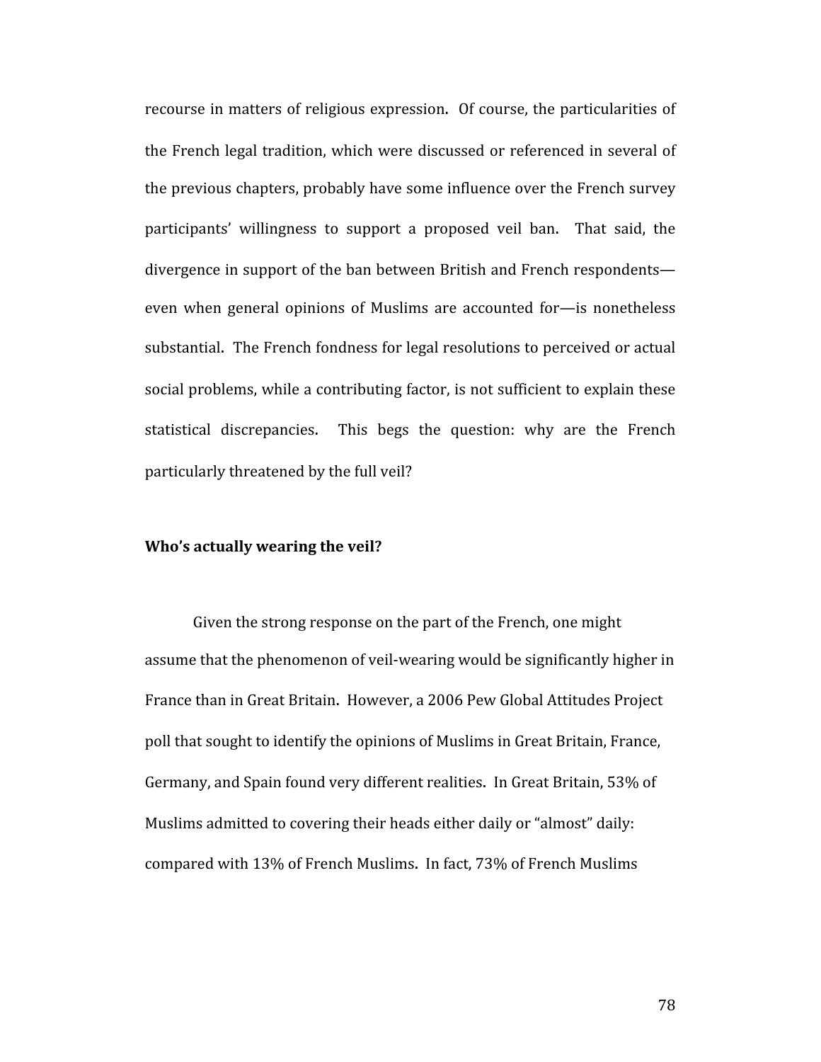recourse in matters of religious expression. Of course, the particularities of the French legal tradition, which were discussed or referenced in several of the previous chapters, probably have some influence over the French survey participants' willingness to support a proposed veil ban. That said, the divergence in support of the ban between British and French respondents—even when general opinions of Muslims are accounted for—is nonetheless substantial. The French fondness for legal resolutions to perceived or actual social problems, while a contributing factor, is not sufficient to explain these statistical discrepancies. This begs the question: why are the French particularly threatened by the full veil?

**Who's actually wearing the veil?**

Given the strong response on the part of the French, one might assume that the phenomenon of veil-wearing would be significantly higher in France than in Great Britain. However, a 2006 Pew Global Attitudes Project poll that sought to identify the opinions of Muslims in Great Britain, France, Germany, and Spain found very different realities. In Great Britain, 53% of Muslims admitted to covering their heads either daily or "almost" daily: compared with 13% of French Muslims. In fact, 73% of French Muslims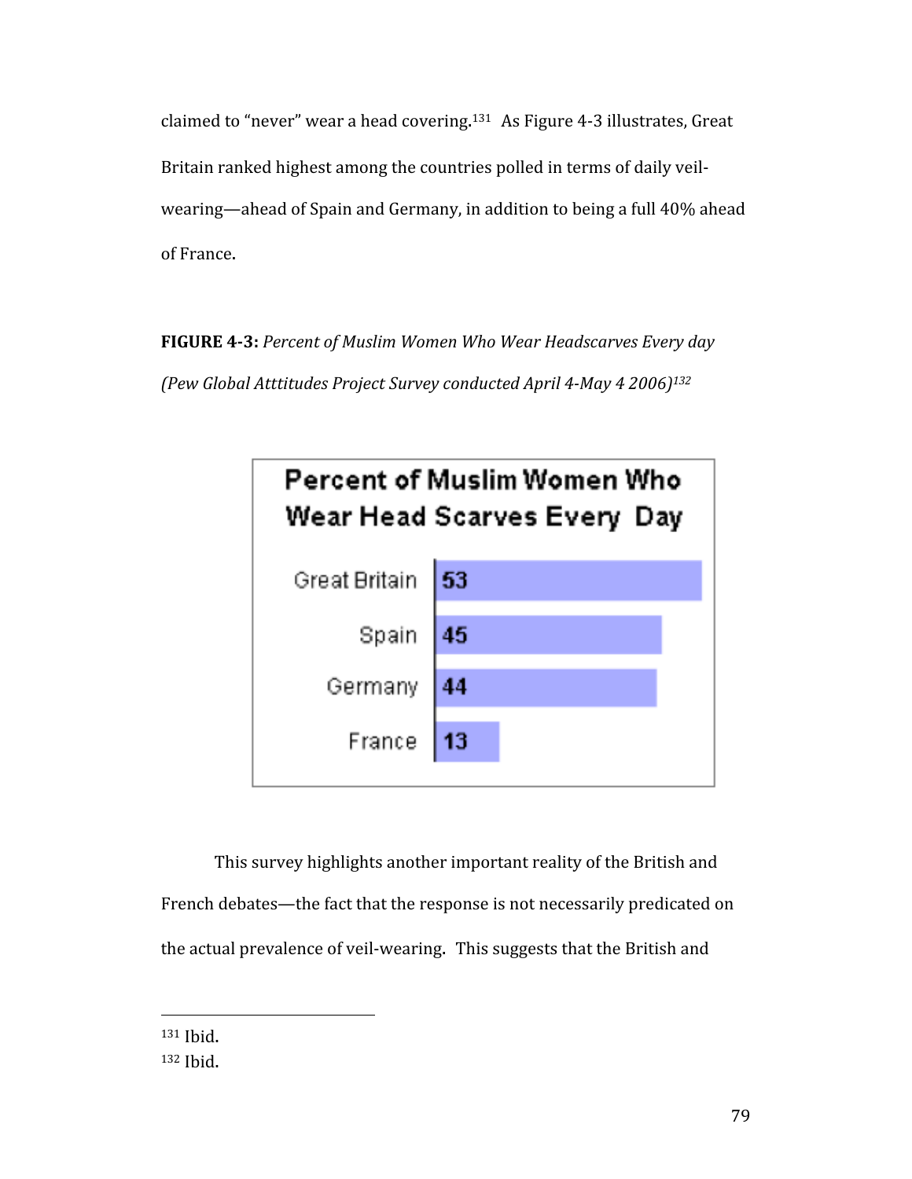claimed to "never" wear a head covering.[131] As Figure 4-3 illustrates, Great Britain ranked highest among the countries polled in terms of daily veil-wearing—ahead of Spain and Germany, in addition to being a full 40% ahead of France.

**FIGURE 4-3:** *Percent of Muslim Women Who Wear Headscarves Every day (Pew Global Atttitudes Project Survey conducted April 4-May 4 2006)*[132]

**Percent of Muslim Women Who Wear Head Scarves Every Day**

| Country | Percent |
|---|---|
| Great Britain | 53 |
| Spain | 45 |
| Germany | 44 |
| France | 13 |

This survey highlights another important reality of the British and French debates—the fact that the response is not necessarily predicated on the actual prevalence of veil-wearing. This suggests that the British and

---

[131] Ibid.

[132] Ibid.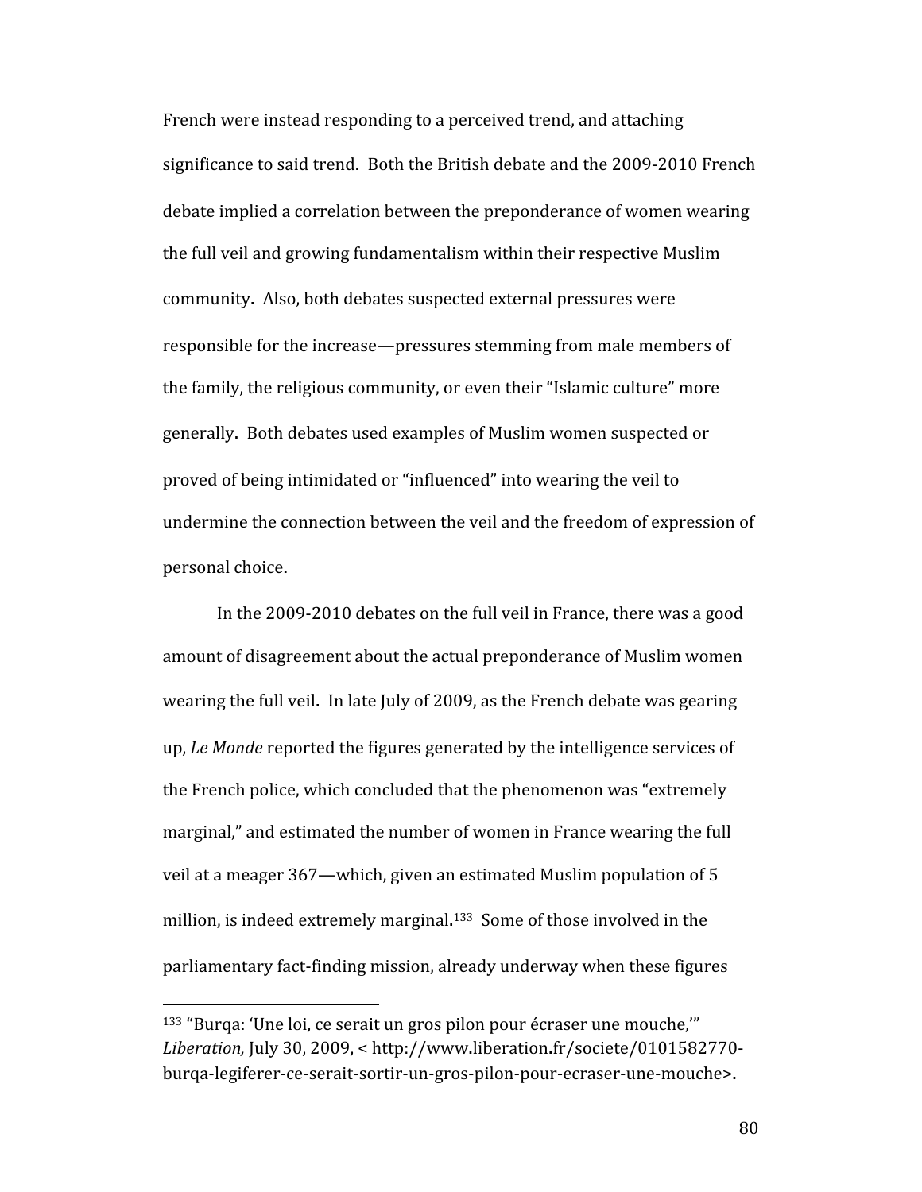French were instead responding to a perceived trend, and attaching significance to said trend. Both the British debate and the 2009-2010 French debate implied a correlation between the preponderance of women wearing the full veil and growing fundamentalism within their respective Muslim community. Also, both debates suspected external pressures were responsible for the increase—pressures stemming from male members of the family, the religious community, or even their "Islamic culture" more generally. Both debates used examples of Muslim women suspected or proved of being intimidated or "influenced" into wearing the veil to undermine the connection between the veil and the freedom of expression of personal choice.

In the 2009-2010 debates on the full veil in France, there was a good amount of disagreement about the actual preponderance of Muslim women wearing the full veil. In late July of 2009, as the French debate was gearing up, *Le Monde* reported the figures generated by the intelligence services of the French police, which concluded that the phenomenon was "extremely marginal," and estimated the number of women in France wearing the full veil at a meager 367—which, given an estimated Muslim population of 5 million, is indeed extremely marginal.[133] Some of those involved in the parliamentary fact-finding mission, already underway when these figures

---

[133] "Burqa: 'Une loi, ce serait un gros pilon pour écraser une mouche,'" *Liberation,* July 30, 2009, < http://www.liberation.fr/societe/0101582770-burqa-legiferer-ce-serait-sortir-un-gros-pilon-pour-ecraser-une-mouche>.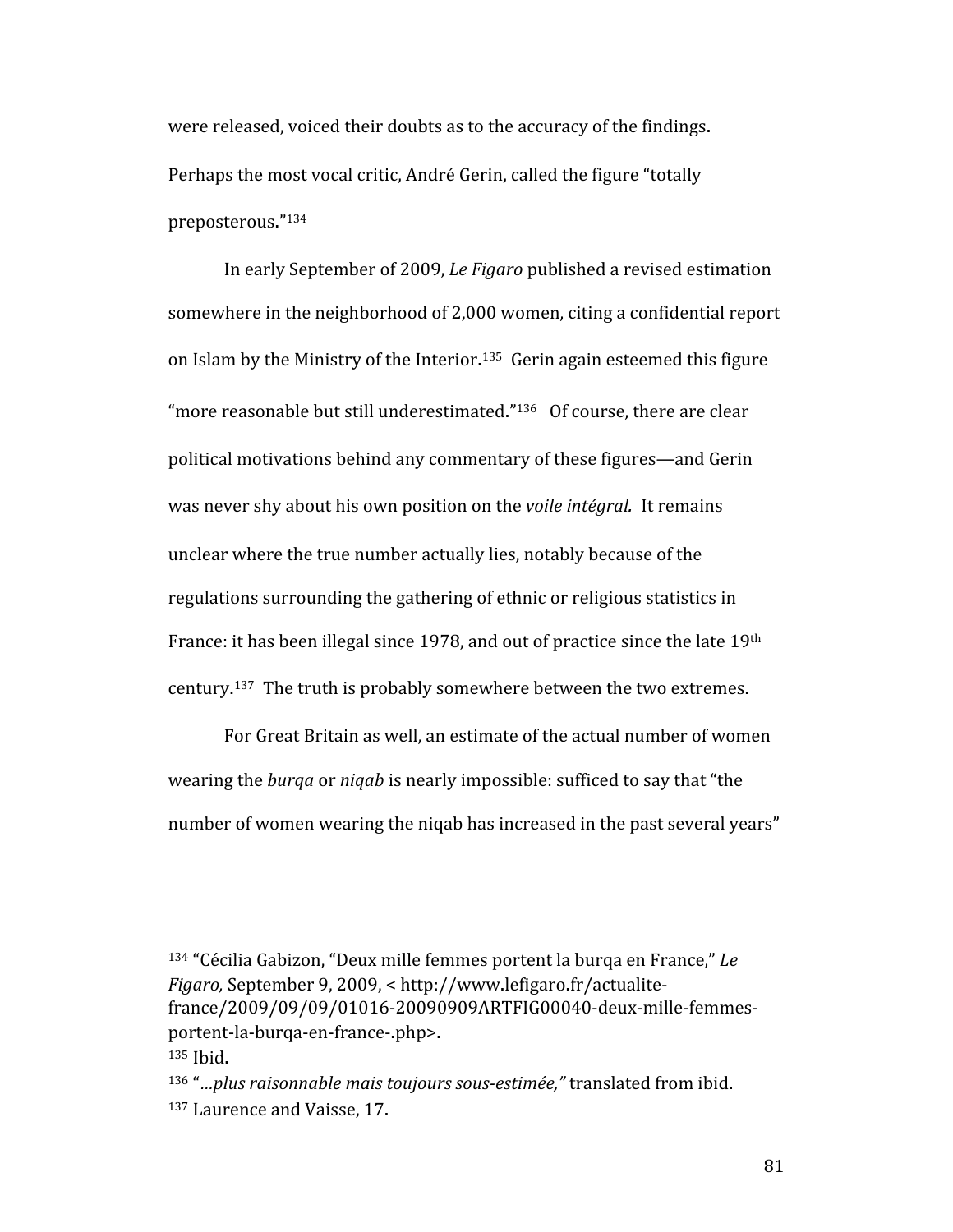were released, voiced their doubts as to the accuracy of the findings. Perhaps the most vocal critic, André Gerin, called the figure "totally preposterous."[134]

In early September of 2009, *Le Figaro* published a revised estimation somewhere in the neighborhood of 2,000 women, citing a confidential report on Islam by the Ministry of the Interior.[135] Gerin again esteemed this figure "more reasonable but still underestimated."[136] Of course, there are clear political motivations behind any commentary of these figures—and Gerin was never shy about his own position on the *voile intégral.* It remains unclear where the true number actually lies, notably because of the regulations surrounding the gathering of ethnic or religious statistics in France: it has been illegal since 1978, and out of practice since the late 19th century.[137] The truth is probably somewhere between the two extremes.

For Great Britain as well, an estimate of the actual number of women wearing the *burqa* or *niqab* is nearly impossible: sufficed to say that "the number of women wearing the niqab has increased in the past several years"

---

[134] "Cécilia Gabizon, "Deux mille femmes portent la burqa en France," *Le Figaro,* September 9, 2009, < http://www.lefigaro.fr/actualite-france/2009/09/09/01016-20090909ARTFIG00040-deux-mille-femmes-portent-la-burqa-en-france-.php>.

[135] Ibid.

[136] "*…plus raisonnable mais toujours sous-estimée,"* translated from ibid.

[137] Laurence and Vaisse, 17.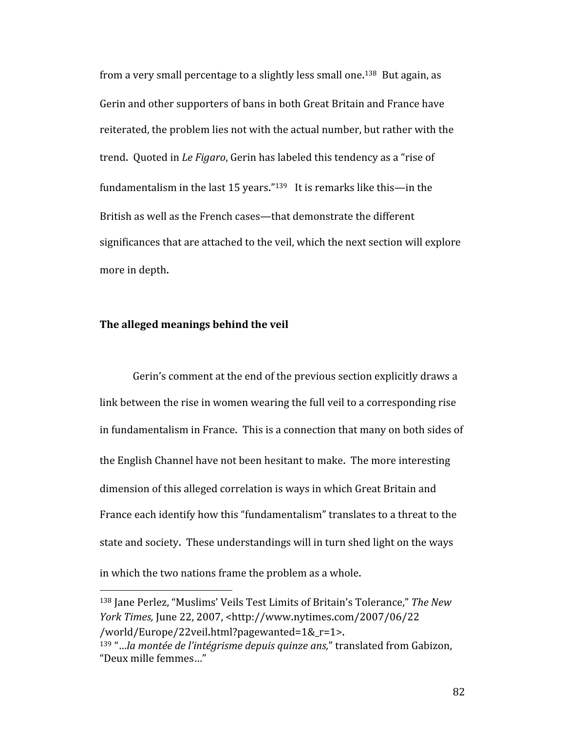from a very small percentage to a slightly less small one.[138] But again, as Gerin and other supporters of bans in both Great Britain and France have reiterated, the problem lies not with the actual number, but rather with the trend. Quoted in *Le Figaro*, Gerin has labeled this tendency as a "rise of fundamentalism in the last 15 years."[139] It is remarks like this—in the British as well as the French cases—that demonstrate the different significances that are attached to the veil, which the next section will explore more in depth.

## The alleged meanings behind the veil

Gerin's comment at the end of the previous section explicitly draws a link between the rise in women wearing the full veil to a corresponding rise in fundamentalism in France. This is a connection that many on both sides of the English Channel have not been hesitant to make. The more interesting dimension of this alleged correlation is ways in which Great Britain and France each identify how this "fundamentalism" translates to a threat to the state and society. These understandings will in turn shed light on the ways in which the two nations frame the problem as a whole.

---

[138] Jane Perlez, "Muslims' Veils Test Limits of Britain's Tolerance," *The New York Times,* June 22, 2007, <http://www.nytimes.com/2007/06/22/world/Europe/22veil.html?pagewanted=1&_r=1>.

[139] "…*la montée de l'intégrisme depuis quinze ans,*" translated from Gabizon, "Deux mille femmes…"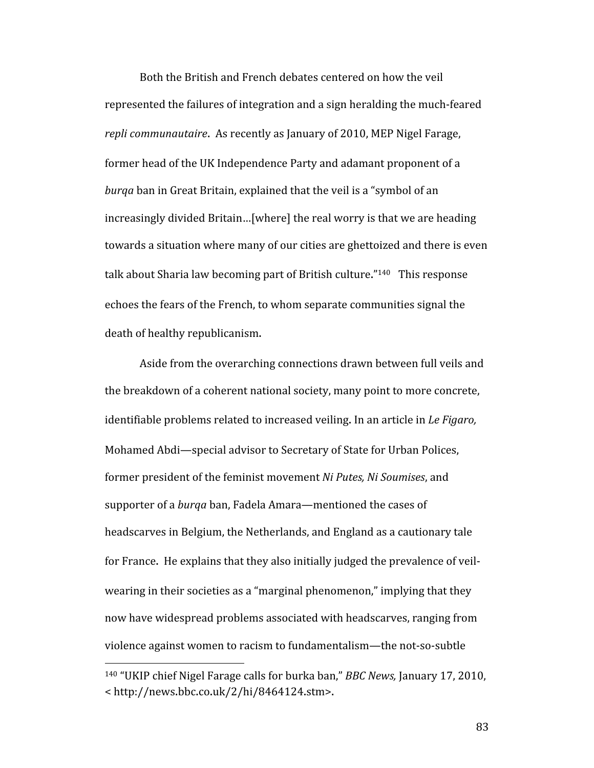Both the British and French debates centered on how the veil represented the failures of integration and a sign heralding the much-feared *repli communautaire*. As recently as January of 2010, MEP Nigel Farage, former head of the UK Independence Party and adamant proponent of a *burqa* ban in Great Britain, explained that the veil is a "symbol of an increasingly divided Britain…[where] the real worry is that we are heading towards a situation where many of our cities are ghettoized and there is even talk about Sharia law becoming part of British culture."[140] This response echoes the fears of the French, to whom separate communities signal the death of healthy republicanism.

Aside from the overarching connections drawn between full veils and the breakdown of a coherent national society, many point to more concrete, identifiable problems related to increased veiling. In an article in *Le Figaro,* Mohamed Abdi—special advisor to Secretary of State for Urban Polices, former president of the feminist movement *Ni Putes, Ni Soumises*, and supporter of a *burqa* ban, Fadela Amara—mentioned the cases of headscarves in Belgium, the Netherlands, and England as a cautionary tale for France. He explains that they also initially judged the prevalence of veil-wearing in their societies as a "marginal phenomenon," implying that they now have widespread problems associated with headscarves, ranging from violence against women to racism to fundamentalism—the not-so-subtle

---

[140] "UKIP chief Nigel Farage calls for burka ban," *BBC News,* January 17, 2010, < http://news.bbc.co.uk/2/hi/8464124.stm>.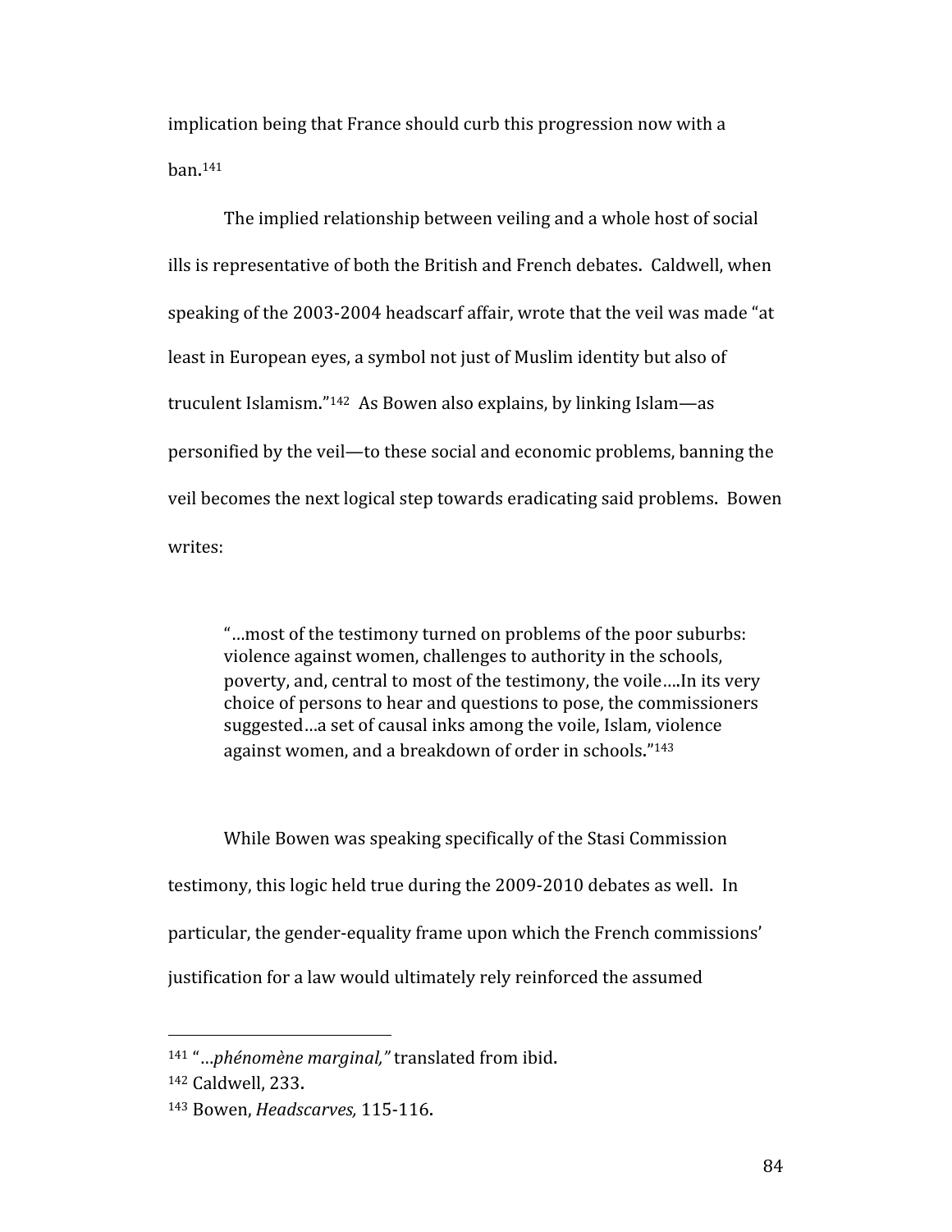implication being that France should curb this progression now with a ban.[141]

The implied relationship between veiling and a whole host of social ills is representative of both the British and French debates. Caldwell, when speaking of the 2003-2004 headscarf affair, wrote that the veil was made "at least in European eyes, a symbol not just of Muslim identity but also of truculent Islamism."[142] As Bowen also explains, by linking Islam—as personified by the veil—to these social and economic problems, banning the veil becomes the next logical step towards eradicating said problems. Bowen writes:

> "…most of the testimony turned on problems of the poor suburbs: violence against women, challenges to authority in the schools, poverty, and, central to most of the testimony, the voile….In its very choice of persons to hear and questions to pose, the commissioners suggested…a set of causal inks among the voile, Islam, violence against women, and a breakdown of order in schools."[143]

While Bowen was speaking specifically of the Stasi Commission testimony, this logic held true during the 2009-2010 debates as well. In particular, the gender-equality frame upon which the French commissions' justification for a law would ultimately rely reinforced the assumed

---

[141] "…*phénomène marginal,"* translated from ibid.

[142] Caldwell, 233.

[143] Bowen, *Headscarves,* 115-116.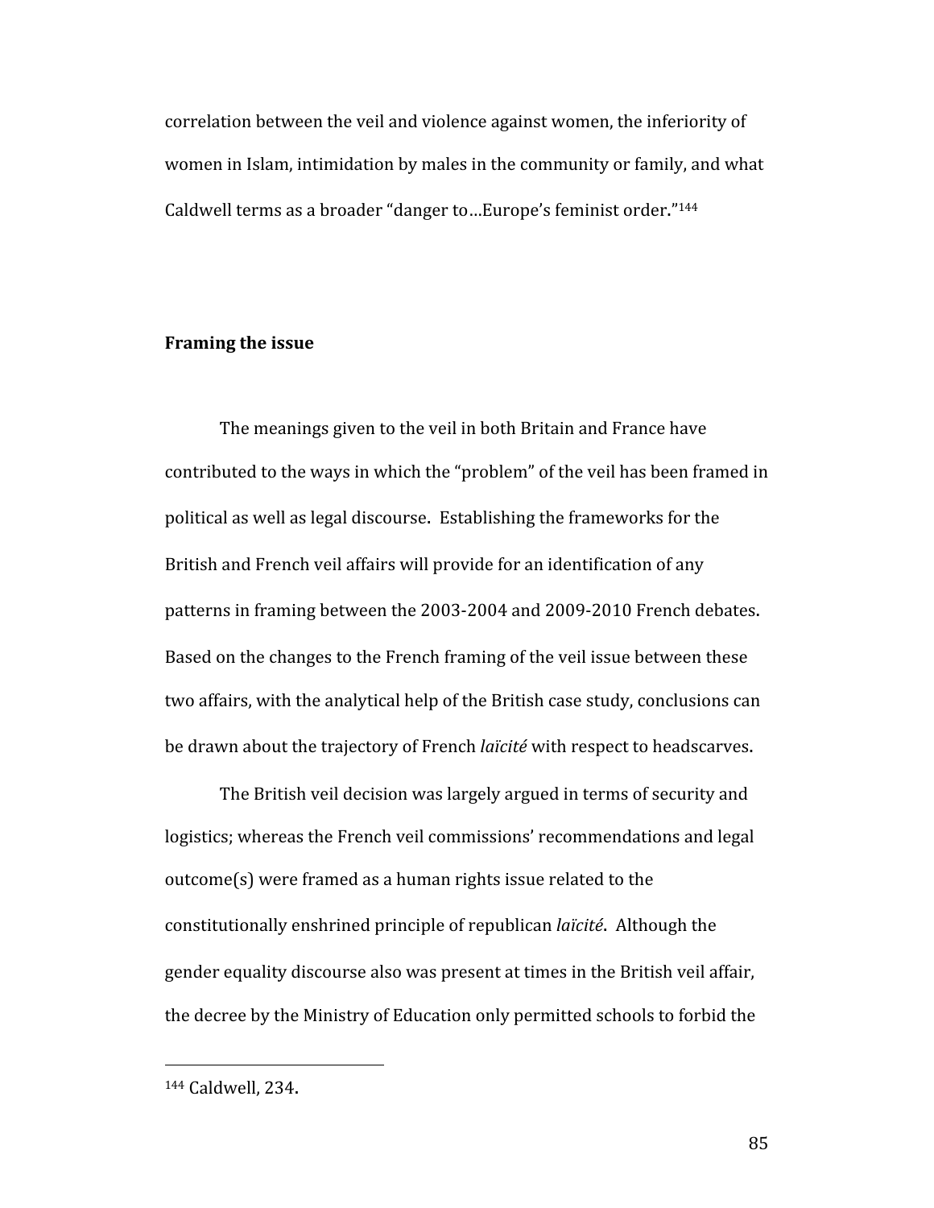correlation between the veil and violence against women, the inferiority of women in Islam, intimidation by males in the community or family, and what Caldwell terms as a broader "danger to…Europe's feminist order."[144]

**Framing the issue**

The meanings given to the veil in both Britain and France have contributed to the ways in which the "problem" of the veil has been framed in political as well as legal discourse. Establishing the frameworks for the British and French veil affairs will provide for an identification of any patterns in framing between the 2003-2004 and 2009-2010 French debates. Based on the changes to the French framing of the veil issue between these two affairs, with the analytical help of the British case study, conclusions can be drawn about the trajectory of French *laïcité* with respect to headscarves.

The British veil decision was largely argued in terms of security and logistics; whereas the French veil commissions' recommendations and legal outcome(s) were framed as a human rights issue related to the constitutionally enshrined principle of republican *laïcité*. Although the gender equality discourse also was present at times in the British veil affair, the decree by the Ministry of Education only permitted schools to forbid the

[144] Caldwell, 234.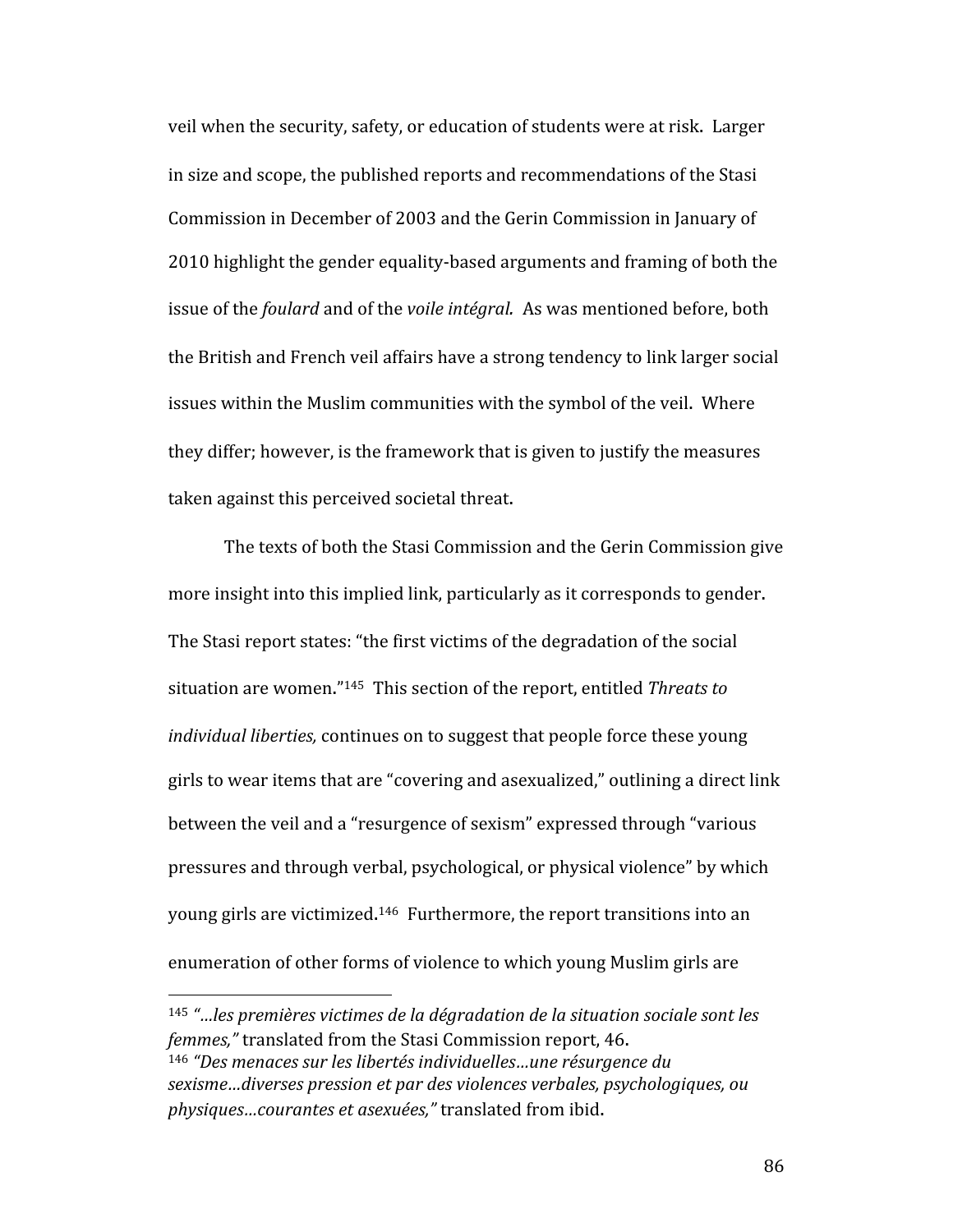veil when the security, safety, or education of students were at risk. Larger in size and scope, the published reports and recommendations of the Stasi Commission in December of 2003 and the Gerin Commission in January of 2010 highlight the gender equality-based arguments and framing of both the issue of the *foulard* and of the *voile intégral.* As was mentioned before, both the British and French veil affairs have a strong tendency to link larger social issues within the Muslim communities with the symbol of the veil. Where they differ; however, is the framework that is given to justify the measures taken against this perceived societal threat.

The texts of both the Stasi Commission and the Gerin Commission give more insight into this implied link, particularly as it corresponds to gender. The Stasi report states: "the first victims of the degradation of the social situation are women."[145] This section of the report, entitled *Threats to individual liberties,* continues on to suggest that people force these young girls to wear items that are "covering and asexualized," outlining a direct link between the veil and a "resurgence of sexism" expressed through "various pressures and through verbal, psychological, or physical violence" by which young girls are victimized.[146] Furthermore, the report transitions into an enumeration of other forms of violence to which young Muslim girls are

---

[145] *"…les premières victimes de la dégradation de la situation sociale sont les femmes,"* translated from the Stasi Commission report, 46.

[146] *"Des menaces sur les libertés individuelles…une résurgence du sexisme…diverses pression et par des violences verbales, psychologiques, ou physiques…courantes et asexuées,"* translated from ibid.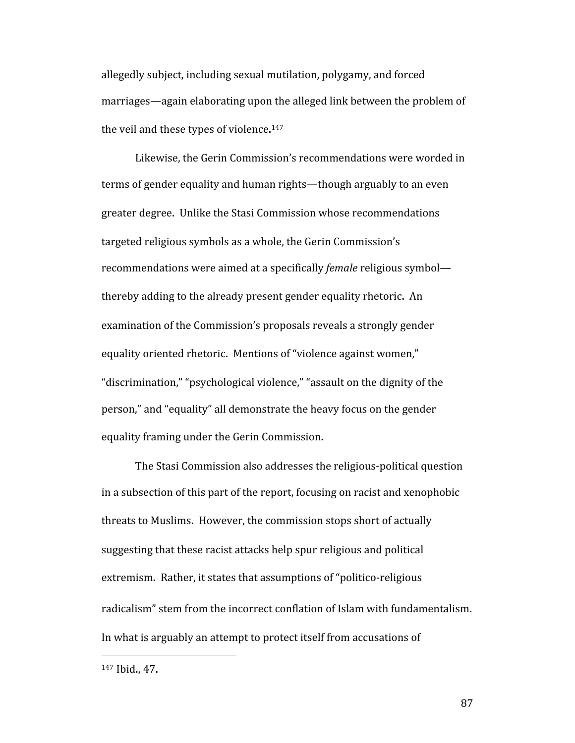allegedly subject, including sexual mutilation, polygamy, and forced marriages—again elaborating upon the alleged link between the problem of the veil and these types of violence.[147]

Likewise, the Gerin Commission's recommendations were worded in terms of gender equality and human rights—though arguably to an even greater degree. Unlike the Stasi Commission whose recommendations targeted religious symbols as a whole, the Gerin Commission's recommendations were aimed at a specifically *female* religious symbol—thereby adding to the already present gender equality rhetoric. An examination of the Commission's proposals reveals a strongly gender equality oriented rhetoric. Mentions of "violence against women," "discrimination," "psychological violence," "assault on the dignity of the person," and "equality" all demonstrate the heavy focus on the gender equality framing under the Gerin Commission.

The Stasi Commission also addresses the religious-political question in a subsection of this part of the report, focusing on racist and xenophobic threats to Muslims. However, the commission stops short of actually suggesting that these racist attacks help spur religious and political extremism. Rather, it states that assumptions of "politico-religious radicalism" stem from the incorrect conflation of Islam with fundamentalism. In what is arguably an attempt to protect itself from accusations of

[147] Ibid., 47.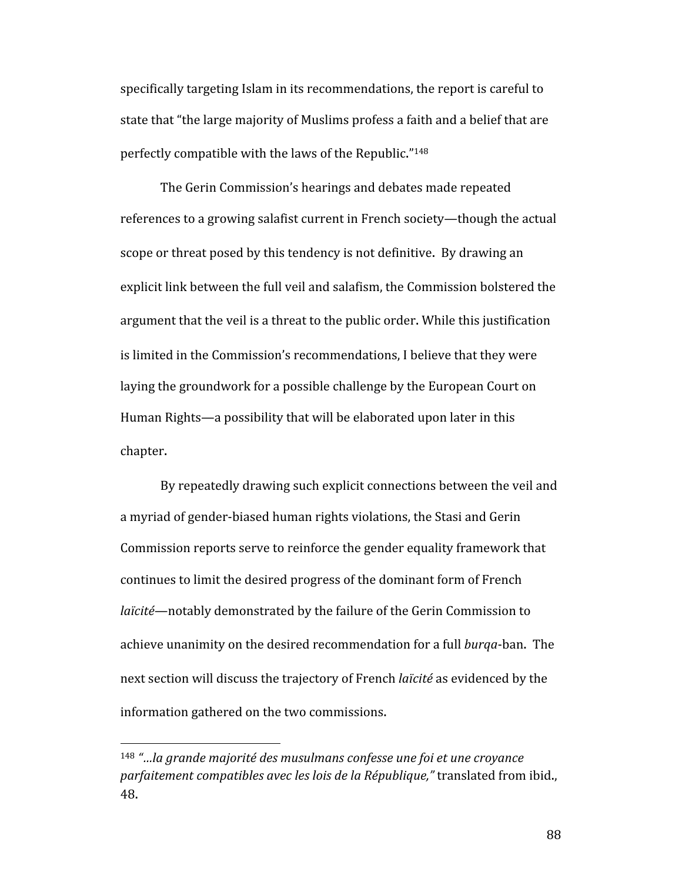specifically targeting Islam in its recommendations, the report is careful to state that "the large majority of Muslims profess a faith and a belief that are perfectly compatible with the laws of the Republic."[148]

The Gerin Commission's hearings and debates made repeated references to a growing salafist current in French society—though the actual scope or threat posed by this tendency is not definitive. By drawing an explicit link between the full veil and salafism, the Commission bolstered the argument that the veil is a threat to the public order. While this justification is limited in the Commission's recommendations, I believe that they were laying the groundwork for a possible challenge by the European Court on Human Rights—a possibility that will be elaborated upon later in this chapter.

By repeatedly drawing such explicit connections between the veil and a myriad of gender-biased human rights violations, the Stasi and Gerin Commission reports serve to reinforce the gender equality framework that continues to limit the desired progress of the dominant form of French *laïcité*—notably demonstrated by the failure of the Gerin Commission to achieve unanimity on the desired recommendation for a full *burqa*-ban. The next section will discuss the trajectory of French *laïcité* as evidenced by the information gathered on the two commissions.

---

[148] *"…la grande majorité des musulmans confesse une foi et une croyance parfaitement compatibles avec les lois de la République,"* translated from ibid., 48.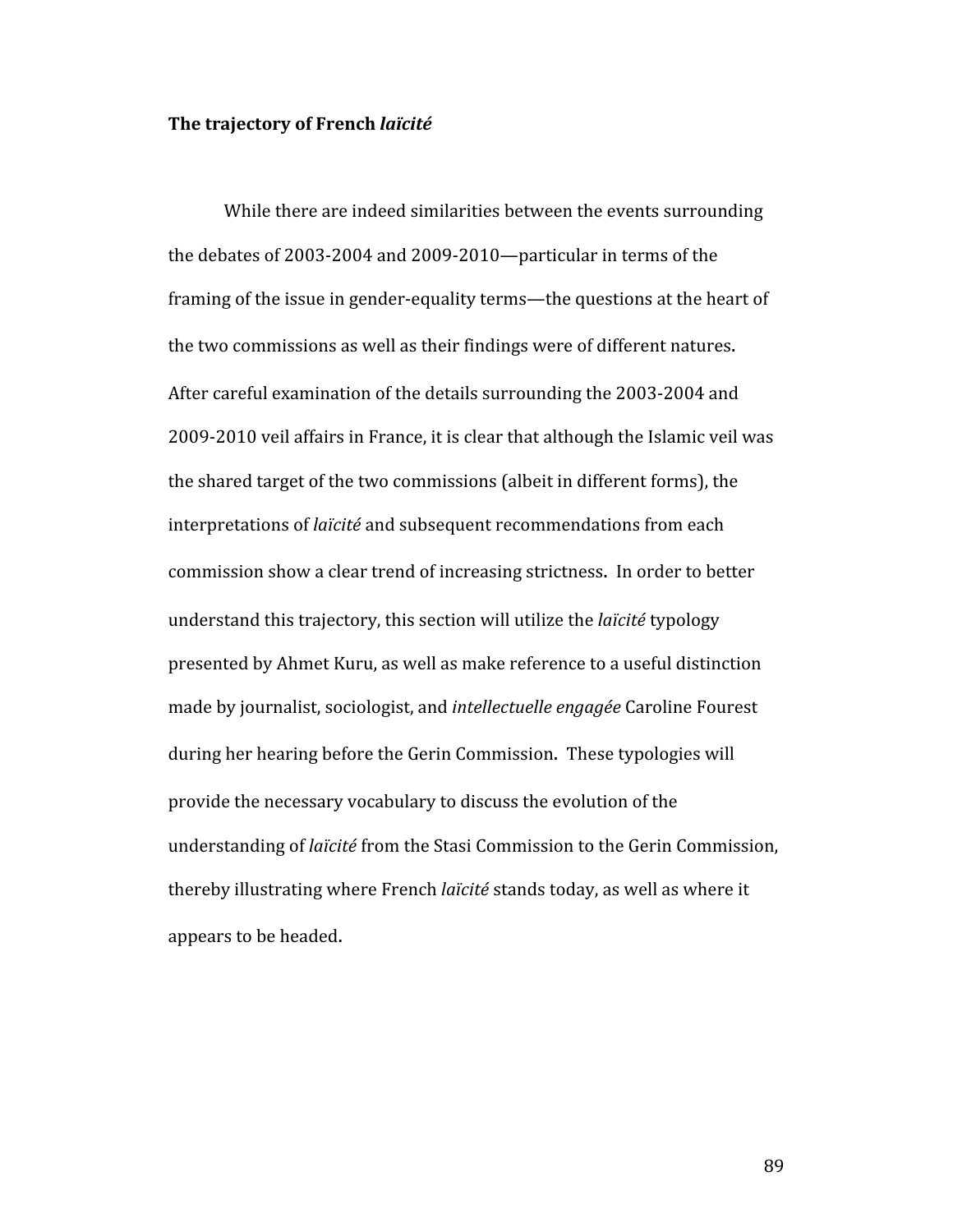### The trajectory of French *laïcité*

While there are indeed similarities between the events surrounding the debates of 2003-2004 and 2009-2010—particular in terms of the framing of the issue in gender-equality terms—the questions at the heart of the two commissions as well as their findings were of different natures. After careful examination of the details surrounding the 2003-2004 and 2009-2010 veil affairs in France, it is clear that although the Islamic veil was the shared target of the two commissions (albeit in different forms), the interpretations of *laïcité* and subsequent recommendations from each commission show a clear trend of increasing strictness. In order to better understand this trajectory, this section will utilize the *laïcité* typology presented by Ahmet Kuru, as well as make reference to a useful distinction made by journalist, sociologist, and *intellectuelle engagée* Caroline Fourest during her hearing before the Gerin Commission. These typologies will provide the necessary vocabulary to discuss the evolution of the understanding of *laïcité* from the Stasi Commission to the Gerin Commission, thereby illustrating where French *laïcité* stands today, as well as where it appears to be headed.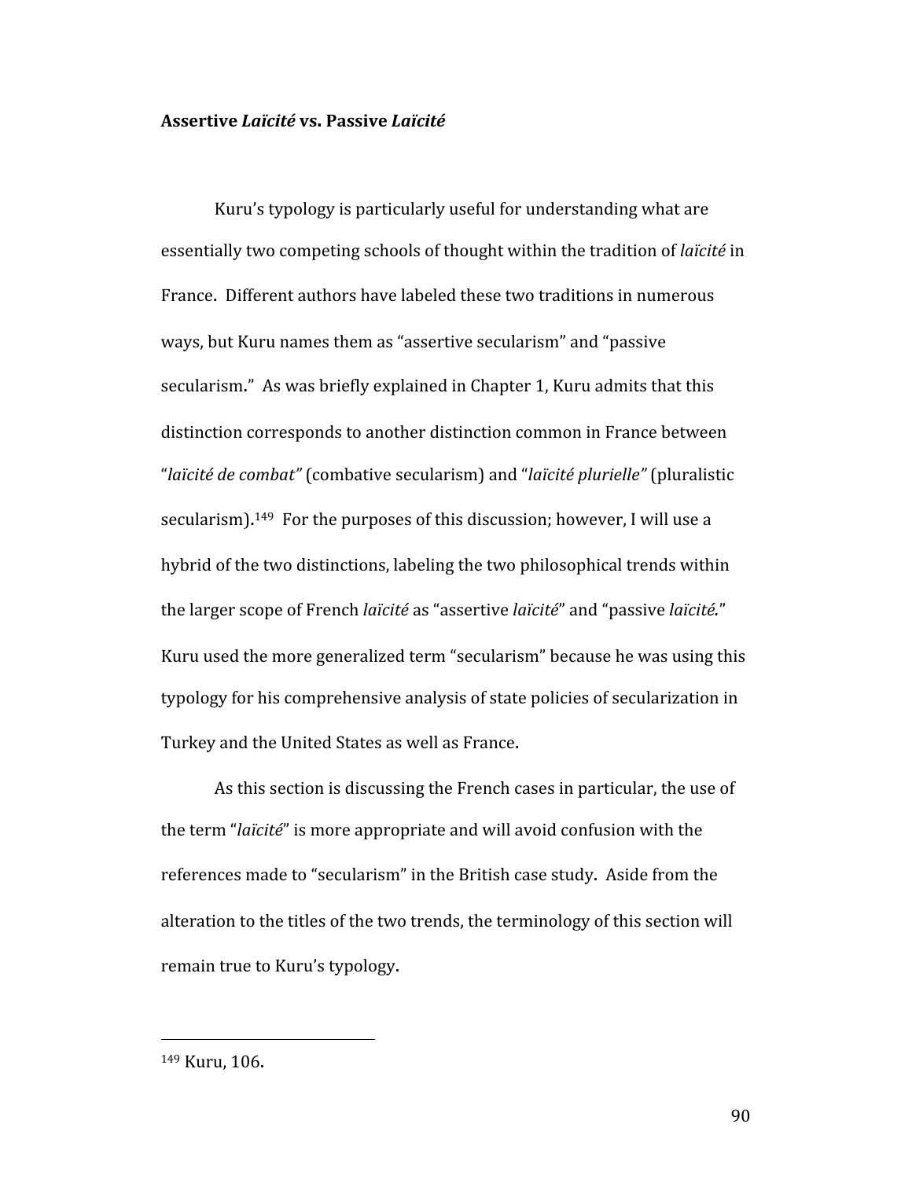### **Assertive *Laïcité* vs. Passive *Laïcité***

Kuru's typology is particularly useful for understanding what are essentially two competing schools of thought within the tradition of *laïcité* in France. Different authors have labeled these two traditions in numerous ways, but Kuru names them as "assertive secularism" and "passive secularism." As was briefly explained in Chapter 1, Kuru admits that this distinction corresponds to another distinction common in France between "*laïcité de combat"* (combative secularism) and "*laïcité plurielle"* (pluralistic secularism).[149] For the purposes of this discussion; however, I will use a hybrid of the two distinctions, labeling the two philosophical trends within the larger scope of French *laïcité* as "assertive *laïcité*" and "passive *laïcité*." Kuru used the more generalized term "secularism" because he was using this typology for his comprehensive analysis of state policies of secularization in Turkey and the United States as well as France.

As this section is discussing the French cases in particular, the use of the term "*laïcité*" is more appropriate and will avoid confusion with the references made to "secularism" in the British case study. Aside from the alteration to the titles of the two trends, the terminology of this section will remain true to Kuru's typology.

---

[149] Kuru, 106.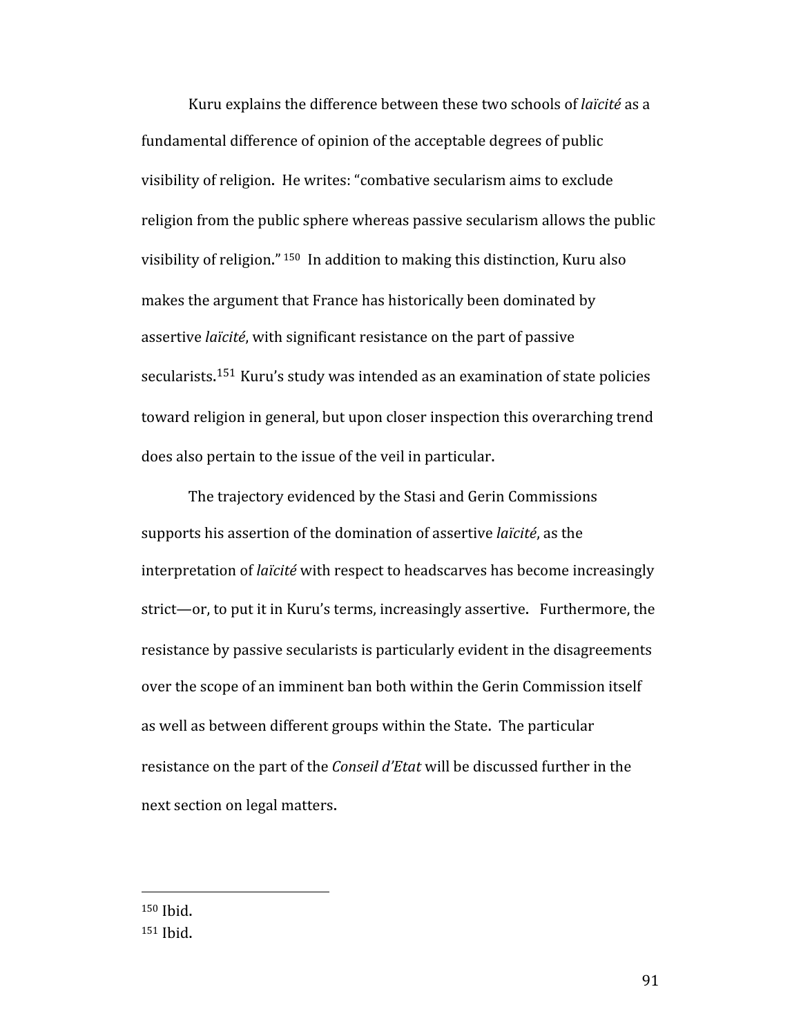Kuru explains the difference between these two schools of *laïcité* as a fundamental difference of opinion of the acceptable degrees of public visibility of religion. He writes: "combative secularism aims to exclude religion from the public sphere whereas passive secularism allows the public visibility of religion."[150] In addition to making this distinction, Kuru also makes the argument that France has historically been dominated by assertive *laïcité*, with significant resistance on the part of passive secularists.[151] Kuru's study was intended as an examination of state policies toward religion in general, but upon closer inspection this overarching trend does also pertain to the issue of the veil in particular.

The trajectory evidenced by the Stasi and Gerin Commissions supports his assertion of the domination of assertive *laïcité*, as the interpretation of *laïcité* with respect to headscarves has become increasingly strict—or, to put it in Kuru's terms, increasingly assertive. Furthermore, the resistance by passive secularists is particularly evident in the disagreements over the scope of an imminent ban both within the Gerin Commission itself as well as between different groups within the State. The particular resistance on the part of the *Conseil d'Etat* will be discussed further in the next section on legal matters.

---

[150] Ibid.

[151] Ibid.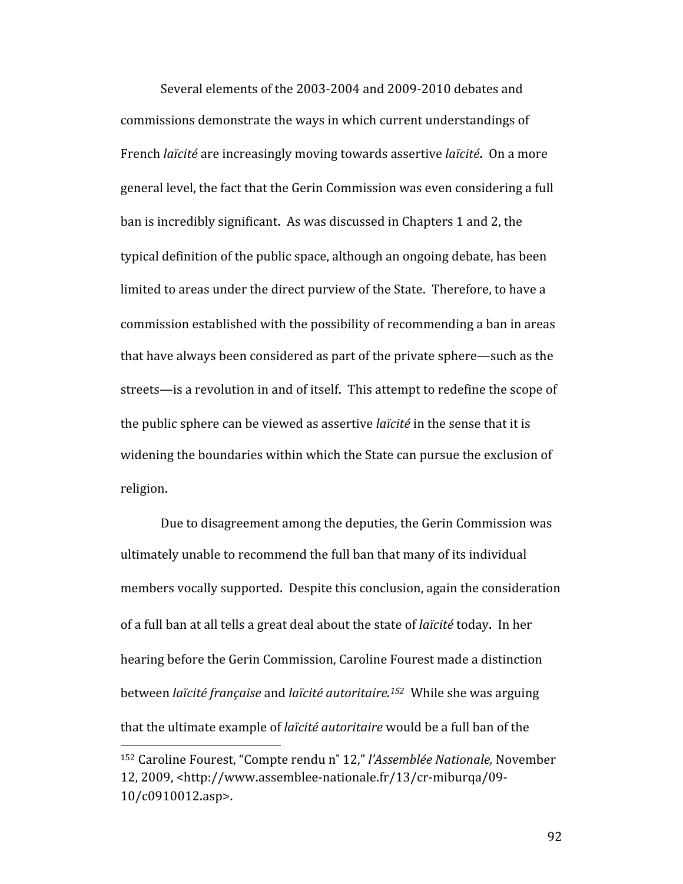Several elements of the 2003-2004 and 2009-2010 debates and commissions demonstrate the ways in which current understandings of French *laïcité* are increasingly moving towards assertive *laïcité*. On a more general level, the fact that the Gerin Commission was even considering a full ban is incredibly significant. As was discussed in Chapters 1 and 2, the typical definition of the public space, although an ongoing debate, has been limited to areas under the direct purview of the State. Therefore, to have a commission established with the possibility of recommending a ban in areas that have always been considered as part of the private sphere—such as the streets—is a revolution in and of itself. This attempt to redefine the scope of the public sphere can be viewed as assertive *laïcité* in the sense that it is widening the boundaries within which the State can pursue the exclusion of religion.

Due to disagreement among the deputies, the Gerin Commission was ultimately unable to recommend the full ban that many of its individual members vocally supported. Despite this conclusion, again the consideration of a full ban at all tells a great deal about the state of *laïcité* today. In her hearing before the Gerin Commission, Caroline Fourest made a distinction between *laïcité française* and *laïcité autoritaire.*[152] While she was arguing that the ultimate example of *laïcité autoritaire* would be a full ban of the

---

[152] Caroline Fourest, "Compte rendu n˚ 12," *l'Assemblée Nationale,* November 12, 2009, <http://www.assemblee-nationale.fr/13/cr-miburqa/09-10/c0910012.asp>.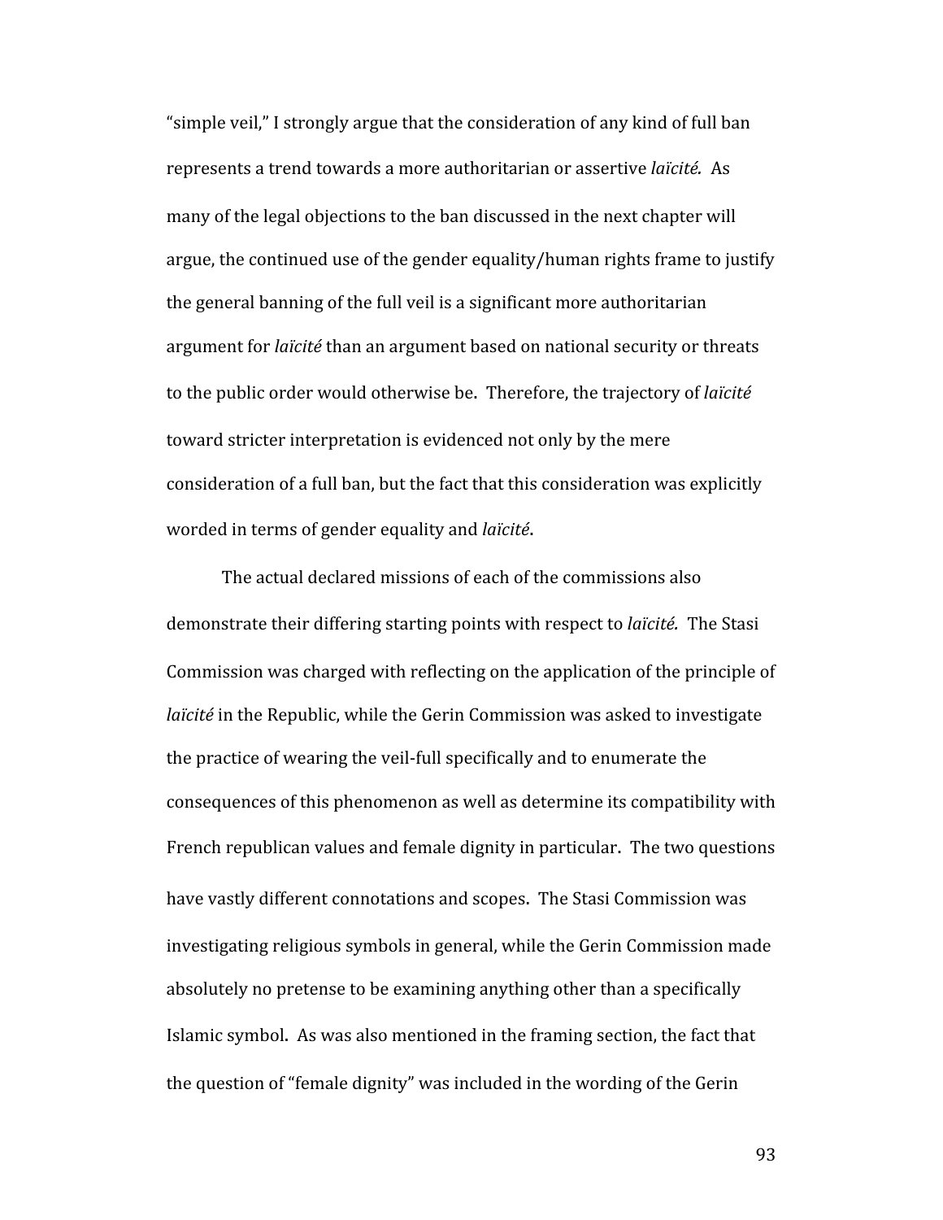"simple veil," I strongly argue that the consideration of any kind of full ban represents a trend towards a more authoritarian or assertive *laïcité.* As many of the legal objections to the ban discussed in the next chapter will argue, the continued use of the gender equality/human rights frame to justify the general banning of the full veil is a significant more authoritarian argument for *laïcité* than an argument based on national security or threats to the public order would otherwise be. Therefore, the trajectory of *laïcité* toward stricter interpretation is evidenced not only by the mere consideration of a full ban, but the fact that this consideration was explicitly worded in terms of gender equality and *laïcité*.

The actual declared missions of each of the commissions also demonstrate their differing starting points with respect to *laïcité.* The Stasi Commission was charged with reflecting on the application of the principle of *laïcité* in the Republic, while the Gerin Commission was asked to investigate the practice of wearing the veil-full specifically and to enumerate the consequences of this phenomenon as well as determine its compatibility with French republican values and female dignity in particular. The two questions have vastly different connotations and scopes. The Stasi Commission was investigating religious symbols in general, while the Gerin Commission made absolutely no pretense to be examining anything other than a specifically Islamic symbol. As was also mentioned in the framing section, the fact that the question of "female dignity" was included in the wording of the Gerin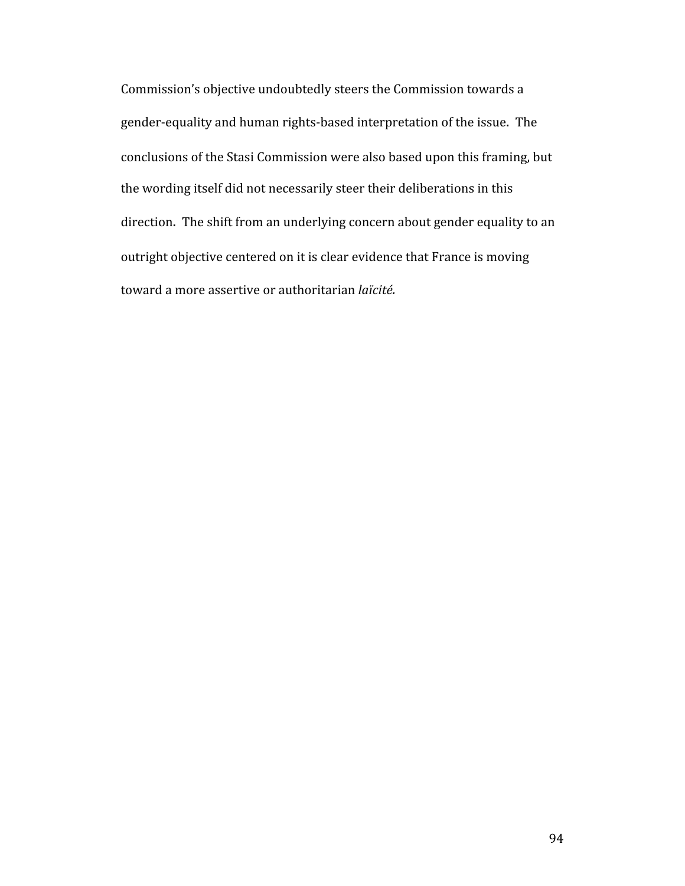Commission's objective undoubtedly steers the Commission towards a gender-equality and human rights-based interpretation of the issue. The conclusions of the Stasi Commission were also based upon this framing, but the wording itself did not necessarily steer their deliberations in this direction. The shift from an underlying concern about gender equality to an outright objective centered on it is clear evidence that France is moving toward a more assertive or authoritarian *laïcité.*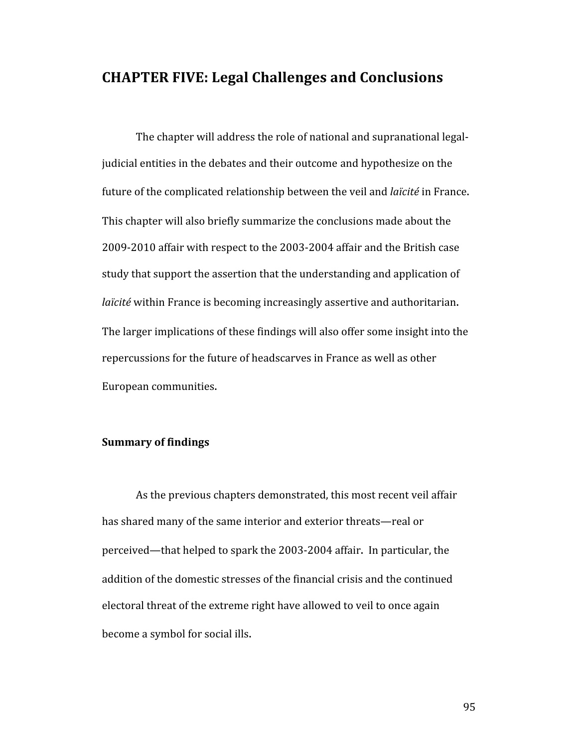# CHAPTER FIVE: Legal Challenges and Conclusions

The chapter will address the role of national and supranational legal-judicial entities in the debates and their outcome and hypothesize on the future of the complicated relationship between the veil and *laïcité* in France. This chapter will also briefly summarize the conclusions made about the 2009-2010 affair with respect to the 2003-2004 affair and the British case study that support the assertion that the understanding and application of *laïcité* within France is becoming increasingly assertive and authoritarian. The larger implications of these findings will also offer some insight into the repercussions for the future of headscarves in France as well as other European communities.

## Summary of findings

As the previous chapters demonstrated, this most recent veil affair has shared many of the same interior and exterior threats—real or perceived—that helped to spark the 2003-2004 affair. In particular, the addition of the domestic stresses of the financial crisis and the continued electoral threat of the extreme right have allowed to veil to once again become a symbol for social ills.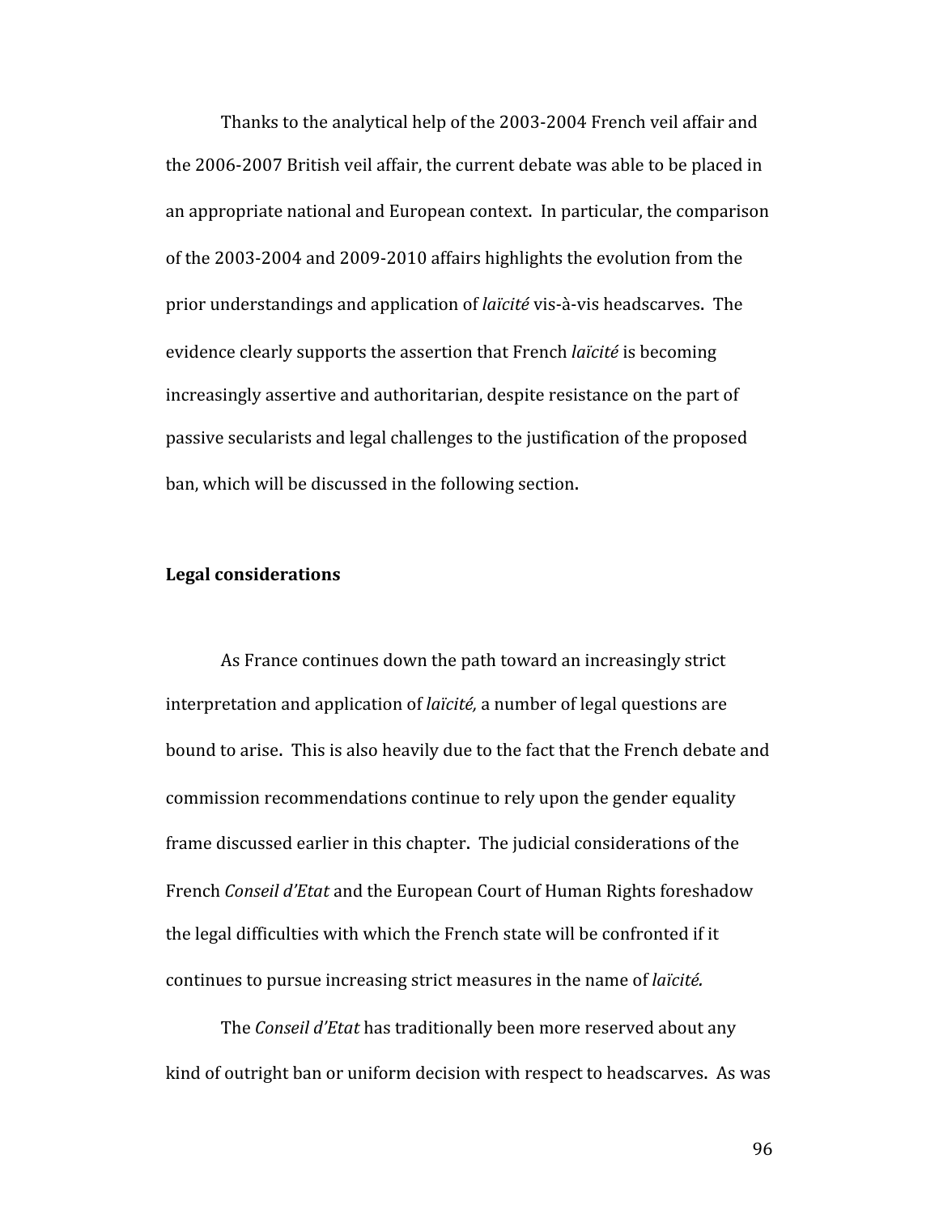Thanks to the analytical help of the 2003-2004 French veil affair and the 2006-2007 British veil affair, the current debate was able to be placed in an appropriate national and European context. In particular, the comparison of the 2003-2004 and 2009-2010 affairs highlights the evolution from the prior understandings and application of *laïcité* vis-à-vis headscarves. The evidence clearly supports the assertion that French *laïcité* is becoming increasingly assertive and authoritarian, despite resistance on the part of passive secularists and legal challenges to the justification of the proposed ban, which will be discussed in the following section.

**Legal considerations**

As France continues down the path toward an increasingly strict interpretation and application of *laïcité,* a number of legal questions are bound to arise. This is also heavily due to the fact that the French debate and commission recommendations continue to rely upon the gender equality frame discussed earlier in this chapter. The judicial considerations of the French *Conseil d'Etat* and the European Court of Human Rights foreshadow the legal difficulties with which the French state will be confronted if it continues to pursue increasing strict measures in the name of *laïcité.*

The *Conseil d'Etat* has traditionally been more reserved about any kind of outright ban or uniform decision with respect to headscarves. As was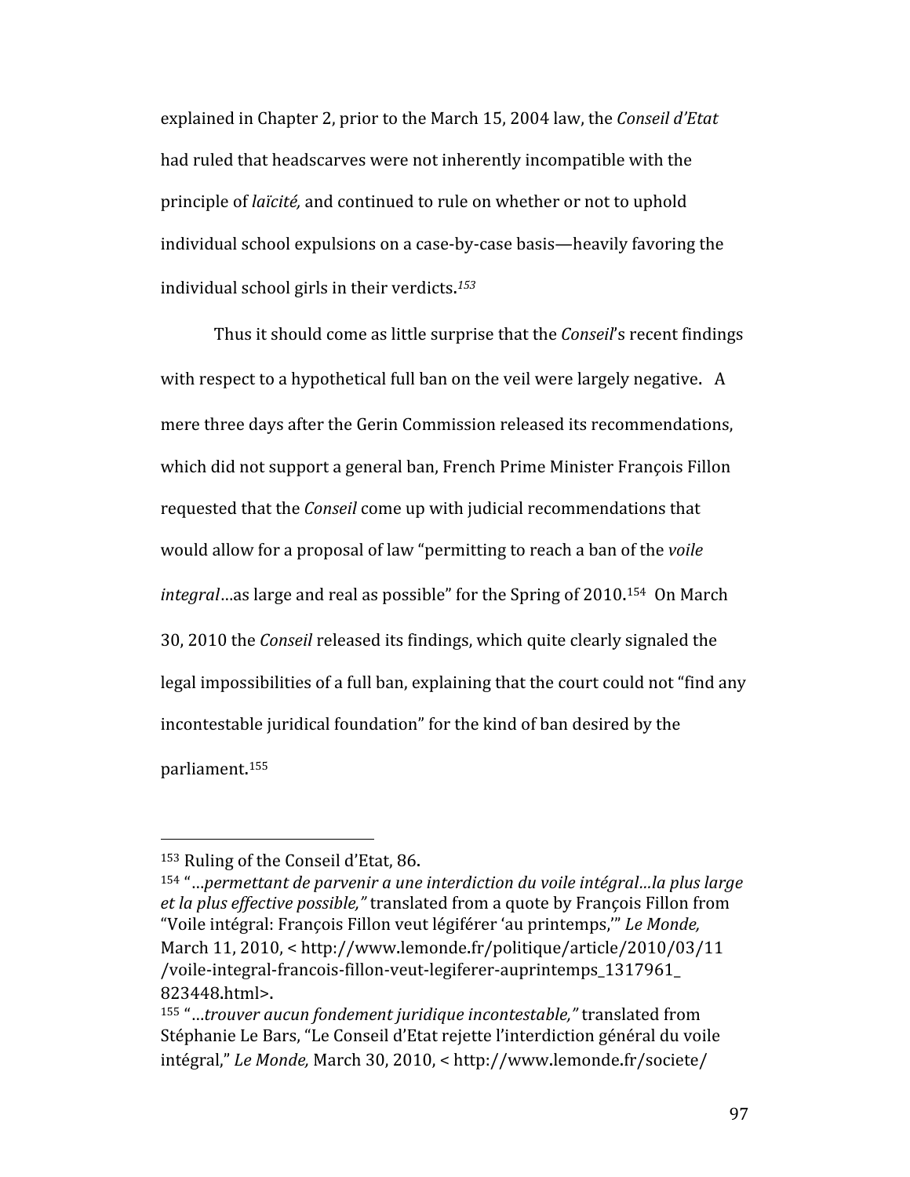explained in Chapter 2, prior to the March 15, 2004 law, the *Conseil d'Etat* had ruled that headscarves were not inherently incompatible with the principle of *laïcité,* and continued to rule on whether or not to uphold individual school expulsions on a case-by-case basis—heavily favoring the individual school girls in their verdicts.[153]

Thus it should come as little surprise that the *Conseil*'s recent findings with respect to a hypothetical full ban on the veil were largely negative. A mere three days after the Gerin Commission released its recommendations, which did not support a general ban, French Prime Minister François Fillon requested that the *Conseil* come up with judicial recommendations that would allow for a proposal of law "permitting to reach a ban of the *voile integral*…as large and real as possible" for the Spring of 2010.[154] On March 30, 2010 the *Conseil* released its findings, which quite clearly signaled the legal impossibilities of a full ban, explaining that the court could not "find any incontestable juridical foundation" for the kind of ban desired by the parliament.[155]

---

[153] Ruling of the Conseil d'Etat, 86.

[154] "…*permettant de parvenir a une interdiction du voile intégral…la plus large et la plus effective possible,"* translated from a quote by François Fillon from "Voile intégral: François Fillon veut légiférer 'au printemps,'" *Le Monde,* March 11, 2010, < http://www.lemonde.fr/politique/article/2010/03/11/voile-integral-francois-fillon-veut-legiferer-auprintemps_1317961_823448.html>.

[155] "…*trouver aucun fondement juridique incontestable,"* translated from Stéphanie Le Bars, "Le Conseil d'Etat rejette l'interdiction général du voile intégral," *Le Monde,* March 30, 2010, < http://www.lemonde.fr/societe/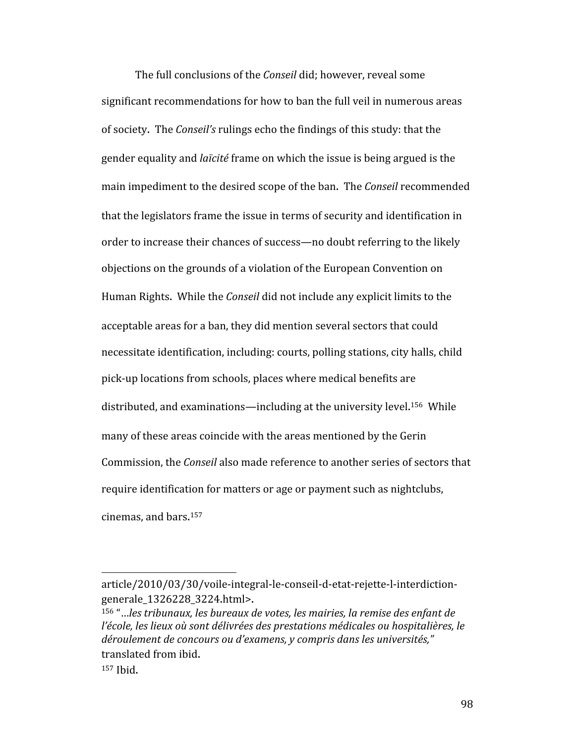The full conclusions of the *Conseil* did; however, reveal some significant recommendations for how to ban the full veil in numerous areas of society. The *Conseil's* rulings echo the findings of this study: that the gender equality and *laïcité* frame on which the issue is being argued is the main impediment to the desired scope of the ban. The *Conseil* recommended that the legislators frame the issue in terms of security and identification in order to increase their chances of success—no doubt referring to the likely objections on the grounds of a violation of the European Convention on Human Rights. While the *Conseil* did not include any explicit limits to the acceptable areas for a ban, they did mention several sectors that could necessitate identification, including: courts, polling stations, city halls, child pick-up locations from schools, places where medical benefits are distributed, and examinations—including at the university level.[156] While many of these areas coincide with the areas mentioned by the Gerin Commission, the *Conseil* also made reference to another series of sectors that require identification for matters or age or payment such as nightclubs, cinemas, and bars.[157]

---

article/2010/03/30/voile-integral-le-conseil-d-etat-rejette-l-interdiction-generale_1326228_3224.html>.

[156] "*…les tribunaux, les bureaux de votes, les mairies, la remise des enfant de l'école, les lieux où sont délivrées des prestations médicales ou hospitalières, le déroulement de concours ou d'examens, y compris dans les universités,"* translated from ibid.

[157] Ibid.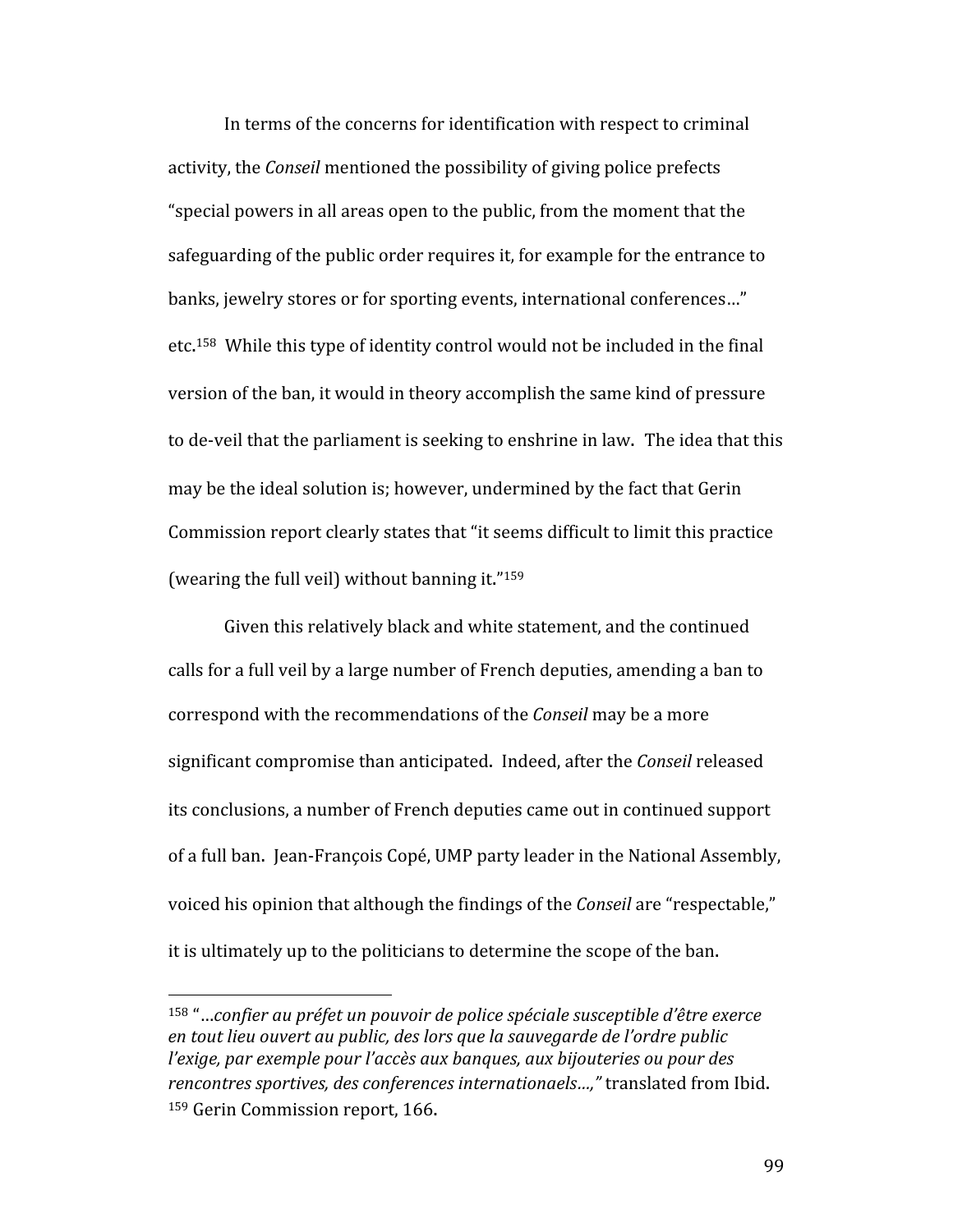In terms of the concerns for identification with respect to criminal activity, the *Conseil* mentioned the possibility of giving police prefects "special powers in all areas open to the public, from the moment that the safeguarding of the public order requires it, for example for the entrance to banks, jewelry stores or for sporting events, international conferences…" etc.[158] While this type of identity control would not be included in the final version of the ban, it would in theory accomplish the same kind of pressure to de-veil that the parliament is seeking to enshrine in law. The idea that this may be the ideal solution is; however, undermined by the fact that Gerin Commission report clearly states that "it seems difficult to limit this practice (wearing the full veil) without banning it."[159]

Given this relatively black and white statement, and the continued calls for a full veil by a large number of French deputies, amending a ban to correspond with the recommendations of the *Conseil* may be a more significant compromise than anticipated. Indeed, after the *Conseil* released its conclusions, a number of French deputies came out in continued support of a full ban. Jean-François Copé, UMP party leader in the National Assembly, voiced his opinion that although the findings of the *Conseil* are "respectable," it is ultimately up to the politicians to determine the scope of the ban.

---

[158] "*…confier au préfet un pouvoir de police spéciale susceptible d'être exerce en tout lieu ouvert au public, des lors que la sauvegarde de l'ordre public l'exige, par exemple pour l'accès aux banques, aux bijouteries ou pour des rencontres sportives, des conferences internationaels…,"* translated from Ibid.

[159] Gerin Commission report, 166.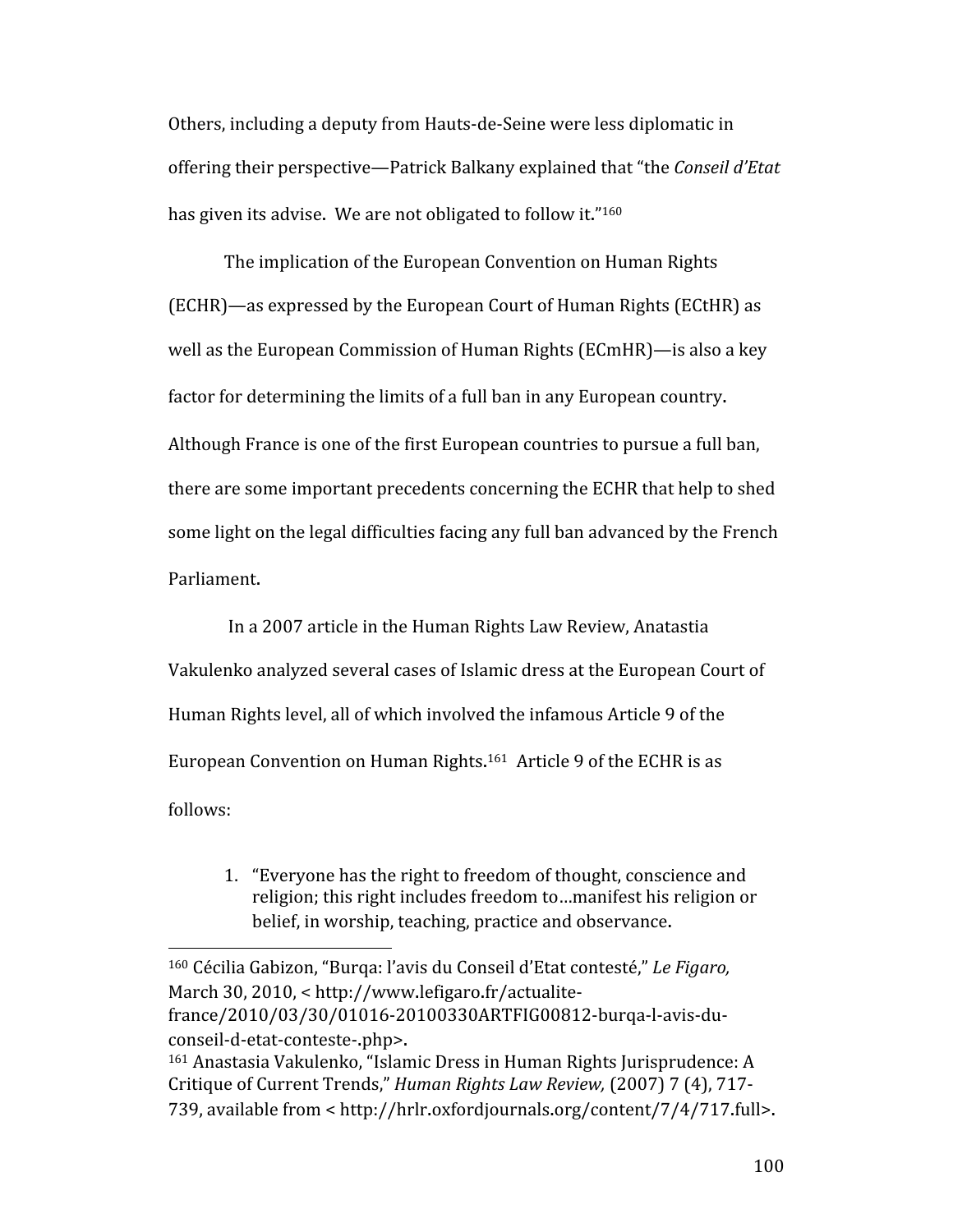Others, including a deputy from Hauts-de-Seine were less diplomatic in offering their perspective—Patrick Balkany explained that "the *Conseil d'Etat* has given its advise. We are not obligated to follow it."[160]

The implication of the European Convention on Human Rights (ECHR)—as expressed by the European Court of Human Rights (ECtHR) as well as the European Commission of Human Rights (ECmHR)—is also a key factor for determining the limits of a full ban in any European country. Although France is one of the first European countries to pursue a full ban, there are some important precedents concerning the ECHR that help to shed some light on the legal difficulties facing any full ban advanced by the French Parliament.

In a 2007 article in the Human Rights Law Review, Anatastia Vakulenko analyzed several cases of Islamic dress at the European Court of Human Rights level, all of which involved the infamous Article 9 of the European Convention on Human Rights.[161] Article 9 of the ECHR is as follows:

1. "Everyone has the right to freedom of thought, conscience and religion; this right includes freedom to…manifest his religion or belief, in worship, teaching, practice and observance.

---

[160] Cécilia Gabizon, "Burqa: l'avis du Conseil d'Etat contesté," *Le Figaro,* March 30, 2010, < http://www.lefigaro.fr/actualite-france/2010/03/30/01016-20100330ARTFIG00812-burqa-l-avis-du-conseil-d-etat-conteste-.php>.

[161] Anastasia Vakulenko, "Islamic Dress in Human Rights Jurisprudence: A Critique of Current Trends," *Human Rights Law Review,* (2007) 7 (4), 717-739, available from < http://hrlr.oxfordjournals.org/content/7/4/717.full>.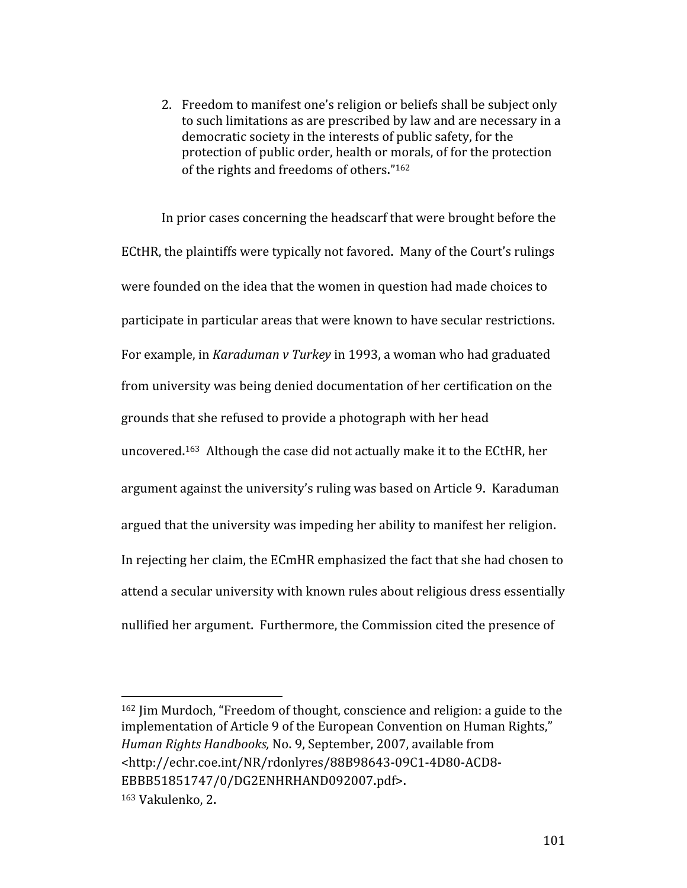2. Freedom to manifest one's religion or beliefs shall be subject only to such limitations as are prescribed by law and are necessary in a democratic society in the interests of public safety, for the protection of public order, health or morals, of for the protection of the rights and freedoms of others."[162]

In prior cases concerning the headscarf that were brought before the ECtHR, the plaintiffs were typically not favored. Many of the Court's rulings were founded on the idea that the women in question had made choices to participate in particular areas that were known to have secular restrictions. For example, in *Karaduman v Turkey* in 1993, a woman who had graduated from university was being denied documentation of her certification on the grounds that she refused to provide a photograph with her head uncovered.[163] Although the case did not actually make it to the ECtHR, her argument against the university's ruling was based on Article 9. Karaduman argued that the university was impeding her ability to manifest her religion. In rejecting her claim, the ECmHR emphasized the fact that she had chosen to attend a secular university with known rules about religious dress essentially nullified her argument. Furthermore, the Commission cited the presence of

---

[162] Jim Murdoch, "Freedom of thought, conscience and religion: a guide to the implementation of Article 9 of the European Convention on Human Rights," *Human Rights Handbooks,* No. 9, September, 2007, available from <http://echr.coe.int/NR/rdonlyres/88B98643-09C1-4D80-ACD8-EBBB51851747/0/DG2ENHRHAND092007.pdf>.

[163] Vakulenko, 2.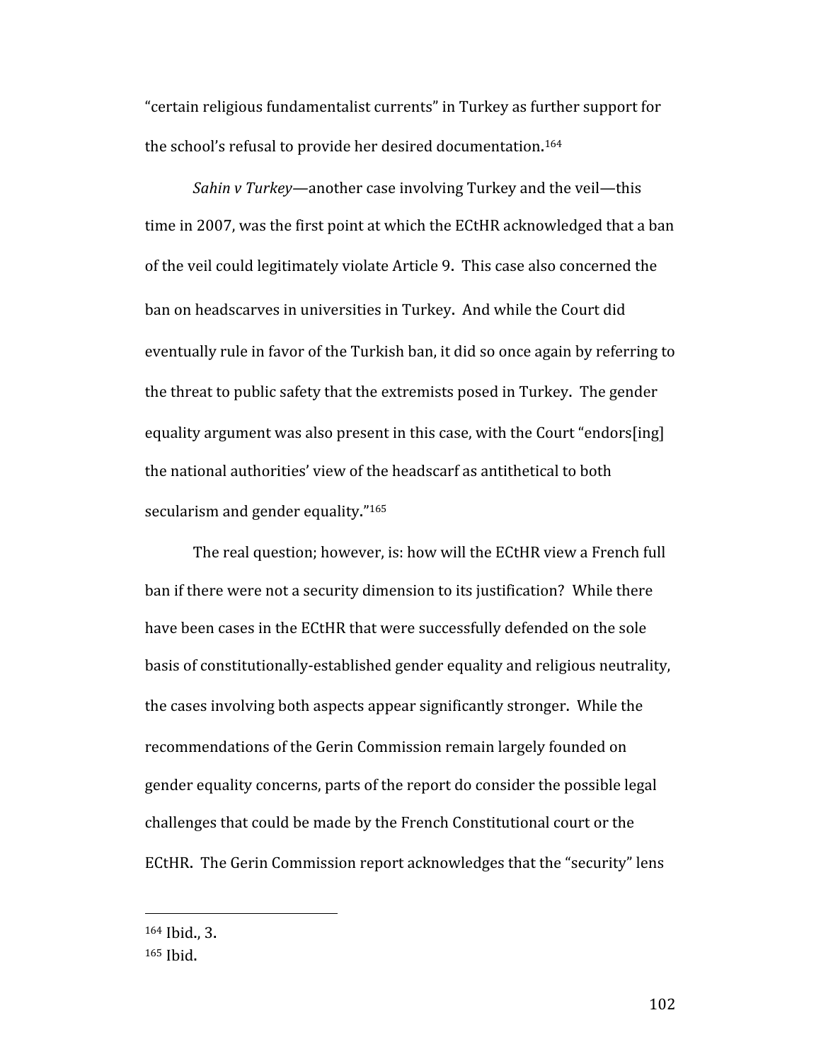"certain religious fundamentalist currents" in Turkey as further support for the school's refusal to provide her desired documentation.[164]

*Sahin v Turkey*—another case involving Turkey and the veil—this time in 2007, was the first point at which the ECtHR acknowledged that a ban of the veil could legitimately violate Article 9. This case also concerned the ban on headscarves in universities in Turkey. And while the Court did eventually rule in favor of the Turkish ban, it did so once again by referring to the threat to public safety that the extremists posed in Turkey. The gender equality argument was also present in this case, with the Court "endors[ing] the national authorities' view of the headscarf as antithetical to both secularism and gender equality."[165]

The real question; however, is: how will the ECtHR view a French full ban if there were not a security dimension to its justification? While there have been cases in the ECtHR that were successfully defended on the sole basis of constitutionally-established gender equality and religious neutrality, the cases involving both aspects appear significantly stronger. While the recommendations of the Gerin Commission remain largely founded on gender equality concerns, parts of the report do consider the possible legal challenges that could be made by the French Constitutional court or the ECtHR. The Gerin Commission report acknowledges that the "security" lens

---

[164] Ibid., 3.

[165] Ibid.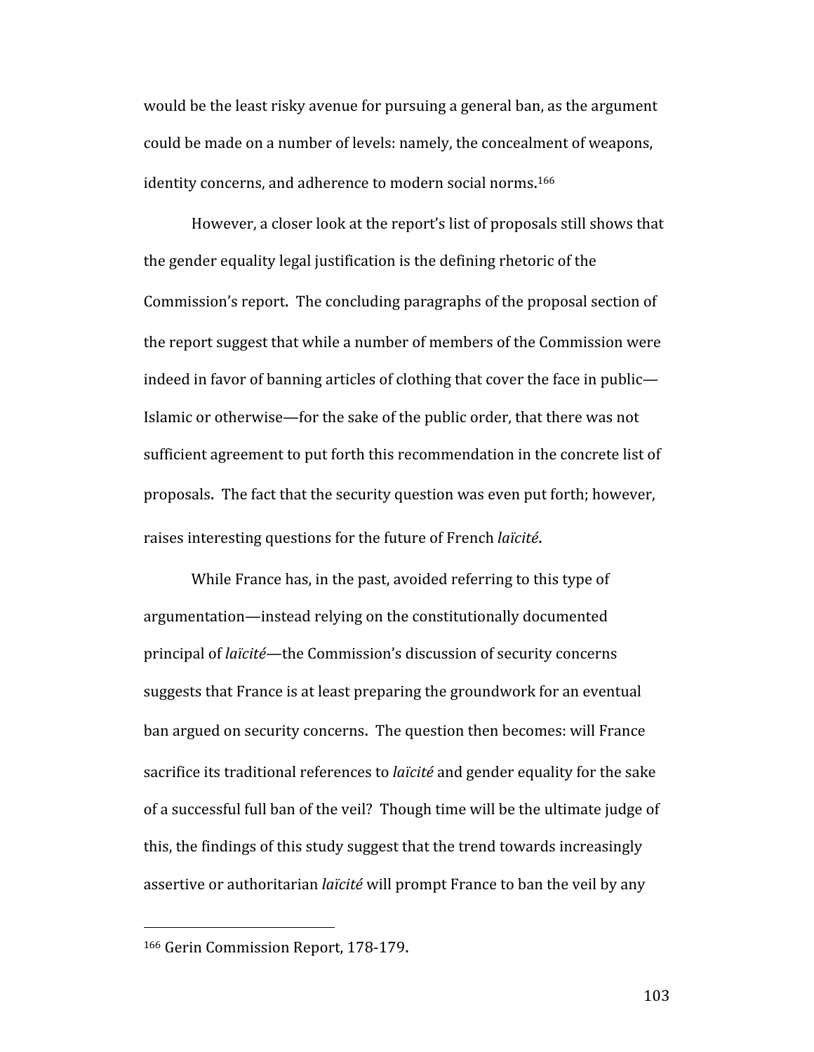would be the least risky avenue for pursuing a general ban, as the argument could be made on a number of levels: namely, the concealment of weapons, identity concerns, and adherence to modern social norms.[166]

However, a closer look at the report's list of proposals still shows that the gender equality legal justification is the defining rhetoric of the Commission's report. The concluding paragraphs of the proposal section of the report suggest that while a number of members of the Commission were indeed in favor of banning articles of clothing that cover the face in public—Islamic or otherwise—for the sake of the public order, that there was not sufficient agreement to put forth this recommendation in the concrete list of proposals. The fact that the security question was even put forth; however, raises interesting questions for the future of French *laïcité*.

While France has, in the past, avoided referring to this type of argumentation—instead relying on the constitutionally documented principal of *laïcité*—the Commission's discussion of security concerns suggests that France is at least preparing the groundwork for an eventual ban argued on security concerns. The question then becomes: will France sacrifice its traditional references to *laïcité* and gender equality for the sake of a successful full ban of the veil? Though time will be the ultimate judge of this, the findings of this study suggest that the trend towards increasingly assertive or authoritarian *laïcité* will prompt France to ban the veil by any

[166] Gerin Commission Report, 178-179.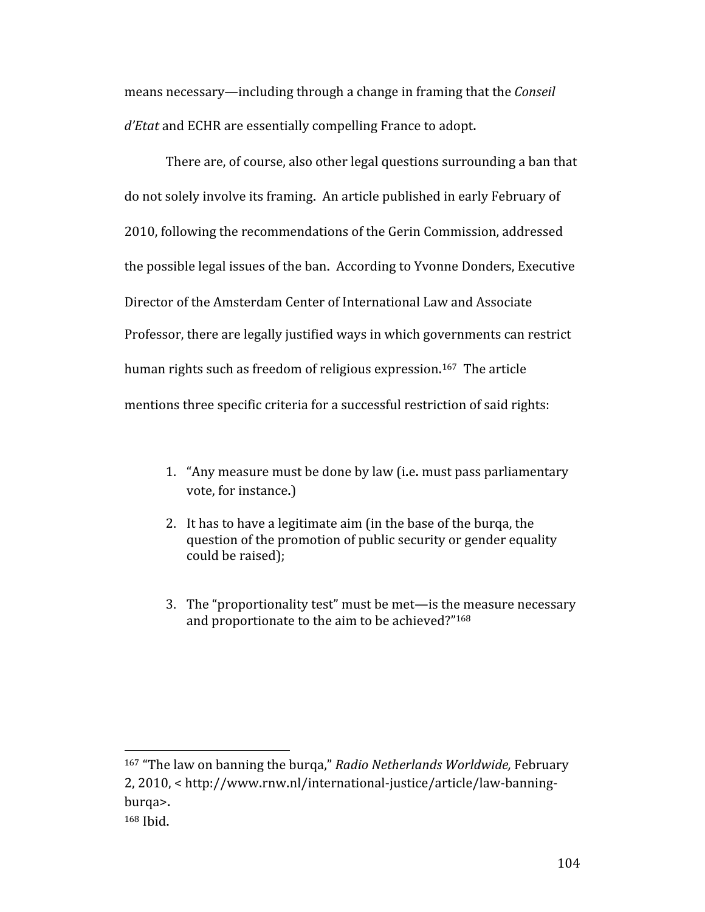means necessary—including through a change in framing that the *Conseil d'Etat* and ECHR are essentially compelling France to adopt.

There are, of course, also other legal questions surrounding a ban that do not solely involve its framing. An article published in early February of 2010, following the recommendations of the Gerin Commission, addressed the possible legal issues of the ban. According to Yvonne Donders, Executive Director of the Amsterdam Center of International Law and Associate Professor, there are legally justified ways in which governments can restrict human rights such as freedom of religious expression.[167] The article mentions three specific criteria for a successful restriction of said rights:

1. "Any measure must be done by law (i.e. must pass parliamentary vote, for instance.)
2. It has to have a legitimate aim (in the base of the burqa, the question of the promotion of public security or gender equality could be raised);
3. The "proportionality test" must be met—is the measure necessary and proportionate to the aim to be achieved?"[168]

---

[167] "The law on banning the burqa," *Radio Netherlands Worldwide,* February 2, 2010, < http://www.rnw.nl/international-justice/article/law-banning-burqa>.

[168] Ibid.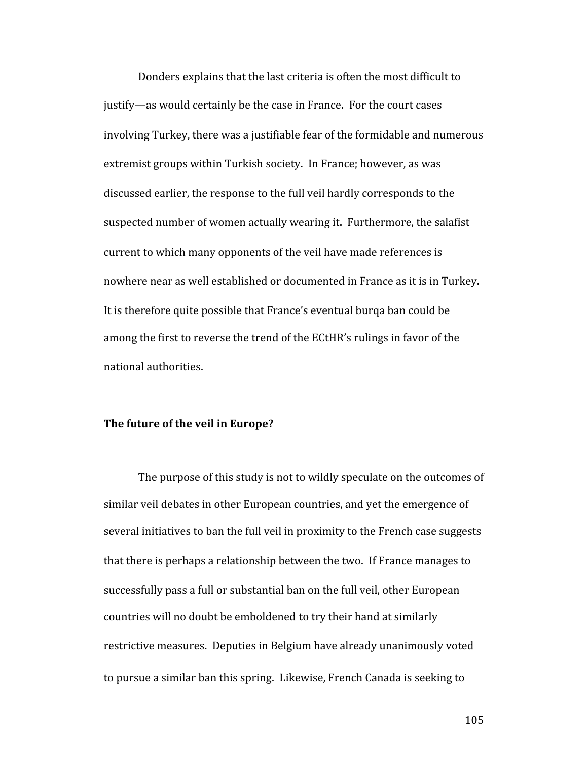Donders explains that the last criteria is often the most difficult to justify—as would certainly be the case in France. For the court cases involving Turkey, there was a justifiable fear of the formidable and numerous extremist groups within Turkish society. In France; however, as was discussed earlier, the response to the full veil hardly corresponds to the suspected number of women actually wearing it. Furthermore, the salafist current to which many opponents of the veil have made references is nowhere near as well established or documented in France as it is in Turkey. It is therefore quite possible that France's eventual burqa ban could be among the first to reverse the trend of the ECtHR's rulings in favor of the national authorities.

**The future of the veil in Europe?**

The purpose of this study is not to wildly speculate on the outcomes of similar veil debates in other European countries, and yet the emergence of several initiatives to ban the full veil in proximity to the French case suggests that there is perhaps a relationship between the two. If France manages to successfully pass a full or substantial ban on the full veil, other European countries will no doubt be emboldened to try their hand at similarly restrictive measures. Deputies in Belgium have already unanimously voted to pursue a similar ban this spring. Likewise, French Canada is seeking to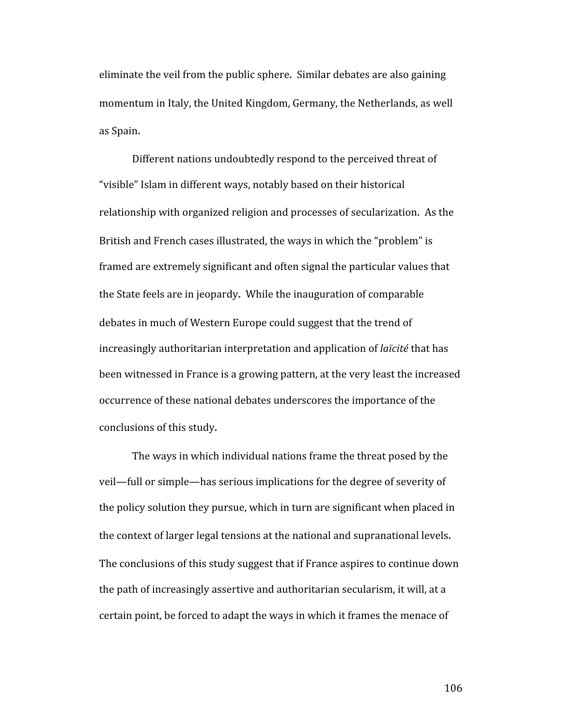eliminate the veil from the public sphere. Similar debates are also gaining momentum in Italy, the United Kingdom, Germany, the Netherlands, as well as Spain.

Different nations undoubtedly respond to the perceived threat of "visible" Islam in different ways, notably based on their historical relationship with organized religion and processes of secularization. As the British and French cases illustrated, the ways in which the "problem" is framed are extremely significant and often signal the particular values that the State feels are in jeopardy. While the inauguration of comparable debates in much of Western Europe could suggest that the trend of increasingly authoritarian interpretation and application of *laïcité* that has been witnessed in France is a growing pattern, at the very least the increased occurrence of these national debates underscores the importance of the conclusions of this study.

The ways in which individual nations frame the threat posed by the veil—full or simple—has serious implications for the degree of severity of the policy solution they pursue, which in turn are significant when placed in the context of larger legal tensions at the national and supranational levels. The conclusions of this study suggest that if France aspires to continue down the path of increasingly assertive and authoritarian secularism, it will, at a certain point, be forced to adapt the ways in which it frames the menace of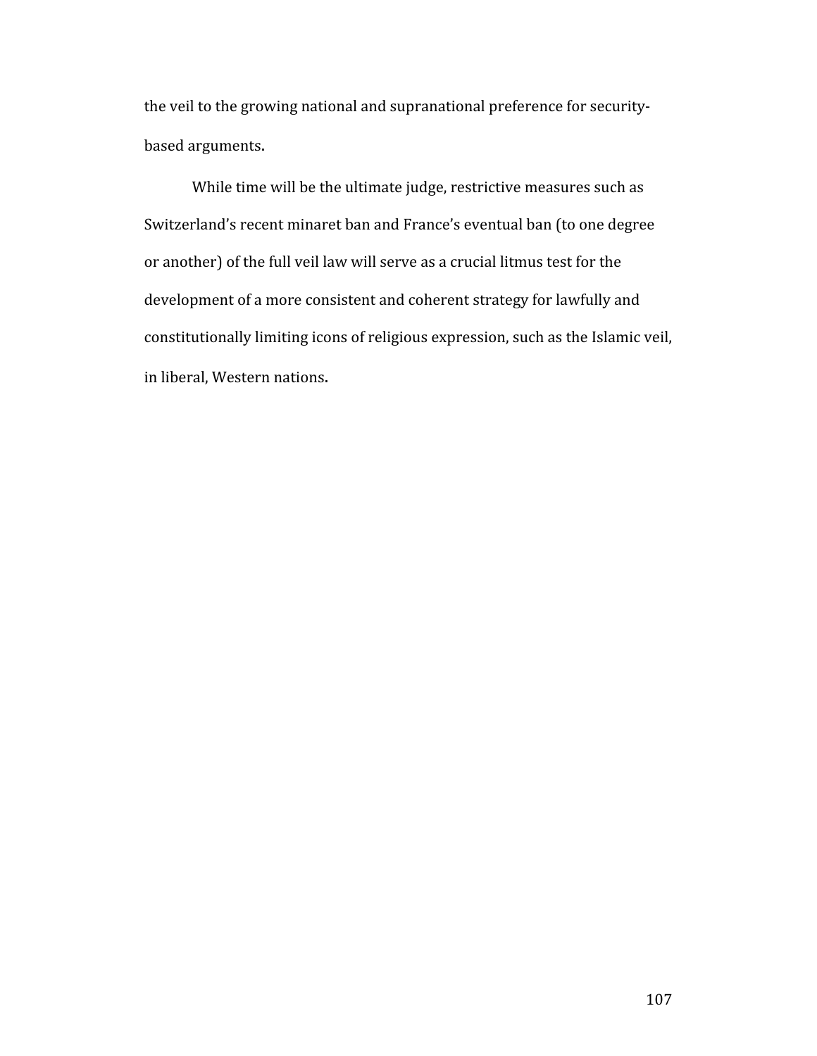the veil to the growing national and supranational preference for security-based arguments.

While time will be the ultimate judge, restrictive measures such as Switzerland's recent minaret ban and France's eventual ban (to one degree or another) of the full veil law will serve as a crucial litmus test for the development of a more consistent and coherent strategy for lawfully and constitutionally limiting icons of religious expression, such as the Islamic veil, in liberal, Western nations.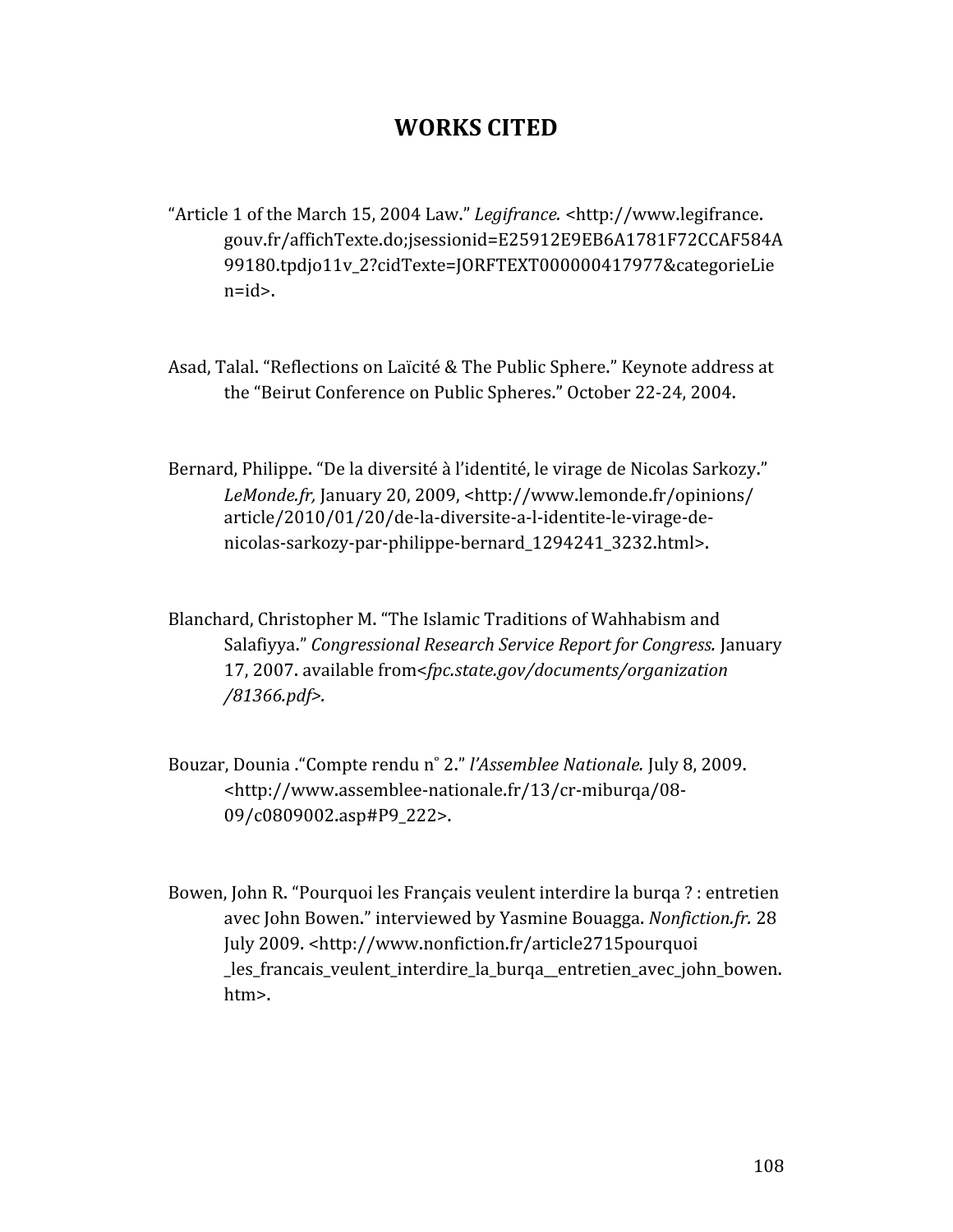# WORKS CITED

"Article 1 of the March 15, 2004 Law." *Legifrance.* <http://www.legifrance.gouv.fr/affichTexte.do;jsessionid=E25912E9EB6A1781F72CCAF584A99180.tpdjo11v_2?cidTexte=JORFTEXT000000417977&categorieLien=id>.

Asad, Talal. "Reflections on Laïcité & The Public Sphere." Keynote address at the "Beirut Conference on Public Spheres." October 22-24, 2004.

Bernard, Philippe. "De la diversité à l'identité, le virage de Nicolas Sarkozy." *LeMonde.fr,* January 20, 2009, <http://www.lemonde.fr/opinions/article/2010/01/20/de-la-diversite-a-l-identite-le-virage-de-nicolas-sarkozy-par-philippe-bernard_1294241_3232.html>.

Blanchard, Christopher M. "The Islamic Traditions of Wahhabism and Salafiyya." *Congressional Research Service Report for Congress.* January 17, 2007. available from<*fpc.state.gov/documents/organization/81366.pdf*>.

Bouzar, Dounia ."Compte rendu n° 2." *l'Assemblee Nationale.* July 8, 2009. <http://www.assemblee-nationale.fr/13/cr-miburqa/08-09/c0809002.asp#P9_222>.

Bowen, John R. "Pourquoi les Français veulent interdire la burqa ? : entretien avec John Bowen." interviewed by Yasmine Bouagga. *Nonfiction.fr.* 28 July 2009. <http://www.nonfiction.fr/article2715pourquoi_les_francais_veulent_interdire_la_burqa__entretien_avec_john_bowen.htm>.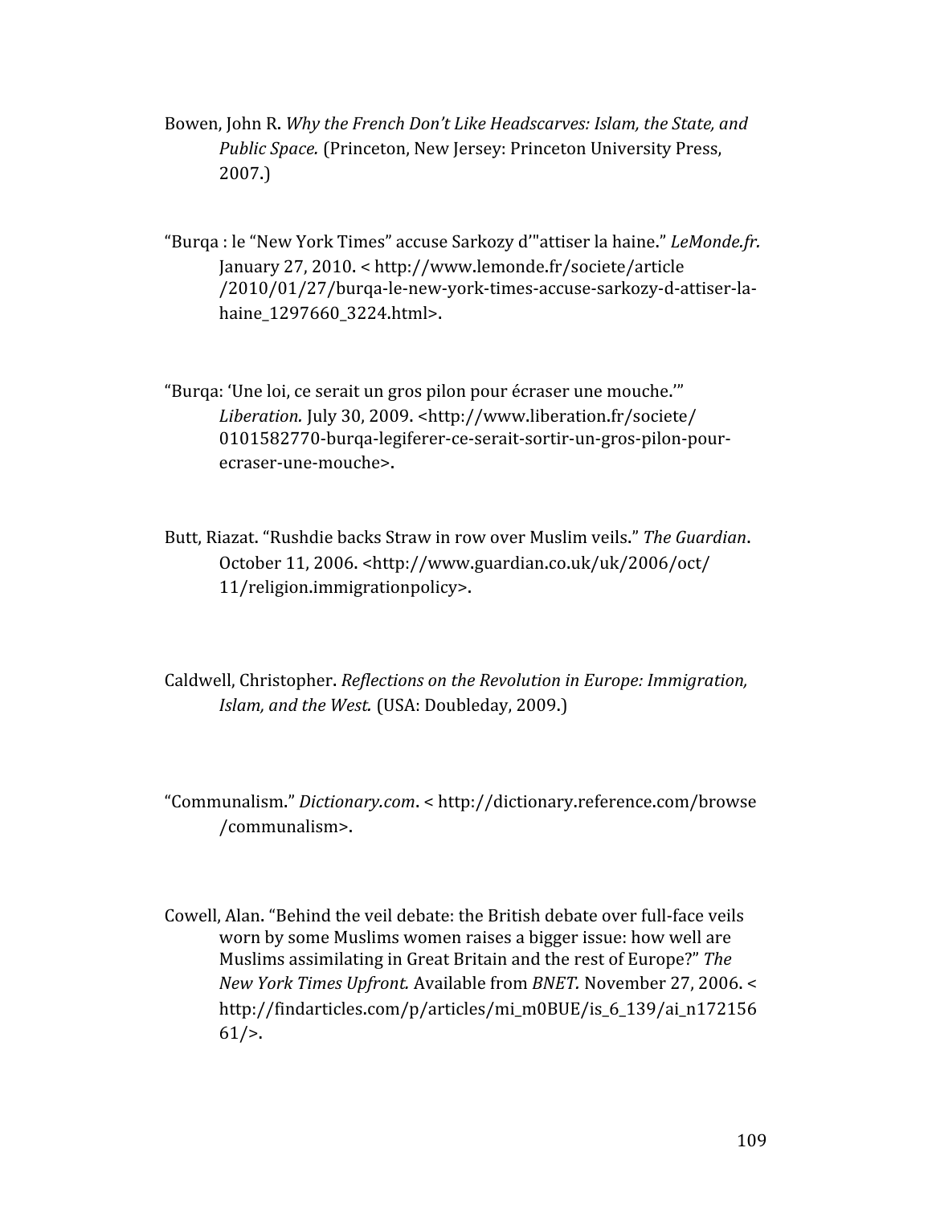Bowen, John R. *Why the French Don't Like Headscarves: Islam, the State, and Public Space.* (Princeton, New Jersey: Princeton University Press, 2007.)

"Burqa : le "New York Times" accuse Sarkozy d'"attiser la haine." *LeMonde.fr.* January 27, 2010. < http://www.lemonde.fr/societe/article/2010/01/27/burqa-le-new-york-times-accuse-sarkozy-d-attiser-la-haine_1297660_3224.html>.

"Burqa: 'Une loi, ce serait un gros pilon pour écraser une mouche.'" *Liberation.* July 30, 2009. <http://www.liberation.fr/societe/0101582770-burqa-legiferer-ce-serait-sortir-un-gros-pilon-pour-ecraser-une-mouche>.

Butt, Riazat. "Rushdie backs Straw in row over Muslim veils." *The Guardian*. October 11, 2006. <http://www.guardian.co.uk/uk/2006/oct/11/religion.immigrationpolicy>.

Caldwell, Christopher. *Reflections on the Revolution in Europe: Immigration, Islam, and the West.* (USA: Doubleday, 2009.)

"Communalism." *Dictionary.com*. < http://dictionary.reference.com/browse/communalism>.

Cowell, Alan. "Behind the veil debate: the British debate over full-face veils worn by some Muslims women raises a bigger issue: how well are Muslims assimilating in Great Britain and the rest of Europe?" *The New York Times Upfront.* Available from *BNET.* November 27, 2006. < http://findarticles.com/p/articles/mi_m0BUE/is_6_139/ai_n17215661/>.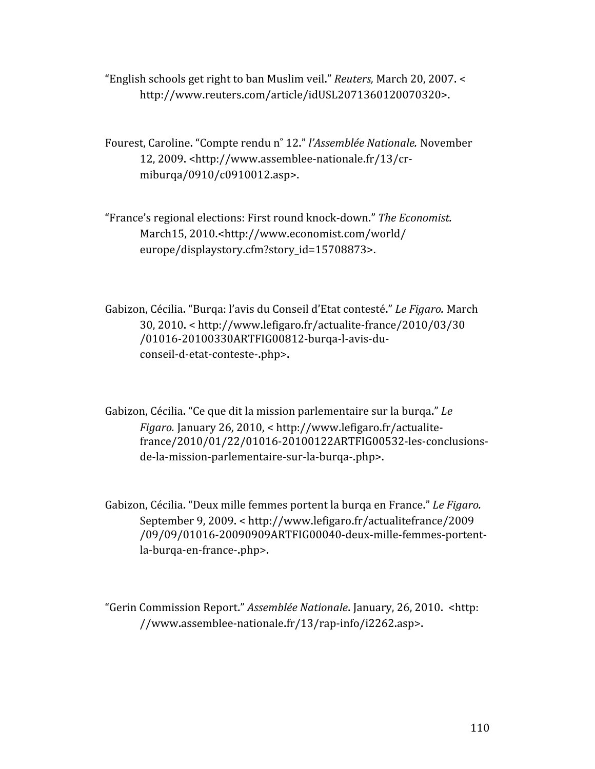"English schools get right to ban Muslim veil." *Reuters,* March 20, 2007. < http://www.reuters.com/article/idUSL2071360120070320>.

Fourest, Caroline. "Compte rendu n° 12." *l'Assemblée Nationale.* November 12, 2009. <http://www.assemblee-nationale.fr/13/cr-miburqa/0910/c0910012.asp>.

"France's regional elections: First round knock-down." *The Economist.* March15, 2010.<http://www.economist.com/world/ europe/displaystory.cfm?story_id=15708873>.

Gabizon, Cécilia. "Burqa: l'avis du Conseil d'Etat contesté." *Le Figaro.* March 30, 2010. < http://www.lefigaro.fr/actualite-france/2010/03/30 /01016-20100330ARTFIG00812-burqa-l-avis-du-conseil-d-etat-conteste-.php>.

Gabizon, Cécilia. "Ce que dit la mission parlementaire sur la burqa." *Le Figaro.* January 26, 2010, < http://www.lefigaro.fr/actualite-france/2010/01/22/01016-20100122ARTFIG00532-les-conclusions-de-la-mission-parlementaire-sur-la-burqa-.php>.

Gabizon, Cécilia. "Deux mille femmes portent la burqa en France." *Le Figaro.* September 9, 2009. < http://www.lefigaro.fr/actualitefrance/2009 /09/09/01016-20090909ARTFIG00040-deux-mille-femmes-portent-la-burqa-en-france-.php>.

"Gerin Commission Report." *Assemblée Nationale*. January, 26, 2010. <http: //www.assemblee-nationale.fr/13/rap-info/i2262.asp>.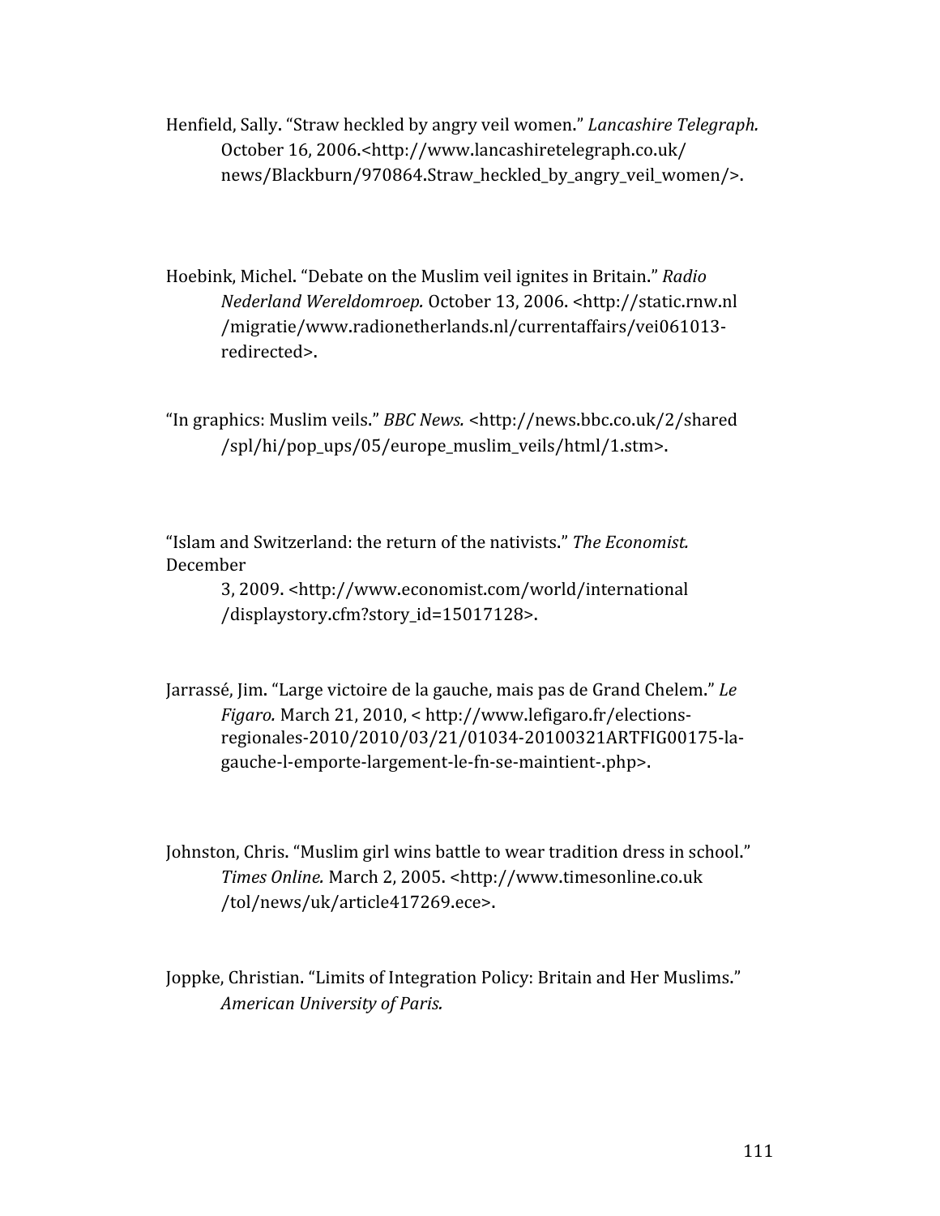Henfield, Sally. "Straw heckled by angry veil women." *Lancashire Telegraph.* October 16, 2006.<http://www.lancashiretelegraph.co.uk/news/Blackburn/970864.Straw_heckled_by_angry_veil_women/>.

Hoebink, Michel. "Debate on the Muslim veil ignites in Britain." *Radio Nederland Wereldomroep.* October 13, 2006. <http://static.rnw.nl/migratie/www.radionetherlands.nl/currentaffairs/vei061013-redirected>.

"In graphics: Muslim veils." *BBC News.* <http://news.bbc.co.uk/2/shared/spl/hi/pop_ups/05/europe_muslim_veils/html/1.stm>.

"Islam and Switzerland: the return of the nativists." *The Economist.* December 3, 2009. <http://www.economist.com/world/international/displaystory.cfm?story_id=15017128>.

Jarrassé, Jim. "Large victoire de la gauche, mais pas de Grand Chelem." *Le Figaro.* March 21, 2010, < http://www.lefigaro.fr/elections-regionales-2010/2010/03/21/01034-20100321ARTFIG00175-la-gauche-l-emporte-largement-le-fn-se-maintient-.php>.

Johnston, Chris. "Muslim girl wins battle to wear tradition dress in school." *Times Online.* March 2, 2005. <http://www.timesonline.co.uk/tol/news/uk/article417269.ece>.

Joppke, Christian. "Limits of Integration Policy: Britain and Her Muslims." *American University of Paris.*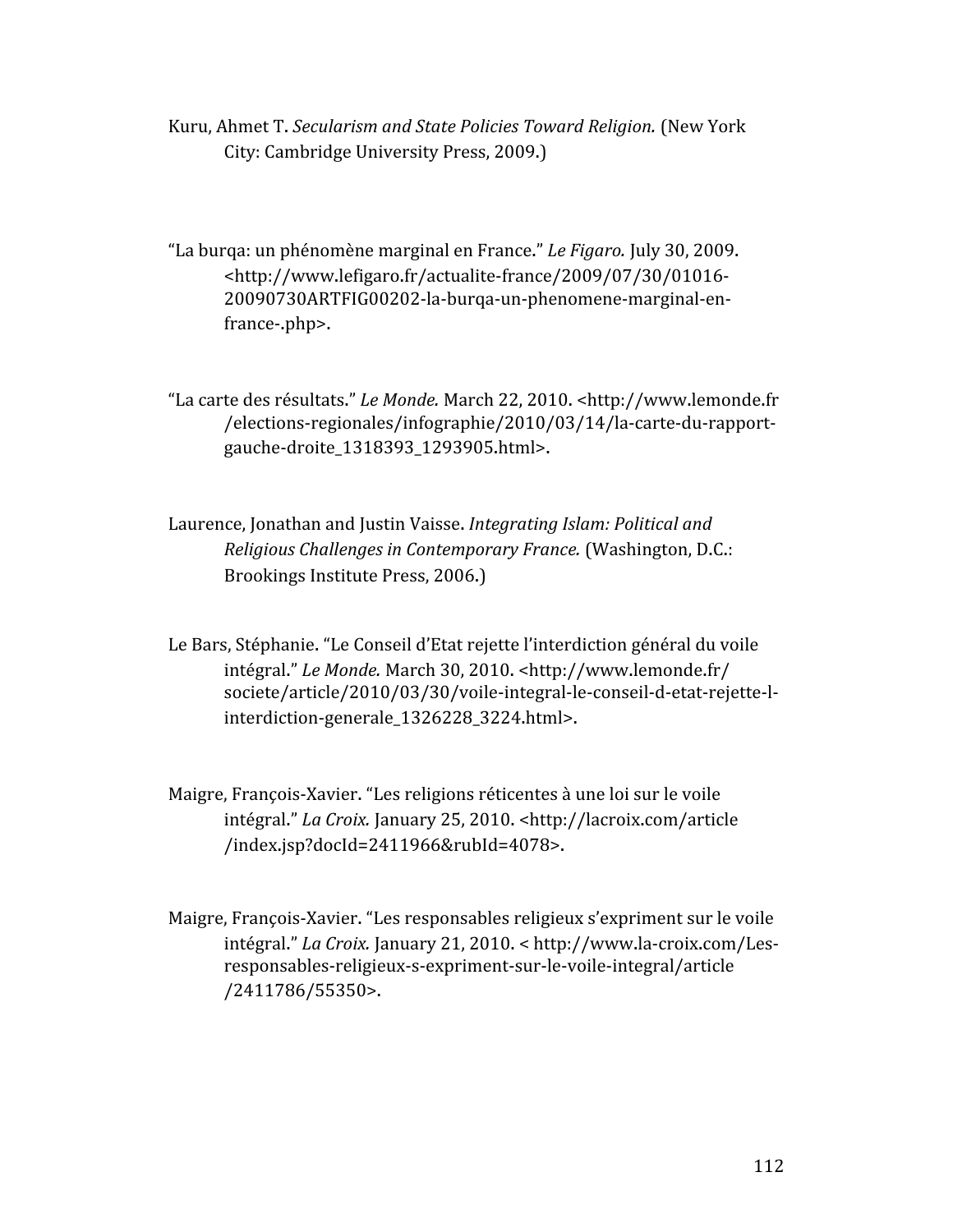Kuru, Ahmet T. *Secularism and State Policies Toward Religion.* (New York City: Cambridge University Press, 2009.)

"La burqa: un phénomène marginal en France." *Le Figaro.* July 30, 2009. <http://www.lefigaro.fr/actualite-france/2009/07/30/01016-20090730ARTFIG00202-la-burqa-un-phenomene-marginal-en-france-.php>.

"La carte des résultats." *Le Monde.* March 22, 2010. <http://www.lemonde.fr/elections-regionales/infographie/2010/03/14/la-carte-du-rapport-gauche-droite_1318393_1293905.html>.

Laurence, Jonathan and Justin Vaisse. *Integrating Islam: Political and Religious Challenges in Contemporary France.* (Washington, D.C.: Brookings Institute Press, 2006.)

Le Bars, Stéphanie. "Le Conseil d'Etat rejette l'interdiction général du voile intégral." *Le Monde.* March 30, 2010. <http://www.lemonde.fr/societe/article/2010/03/30/voile-integral-le-conseil-d-etat-rejette-l-interdiction-generale_1326228_3224.html>.

Maigre, François-Xavier. "Les religions réticentes à une loi sur le voile intégral." *La Croix.* January 25, 2010. <http://lacroix.com/article/index.jsp?docId=2411966&rubId=4078>.

Maigre, François-Xavier. "Les responsables religieux s'expriment sur le voile intégral." *La Croix.* January 21, 2010. < http://www.la-croix.com/Les-responsables-religieux-s-expriment-sur-le-voile-integral/article/2411786/55350>.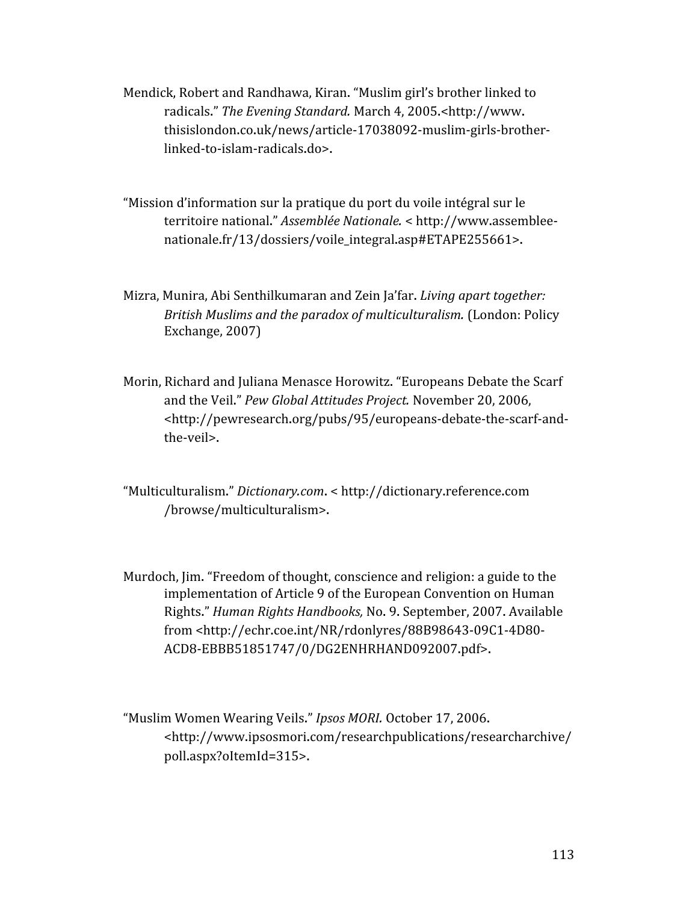Mendick, Robert and Randhawa, Kiran. "Muslim girl's brother linked to radicals." *The Evening Standard.* March 4, 2005.<http://www.thisislondon.co.uk/news/article-17038092-muslim-girls-brother-linked-to-islam-radicals.do>.

"Mission d'information sur la pratique du port du voile intégral sur le territoire national." *Assemblée Nationale.* < http://www.assemblee-nationale.fr/13/dossiers/voile_integral.asp#ETAPE255661>.

Mizra, Munira, Abi Senthilkumaran and Zein Ja'far. *Living apart together: British Muslims and the paradox of multiculturalism.* (London: Policy Exchange, 2007)

Morin, Richard and Juliana Menasce Horowitz. "Europeans Debate the Scarf and the Veil." *Pew Global Attitudes Project.* November 20, 2006, <http://pewresearch.org/pubs/95/europeans-debate-the-scarf-and-the-veil>.

"Multiculturalism." *Dictionary.com*. < http://dictionary.reference.com/browse/multiculturalism>.

Murdoch, Jim. "Freedom of thought, conscience and religion: a guide to the implementation of Article 9 of the European Convention on Human Rights." *Human Rights Handbooks,* No. 9. September, 2007. Available from <http://echr.coe.int/NR/rdonlyres/88B98643-09C1-4D80-ACD8-EBBB51851747/0/DG2ENHRHAND092007.pdf>.

"Muslim Women Wearing Veils." *Ipsos MORI.* October 17, 2006. <http://www.ipsosmori.com/researchpublications/researcharchive/poll.aspx?oItemId=315>.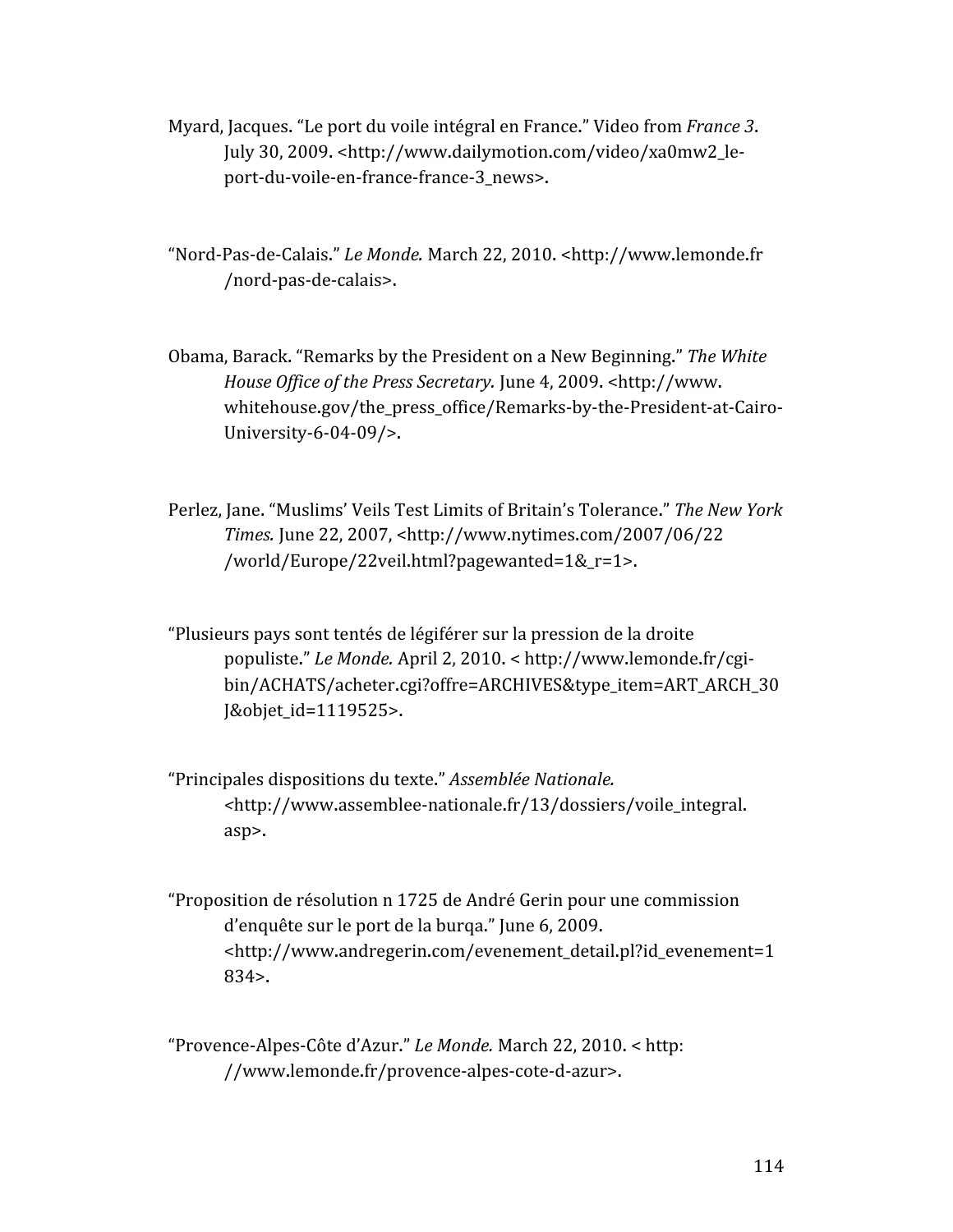Myard, Jacques. "Le port du voile intégral en France." Video from *France 3*. July 30, 2009. <http://www.dailymotion.com/video/xa0mw2_le-port-du-voile-en-france-france-3_news>.

"Nord-Pas-de-Calais." *Le Monde.* March 22, 2010. <http://www.lemonde.fr/nord-pas-de-calais>.

Obama, Barack. "Remarks by the President on a New Beginning." *The White House Office of the Press Secretary.* June 4, 2009. <http://www.whitehouse.gov/the_press_office/Remarks-by-the-President-at-Cairo-University-6-04-09/>.

Perlez, Jane. "Muslims' Veils Test Limits of Britain's Tolerance." *The New York Times.* June 22, 2007, <http://www.nytimes.com/2007/06/22/world/Europe/22veil.html?pagewanted=1&_r=1>.

"Plusieurs pays sont tentés de légiférer sur la pression de la droite populiste." *Le Monde.* April 2, 2010. < http://www.lemonde.fr/cgi-bin/ACHATS/acheter.cgi?offre=ARCHIVES&type_item=ART_ARCH_30J&objet_id=1119525>.

"Principales dispositions du texte." *Assemblée Nationale.* <http://www.assemblee-nationale.fr/13/dossiers/voile_integral.asp>.

"Proposition de résolution n 1725 de André Gerin pour une commission d'enquête sur le port de la burqa." June 6, 2009. <http://www.andregerin.com/evenement_detail.pl?id_evenement=1834>.

"Provence-Alpes-Côte d'Azur." *Le Monde.* March 22, 2010. < http://www.lemonde.fr/provence-alpes-cote-d-azur>.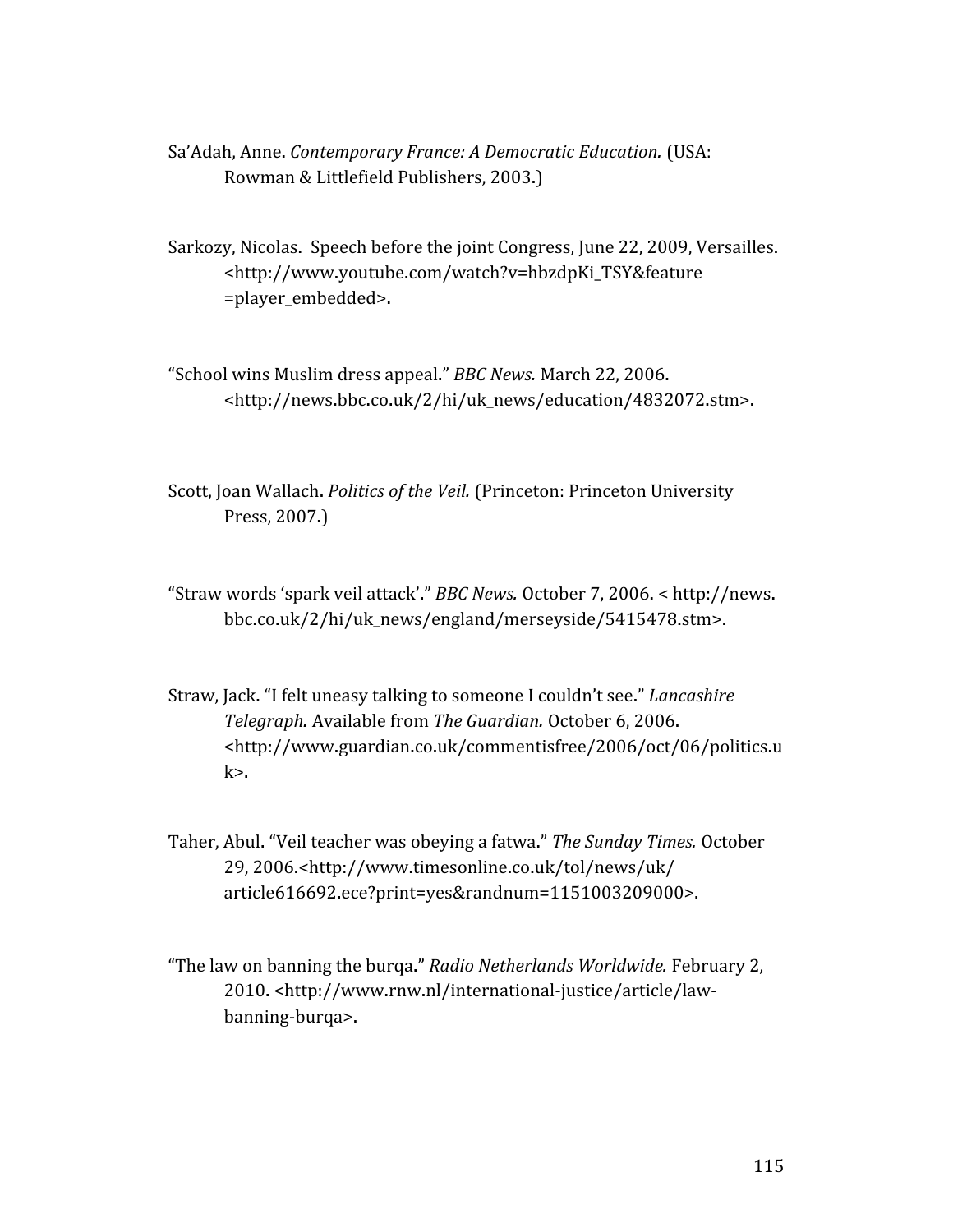Sa'Adah, Anne. *Contemporary France: A Democratic Education.* (USA: Rowman & Littlefield Publishers, 2003.)

Sarkozy, Nicolas. Speech before the joint Congress, June 22, 2009, Versailles. <http://www.youtube.com/watch?v=hbzdpKi_TSY&feature=player_embedded>.

"School wins Muslim dress appeal." *BBC News.* March 22, 2006. <http://news.bbc.co.uk/2/hi/uk_news/education/4832072.stm>.

Scott, Joan Wallach. *Politics of the Veil.* (Princeton: Princeton University Press, 2007.)

"Straw words 'spark veil attack'." *BBC News.* October 7, 2006. < http://news.bbc.co.uk/2/hi/uk_news/england/merseyside/5415478.stm>.

Straw, Jack. "I felt uneasy talking to someone I couldn't see." *Lancashire Telegraph.* Available from *The Guardian.* October 6, 2006. <http://www.guardian.co.uk/commentisfree/2006/oct/06/politics.uk>.

Taher, Abul. "Veil teacher was obeying a fatwa." *The Sunday Times.* October 29, 2006.<http://www.timesonline.co.uk/tol/news/uk/article616692.ece?print=yes&randnum=1151003209000>.

"The law on banning the burqa." *Radio Netherlands Worldwide.* February 2, 2010. <http://www.rnw.nl/international-justice/article/law-banning-burqa>.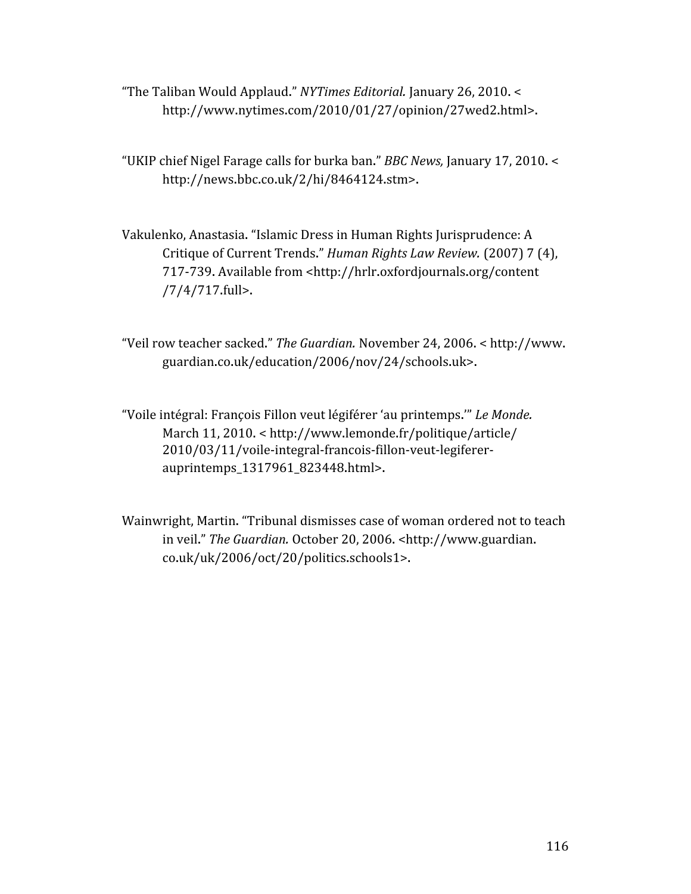"The Taliban Would Applaud." *NYTimes Editorial.* January 26, 2010. < http://www.nytimes.com/2010/01/27/opinion/27wed2.html>.

"UKIP chief Nigel Farage calls for burka ban." *BBC News,* January 17, 2010. < http://news.bbc.co.uk/2/hi/8464124.stm>.

Vakulenko, Anastasia. "Islamic Dress in Human Rights Jurisprudence: A Critique of Current Trends." *Human Rights Law Review.* (2007) 7 (4), 717-739. Available from <http://hrlr.oxfordjournals.org/content /7/4/717.full>.

"Veil row teacher sacked." *The Guardian.* November 24, 2006. < http://www. guardian.co.uk/education/2006/nov/24/schools.uk>.

"Voile intégral: François Fillon veut légiférer 'au printemps.'" *Le Monde.* March 11, 2010. < http://www.lemonde.fr/politique/article/ 2010/03/11/voile-integral-francois-fillon-veut-legiferer-auprintemps_1317961_823448.html>.

Wainwright, Martin. "Tribunal dismisses case of woman ordered not to teach in veil." *The Guardian.* October 20, 2006. <http://www.guardian. co.uk/uk/2006/oct/20/politics.schools1>.